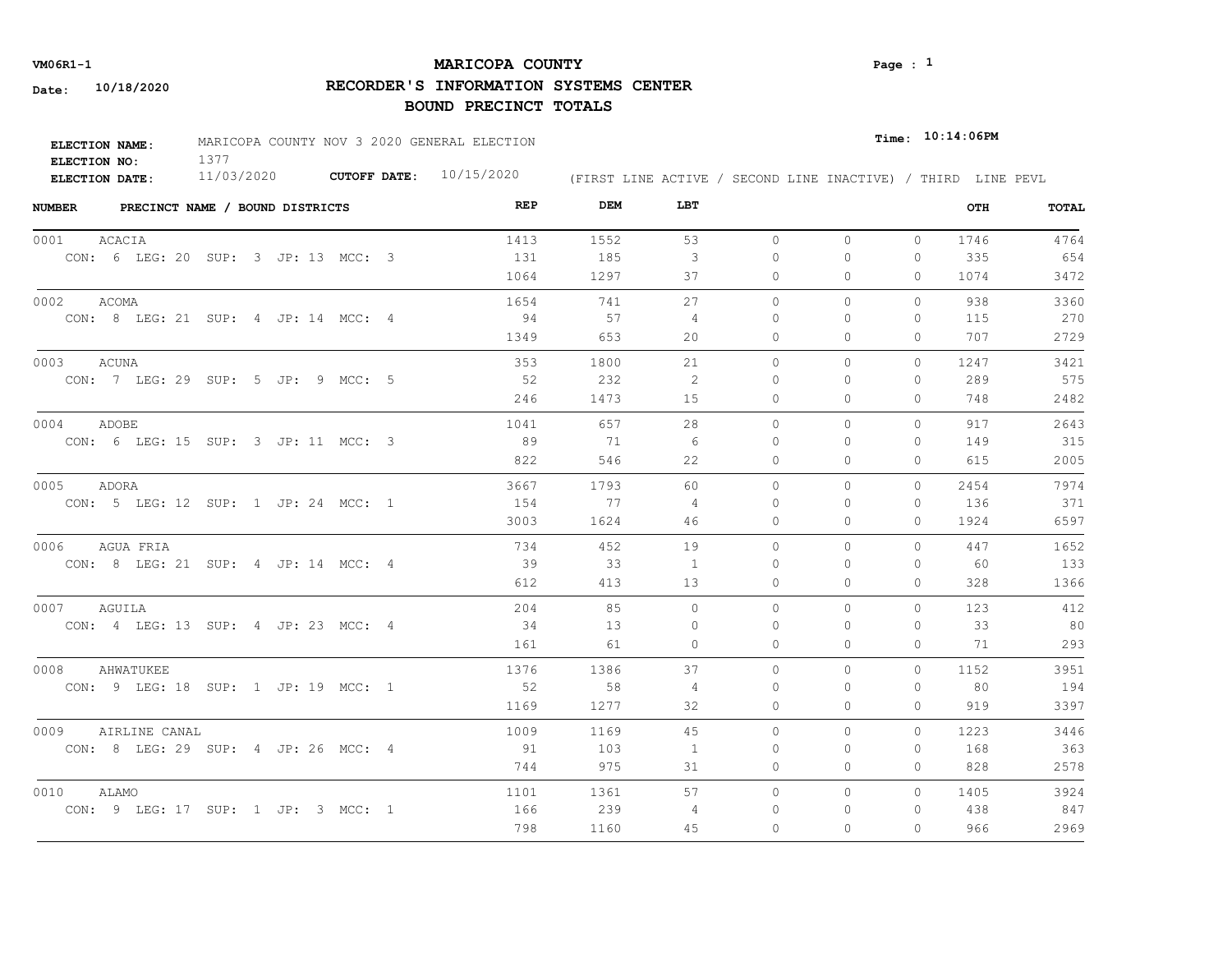**VM06R1-1**

**Date:** 10/18/2020

# MARICOPA COUNTY

## RECORDER'S INFORMATION SYSTEMS CENTER

## BOUND PRECINCT TOTALS

**Time:** 10:14:06PM

**ELECTION NAME:** MARICOPA COUNTY NOV 3 2020 GENERAL ELECTION
**ELECTION NO:** 1377
**ELECTION DATE:** 11/03/2020 **CUTOFF DATE:** 10/15/2020

(FIRST LINE ACTIVE / SECOND LINE INACTIVE) / THIRD LINE PEVL

| NUMBER | PRECINCT NAME / BOUND DISTRICTS | REP | DEM | LBT | | | | OTH | TOTAL |
|---|---|---|---|---|---|---|---|---|---|
| 0001 | ACACIA | 1413 | 1552 | 53 | 0 | 0 | 0 | 1746 | 4764 |
| | CON: 6 LEG: 20 SUP: 3 JP: 13 MCC: 3 | 131 | 185 | 3 | 0 | 0 | 0 | 335 | 654 |
| | | 1064 | 1297 | 37 | 0 | 0 | 0 | 1074 | 3472 |
| 0002 | ACOMA | 1654 | 741 | 27 | 0 | 0 | 0 | 938 | 3360 |
| | CON: 8 LEG: 21 SUP: 4 JP: 14 MCC: 4 | 94 | 57 | 4 | 0 | 0 | 0 | 115 | 270 |
| | | 1349 | 653 | 20 | 0 | 0 | 0 | 707 | 2729 |
| 0003 | ACUNA | 353 | 1800 | 21 | 0 | 0 | 0 | 1247 | 3421 |
| | CON: 7 LEG: 29 SUP: 5 JP: 9 MCC: 5 | 52 | 232 | 2 | 0 | 0 | 0 | 289 | 575 |
| | | 246 | 1473 | 15 | 0 | 0 | 0 | 748 | 2482 |
| 0004 | ADOBE | 1041 | 657 | 28 | 0 | 0 | 0 | 917 | 2643 |
| | CON: 6 LEG: 15 SUP: 3 JP: 11 MCC: 3 | 89 | 71 | 6 | 0 | 0 | 0 | 149 | 315 |
| | | 822 | 546 | 22 | 0 | 0 | 0 | 615 | 2005 |
| 0005 | ADORA | 3667 | 1793 | 60 | 0 | 0 | 0 | 2454 | 7974 |
| | CON: 5 LEG: 12 SUP: 1 JP: 24 MCC: 1 | 154 | 77 | 4 | 0 | 0 | 0 | 136 | 371 |
| | | 3003 | 1624 | 46 | 0 | 0 | 0 | 1924 | 6597 |
| 0006 | AGUA FRIA | 734 | 452 | 19 | 0 | 0 | 0 | 447 | 1652 |
| | CON: 8 LEG: 21 SUP: 4 JP: 14 MCC: 4 | 39 | 33 | 1 | 0 | 0 | 0 | 60 | 133 |
| | | 612 | 413 | 13 | 0 | 0 | 0 | 328 | 1366 |
| 0007 | AGUILA | 204 | 85 | 0 | 0 | 0 | 0 | 123 | 412 |
| | CON: 4 LEG: 13 SUP: 4 JP: 23 MCC: 4 | 34 | 13 | 0 | 0 | 0 | 0 | 33 | 80 |
| | | 161 | 61 | 0 | 0 | 0 | 0 | 71 | 293 |
| 0008 | AHWATUKEE | 1376 | 1386 | 37 | 0 | 0 | 0 | 1152 | 3951 |
| | CON: 9 LEG: 18 SUP: 1 JP: 19 MCC: 1 | 52 | 58 | 4 | 0 | 0 | 0 | 80 | 194 |
| | | 1169 | 1277 | 32 | 0 | 0 | 0 | 919 | 3397 |
| 0009 | AIRLINE CANAL | 1009 | 1169 | 45 | 0 | 0 | 0 | 1223 | 3446 |
| | CON: 8 LEG: 29 SUP: 4 JP: 26 MCC: 4 | 91 | 103 | 1 | 0 | 0 | 0 | 168 | 363 |
| | | 744 | 975 | 31 | 0 | 0 | 0 | 828 | 2578 |
| 0010 | ALAMO | 1101 | 1361 | 57 | 0 | 0 | 0 | 1405 | 3924 |
| | CON: 9 LEG: 17 SUP: 1 JP: 3 MCC: 1 | 166 | 239 | 4 | 0 | 0 | 0 | 438 | 847 |
| | | 798 | 1160 | 45 | 0 | 0 | 0 | 966 | 2969 |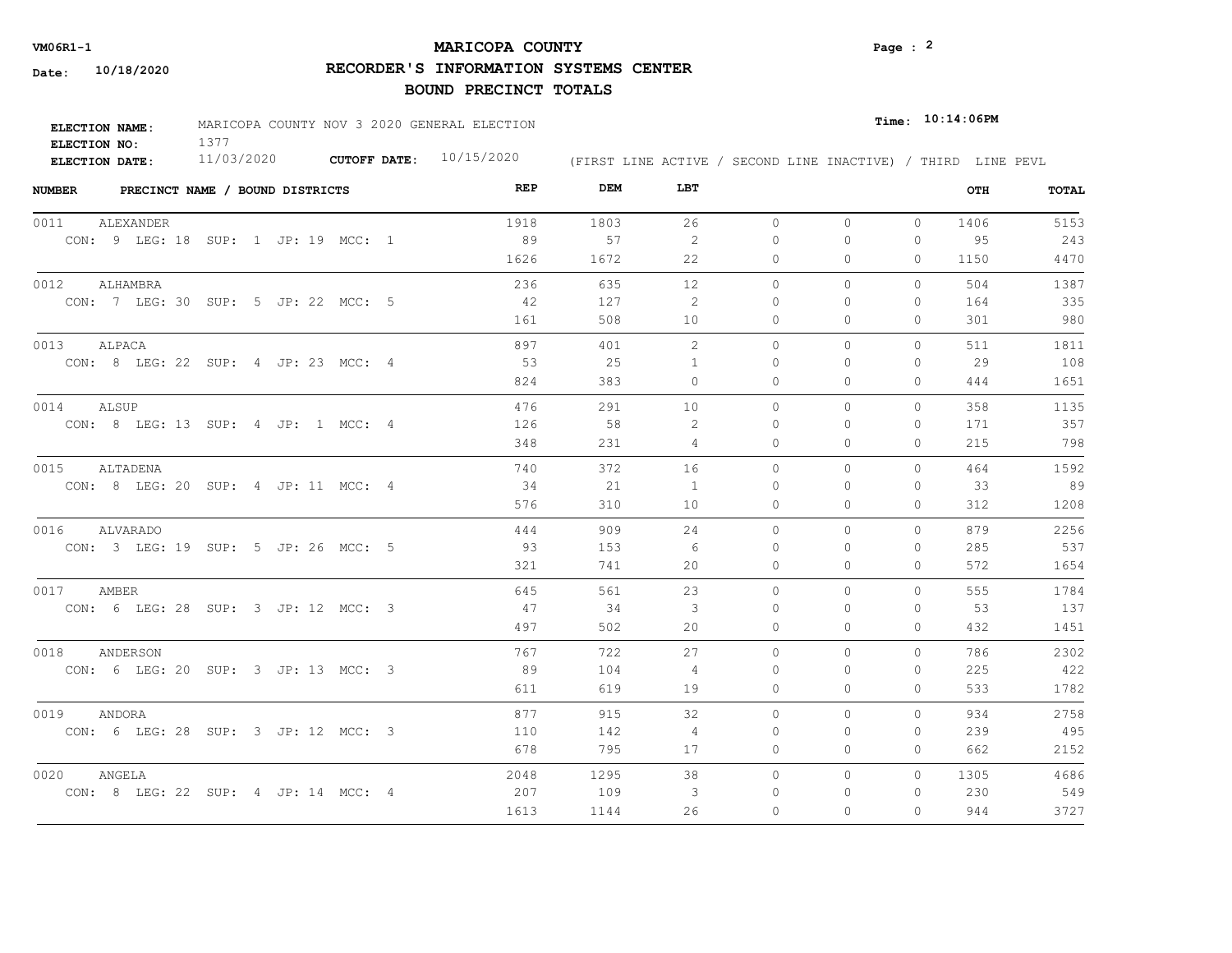**VM06R1-1**

**Date: 10/18/2020**

# MARICOPA COUNTY

## RECORDER'S INFORMATION SYSTEMS CENTER

## BOUND PRECINCT TOTALS

**Time: 10:14:06PM**

**ELECTION NAME:** MARICOPA COUNTY NOV 3 2020 GENERAL ELECTION
**ELECTION NO:** 1377
**ELECTION DATE:** 11/03/2020 **CUTOFF DATE:** 10/15/2020

(FIRST LINE ACTIVE / SECOND LINE INACTIVE) / THIRD LINE PEVL

| NUMBER | PRECINCT NAME / BOUND DISTRICTS | REP | DEM | LBT | | | | OTH | TOTAL |
|---|---|---|---|---|---|---|---|---|---|
| 0011 | ALEXANDER | 1918 | 1803 | 26 | 0 | 0 | 0 | 1406 | 5153 |
| | CON: 9 LEG: 18 SUP: 1 JP: 19 MCC: 1 | 89 | 57 | 2 | 0 | 0 | 0 | 95 | 243 |
| | | 1626 | 1672 | 22 | 0 | 0 | 0 | 1150 | 4470 |
| 0012 | ALHAMBRA | 236 | 635 | 12 | 0 | 0 | 0 | 504 | 1387 |
| | CON: 7 LEG: 30 SUP: 5 JP: 22 MCC: 5 | 42 | 127 | 2 | 0 | 0 | 0 | 164 | 335 |
| | | 161 | 508 | 10 | 0 | 0 | 0 | 301 | 980 |
| 0013 | ALPACA | 897 | 401 | 2 | 0 | 0 | 0 | 511 | 1811 |
| | CON: 8 LEG: 22 SUP: 4 JP: 23 MCC: 4 | 53 | 25 | 1 | 0 | 0 | 0 | 29 | 108 |
| | | 824 | 383 | 0 | 0 | 0 | 0 | 444 | 1651 |
| 0014 | ALSUP | 476 | 291 | 10 | 0 | 0 | 0 | 358 | 1135 |
| | CON: 8 LEG: 13 SUP: 4 JP: 1 MCC: 4 | 126 | 58 | 2 | 0 | 0 | 0 | 171 | 357 |
| | | 348 | 231 | 4 | 0 | 0 | 0 | 215 | 798 |
| 0015 | ALTADENA | 740 | 372 | 16 | 0 | 0 | 0 | 464 | 1592 |
| | CON: 8 LEG: 20 SUP: 4 JP: 11 MCC: 4 | 34 | 21 | 1 | 0 | 0 | 0 | 33 | 89 |
| | | 576 | 310 | 10 | 0 | 0 | 0 | 312 | 1208 |
| 0016 | ALVARADO | 444 | 909 | 24 | 0 | 0 | 0 | 879 | 2256 |
| | CON: 3 LEG: 19 SUP: 5 JP: 26 MCC: 5 | 93 | 153 | 6 | 0 | 0 | 0 | 285 | 537 |
| | | 321 | 741 | 20 | 0 | 0 | 0 | 572 | 1654 |
| 0017 | AMBER | 645 | 561 | 23 | 0 | 0 | 0 | 555 | 1784 |
| | CON: 6 LEG: 28 SUP: 3 JP: 12 MCC: 3 | 47 | 34 | 3 | 0 | 0 | 0 | 53 | 137 |
| | | 497 | 502 | 20 | 0 | 0 | 0 | 432 | 1451 |
| 0018 | ANDERSON | 767 | 722 | 27 | 0 | 0 | 0 | 786 | 2302 |
| | CON: 6 LEG: 20 SUP: 3 JP: 13 MCC: 3 | 89 | 104 | 4 | 0 | 0 | 0 | 225 | 422 |
| | | 611 | 619 | 19 | 0 | 0 | 0 | 533 | 1782 |
| 0019 | ANDORA | 877 | 915 | 32 | 0 | 0 | 0 | 934 | 2758 |
| | CON: 6 LEG: 28 SUP: 3 JP: 12 MCC: 3 | 110 | 142 | 4 | 0 | 0 | 0 | 239 | 495 |
| | | 678 | 795 | 17 | 0 | 0 | 0 | 662 | 2152 |
| 0020 | ANGELA | 2048 | 1295 | 38 | 0 | 0 | 0 | 1305 | 4686 |
| | CON: 8 LEG: 22 SUP: 4 JP: 14 MCC: 4 | 207 | 109 | 3 | 0 | 0 | 0 | 230 | 549 |
| | | 1613 | 1144 | 26 | 0 | 0 | 0 | 944 | 3727 |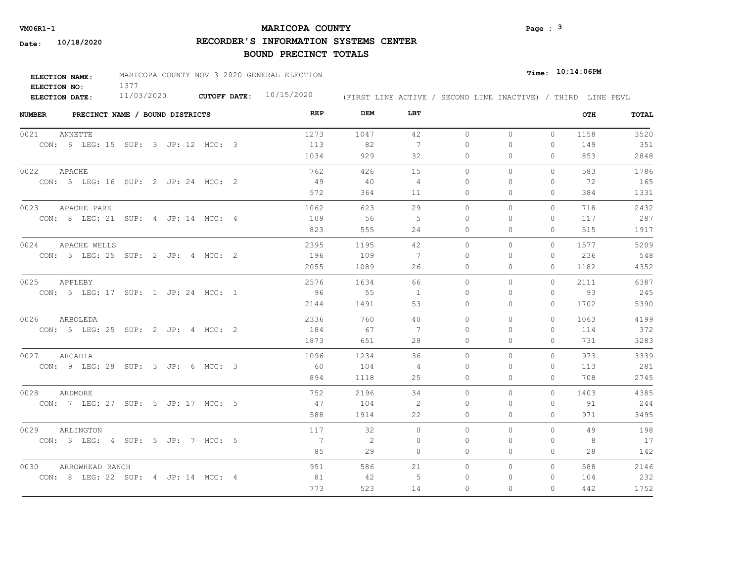**MARICOPA COUNTY**

**RECORDER'S INFORMATION SYSTEMS CENTER**

**BOUND PRECINCT TOTALS**

VM06R1-1

**Date:** 10/18/2020

**Time:** 10:14:06PM

**ELECTION NAME:** MARICOPA COUNTY NOV 3 2020 GENERAL ELECTION
**ELECTION NO:** 1377
**ELECTION DATE:** 11/03/2020 **CUTOFF DATE:** 10/15/2020

(FIRST LINE ACTIVE / SECOND LINE INACTIVE) / THIRD LINE PEVL

| NUMBER | PRECINCT NAME / BOUND DISTRICTS | REP | DEM | LBT | | | | OTH | TOTAL |
|---|---|---|---|---|---|---|---|---|---|
| 0021 | ANNETTE | 1273 | 1047 | 42 | 0 | 0 | 0 | 1158 | 3520 |
| | CON: 6 LEG: 15 SUP: 3 JP: 12 MCC: 3 | 113 | 82 | 7 | 0 | 0 | 0 | 149 | 351 |
| | | 1034 | 929 | 32 | 0 | 0 | 0 | 853 | 2848 |
| 0022 | APACHE | 762 | 426 | 15 | 0 | 0 | 0 | 583 | 1786 |
| | CON: 5 LEG: 16 SUP: 2 JP: 24 MCC: 2 | 49 | 40 | 4 | 0 | 0 | 0 | 72 | 165 |
| | | 572 | 364 | 11 | 0 | 0 | 0 | 384 | 1331 |
| 0023 | APACHE PARK | 1062 | 623 | 29 | 0 | 0 | 0 | 718 | 2432 |
| | CON: 8 LEG: 21 SUP: 4 JP: 14 MCC: 4 | 109 | 56 | 5 | 0 | 0 | 0 | 117 | 287 |
| | | 823 | 555 | 24 | 0 | 0 | 0 | 515 | 1917 |
| 0024 | APACHE WELLS | 2395 | 1195 | 42 | 0 | 0 | 0 | 1577 | 5209 |
| | CON: 5 LEG: 25 SUP: 2 JP: 4 MCC: 2 | 196 | 109 | 7 | 0 | 0 | 0 | 236 | 548 |
| | | 2055 | 1089 | 26 | 0 | 0 | 0 | 1182 | 4352 |
| 0025 | APPLEBY | 2576 | 1634 | 66 | 0 | 0 | 0 | 2111 | 6387 |
| | CON: 5 LEG: 17 SUP: 1 JP: 24 MCC: 1 | 96 | 55 | 1 | 0 | 0 | 0 | 93 | 245 |
| | | 2144 | 1491 | 53 | 0 | 0 | 0 | 1702 | 5390 |
| 0026 | ARBOLEDA | 2336 | 760 | 40 | 0 | 0 | 0 | 1063 | 4199 |
| | CON: 5 LEG: 25 SUP: 2 JP: 4 MCC: 2 | 184 | 67 | 7 | 0 | 0 | 0 | 114 | 372 |
| | | 1873 | 651 | 28 | 0 | 0 | 0 | 731 | 3283 |
| 0027 | ARCADIA | 1096 | 1234 | 36 | 0 | 0 | 0 | 973 | 3339 |
| | CON: 9 LEG: 28 SUP: 3 JP: 6 MCC: 3 | 60 | 104 | 4 | 0 | 0 | 0 | 113 | 281 |
| | | 894 | 1118 | 25 | 0 | 0 | 0 | 708 | 2745 |
| 0028 | ARDMORE | 752 | 2196 | 34 | 0 | 0 | 0 | 1403 | 4385 |
| | CON: 7 LEG: 27 SUP: 5 JP: 17 MCC: 5 | 47 | 104 | 2 | 0 | 0 | 0 | 91 | 244 |
| | | 588 | 1914 | 22 | 0 | 0 | 0 | 971 | 3495 |
| 0029 | ARLINGTON | 117 | 32 | 0 | 0 | 0 | 0 | 49 | 198 |
| | CON: 3 LEG: 4 SUP: 5 JP: 7 MCC: 5 | 7 | 2 | 0 | 0 | 0 | 0 | 8 | 17 |
| | | 85 | 29 | 0 | 0 | 0 | 0 | 28 | 142 |
| 0030 | ARROWHEAD RANCH | 951 | 586 | 21 | 0 | 0 | 0 | 588 | 2146 |
| | CON: 8 LEG: 22 SUP: 4 JP: 14 MCC: 4 | 81 | 42 | 5 | 0 | 0 | 0 | 104 | 232 |
| | | 773 | 523 | 14 | 0 | 0 | 0 | 442 | 1752 |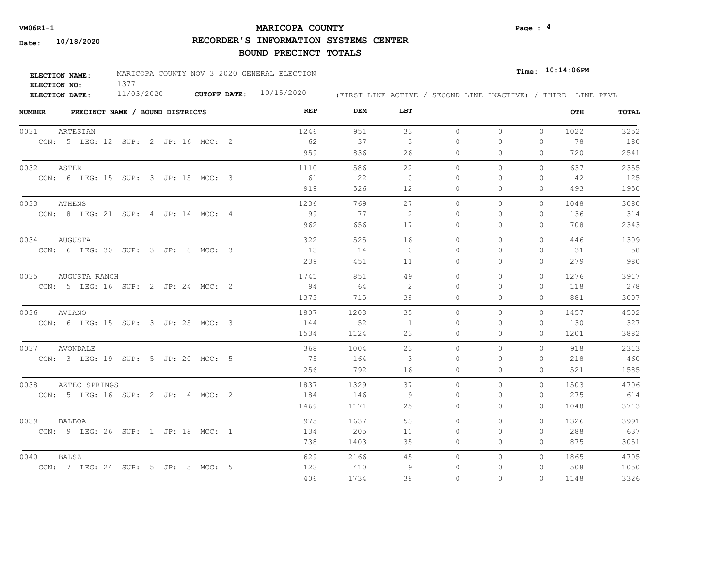**VM06R1-1**

**Date: 10/18/2020**

# MARICOPA COUNTY

## RECORDER'S INFORMATION SYSTEMS CENTER

## BOUND PRECINCT TOTALS

**Time: 10:14:06PM**

**ELECTION NAME:** MARICOPA COUNTY NOV 3 2020 GENERAL ELECTION
**ELECTION NO:** 1377
**ELECTION DATE:** 11/03/2020 **CUTOFF DATE:** 10/15/2020

(FIRST LINE ACTIVE / SECOND LINE INACTIVE) / THIRD LINE PEVL

| NUMBER | PRECINCT NAME / BOUND DISTRICTS | REP | DEM | LBT | | | | OTH | TOTAL |
|---|---|---|---|---|---|---|---|---|---|
| 0031 | ARTESIAN | 1246 | 951 | 33 | 0 | 0 | 0 | 1022 | 3252 |
| | CON: 5 LEG: 12 SUP: 2 JP: 16 MCC: 2 | 62 | 37 | 3 | 0 | 0 | 0 | 78 | 180 |
| | | 959 | 836 | 26 | 0 | 0 | 0 | 720 | 2541 |
| 0032 | ASTER | 1110 | 586 | 22 | 0 | 0 | 0 | 637 | 2355 |
| | CON: 6 LEG: 15 SUP: 3 JP: 15 MCC: 3 | 61 | 22 | 0 | 0 | 0 | 0 | 42 | 125 |
| | | 919 | 526 | 12 | 0 | 0 | 0 | 493 | 1950 |
| 0033 | ATHENS | 1236 | 769 | 27 | 0 | 0 | 0 | 1048 | 3080 |
| | CON: 8 LEG: 21 SUP: 4 JP: 14 MCC: 4 | 99 | 77 | 2 | 0 | 0 | 0 | 136 | 314 |
| | | 962 | 656 | 17 | 0 | 0 | 0 | 708 | 2343 |
| 0034 | AUGUSTA | 322 | 525 | 16 | 0 | 0 | 0 | 446 | 1309 |
| | CON: 6 LEG: 30 SUP: 3 JP: 8 MCC: 3 | 13 | 14 | 0 | 0 | 0 | 0 | 31 | 58 |
| | | 239 | 451 | 11 | 0 | 0 | 0 | 279 | 980 |
| 0035 | AUGUSTA RANCH | 1741 | 851 | 49 | 0 | 0 | 0 | 1276 | 3917 |
| | CON: 5 LEG: 16 SUP: 2 JP: 24 MCC: 2 | 94 | 64 | 2 | 0 | 0 | 0 | 118 | 278 |
| | | 1373 | 715 | 38 | 0 | 0 | 0 | 881 | 3007 |
| 0036 | AVIANO | 1807 | 1203 | 35 | 0 | 0 | 0 | 1457 | 4502 |
| | CON: 6 LEG: 15 SUP: 3 JP: 25 MCC: 3 | 144 | 52 | 1 | 0 | 0 | 0 | 130 | 327 |
| | | 1534 | 1124 | 23 | 0 | 0 | 0 | 1201 | 3882 |
| 0037 | AVONDALE | 368 | 1004 | 23 | 0 | 0 | 0 | 918 | 2313 |
| | CON: 3 LEG: 19 SUP: 5 JP: 20 MCC: 5 | 75 | 164 | 3 | 0 | 0 | 0 | 218 | 460 |
| | | 256 | 792 | 16 | 0 | 0 | 0 | 521 | 1585 |
| 0038 | AZTEC SPRINGS | 1837 | 1329 | 37 | 0 | 0 | 0 | 1503 | 4706 |
| | CON: 5 LEG: 16 SUP: 2 JP: 4 MCC: 2 | 184 | 146 | 9 | 0 | 0 | 0 | 275 | 614 |
| | | 1469 | 1171 | 25 | 0 | 0 | 0 | 1048 | 3713 |
| 0039 | BALBOA | 975 | 1637 | 53 | 0 | 0 | 0 | 1326 | 3991 |
| | CON: 9 LEG: 26 SUP: 1 JP: 18 MCC: 1 | 134 | 205 | 10 | 0 | 0 | 0 | 288 | 637 |
| | | 738 | 1403 | 35 | 0 | 0 | 0 | 875 | 3051 |
| 0040 | BALSZ | 629 | 2166 | 45 | 0 | 0 | 0 | 1865 | 4705 |
| | CON: 7 LEG: 24 SUP: 5 JP: 5 MCC: 5 | 123 | 410 | 9 | 0 | 0 | 0 | 508 | 1050 |
| | | 406 | 1734 | 38 | 0 | 0 | 0 | 1148 | 3326 |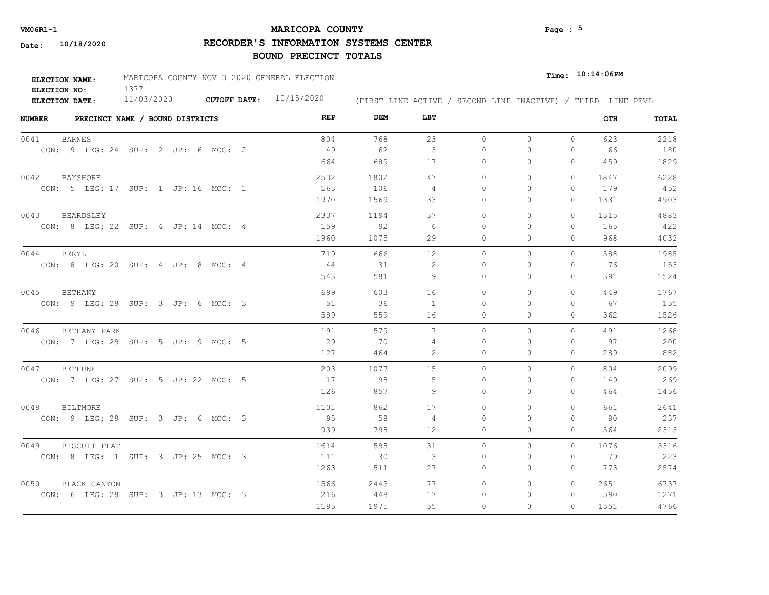**VM06R1-1**

**Date: 10/18/2020**

# MARICOPA COUNTY
## RECORDER'S INFORMATION SYSTEMS CENTER
## BOUND PRECINCT TOTALS

**Time: 10:14:06PM**

**ELECTION NAME:** MARICOPA COUNTY NOV 3 2020 GENERAL ELECTION
**ELECTION NO:** 1377
**ELECTION DATE:** 11/03/2020 **CUTOFF DATE:** 10/15/2020

(FIRST LINE ACTIVE / SECOND LINE INACTIVE) / THIRD LINE PEVL

| NUMBER | PRECINCT NAME / BOUND DISTRICTS | REP | DEM | LBT | | | | OTH | TOTAL |
|---|---|---|---|---|---|---|---|---|---|
| 0041 | BARNES | 804 | 768 | 23 | 0 | 0 | 0 | 623 | 2218 |
| | CON: 9 LEG: 24 SUP: 2 JP: 6 MCC: 2 | 49 | 62 | 3 | 0 | 0 | 0 | 66 | 180 |
| | | 664 | 689 | 17 | 0 | 0 | 0 | 459 | 1829 |
| 0042 | BAYSHORE | 2532 | 1802 | 47 | 0 | 0 | 0 | 1847 | 6228 |
| | CON: 5 LEG: 17 SUP: 1 JP: 16 MCC: 1 | 163 | 106 | 4 | 0 | 0 | 0 | 179 | 452 |
| | | 1970 | 1569 | 33 | 0 | 0 | 0 | 1331 | 4903 |
| 0043 | BEARDSLEY | 2337 | 1194 | 37 | 0 | 0 | 0 | 1315 | 4883 |
| | CON: 8 LEG: 22 SUP: 4 JP: 14 MCC: 4 | 159 | 92 | 6 | 0 | 0 | 0 | 165 | 422 |
| | | 1960 | 1075 | 29 | 0 | 0 | 0 | 968 | 4032 |
| 0044 | BERYL | 719 | 666 | 12 | 0 | 0 | 0 | 588 | 1985 |
| | CON: 8 LEG: 20 SUP: 4 JP: 8 MCC: 4 | 44 | 31 | 2 | 0 | 0 | 0 | 76 | 153 |
| | | 543 | 581 | 9 | 0 | 0 | 0 | 391 | 1524 |
| 0045 | BETHANY | 699 | 603 | 16 | 0 | 0 | 0 | 449 | 1767 |
| | CON: 9 LEG: 28 SUP: 3 JP: 6 MCC: 3 | 51 | 36 | 1 | 0 | 0 | 0 | 67 | 155 |
| | | 589 | 559 | 16 | 0 | 0 | 0 | 362 | 1526 |
| 0046 | BETHANY PARK | 191 | 579 | 7 | 0 | 0 | 0 | 491 | 1268 |
| | CON: 7 LEG: 29 SUP: 5 JP: 9 MCC: 5 | 29 | 70 | 4 | 0 | 0 | 0 | 97 | 200 |
| | | 127 | 464 | 2 | 0 | 0 | 0 | 289 | 882 |
| 0047 | BETHUNE | 203 | 1077 | 15 | 0 | 0 | 0 | 804 | 2099 |
| | CON: 7 LEG: 27 SUP: 5 JP: 22 MCC: 5 | 17 | 98 | 5 | 0 | 0 | 0 | 149 | 269 |
| | | 126 | 857 | 9 | 0 | 0 | 0 | 464 | 1456 |
| 0048 | BILTMORE | 1101 | 862 | 17 | 0 | 0 | 0 | 661 | 2641 |
| | CON: 9 LEG: 28 SUP: 3 JP: 6 MCC: 3 | 95 | 58 | 4 | 0 | 0 | 0 | 80 | 237 |
| | | 939 | 798 | 12 | 0 | 0 | 0 | 564 | 2313 |
| 0049 | BISCUIT FLAT | 1614 | 595 | 31 | 0 | 0 | 0 | 1076 | 3316 |
| | CON: 8 LEG: 1 SUP: 3 JP: 25 MCC: 3 | 111 | 30 | 3 | 0 | 0 | 0 | 79 | 223 |
| | | 1263 | 511 | 27 | 0 | 0 | 0 | 773 | 2574 |
| 0050 | BLACK CANYON | 1566 | 2443 | 77 | 0 | 0 | 0 | 2651 | 6737 |
| | CON: 6 LEG: 28 SUP: 3 JP: 13 MCC: 3 | 216 | 448 | 17 | 0 | 0 | 0 | 590 | 1271 |
| | | 1185 | 1975 | 55 | 0 | 0 | 0 | 1551 | 4766 |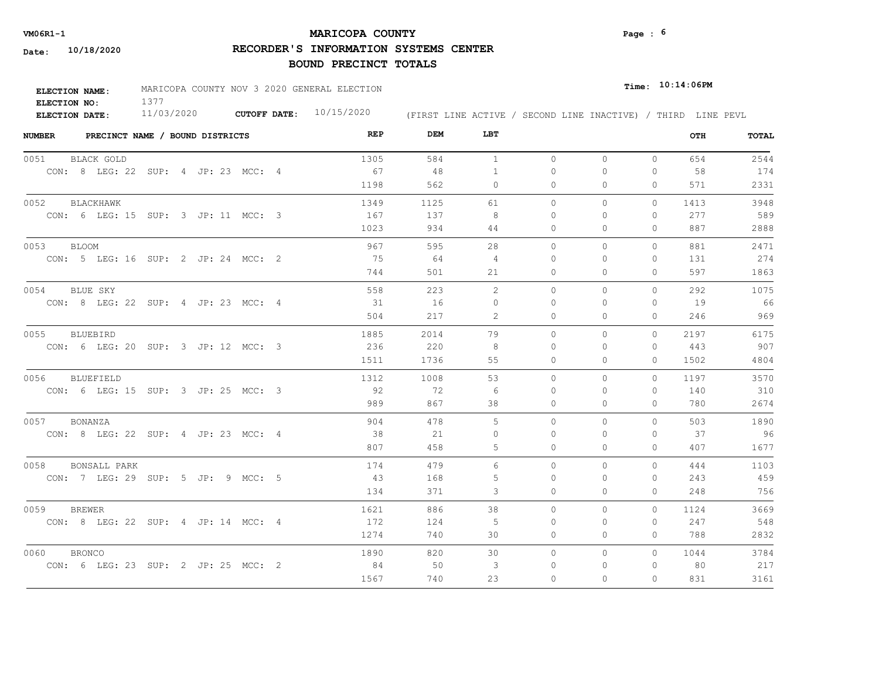**VM06R1-1**

**Date: 10/18/2020**

# MARICOPA COUNTY

## RECORDER'S INFORMATION SYSTEMS CENTER

## BOUND PRECINCT TOTALS

**ELECTION NAME:** MARICOPA COUNTY NOV 3 2020 GENERAL ELECTION

**ELECTION NO:** 1377

**ELECTION DATE:** 11/03/2020 **CUTOFF DATE:** 10/15/2020

**Time: 10:14:06PM**

(FIRST LINE ACTIVE / SECOND LINE INACTIVE) / THIRD LINE PEVL

| NUMBER | PRECINCT NAME / BOUND DISTRICTS | REP | DEM | LBT | | | | OTH | TOTAL |
|---|---|---|---|---|---|---|---|---|---|
| 0051 | BLACK GOLD | 1305 | 584 | 1 | 0 | 0 | 0 | 654 | 2544 |
| | CON: 8 LEG: 22 SUP: 4 JP: 23 MCC: 4 | 67 | 48 | 1 | 0 | 0 | 0 | 58 | 174 |
| | | 1198 | 562 | 0 | 0 | 0 | 0 | 571 | 2331 |
| 0052 | BLACKHAWK | 1349 | 1125 | 61 | 0 | 0 | 0 | 1413 | 3948 |
| | CON: 6 LEG: 15 SUP: 3 JP: 11 MCC: 3 | 167 | 137 | 8 | 0 | 0 | 0 | 277 | 589 |
| | | 1023 | 934 | 44 | 0 | 0 | 0 | 887 | 2888 |
| 0053 | BLOOM | 967 | 595 | 28 | 0 | 0 | 0 | 881 | 2471 |
| | CON: 5 LEG: 16 SUP: 2 JP: 24 MCC: 2 | 75 | 64 | 4 | 0 | 0 | 0 | 131 | 274 |
| | | 744 | 501 | 21 | 0 | 0 | 0 | 597 | 1863 |
| 0054 | BLUE SKY | 558 | 223 | 2 | 0 | 0 | 0 | 292 | 1075 |
| | CON: 8 LEG: 22 SUP: 4 JP: 23 MCC: 4 | 31 | 16 | 0 | 0 | 0 | 0 | 19 | 66 |
| | | 504 | 217 | 2 | 0 | 0 | 0 | 246 | 969 |
| 0055 | BLUEBIRD | 1885 | 2014 | 79 | 0 | 0 | 0 | 2197 | 6175 |
| | CON: 6 LEG: 20 SUP: 3 JP: 12 MCC: 3 | 236 | 220 | 8 | 0 | 0 | 0 | 443 | 907 |
| | | 1511 | 1736 | 55 | 0 | 0 | 0 | 1502 | 4804 |
| 0056 | BLUEFIELD | 1312 | 1008 | 53 | 0 | 0 | 0 | 1197 | 3570 |
| | CON: 6 LEG: 15 SUP: 3 JP: 25 MCC: 3 | 92 | 72 | 6 | 0 | 0 | 0 | 140 | 310 |
| | | 989 | 867 | 38 | 0 | 0 | 0 | 780 | 2674 |
| 0057 | BONANZA | 904 | 478 | 5 | 0 | 0 | 0 | 503 | 1890 |
| | CON: 8 LEG: 22 SUP: 4 JP: 23 MCC: 4 | 38 | 21 | 0 | 0 | 0 | 0 | 37 | 96 |
| | | 807 | 458 | 5 | 0 | 0 | 0 | 407 | 1677 |
| 0058 | BONSALL PARK | 174 | 479 | 6 | 0 | 0 | 0 | 444 | 1103 |
| | CON: 7 LEG: 29 SUP: 5 JP: 9 MCC: 5 | 43 | 168 | 5 | 0 | 0 | 0 | 243 | 459 |
| | | 134 | 371 | 3 | 0 | 0 | 0 | 248 | 756 |
| 0059 | BREWER | 1621 | 886 | 38 | 0 | 0 | 0 | 1124 | 3669 |
| | CON: 8 LEG: 22 SUP: 4 JP: 14 MCC: 4 | 172 | 124 | 5 | 0 | 0 | 0 | 247 | 548 |
| | | 1274 | 740 | 30 | 0 | 0 | 0 | 788 | 2832 |
| 0060 | BRONCO | 1890 | 820 | 30 | 0 | 0 | 0 | 1044 | 3784 |
| | CON: 6 LEG: 23 SUP: 2 JP: 25 MCC: 2 | 84 | 50 | 3 | 0 | 0 | 0 | 80 | 217 |
| | | 1567 | 740 | 23 | 0 | 0 | 0 | 831 | 3161 |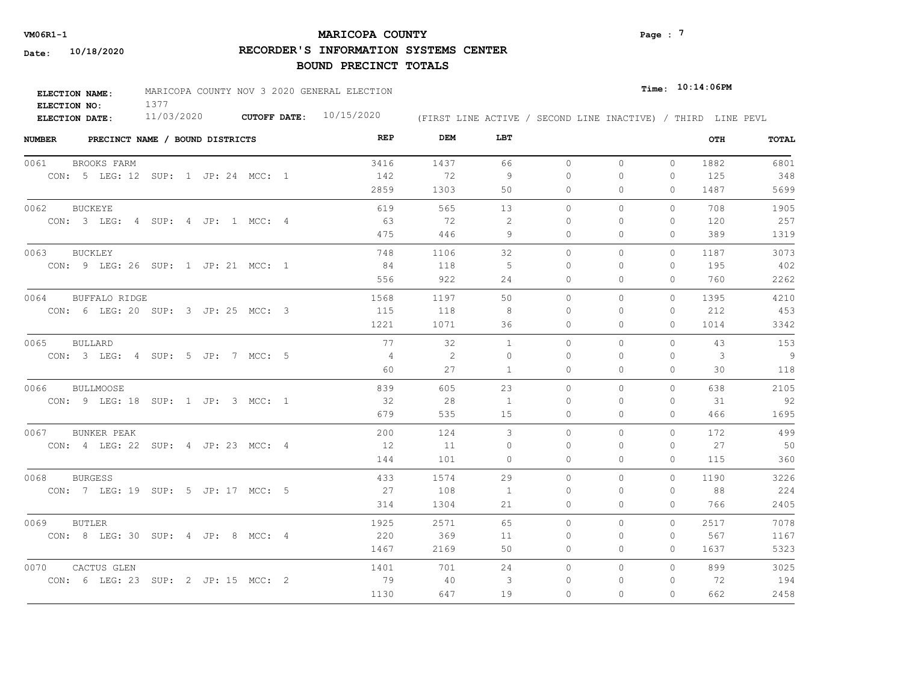**VM06R1-1**

**Date: 10/18/2020**

# MARICOPA COUNTY
## RECORDER'S INFORMATION SYSTEMS CENTER
## BOUND PRECINCT TOTALS

**Time: 10:14:06PM**

**ELECTION NAME:** MARICOPA COUNTY NOV 3 2020 GENERAL ELECTION
**ELECTION NO:** 1377
**ELECTION DATE:** 11/03/2020 **CUTOFF DATE:** 10/15/2020

(FIRST LINE ACTIVE / SECOND LINE INACTIVE) / THIRD LINE PEVL

| NUMBER | PRECINCT NAME / BOUND DISTRICTS | REP | DEM | LBT | | | | OTH | TOTAL |
|---|---|---|---|---|---|---|---|---|---|
| 0061 | BROOKS FARM | 3416 | 1437 | 66 | 0 | 0 | 0 | 1882 | 6801 |
| | CON: 5 LEG: 12 SUP: 1 JP: 24 MCC: 1 | 142 | 72 | 9 | 0 | 0 | 0 | 125 | 348 |
| | | 2859 | 1303 | 50 | 0 | 0 | 0 | 1487 | 5699 |
| 0062 | BUCKEYE | 619 | 565 | 13 | 0 | 0 | 0 | 708 | 1905 |
| | CON: 3 LEG: 4 SUP: 4 JP: 1 MCC: 4 | 63 | 72 | 2 | 0 | 0 | 0 | 120 | 257 |
| | | 475 | 446 | 9 | 0 | 0 | 0 | 389 | 1319 |
| 0063 | BUCKLEY | 748 | 1106 | 32 | 0 | 0 | 0 | 1187 | 3073 |
| | CON: 9 LEG: 26 SUP: 1 JP: 21 MCC: 1 | 84 | 118 | 5 | 0 | 0 | 0 | 195 | 402 |
| | | 556 | 922 | 24 | 0 | 0 | 0 | 760 | 2262 |
| 0064 | BUFFALO RIDGE | 1568 | 1197 | 50 | 0 | 0 | 0 | 1395 | 4210 |
| | CON: 6 LEG: 20 SUP: 3 JP: 25 MCC: 3 | 115 | 118 | 8 | 0 | 0 | 0 | 212 | 453 |
| | | 1221 | 1071 | 36 | 0 | 0 | 0 | 1014 | 3342 |
| 0065 | BULLARD | 77 | 32 | 1 | 0 | 0 | 0 | 43 | 153 |
| | CON: 3 LEG: 4 SUP: 5 JP: 7 MCC: 5 | 4 | 2 | 0 | 0 | 0 | 0 | 3 | 9 |
| | | 60 | 27 | 1 | 0 | 0 | 0 | 30 | 118 |
| 0066 | BULLMOOSE | 839 | 605 | 23 | 0 | 0 | 0 | 638 | 2105 |
| | CON: 9 LEG: 18 SUP: 1 JP: 3 MCC: 1 | 32 | 28 | 1 | 0 | 0 | 0 | 31 | 92 |
| | | 679 | 535 | 15 | 0 | 0 | 0 | 466 | 1695 |
| 0067 | BUNKER PEAK | 200 | 124 | 3 | 0 | 0 | 0 | 172 | 499 |
| | CON: 4 LEG: 22 SUP: 4 JP: 23 MCC: 4 | 12 | 11 | 0 | 0 | 0 | 0 | 27 | 50 |
| | | 144 | 101 | 0 | 0 | 0 | 0 | 115 | 360 |
| 0068 | BURGESS | 433 | 1574 | 29 | 0 | 0 | 0 | 1190 | 3226 |
| | CON: 7 LEG: 19 SUP: 5 JP: 17 MCC: 5 | 27 | 108 | 1 | 0 | 0 | 0 | 88 | 224 |
| | | 314 | 1304 | 21 | 0 | 0 | 0 | 766 | 2405 |
| 0069 | BUTLER | 1925 | 2571 | 65 | 0 | 0 | 0 | 2517 | 7078 |
| | CON: 8 LEG: 30 SUP: 4 JP: 8 MCC: 4 | 220 | 369 | 11 | 0 | 0 | 0 | 567 | 1167 |
| | | 1467 | 2169 | 50 | 0 | 0 | 0 | 1637 | 5323 |
| 0070 | CACTUS GLEN | 1401 | 701 | 24 | 0 | 0 | 0 | 899 | 3025 |
| | CON: 6 LEG: 23 SUP: 2 JP: 15 MCC: 2 | 79 | 40 | 3 | 0 | 0 | 0 | 72 | 194 |
| | | 1130 | 647 | 19 | 0 | 0 | 0 | 662 | 2458 |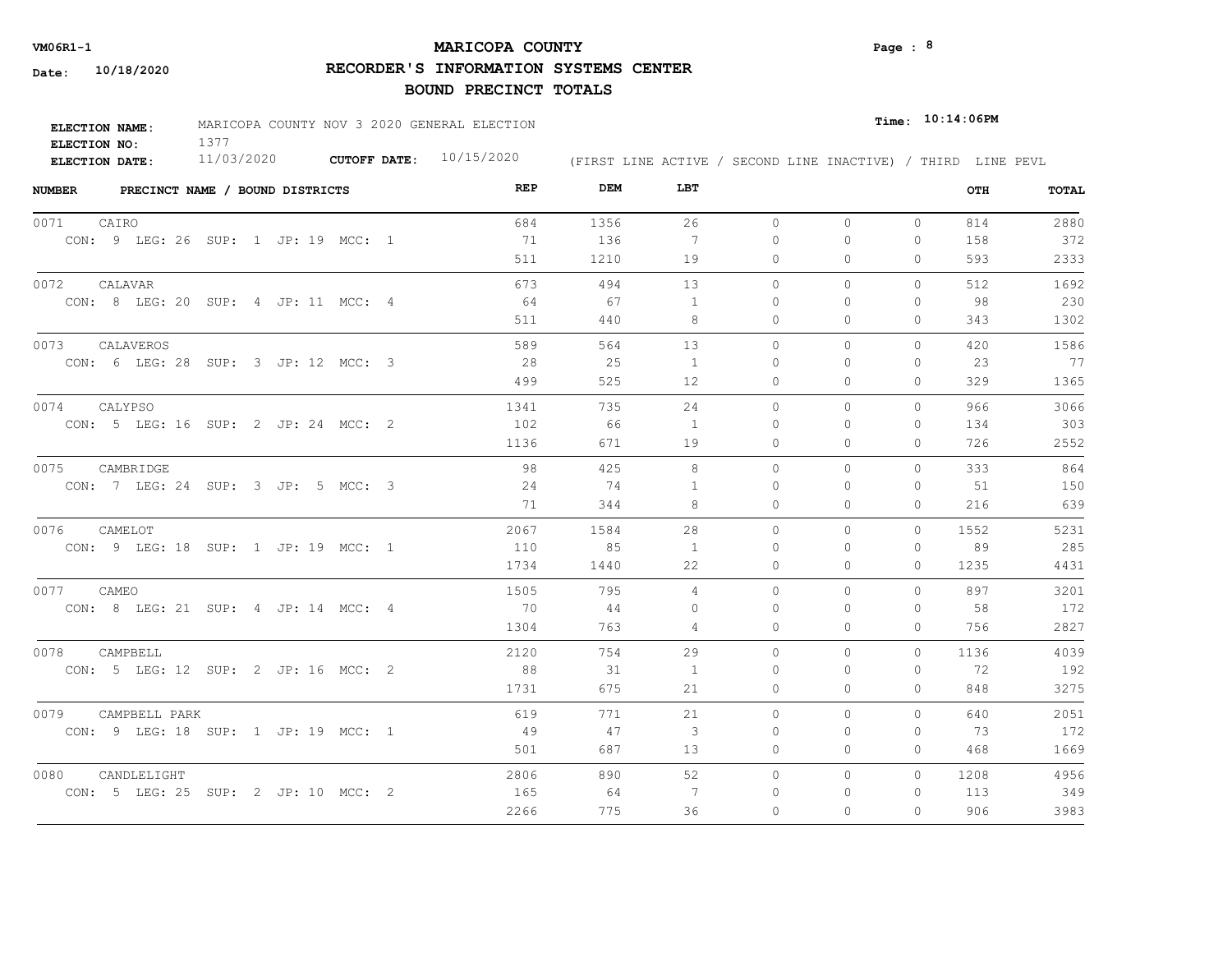**VM06R1-1**

**Date: 10/18/2020**

# MARICOPA COUNTY
## RECORDER'S INFORMATION SYSTEMS CENTER
## BOUND PRECINCT TOTALS

**Time: 10:14:06PM**

**ELECTION NAME:** MARICOPA COUNTY NOV 3 2020 GENERAL ELECTION
**ELECTION NO:** 1377
**ELECTION DATE:** 11/03/2020 **CUTOFF DATE:** 10/15/2020

(FIRST LINE ACTIVE / SECOND LINE INACTIVE) / THIRD LINE PEVL

| NUMBER | PRECINCT NAME / BOUND DISTRICTS | REP | DEM | LBT | | | | OTH | TOTAL |
|---|---|---|---|---|---|---|---|---|---|
| 0071 | CAIRO | 684 | 1356 | 26 | 0 | 0 | 0 | 814 | 2880 |
| | CON: 9 LEG: 26 SUP: 1 JP: 19 MCC: 1 | 71 | 136 | 7 | 0 | 0 | 0 | 158 | 372 |
| | | 511 | 1210 | 19 | 0 | 0 | 0 | 593 | 2333 |
| 0072 | CALAVAR | 673 | 494 | 13 | 0 | 0 | 0 | 512 | 1692 |
| | CON: 8 LEG: 20 SUP: 4 JP: 11 MCC: 4 | 64 | 67 | 1 | 0 | 0 | 0 | 98 | 230 |
| | | 511 | 440 | 8 | 0 | 0 | 0 | 343 | 1302 |
| 0073 | CALAVEROS | 589 | 564 | 13 | 0 | 0 | 0 | 420 | 1586 |
| | CON: 6 LEG: 28 SUP: 3 JP: 12 MCC: 3 | 28 | 25 | 1 | 0 | 0 | 0 | 23 | 77 |
| | | 499 | 525 | 12 | 0 | 0 | 0 | 329 | 1365 |
| 0074 | CALYPSO | 1341 | 735 | 24 | 0 | 0 | 0 | 966 | 3066 |
| | CON: 5 LEG: 16 SUP: 2 JP: 24 MCC: 2 | 102 | 66 | 1 | 0 | 0 | 0 | 134 | 303 |
| | | 1136 | 671 | 19 | 0 | 0 | 0 | 726 | 2552 |
| 0075 | CAMBRIDGE | 98 | 425 | 8 | 0 | 0 | 0 | 333 | 864 |
| | CON: 7 LEG: 24 SUP: 3 JP: 5 MCC: 3 | 24 | 74 | 1 | 0 | 0 | 0 | 51 | 150 |
| | | 71 | 344 | 8 | 0 | 0 | 0 | 216 | 639 |
| 0076 | CAMELOT | 2067 | 1584 | 28 | 0 | 0 | 0 | 1552 | 5231 |
| | CON: 9 LEG: 18 SUP: 1 JP: 19 MCC: 1 | 110 | 85 | 1 | 0 | 0 | 0 | 89 | 285 |
| | | 1734 | 1440 | 22 | 0 | 0 | 0 | 1235 | 4431 |
| 0077 | CAMEO | 1505 | 795 | 4 | 0 | 0 | 0 | 897 | 3201 |
| | CON: 8 LEG: 21 SUP: 4 JP: 14 MCC: 4 | 70 | 44 | 0 | 0 | 0 | 0 | 58 | 172 |
| | | 1304 | 763 | 4 | 0 | 0 | 0 | 756 | 2827 |
| 0078 | CAMPBELL | 2120 | 754 | 29 | 0 | 0 | 0 | 1136 | 4039 |
| | CON: 5 LEG: 12 SUP: 2 JP: 16 MCC: 2 | 88 | 31 | 1 | 0 | 0 | 0 | 72 | 192 |
| | | 1731 | 675 | 21 | 0 | 0 | 0 | 848 | 3275 |
| 0079 | CAMPBELL PARK | 619 | 771 | 21 | 0 | 0 | 0 | 640 | 2051 |
| | CON: 9 LEG: 18 SUP: 1 JP: 19 MCC: 1 | 49 | 47 | 3 | 0 | 0 | 0 | 73 | 172 |
| | | 501 | 687 | 13 | 0 | 0 | 0 | 468 | 1669 |
| 0080 | CANDLELIGHT | 2806 | 890 | 52 | 0 | 0 | 0 | 1208 | 4956 |
| | CON: 5 LEG: 25 SUP: 2 JP: 10 MCC: 2 | 165 | 64 | 7 | 0 | 0 | 0 | 113 | 349 |
| | | 2266 | 775 | 36 | 0 | 0 | 0 | 906 | 3983 |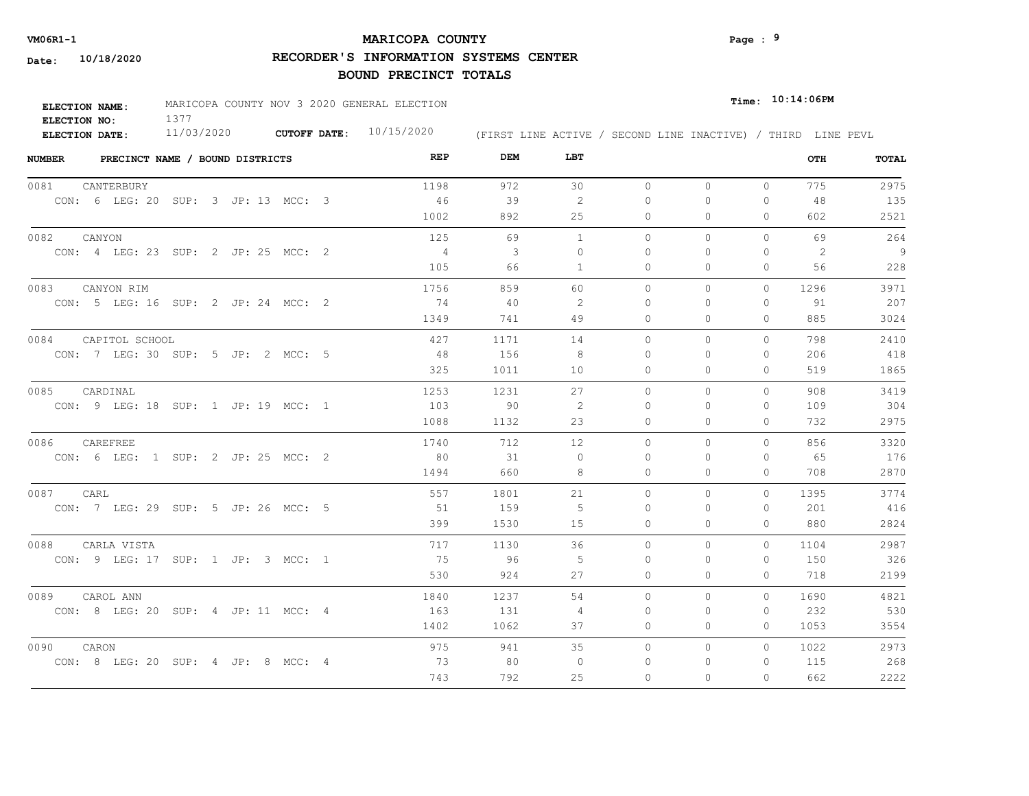**VM06R1-1**

**Date: 10/18/2020**

# MARICOPA COUNTY

## RECORDER'S INFORMATION SYSTEMS CENTER

## BOUND PRECINCT TOTALS

**ELECTION NAME:** MARICOPA COUNTY NOV 3 2020 GENERAL ELECTION

**ELECTION NO:** 1377

**ELECTION DATE:** 11/03/2020 **CUTOFF DATE:** 10/15/2020

**Time: 10:14:06PM**

(FIRST LINE ACTIVE / SECOND LINE INACTIVE) / THIRD LINE PEVL

| NUMBER | PRECINCT NAME / BOUND DISTRICTS | REP | DEM | LBT | | | | OTH | TOTAL |
|---|---|---|---|---|---|---|---|---|---|
| 0081 | CANTERBURY | 1198 | 972 | 30 | 0 | 0 | 0 | 775 | 2975 |
| | CON: 6 LEG: 20 SUP: 3 JP: 13 MCC: 3 | 46 | 39 | 2 | 0 | 0 | 0 | 48 | 135 |
| | | 1002 | 892 | 25 | 0 | 0 | 0 | 602 | 2521 |
| 0082 | CANYON | 125 | 69 | 1 | 0 | 0 | 0 | 69 | 264 |
| | CON: 4 LEG: 23 SUP: 2 JP: 25 MCC: 2 | 4 | 3 | 0 | 0 | 0 | 0 | 2 | 9 |
| | | 105 | 66 | 1 | 0 | 0 | 0 | 56 | 228 |
| 0083 | CANYON RIM | 1756 | 859 | 60 | 0 | 0 | 0 | 1296 | 3971 |
| | CON: 5 LEG: 16 SUP: 2 JP: 24 MCC: 2 | 74 | 40 | 2 | 0 | 0 | 0 | 91 | 207 |
| | | 1349 | 741 | 49 | 0 | 0 | 0 | 885 | 3024 |
| 0084 | CAPITOL SCHOOL | 427 | 1171 | 14 | 0 | 0 | 0 | 798 | 2410 |
| | CON: 7 LEG: 30 SUP: 5 JP: 2 MCC: 5 | 48 | 156 | 8 | 0 | 0 | 0 | 206 | 418 |
| | | 325 | 1011 | 10 | 0 | 0 | 0 | 519 | 1865 |
| 0085 | CARDINAL | 1253 | 1231 | 27 | 0 | 0 | 0 | 908 | 3419 |
| | CON: 9 LEG: 18 SUP: 1 JP: 19 MCC: 1 | 103 | 90 | 2 | 0 | 0 | 0 | 109 | 304 |
| | | 1088 | 1132 | 23 | 0 | 0 | 0 | 732 | 2975 |
| 0086 | CAREFREE | 1740 | 712 | 12 | 0 | 0 | 0 | 856 | 3320 |
| | CON: 6 LEG: 1 SUP: 2 JP: 25 MCC: 2 | 80 | 31 | 0 | 0 | 0 | 0 | 65 | 176 |
| | | 1494 | 660 | 8 | 0 | 0 | 0 | 708 | 2870 |
| 0087 | CARL | 557 | 1801 | 21 | 0 | 0 | 0 | 1395 | 3774 |
| | CON: 7 LEG: 29 SUP: 5 JP: 26 MCC: 5 | 51 | 159 | 5 | 0 | 0 | 0 | 201 | 416 |
| | | 399 | 1530 | 15 | 0 | 0 | 0 | 880 | 2824 |
| 0088 | CARLA VISTA | 717 | 1130 | 36 | 0 | 0 | 0 | 1104 | 2987 |
| | CON: 9 LEG: 17 SUP: 1 JP: 3 MCC: 1 | 75 | 96 | 5 | 0 | 0 | 0 | 150 | 326 |
| | | 530 | 924 | 27 | 0 | 0 | 0 | 718 | 2199 |
| 0089 | CAROL ANN | 1840 | 1237 | 54 | 0 | 0 | 0 | 1690 | 4821 |
| | CON: 8 LEG: 20 SUP: 4 JP: 11 MCC: 4 | 163 | 131 | 4 | 0 | 0 | 0 | 232 | 530 |
| | | 1402 | 1062 | 37 | 0 | 0 | 0 | 1053 | 3554 |
| 0090 | CARON | 975 | 941 | 35 | 0 | 0 | 0 | 1022 | 2973 |
| | CON: 8 LEG: 20 SUP: 4 JP: 8 MCC: 4 | 73 | 80 | 0 | 0 | 0 | 0 | 115 | 268 |
| | | 743 | 792 | 25 | 0 | 0 | 0 | 662 | 2222 |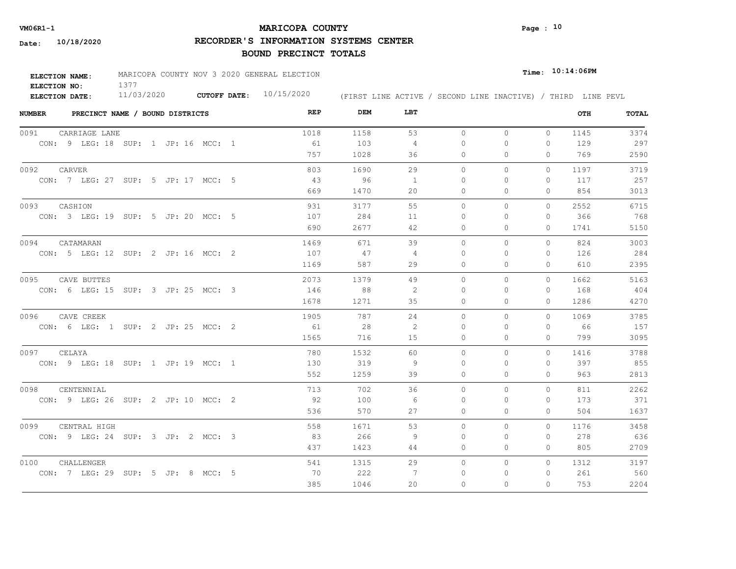# MARICOPA COUNTY

## RECORDER'S INFORMATION SYSTEMS CENTER

## BOUND PRECINCT TOTALS

**VM06R1-1**

**Date:** 10/18/2020

**Time:** 10:14:06PM

**ELECTION NAME:** MARICOPA COUNTY NOV 3 2020 GENERAL ELECTION
**ELECTION NO:** 1377
**ELECTION DATE:** 11/03/2020 **CUTOFF DATE:** 10/15/2020

(FIRST LINE ACTIVE / SECOND LINE INACTIVE) / THIRD LINE PEVL

| NUMBER | PRECINCT NAME / BOUND DISTRICTS | REP | DEM | LBT | | | | OTH | TOTAL |
|---|---|---|---|---|---|---|---|---|---|
| 0091 | CARRIAGE LANE | 1018 | 1158 | 53 | 0 | 0 | 0 | 1145 | 3374 |
| | CON: 9 LEG: 18 SUP: 1 JP: 16 MCC: 1 | 61 | 103 | 4 | 0 | 0 | 0 | 129 | 297 |
| | | 757 | 1028 | 36 | 0 | 0 | 0 | 769 | 2590 |
| 0092 | CARVER | 803 | 1690 | 29 | 0 | 0 | 0 | 1197 | 3719 |
| | CON: 7 LEG: 27 SUP: 5 JP: 17 MCC: 5 | 43 | 96 | 1 | 0 | 0 | 0 | 117 | 257 |
| | | 669 | 1470 | 20 | 0 | 0 | 0 | 854 | 3013 |
| 0093 | CASHION | 931 | 3177 | 55 | 0 | 0 | 0 | 2552 | 6715 |
| | CON: 3 LEG: 19 SUP: 5 JP: 20 MCC: 5 | 107 | 284 | 11 | 0 | 0 | 0 | 366 | 768 |
| | | 690 | 2677 | 42 | 0 | 0 | 0 | 1741 | 5150 |
| 0094 | CATAMARAN | 1469 | 671 | 39 | 0 | 0 | 0 | 824 | 3003 |
| | CON: 5 LEG: 12 SUP: 2 JP: 16 MCC: 2 | 107 | 47 | 4 | 0 | 0 | 0 | 126 | 284 |
| | | 1169 | 587 | 29 | 0 | 0 | 0 | 610 | 2395 |
| 0095 | CAVE BUTTES | 2073 | 1379 | 49 | 0 | 0 | 0 | 1662 | 5163 |
| | CON: 6 LEG: 15 SUP: 3 JP: 25 MCC: 3 | 146 | 88 | 2 | 0 | 0 | 0 | 168 | 404 |
| | | 1678 | 1271 | 35 | 0 | 0 | 0 | 1286 | 4270 |
| 0096 | CAVE CREEK | 1905 | 787 | 24 | 0 | 0 | 0 | 1069 | 3785 |
| | CON: 6 LEG: 1 SUP: 2 JP: 25 MCC: 2 | 61 | 28 | 2 | 0 | 0 | 0 | 66 | 157 |
| | | 1565 | 716 | 15 | 0 | 0 | 0 | 799 | 3095 |
| 0097 | CELAYA | 780 | 1532 | 60 | 0 | 0 | 0 | 1416 | 3788 |
| | CON: 9 LEG: 18 SUP: 1 JP: 19 MCC: 1 | 130 | 319 | 9 | 0 | 0 | 0 | 397 | 855 |
| | | 552 | 1259 | 39 | 0 | 0 | 0 | 963 | 2813 |
| 0098 | CENTENNIAL | 713 | 702 | 36 | 0 | 0 | 0 | 811 | 2262 |
| | CON: 9 LEG: 26 SUP: 2 JP: 10 MCC: 2 | 92 | 100 | 6 | 0 | 0 | 0 | 173 | 371 |
| | | 536 | 570 | 27 | 0 | 0 | 0 | 504 | 1637 |
| 0099 | CENTRAL HIGH | 558 | 1671 | 53 | 0 | 0 | 0 | 1176 | 3458 |
| | CON: 9 LEG: 24 SUP: 3 JP: 2 MCC: 3 | 83 | 266 | 9 | 0 | 0 | 0 | 278 | 636 |
| | | 437 | 1423 | 44 | 0 | 0 | 0 | 805 | 2709 |
| 0100 | CHALLENGER | 541 | 1315 | 29 | 0 | 0 | 0 | 1312 | 3197 |
| | CON: 7 LEG: 29 SUP: 5 JP: 8 MCC: 5 | 70 | 222 | 7 | 0 | 0 | 0 | 261 | 560 |
| | | 385 | 1046 | 20 | 0 | 0 | 0 | 753 | 2204 |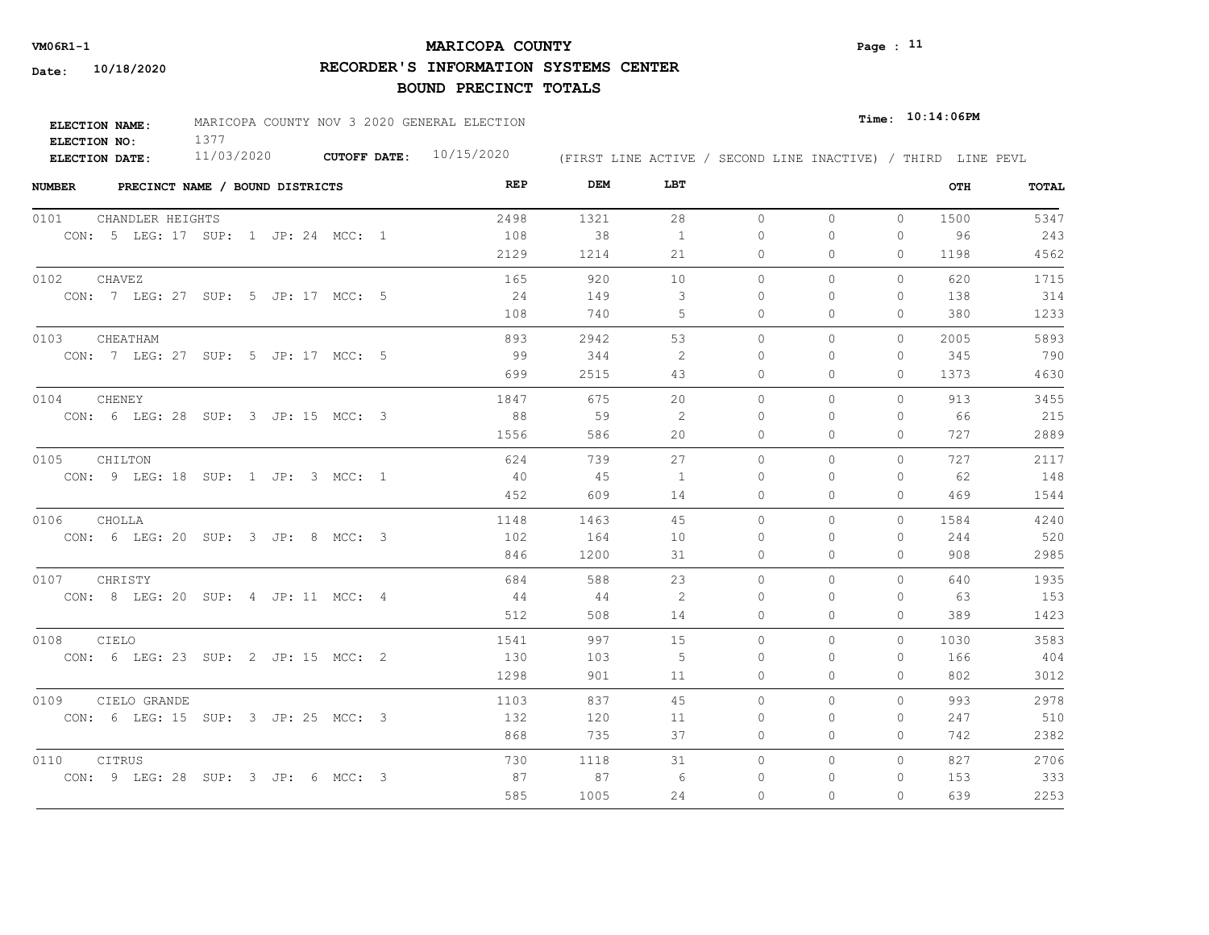VM06R1-1

Date: 10/18/2020

# MARICOPA COUNTY

## RECORDER'S INFORMATION SYSTEMS CENTER

## BOUND PRECINCT TOTALS

Time: 10:14:06PM

**ELECTION NAME:** MARICOPA COUNTY NOV 3 2020 GENERAL ELECTION
**ELECTION NO:** 1377
**ELECTION DATE:** 11/03/2020 **CUTOFF DATE:** 10/15/2020

(FIRST LINE ACTIVE / SECOND LINE INACTIVE) / THIRD LINE PEVL

| NUMBER | PRECINCT NAME / BOUND DISTRICTS | REP | DEM | LBT | | | | OTH | TOTAL |
|---|---|---|---|---|---|---|---|---|---|
| 0101 | CHANDLER HEIGHTS | 2498 | 1321 | 28 | 0 | 0 | 0 | 1500 | 5347 |
| | CON: 5 LEG: 17 SUP: 1 JP: 24 MCC: 1 | 108 | 38 | 1 | 0 | 0 | 0 | 96 | 243 |
| | | 2129 | 1214 | 21 | 0 | 0 | 0 | 1198 | 4562 |
| 0102 | CHAVEZ | 165 | 920 | 10 | 0 | 0 | 0 | 620 | 1715 |
| | CON: 7 LEG: 27 SUP: 5 JP: 17 MCC: 5 | 24 | 149 | 3 | 0 | 0 | 0 | 138 | 314 |
| | | 108 | 740 | 5 | 0 | 0 | 0 | 380 | 1233 |
| 0103 | CHEATHAM | 893 | 2942 | 53 | 0 | 0 | 0 | 2005 | 5893 |
| | CON: 7 LEG: 27 SUP: 5 JP: 17 MCC: 5 | 99 | 344 | 2 | 0 | 0 | 0 | 345 | 790 |
| | | 699 | 2515 | 43 | 0 | 0 | 0 | 1373 | 4630 |
| 0104 | CHENEY | 1847 | 675 | 20 | 0 | 0 | 0 | 913 | 3455 |
| | CON: 6 LEG: 28 SUP: 3 JP: 15 MCC: 3 | 88 | 59 | 2 | 0 | 0 | 0 | 66 | 215 |
| | | 1556 | 586 | 20 | 0 | 0 | 0 | 727 | 2889 |
| 0105 | CHILTON | 624 | 739 | 27 | 0 | 0 | 0 | 727 | 2117 |
| | CON: 9 LEG: 18 SUP: 1 JP: 3 MCC: 1 | 40 | 45 | 1 | 0 | 0 | 0 | 62 | 148 |
| | | 452 | 609 | 14 | 0 | 0 | 0 | 469 | 1544 |
| 0106 | CHOLLA | 1148 | 1463 | 45 | 0 | 0 | 0 | 1584 | 4240 |
| | CON: 6 LEG: 20 SUP: 3 JP: 8 MCC: 3 | 102 | 164 | 10 | 0 | 0 | 0 | 244 | 520 |
| | | 846 | 1200 | 31 | 0 | 0 | 0 | 908 | 2985 |
| 0107 | CHRISTY | 684 | 588 | 23 | 0 | 0 | 0 | 640 | 1935 |
| | CON: 8 LEG: 20 SUP: 4 JP: 11 MCC: 4 | 44 | 44 | 2 | 0 | 0 | 0 | 63 | 153 |
| | | 512 | 508 | 14 | 0 | 0 | 0 | 389 | 1423 |
| 0108 | CIELO | 1541 | 997 | 15 | 0 | 0 | 0 | 1030 | 3583 |
| | CON: 6 LEG: 23 SUP: 2 JP: 15 MCC: 2 | 130 | 103 | 5 | 0 | 0 | 0 | 166 | 404 |
| | | 1298 | 901 | 11 | 0 | 0 | 0 | 802 | 3012 |
| 0109 | CIELO GRANDE | 1103 | 837 | 45 | 0 | 0 | 0 | 993 | 2978 |
| | CON: 6 LEG: 15 SUP: 3 JP: 25 MCC: 3 | 132 | 120 | 11 | 0 | 0 | 0 | 247 | 510 |
| | | 868 | 735 | 37 | 0 | 0 | 0 | 742 | 2382 |
| 0110 | CITRUS | 730 | 1118 | 31 | 0 | 0 | 0 | 827 | 2706 |
| | CON: 9 LEG: 28 SUP: 3 JP: 6 MCC: 3 | 87 | 87 | 6 | 0 | 0 | 0 | 153 | 333 |
| | | 585 | 1005 | 24 | 0 | 0 | 0 | 639 | 2253 |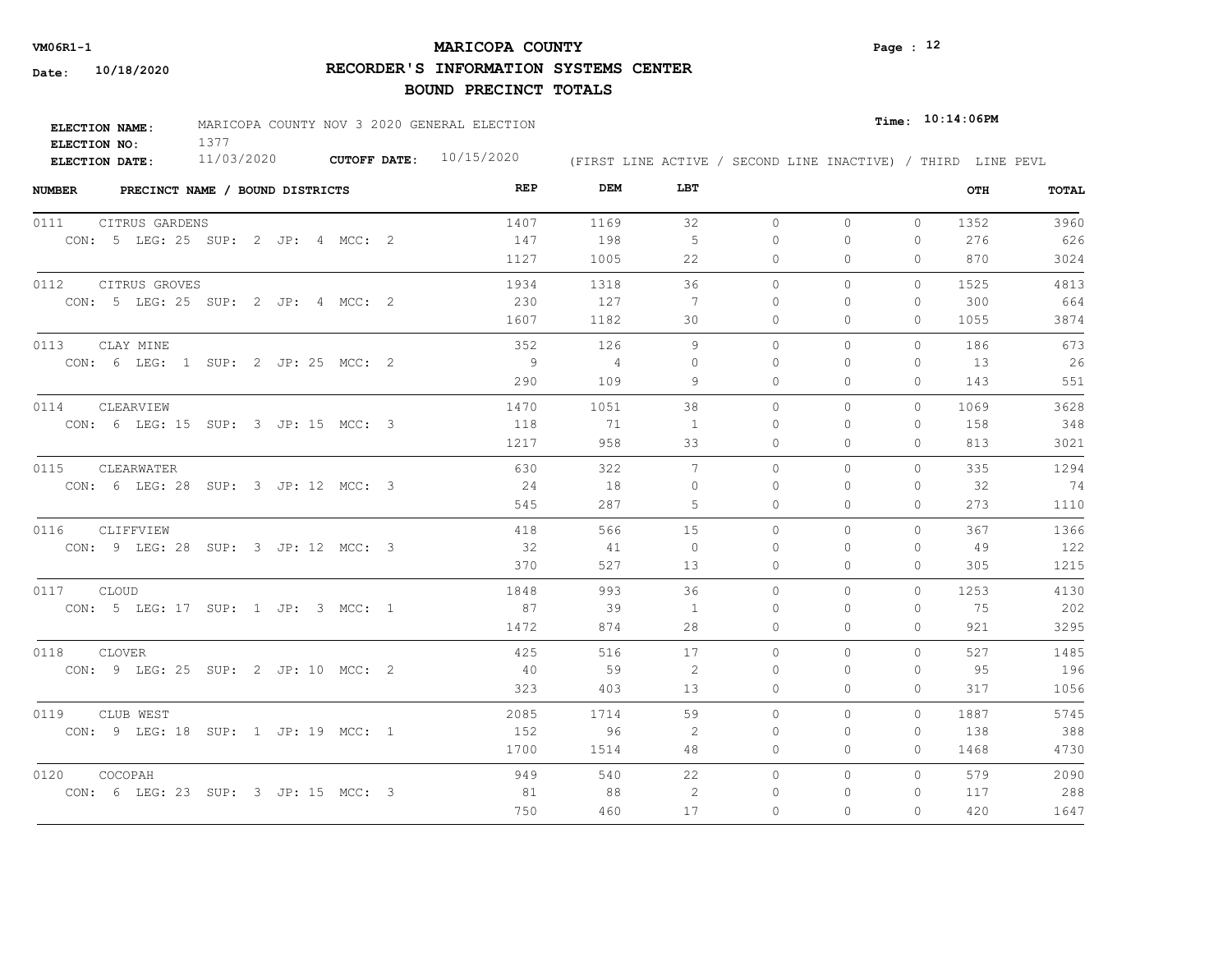**VM06R1-1**

**Date: 10/18/2020**

# MARICOPA COUNTY

## RECORDER'S INFORMATION SYSTEMS CENTER

## BOUND PRECINCT TOTALS

**Time: 10:14:06PM**

**ELECTION NAME:** MARICOPA COUNTY NOV 3 2020 GENERAL ELECTION
**ELECTION NO:** 1377
**ELECTION DATE:** 11/03/2020 **CUTOFF DATE:** 10/15/2020

(FIRST LINE ACTIVE / SECOND LINE INACTIVE) / THIRD LINE PEVL

| NUMBER | PRECINCT NAME / BOUND DISTRICTS | REP | DEM | LBT | | | | OTH | TOTAL |
|---|---|---|---|---|---|---|---|---|---|
| 0111 | CITRUS GARDENS | 1407 | 1169 | 32 | 0 | 0 | 0 | 1352 | 3960 |
| | CON: 5 LEG: 25 SUP: 2 JP: 4 MCC: 2 | 147 | 198 | 5 | 0 | 0 | 0 | 276 | 626 |
| | | 1127 | 1005 | 22 | 0 | 0 | 0 | 870 | 3024 |
| 0112 | CITRUS GROVES | 1934 | 1318 | 36 | 0 | 0 | 0 | 1525 | 4813 |
| | CON: 5 LEG: 25 SUP: 2 JP: 4 MCC: 2 | 230 | 127 | 7 | 0 | 0 | 0 | 300 | 664 |
| | | 1607 | 1182 | 30 | 0 | 0 | 0 | 1055 | 3874 |
| 0113 | CLAY MINE | 352 | 126 | 9 | 0 | 0 | 0 | 186 | 673 |
| | CON: 6 LEG: 1 SUP: 2 JP: 25 MCC: 2 | 9 | 4 | 0 | 0 | 0 | 0 | 13 | 26 |
| | | 290 | 109 | 9 | 0 | 0 | 0 | 143 | 551 |
| 0114 | CLEARVIEW | 1470 | 1051 | 38 | 0 | 0 | 0 | 1069 | 3628 |
| | CON: 6 LEG: 15 SUP: 3 JP: 15 MCC: 3 | 118 | 71 | 1 | 0 | 0 | 0 | 158 | 348 |
| | | 1217 | 958 | 33 | 0 | 0 | 0 | 813 | 3021 |
| 0115 | CLEARWATER | 630 | 322 | 7 | 0 | 0 | 0 | 335 | 1294 |
| | CON: 6 LEG: 28 SUP: 3 JP: 12 MCC: 3 | 24 | 18 | 0 | 0 | 0 | 0 | 32 | 74 |
| | | 545 | 287 | 5 | 0 | 0 | 0 | 273 | 1110 |
| 0116 | CLIFFVIEW | 418 | 566 | 15 | 0 | 0 | 0 | 367 | 1366 |
| | CON: 9 LEG: 28 SUP: 3 JP: 12 MCC: 3 | 32 | 41 | 0 | 0 | 0 | 0 | 49 | 122 |
| | | 370 | 527 | 13 | 0 | 0 | 0 | 305 | 1215 |
| 0117 | CLOUD | 1848 | 993 | 36 | 0 | 0 | 0 | 1253 | 4130 |
| | CON: 5 LEG: 17 SUP: 1 JP: 3 MCC: 1 | 87 | 39 | 1 | 0 | 0 | 0 | 75 | 202 |
| | | 1472 | 874 | 28 | 0 | 0 | 0 | 921 | 3295 |
| 0118 | CLOVER | 425 | 516 | 17 | 0 | 0 | 0 | 527 | 1485 |
| | CON: 9 LEG: 25 SUP: 2 JP: 10 MCC: 2 | 40 | 59 | 2 | 0 | 0 | 0 | 95 | 196 |
| | | 323 | 403 | 13 | 0 | 0 | 0 | 317 | 1056 |
| 0119 | CLUB WEST | 2085 | 1714 | 59 | 0 | 0 | 0 | 1887 | 5745 |
| | CON: 9 LEG: 18 SUP: 1 JP: 19 MCC: 1 | 152 | 96 | 2 | 0 | 0 | 0 | 138 | 388 |
| | | 1700 | 1514 | 48 | 0 | 0 | 0 | 1468 | 4730 |
| 0120 | COCOPAH | 949 | 540 | 22 | 0 | 0 | 0 | 579 | 2090 |
| | CON: 6 LEG: 23 SUP: 3 JP: 15 MCC: 3 | 81 | 88 | 2 | 0 | 0 | 0 | 117 | 288 |
| | | 750 | 460 | 17 | 0 | 0 | 0 | 420 | 1647 |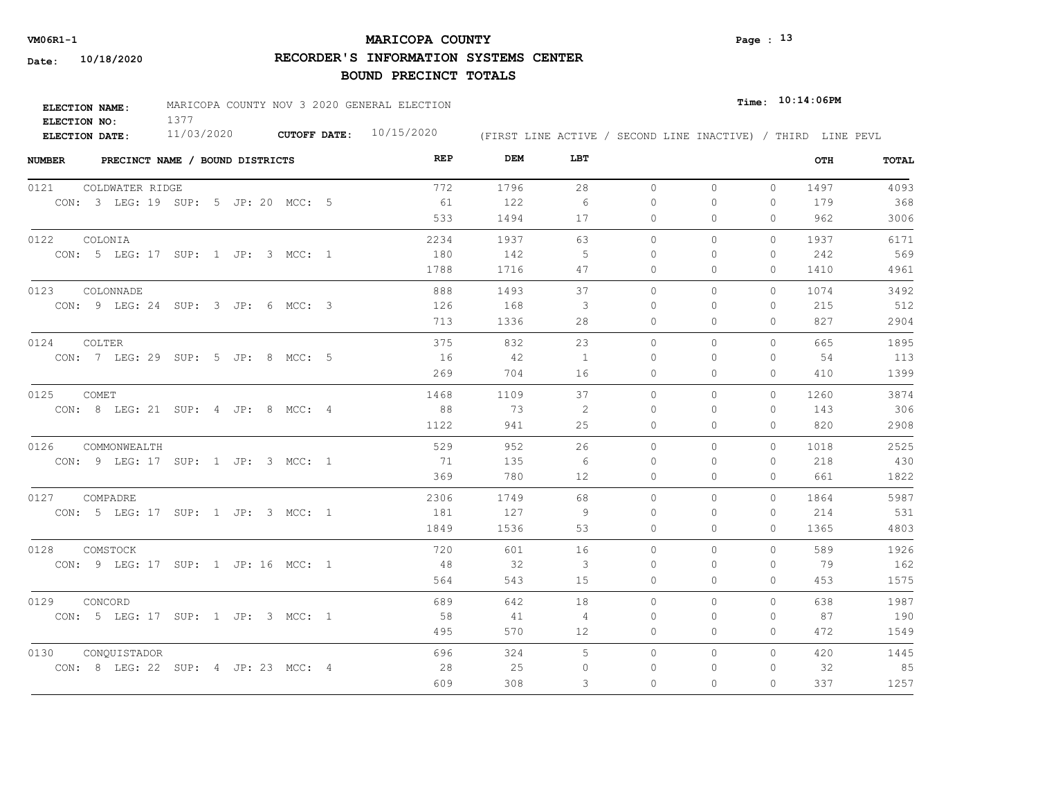**VM06R1-1**

**Date: 10/18/2020**

# MARICOPA COUNTY
## RECORDER'S INFORMATION SYSTEMS CENTER
## BOUND PRECINCT TOTALS

**Time: 10:14:06PM**

**ELECTION NAME:** MARICOPA COUNTY NOV 3 2020 GENERAL ELECTION
**ELECTION NO:** 1377
**ELECTION DATE:** 11/03/2020 **CUTOFF DATE:** 10/15/2020

(FIRST LINE ACTIVE / SECOND LINE INACTIVE) / THIRD LINE PEVL

| NUMBER | PRECINCT NAME / BOUND DISTRICTS | REP | DEM | LBT | | | | OTH | TOTAL |
|---|---|---|---|---|---|---|---|---|---|
| 0121 | COLDWATER RIDGE | 772 | 1796 | 28 | 0 | 0 | 0 | 1497 | 4093 |
| | CON: 3 LEG: 19 SUP: 5 JP: 20 MCC: 5 | 61 | 122 | 6 | 0 | 0 | 0 | 179 | 368 |
| | | 533 | 1494 | 17 | 0 | 0 | 0 | 962 | 3006 |
| 0122 | COLONIA | 2234 | 1937 | 63 | 0 | 0 | 0 | 1937 | 6171 |
| | CON: 5 LEG: 17 SUP: 1 JP: 3 MCC: 1 | 180 | 142 | 5 | 0 | 0 | 0 | 242 | 569 |
| | | 1788 | 1716 | 47 | 0 | 0 | 0 | 1410 | 4961 |
| 0123 | COLONNADE | 888 | 1493 | 37 | 0 | 0 | 0 | 1074 | 3492 |
| | CON: 9 LEG: 24 SUP: 3 JP: 6 MCC: 3 | 126 | 168 | 3 | 0 | 0 | 0 | 215 | 512 |
| | | 713 | 1336 | 28 | 0 | 0 | 0 | 827 | 2904 |
| 0124 | COLTER | 375 | 832 | 23 | 0 | 0 | 0 | 665 | 1895 |
| | CON: 7 LEG: 29 SUP: 5 JP: 8 MCC: 5 | 16 | 42 | 1 | 0 | 0 | 0 | 54 | 113 |
| | | 269 | 704 | 16 | 0 | 0 | 0 | 410 | 1399 |
| 0125 | COMET | 1468 | 1109 | 37 | 0 | 0 | 0 | 1260 | 3874 |
| | CON: 8 LEG: 21 SUP: 4 JP: 8 MCC: 4 | 88 | 73 | 2 | 0 | 0 | 0 | 143 | 306 |
| | | 1122 | 941 | 25 | 0 | 0 | 0 | 820 | 2908 |
| 0126 | COMMONWEALTH | 529 | 952 | 26 | 0 | 0 | 0 | 1018 | 2525 |
| | CON: 9 LEG: 17 SUP: 1 JP: 3 MCC: 1 | 71 | 135 | 6 | 0 | 0 | 0 | 218 | 430 |
| | | 369 | 780 | 12 | 0 | 0 | 0 | 661 | 1822 |
| 0127 | COMPADRE | 2306 | 1749 | 68 | 0 | 0 | 0 | 1864 | 5987 |
| | CON: 5 LEG: 17 SUP: 1 JP: 3 MCC: 1 | 181 | 127 | 9 | 0 | 0 | 0 | 214 | 531 |
| | | 1849 | 1536 | 53 | 0 | 0 | 0 | 1365 | 4803 |
| 0128 | COMSTOCK | 720 | 601 | 16 | 0 | 0 | 0 | 589 | 1926 |
| | CON: 9 LEG: 17 SUP: 1 JP: 16 MCC: 1 | 48 | 32 | 3 | 0 | 0 | 0 | 79 | 162 |
| | | 564 | 543 | 15 | 0 | 0 | 0 | 453 | 1575 |
| 0129 | CONCORD | 689 | 642 | 18 | 0 | 0 | 0 | 638 | 1987 |
| | CON: 5 LEG: 17 SUP: 1 JP: 3 MCC: 1 | 58 | 41 | 4 | 0 | 0 | 0 | 87 | 190 |
| | | 495 | 570 | 12 | 0 | 0 | 0 | 472 | 1549 |
| 0130 | CONQUISTADOR | 696 | 324 | 5 | 0 | 0 | 0 | 420 | 1445 |
| | CON: 8 LEG: 22 SUP: 4 JP: 23 MCC: 4 | 28 | 25 | 0 | 0 | 0 | 0 | 32 | 85 |
| | | 609 | 308 | 3 | 0 | 0 | 0 | 337 | 1257 |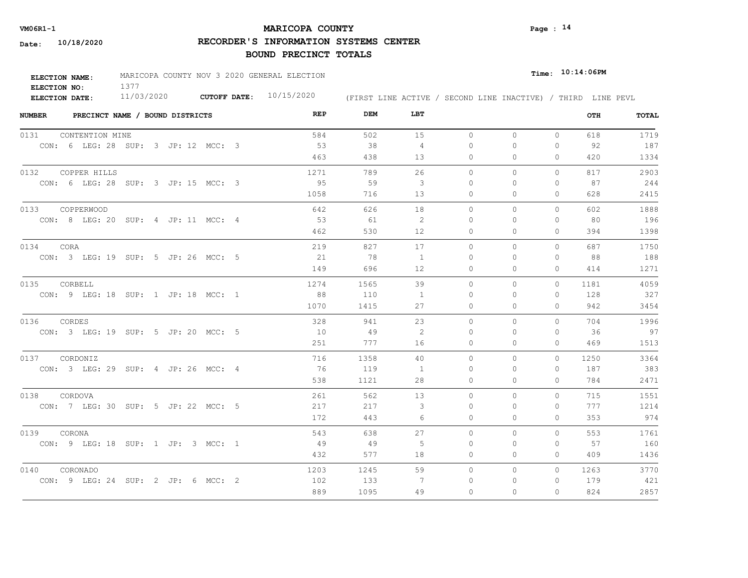# MARICOPA COUNTY

## RECORDER'S INFORMATION SYSTEMS CENTER

## BOUND PRECINCT TOTALS

VM06R1-1

**Date:** 10/18/2020

**Time:** 10:14:06PM

**ELECTION NAME:** MARICOPA COUNTY NOV 3 2020 GENERAL ELECTION
**ELECTION NO:** 1377
**ELECTION DATE:** 11/03/2020 **CUTOFF DATE:** 10/15/2020

(FIRST LINE ACTIVE / SECOND LINE INACTIVE) / THIRD LINE PEVL

| NUMBER | PRECINCT NAME / BOUND DISTRICTS | REP | DEM | LBT | | | | OTH | TOTAL |
|---|---|---|---|---|---|---|---|---|---|
| 0131 | CONTENTION MINE | 584 | 502 | 15 | 0 | 0 | 0 | 618 | 1719 |
| | CON: 6 LEG: 28 SUP: 3 JP: 12 MCC: 3 | 53 | 38 | 4 | 0 | 0 | 0 | 92 | 187 |
| | | 463 | 438 | 13 | 0 | 0 | 0 | 420 | 1334 |
| 0132 | COPPER HILLS | 1271 | 789 | 26 | 0 | 0 | 0 | 817 | 2903 |
| | CON: 6 LEG: 28 SUP: 3 JP: 15 MCC: 3 | 95 | 59 | 3 | 0 | 0 | 0 | 87 | 244 |
| | | 1058 | 716 | 13 | 0 | 0 | 0 | 628 | 2415 |
| 0133 | COPPERWOOD | 642 | 626 | 18 | 0 | 0 | 0 | 602 | 1888 |
| | CON: 8 LEG: 20 SUP: 4 JP: 11 MCC: 4 | 53 | 61 | 2 | 0 | 0 | 0 | 80 | 196 |
| | | 462 | 530 | 12 | 0 | 0 | 0 | 394 | 1398 |
| 0134 | CORA | 219 | 827 | 17 | 0 | 0 | 0 | 687 | 1750 |
| | CON: 3 LEG: 19 SUP: 5 JP: 26 MCC: 5 | 21 | 78 | 1 | 0 | 0 | 0 | 88 | 188 |
| | | 149 | 696 | 12 | 0 | 0 | 0 | 414 | 1271 |
| 0135 | CORBELL | 1274 | 1565 | 39 | 0 | 0 | 0 | 1181 | 4059 |
| | CON: 9 LEG: 18 SUP: 1 JP: 18 MCC: 1 | 88 | 110 | 1 | 0 | 0 | 0 | 128 | 327 |
| | | 1070 | 1415 | 27 | 0 | 0 | 0 | 942 | 3454 |
| 0136 | CORDES | 328 | 941 | 23 | 0 | 0 | 0 | 704 | 1996 |
| | CON: 3 LEG: 19 SUP: 5 JP: 20 MCC: 5 | 10 | 49 | 2 | 0 | 0 | 0 | 36 | 97 |
| | | 251 | 777 | 16 | 0 | 0 | 0 | 469 | 1513 |
| 0137 | CORDONIZ | 716 | 1358 | 40 | 0 | 0 | 0 | 1250 | 3364 |
| | CON: 3 LEG: 29 SUP: 4 JP: 26 MCC: 4 | 76 | 119 | 1 | 0 | 0 | 0 | 187 | 383 |
| | | 538 | 1121 | 28 | 0 | 0 | 0 | 784 | 2471 |
| 0138 | CORDOVA | 261 | 562 | 13 | 0 | 0 | 0 | 715 | 1551 |
| | CON: 7 LEG: 30 SUP: 5 JP: 22 MCC: 5 | 217 | 217 | 3 | 0 | 0 | 0 | 777 | 1214 |
| | | 172 | 443 | 6 | 0 | 0 | 0 | 353 | 974 |
| 0139 | CORONA | 543 | 638 | 27 | 0 | 0 | 0 | 553 | 1761 |
| | CON: 9 LEG: 18 SUP: 1 JP: 3 MCC: 1 | 49 | 49 | 5 | 0 | 0 | 0 | 57 | 160 |
| | | 432 | 577 | 18 | 0 | 0 | 0 | 409 | 1436 |
| 0140 | CORONADO | 1203 | 1245 | 59 | 0 | 0 | 0 | 1263 | 3770 |
| | CON: 9 LEG: 24 SUP: 2 JP: 6 MCC: 2 | 102 | 133 | 7 | 0 | 0 | 0 | 179 | 421 |
| | | 889 | 1095 | 49 | 0 | 0 | 0 | 824 | 2857 |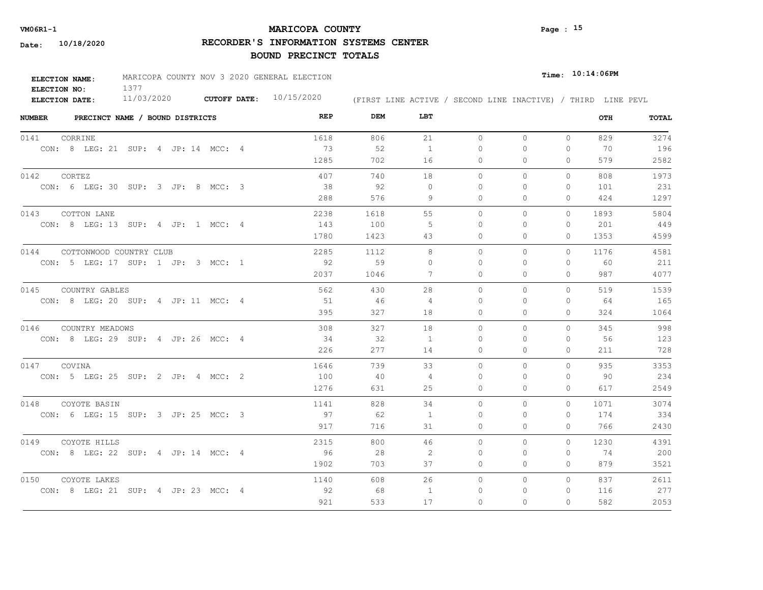**MARICOPA COUNTY**

**RECORDER'S INFORMATION SYSTEMS CENTER**

**BOUND PRECINCT TOTALS**

**ELECTION NAME:** MARICOPA COUNTY NOV 3 2020 GENERAL ELECTION
**ELECTION NO:** 1377
**ELECTION DATE:** 11/03/2020 **CUTOFF DATE:** 10/15/2020

(FIRST LINE ACTIVE / SECOND LINE INACTIVE) / THIRD LINE PEVL

| NUMBER | PRECINCT NAME / BOUND DISTRICTS | REP | DEM | LBT | | | | OTH | TOTAL |
|---|---|---|---|---|---|---|---|---|---|
| 0141 | CORRINE | 1618 | 806 | 21 | 0 | 0 | 0 | 829 | 3274 |
| | CON: 8 LEG: 21 SUP: 4 JP: 14 MCC: 4 | 73 | 52 | 1 | 0 | 0 | 0 | 70 | 196 |
| | | 1285 | 702 | 16 | 0 | 0 | 0 | 579 | 2582 |
| 0142 | CORTEZ | 407 | 740 | 18 | 0 | 0 | 0 | 808 | 1973 |
| | CON: 6 LEG: 30 SUP: 3 JP: 8 MCC: 3 | 38 | 92 | 0 | 0 | 0 | 0 | 101 | 231 |
| | | 288 | 576 | 9 | 0 | 0 | 0 | 424 | 1297 |
| 0143 | COTTON LANE | 2238 | 1618 | 55 | 0 | 0 | 0 | 1893 | 5804 |
| | CON: 8 LEG: 13 SUP: 4 JP: 1 MCC: 4 | 143 | 100 | 5 | 0 | 0 | 0 | 201 | 449 |
| | | 1780 | 1423 | 43 | 0 | 0 | 0 | 1353 | 4599 |
| 0144 | COTTONWOOD COUNTRY CLUB | 2285 | 1112 | 8 | 0 | 0 | 0 | 1176 | 4581 |
| | CON: 5 LEG: 17 SUP: 1 JP: 3 MCC: 1 | 92 | 59 | 0 | 0 | 0 | 0 | 60 | 211 |
| | | 2037 | 1046 | 7 | 0 | 0 | 0 | 987 | 4077 |
| 0145 | COUNTRY GABLES | 562 | 430 | 28 | 0 | 0 | 0 | 519 | 1539 |
| | CON: 8 LEG: 20 SUP: 4 JP: 11 MCC: 4 | 51 | 46 | 4 | 0 | 0 | 0 | 64 | 165 |
| | | 395 | 327 | 18 | 0 | 0 | 0 | 324 | 1064 |
| 0146 | COUNTRY MEADOWS | 308 | 327 | 18 | 0 | 0 | 0 | 345 | 998 |
| | CON: 8 LEG: 29 SUP: 4 JP: 26 MCC: 4 | 34 | 32 | 1 | 0 | 0 | 0 | 56 | 123 |
| | | 226 | 277 | 14 | 0 | 0 | 0 | 211 | 728 |
| 0147 | COVINA | 1646 | 739 | 33 | 0 | 0 | 0 | 935 | 3353 |
| | CON: 5 LEG: 25 SUP: 2 JP: 4 MCC: 2 | 100 | 40 | 4 | 0 | 0 | 0 | 90 | 234 |
| | | 1276 | 631 | 25 | 0 | 0 | 0 | 617 | 2549 |
| 0148 | COYOTE BASIN | 1141 | 828 | 34 | 0 | 0 | 0 | 1071 | 3074 |
| | CON: 6 LEG: 15 SUP: 3 JP: 25 MCC: 3 | 97 | 62 | 1 | 0 | 0 | 0 | 174 | 334 |
| | | 917 | 716 | 31 | 0 | 0 | 0 | 766 | 2430 |
| 0149 | COYOTE HILLS | 2315 | 800 | 46 | 0 | 0 | 0 | 1230 | 4391 |
| | CON: 8 LEG: 22 SUP: 4 JP: 14 MCC: 4 | 96 | 28 | 2 | 0 | 0 | 0 | 74 | 200 |
| | | 1902 | 703 | 37 | 0 | 0 | 0 | 879 | 3521 |
| 0150 | COYOTE LAKES | 1140 | 608 | 26 | 0 | 0 | 0 | 837 | 2611 |
| | CON: 8 LEG: 21 SUP: 4 JP: 23 MCC: 4 | 92 | 68 | 1 | 0 | 0 | 0 | 116 | 277 |
| | | 921 | 533 | 17 | 0 | 0 | 0 | 582 | 2053 |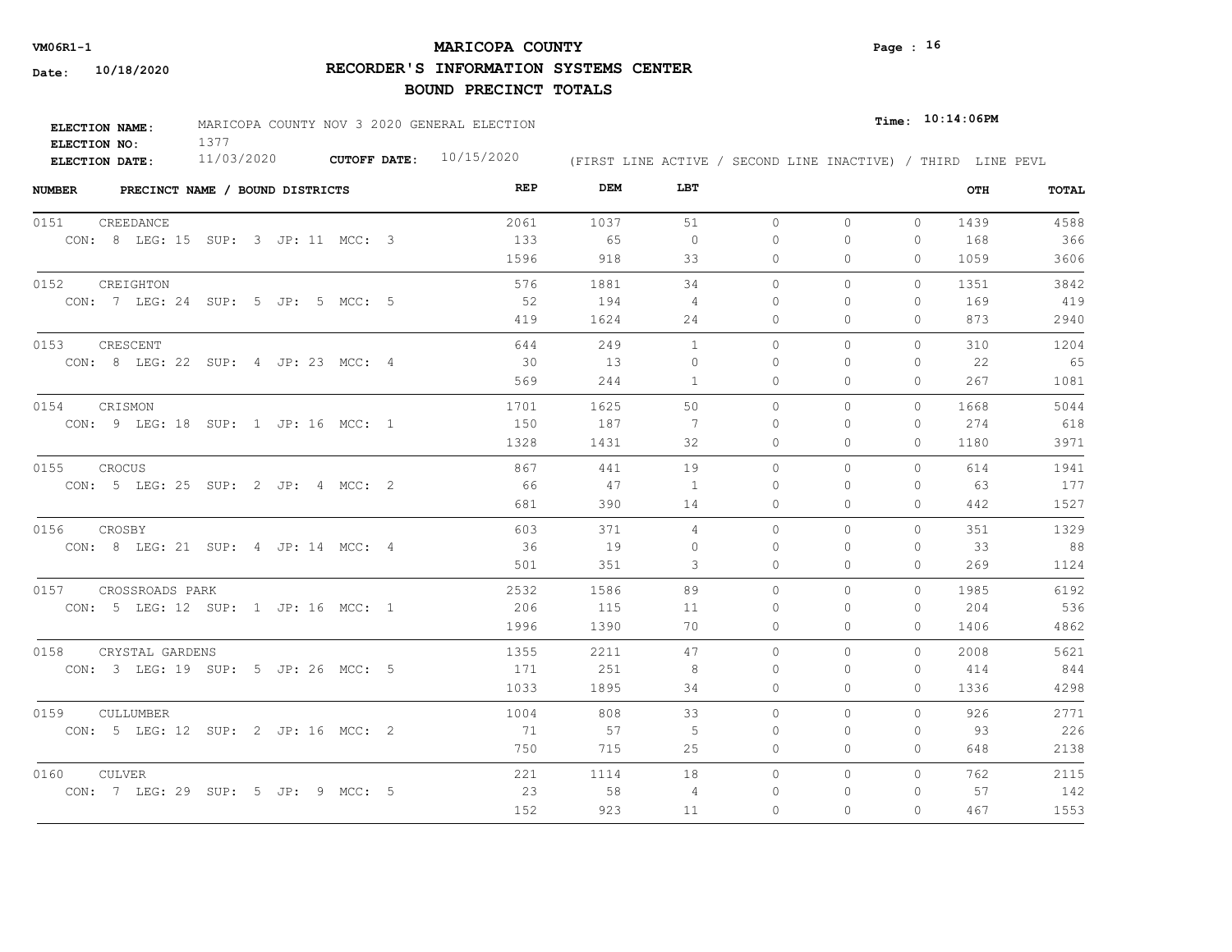**VM06R1-1** — **MARICOPA COUNTY**

**Date: 10/18/2020**

## RECORDER'S INFORMATION SYSTEMS CENTER

## BOUND PRECINCT TOTALS

**ELECTION NAME:** MARICOPA COUNTY NOV 3 2020 GENERAL ELECTION

**ELECTION NO:** 1377

**ELECTION DATE:** 11/03/2020 **CUTOFF DATE:** 10/15/2020

**Time: 10:14:06PM**

(FIRST LINE ACTIVE / SECOND LINE INACTIVE) / THIRD LINE PEVL

| NUMBER | PRECINCT NAME / BOUND DISTRICTS | REP | DEM | LBT | | | | OTH | TOTAL |
|---|---|---|---|---|---|---|---|---|---|
| 0151 | CREEDANCE | 2061 | 1037 | 51 | 0 | 0 | 0 | 1439 | 4588 |
| | CON: 8 LEG: 15 SUP: 3 JP: 11 MCC: 3 | 133 | 65 | 0 | 0 | 0 | 0 | 168 | 366 |
| | | 1596 | 918 | 33 | 0 | 0 | 0 | 1059 | 3606 |
| 0152 | CREIGHTON | 576 | 1881 | 34 | 0 | 0 | 0 | 1351 | 3842 |
| | CON: 7 LEG: 24 SUP: 5 JP: 5 MCC: 5 | 52 | 194 | 4 | 0 | 0 | 0 | 169 | 419 |
| | | 419 | 1624 | 24 | 0 | 0 | 0 | 873 | 2940 |
| 0153 | CRESCENT | 644 | 249 | 1 | 0 | 0 | 0 | 310 | 1204 |
| | CON: 8 LEG: 22 SUP: 4 JP: 23 MCC: 4 | 30 | 13 | 0 | 0 | 0 | 0 | 22 | 65 |
| | | 569 | 244 | 1 | 0 | 0 | 0 | 267 | 1081 |
| 0154 | CRISMON | 1701 | 1625 | 50 | 0 | 0 | 0 | 1668 | 5044 |
| | CON: 9 LEG: 18 SUP: 1 JP: 16 MCC: 1 | 150 | 187 | 7 | 0 | 0 | 0 | 274 | 618 |
| | | 1328 | 1431 | 32 | 0 | 0 | 0 | 1180 | 3971 |
| 0155 | CROCUS | 867 | 441 | 19 | 0 | 0 | 0 | 614 | 1941 |
| | CON: 5 LEG: 25 SUP: 2 JP: 4 MCC: 2 | 66 | 47 | 1 | 0 | 0 | 0 | 63 | 177 |
| | | 681 | 390 | 14 | 0 | 0 | 0 | 442 | 1527 |
| 0156 | CROSBY | 603 | 371 | 4 | 0 | 0 | 0 | 351 | 1329 |
| | CON: 8 LEG: 21 SUP: 4 JP: 14 MCC: 4 | 36 | 19 | 0 | 0 | 0 | 0 | 33 | 88 |
| | | 501 | 351 | 3 | 0 | 0 | 0 | 269 | 1124 |
| 0157 | CROSSROADS PARK | 2532 | 1586 | 89 | 0 | 0 | 0 | 1985 | 6192 |
| | CON: 5 LEG: 12 SUP: 1 JP: 16 MCC: 1 | 206 | 115 | 11 | 0 | 0 | 0 | 204 | 536 |
| | | 1996 | 1390 | 70 | 0 | 0 | 0 | 1406 | 4862 |
| 0158 | CRYSTAL GARDENS | 1355 | 2211 | 47 | 0 | 0 | 0 | 2008 | 5621 |
| | CON: 3 LEG: 19 SUP: 5 JP: 26 MCC: 5 | 171 | 251 | 8 | 0 | 0 | 0 | 414 | 844 |
| | | 1033 | 1895 | 34 | 0 | 0 | 0 | 1336 | 4298 |
| 0159 | CULLUMBER | 1004 | 808 | 33 | 0 | 0 | 0 | 926 | 2771 |
| | CON: 5 LEG: 12 SUP: 2 JP: 16 MCC: 2 | 71 | 57 | 5 | 0 | 0 | 0 | 93 | 226 |
| | | 750 | 715 | 25 | 0 | 0 | 0 | 648 | 2138 |
| 0160 | CULVER | 221 | 1114 | 18 | 0 | 0 | 0 | 762 | 2115 |
| | CON: 7 LEG: 29 SUP: 5 JP: 9 MCC: 5 | 23 | 58 | 4 | 0 | 0 | 0 | 57 | 142 |
| | | 152 | 923 | 11 | 0 | 0 | 0 | 467 | 1553 |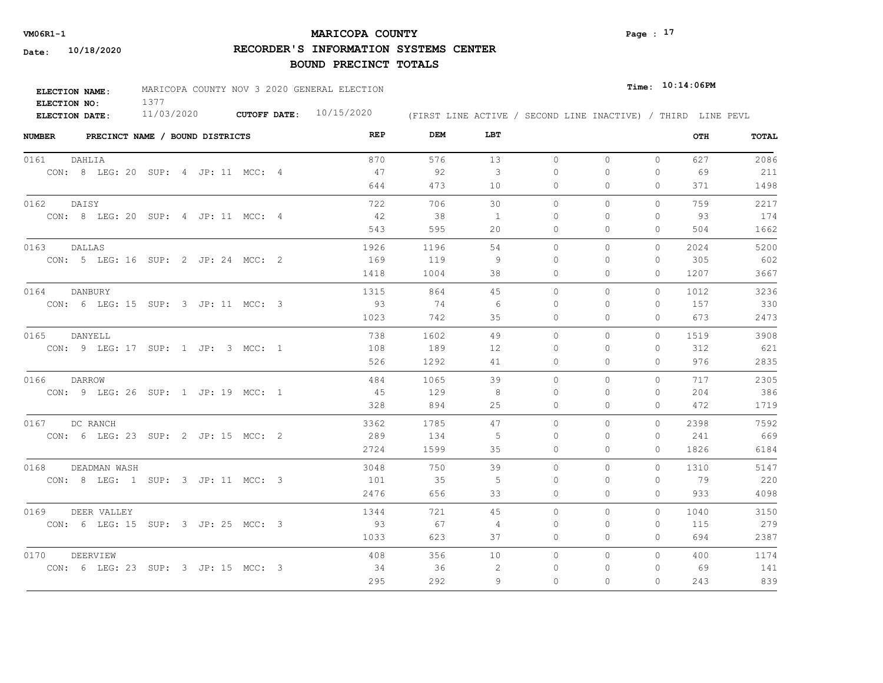**VM06R1-1** **MARICOPA COUNTY**

**Date: 10/18/2020** **RECORDER'S INFORMATION SYSTEMS CENTER**

**BOUND PRECINCT TOTALS**

**ELECTION NAME:** MARICOPA COUNTY NOV 3 2020 GENERAL ELECTION **Time: 10:14:06PM**

**ELECTION NO:** 1377

**ELECTION DATE:** 11/03/2020 **CUTOFF DATE:** 10/15/2020 (FIRST LINE ACTIVE / SECOND LINE INACTIVE) / THIRD LINE PEVL

| NUMBER | PRECINCT NAME / BOUND DISTRICTS | REP | DEM | LBT | | | | OTH | TOTAL |
|---|---|---|---|---|---|---|---|---|---|
| 0161 | DAHLIA | 870 | 576 | 13 | 0 | 0 | 0 | 627 | 2086 |
| | CON: 8 LEG: 20 SUP: 4 JP: 11 MCC: 4 | 47 | 92 | 3 | 0 | 0 | 0 | 69 | 211 |
| | | 644 | 473 | 10 | 0 | 0 | 0 | 371 | 1498 |
| 0162 | DAISY | 722 | 706 | 30 | 0 | 0 | 0 | 759 | 2217 |
| | CON: 8 LEG: 20 SUP: 4 JP: 11 MCC: 4 | 42 | 38 | 1 | 0 | 0 | 0 | 93 | 174 |
| | | 543 | 595 | 20 | 0 | 0 | 0 | 504 | 1662 |
| 0163 | DALLAS | 1926 | 1196 | 54 | 0 | 0 | 0 | 2024 | 5200 |
| | CON: 5 LEG: 16 SUP: 2 JP: 24 MCC: 2 | 169 | 119 | 9 | 0 | 0 | 0 | 305 | 602 |
| | | 1418 | 1004 | 38 | 0 | 0 | 0 | 1207 | 3667 |
| 0164 | DANBURY | 1315 | 864 | 45 | 0 | 0 | 0 | 1012 | 3236 |
| | CON: 6 LEG: 15 SUP: 3 JP: 11 MCC: 3 | 93 | 74 | 6 | 0 | 0 | 0 | 157 | 330 |
| | | 1023 | 742 | 35 | 0 | 0 | 0 | 673 | 2473 |
| 0165 | DANYELL | 738 | 1602 | 49 | 0 | 0 | 0 | 1519 | 3908 |
| | CON: 9 LEG: 17 SUP: 1 JP: 3 MCC: 1 | 108 | 189 | 12 | 0 | 0 | 0 | 312 | 621 |
| | | 526 | 1292 | 41 | 0 | 0 | 0 | 976 | 2835 |
| 0166 | DARROW | 484 | 1065 | 39 | 0 | 0 | 0 | 717 | 2305 |
| | CON: 9 LEG: 26 SUP: 1 JP: 19 MCC: 1 | 45 | 129 | 8 | 0 | 0 | 0 | 204 | 386 |
| | | 328 | 894 | 25 | 0 | 0 | 0 | 472 | 1719 |
| 0167 | DC RANCH | 3362 | 1785 | 47 | 0 | 0 | 0 | 2398 | 7592 |
| | CON: 6 LEG: 23 SUP: 2 JP: 15 MCC: 2 | 289 | 134 | 5 | 0 | 0 | 0 | 241 | 669 |
| | | 2724 | 1599 | 35 | 0 | 0 | 0 | 1826 | 6184 |
| 0168 | DEADMAN WASH | 3048 | 750 | 39 | 0 | 0 | 0 | 1310 | 5147 |
| | CON: 8 LEG: 1 SUP: 3 JP: 11 MCC: 3 | 101 | 35 | 5 | 0 | 0 | 0 | 79 | 220 |
| | | 2476 | 656 | 33 | 0 | 0 | 0 | 933 | 4098 |
| 0169 | DEER VALLEY | 1344 | 721 | 45 | 0 | 0 | 0 | 1040 | 3150 |
| | CON: 6 LEG: 15 SUP: 3 JP: 25 MCC: 3 | 93 | 67 | 4 | 0 | 0 | 0 | 115 | 279 |
| | | 1033 | 623 | 37 | 0 | 0 | 0 | 694 | 2387 |
| 0170 | DEERVIEW | 408 | 356 | 10 | 0 | 0 | 0 | 400 | 1174 |
| | CON: 6 LEG: 23 SUP: 3 JP: 15 MCC: 3 | 34 | 36 | 2 | 0 | 0 | 0 | 69 | 141 |
| | | 295 | 292 | 9 | 0 | 0 | 0 | 243 | 839 |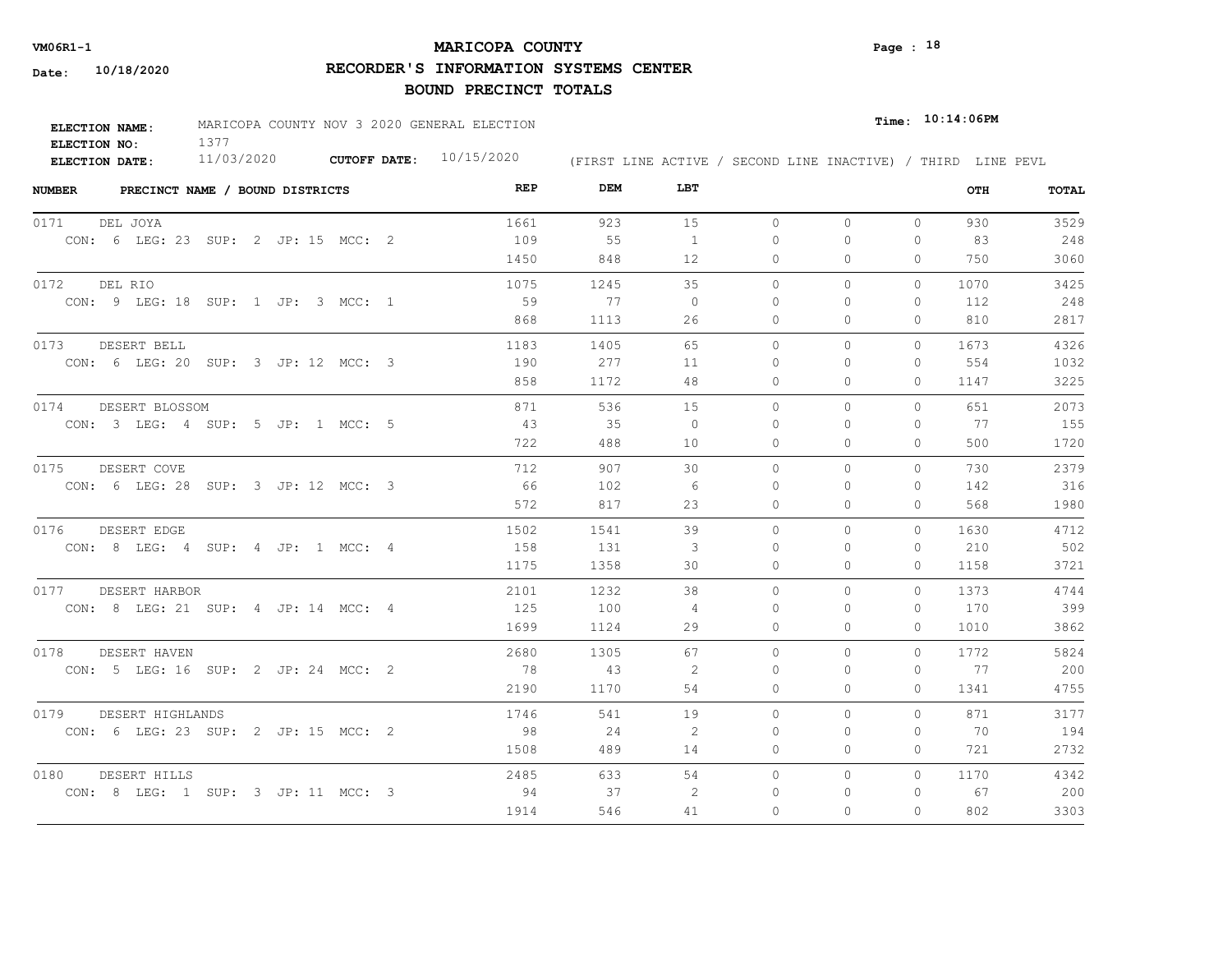**VM06R1-1**

**Date: 10/18/2020**

# MARICOPA COUNTY

## RECORDER'S INFORMATION SYSTEMS CENTER

## BOUND PRECINCT TOTALS

**Time: 10:14:06PM**

**ELECTION NAME:** MARICOPA COUNTY NOV 3 2020 GENERAL ELECTION
**ELECTION NO:** 1377
**ELECTION DATE:** 11/03/2020 **CUTOFF DATE:** 10/15/2020

(FIRST LINE ACTIVE / SECOND LINE INACTIVE) / THIRD LINE PEVL

| NUMBER | PRECINCT NAME / BOUND DISTRICTS | REP | DEM | LBT | | | | OTH | TOTAL |
|---|---|---|---|---|---|---|---|---|---|
| 0171 | DEL JOYA | 1661 | 923 | 15 | 0 | 0 | 0 | 930 | 3529 |
| | CON: 6 LEG: 23 SUP: 2 JP: 15 MCC: 2 | 109 | 55 | 1 | 0 | 0 | 0 | 83 | 248 |
| | | 1450 | 848 | 12 | 0 | 0 | 0 | 750 | 3060 |
| 0172 | DEL RIO | 1075 | 1245 | 35 | 0 | 0 | 0 | 1070 | 3425 |
| | CON: 9 LEG: 18 SUP: 1 JP: 3 MCC: 1 | 59 | 77 | 0 | 0 | 0 | 0 | 112 | 248 |
| | | 868 | 1113 | 26 | 0 | 0 | 0 | 810 | 2817 |
| 0173 | DESERT BELL | 1183 | 1405 | 65 | 0 | 0 | 0 | 1673 | 4326 |
| | CON: 6 LEG: 20 SUP: 3 JP: 12 MCC: 3 | 190 | 277 | 11 | 0 | 0 | 0 | 554 | 1032 |
| | | 858 | 1172 | 48 | 0 | 0 | 0 | 1147 | 3225 |
| 0174 | DESERT BLOSSOM | 871 | 536 | 15 | 0 | 0 | 0 | 651 | 2073 |
| | CON: 3 LEG: 4 SUP: 5 JP: 1 MCC: 5 | 43 | 35 | 0 | 0 | 0 | 0 | 77 | 155 |
| | | 722 | 488 | 10 | 0 | 0 | 0 | 500 | 1720 |
| 0175 | DESERT COVE | 712 | 907 | 30 | 0 | 0 | 0 | 730 | 2379 |
| | CON: 6 LEG: 28 SUP: 3 JP: 12 MCC: 3 | 66 | 102 | 6 | 0 | 0 | 0 | 142 | 316 |
| | | 572 | 817 | 23 | 0 | 0 | 0 | 568 | 1980 |
| 0176 | DESERT EDGE | 1502 | 1541 | 39 | 0 | 0 | 0 | 1630 | 4712 |
| | CON: 8 LEG: 4 SUP: 4 JP: 1 MCC: 4 | 158 | 131 | 3 | 0 | 0 | 0 | 210 | 502 |
| | | 1175 | 1358 | 30 | 0 | 0 | 0 | 1158 | 3721 |
| 0177 | DESERT HARBOR | 2101 | 1232 | 38 | 0 | 0 | 0 | 1373 | 4744 |
| | CON: 8 LEG: 21 SUP: 4 JP: 14 MCC: 4 | 125 | 100 | 4 | 0 | 0 | 0 | 170 | 399 |
| | | 1699 | 1124 | 29 | 0 | 0 | 0 | 1010 | 3862 |
| 0178 | DESERT HAVEN | 2680 | 1305 | 67 | 0 | 0 | 0 | 1772 | 5824 |
| | CON: 5 LEG: 16 SUP: 2 JP: 24 MCC: 2 | 78 | 43 | 2 | 0 | 0 | 0 | 77 | 200 |
| | | 2190 | 1170 | 54 | 0 | 0 | 0 | 1341 | 4755 |
| 0179 | DESERT HIGHLANDS | 1746 | 541 | 19 | 0 | 0 | 0 | 871 | 3177 |
| | CON: 6 LEG: 23 SUP: 2 JP: 15 MCC: 2 | 98 | 24 | 2 | 0 | 0 | 0 | 70 | 194 |
| | | 1508 | 489 | 14 | 0 | 0 | 0 | 721 | 2732 |
| 0180 | DESERT HILLS | 2485 | 633 | 54 | 0 | 0 | 0 | 1170 | 4342 |
| | CON: 8 LEG: 1 SUP: 3 JP: 11 MCC: 3 | 94 | 37 | 2 | 0 | 0 | 0 | 67 | 200 |
| | | 1914 | 546 | 41 | 0 | 0 | 0 | 802 | 3303 |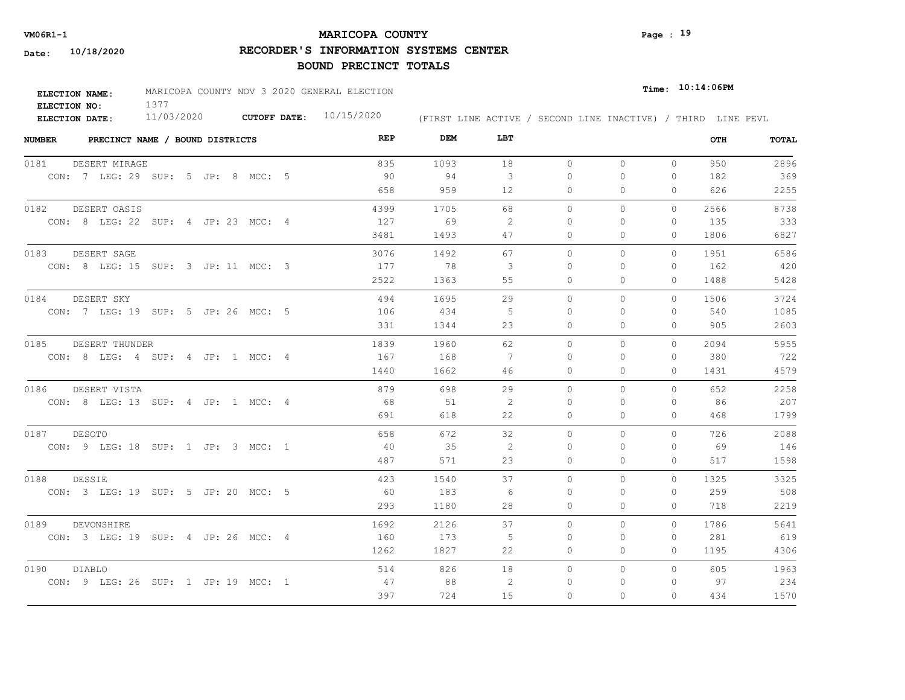**VM06R1-1**

**Date: 10/18/2020**

# MARICOPA COUNTY

## RECORDER'S INFORMATION SYSTEMS CENTER

## BOUND PRECINCT TOTALS

**Time: 10:14:06PM**

**ELECTION NAME:** MARICOPA COUNTY NOV 3 2020 GENERAL ELECTION
**ELECTION NO:** 1377
**ELECTION DATE:** 11/03/2020 **CUTOFF DATE:** 10/15/2020 (FIRST LINE ACTIVE / SECOND LINE INACTIVE) / THIRD LINE PEVL

| NUMBER | PRECINCT NAME / BOUND DISTRICTS | REP | DEM | LBT | | | | OTH | TOTAL |
|---|---|---|---|---|---|---|---|---|---|
| 0181 | DESERT MIRAGE | 835 | 1093 | 18 | 0 | 0 | 0 | 950 | 2896 |
| | CON: 7 LEG: 29 SUP: 5 JP: 8 MCC: 5 | 90 | 94 | 3 | 0 | 0 | 0 | 182 | 369 |
| | | 658 | 959 | 12 | 0 | 0 | 0 | 626 | 2255 |
| 0182 | DESERT OASIS | 4399 | 1705 | 68 | 0 | 0 | 0 | 2566 | 8738 |
| | CON: 8 LEG: 22 SUP: 4 JP: 23 MCC: 4 | 127 | 69 | 2 | 0 | 0 | 0 | 135 | 333 |
| | | 3481 | 1493 | 47 | 0 | 0 | 0 | 1806 | 6827 |
| 0183 | DESERT SAGE | 3076 | 1492 | 67 | 0 | 0 | 0 | 1951 | 6586 |
| | CON: 8 LEG: 15 SUP: 3 JP: 11 MCC: 3 | 177 | 78 | 3 | 0 | 0 | 0 | 162 | 420 |
| | | 2522 | 1363 | 55 | 0 | 0 | 0 | 1488 | 5428 |
| 0184 | DESERT SKY | 494 | 1695 | 29 | 0 | 0 | 0 | 1506 | 3724 |
| | CON: 7 LEG: 19 SUP: 5 JP: 26 MCC: 5 | 106 | 434 | 5 | 0 | 0 | 0 | 540 | 1085 |
| | | 331 | 1344 | 23 | 0 | 0 | 0 | 905 | 2603 |
| 0185 | DESERT THUNDER | 1839 | 1960 | 62 | 0 | 0 | 0 | 2094 | 5955 |
| | CON: 8 LEG: 4 SUP: 4 JP: 1 MCC: 4 | 167 | 168 | 7 | 0 | 0 | 0 | 380 | 722 |
| | | 1440 | 1662 | 46 | 0 | 0 | 0 | 1431 | 4579 |
| 0186 | DESERT VISTA | 879 | 698 | 29 | 0 | 0 | 0 | 652 | 2258 |
| | CON: 8 LEG: 13 SUP: 4 JP: 1 MCC: 4 | 68 | 51 | 2 | 0 | 0 | 0 | 86 | 207 |
| | | 691 | 618 | 22 | 0 | 0 | 0 | 468 | 1799 |
| 0187 | DESOTO | 658 | 672 | 32 | 0 | 0 | 0 | 726 | 2088 |
| | CON: 9 LEG: 18 SUP: 1 JP: 3 MCC: 1 | 40 | 35 | 2 | 0 | 0 | 0 | 69 | 146 |
| | | 487 | 571 | 23 | 0 | 0 | 0 | 517 | 1598 |
| 0188 | DESSIE | 423 | 1540 | 37 | 0 | 0 | 0 | 1325 | 3325 |
| | CON: 3 LEG: 19 SUP: 5 JP: 20 MCC: 5 | 60 | 183 | 6 | 0 | 0 | 0 | 259 | 508 |
| | | 293 | 1180 | 28 | 0 | 0 | 0 | 718 | 2219 |
| 0189 | DEVONSHIRE | 1692 | 2126 | 37 | 0 | 0 | 0 | 1786 | 5641 |
| | CON: 3 LEG: 19 SUP: 4 JP: 26 MCC: 4 | 160 | 173 | 5 | 0 | 0 | 0 | 281 | 619 |
| | | 1262 | 1827 | 22 | 0 | 0 | 0 | 1195 | 4306 |
| 0190 | DIABLO | 514 | 826 | 18 | 0 | 0 | 0 | 605 | 1963 |
| | CON: 9 LEG: 26 SUP: 1 JP: 19 MCC: 1 | 47 | 88 | 2 | 0 | 0 | 0 | 97 | 234 |
| | | 397 | 724 | 15 | 0 | 0 | 0 | 434 | 1570 |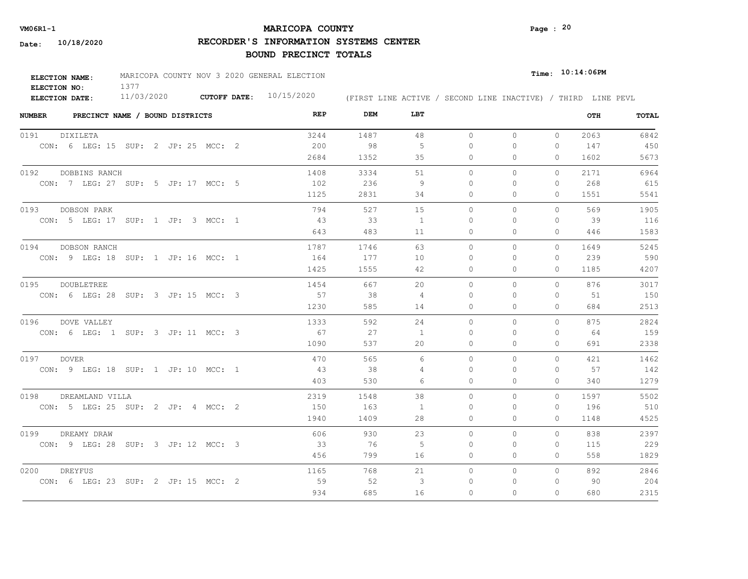VM06R1-1

Date: 10/18/2020

# MARICOPA COUNTY

## RECORDER'S INFORMATION SYSTEMS CENTER

## BOUND PRECINCT TOTALS

Time: 10:14:06PM

**ELECTION NAME:** MARICOPA COUNTY NOV 3 2020 GENERAL ELECTION
**ELECTION NO:** 1377
**ELECTION DATE:** 11/03/2020 **CUTOFF DATE:** 10/15/2020

(FIRST LINE ACTIVE / SECOND LINE INACTIVE) / THIRD LINE PEVL

| NUMBER | PRECINCT NAME / BOUND DISTRICTS | REP | DEM | LBT | | | | OTH | TOTAL |
|---|---|---|---|---|---|---|---|---|---|
| 0191 | DIXILETA | 3244 | 1487 | 48 | 0 | 0 | 0 | 2063 | 6842 |
| | CON: 6 LEG: 15 SUP: 2 JP: 25 MCC: 2 | 200 | 98 | 5 | 0 | 0 | 0 | 147 | 450 |
| | | 2684 | 1352 | 35 | 0 | 0 | 0 | 1602 | 5673 |
| 0192 | DOBBINS RANCH | 1408 | 3334 | 51 | 0 | 0 | 0 | 2171 | 6964 |
| | CON: 7 LEG: 27 SUP: 5 JP: 17 MCC: 5 | 102 | 236 | 9 | 0 | 0 | 0 | 268 | 615 |
| | | 1125 | 2831 | 34 | 0 | 0 | 0 | 1551 | 5541 |
| 0193 | DOBSON PARK | 794 | 527 | 15 | 0 | 0 | 0 | 569 | 1905 |
| | CON: 5 LEG: 17 SUP: 1 JP: 3 MCC: 1 | 43 | 33 | 1 | 0 | 0 | 0 | 39 | 116 |
| | | 643 | 483 | 11 | 0 | 0 | 0 | 446 | 1583 |
| 0194 | DOBSON RANCH | 1787 | 1746 | 63 | 0 | 0 | 0 | 1649 | 5245 |
| | CON: 9 LEG: 18 SUP: 1 JP: 16 MCC: 1 | 164 | 177 | 10 | 0 | 0 | 0 | 239 | 590 |
| | | 1425 | 1555 | 42 | 0 | 0 | 0 | 1185 | 4207 |
| 0195 | DOUBLETREE | 1454 | 667 | 20 | 0 | 0 | 0 | 876 | 3017 |
| | CON: 6 LEG: 28 SUP: 3 JP: 15 MCC: 3 | 57 | 38 | 4 | 0 | 0 | 0 | 51 | 150 |
| | | 1230 | 585 | 14 | 0 | 0 | 0 | 684 | 2513 |
| 0196 | DOVE VALLEY | 1333 | 592 | 24 | 0 | 0 | 0 | 875 | 2824 |
| | CON: 6 LEG: 1 SUP: 3 JP: 11 MCC: 3 | 67 | 27 | 1 | 0 | 0 | 0 | 64 | 159 |
| | | 1090 | 537 | 20 | 0 | 0 | 0 | 691 | 2338 |
| 0197 | DOVER | 470 | 565 | 6 | 0 | 0 | 0 | 421 | 1462 |
| | CON: 9 LEG: 18 SUP: 1 JP: 10 MCC: 1 | 43 | 38 | 4 | 0 | 0 | 0 | 57 | 142 |
| | | 403 | 530 | 6 | 0 | 0 | 0 | 340 | 1279 |
| 0198 | DREAMLAND VILLA | 2319 | 1548 | 38 | 0 | 0 | 0 | 1597 | 5502 |
| | CON: 5 LEG: 25 SUP: 2 JP: 4 MCC: 2 | 150 | 163 | 1 | 0 | 0 | 0 | 196 | 510 |
| | | 1940 | 1409 | 28 | 0 | 0 | 0 | 1148 | 4525 |
| 0199 | DREAMY DRAW | 606 | 930 | 23 | 0 | 0 | 0 | 838 | 2397 |
| | CON: 9 LEG: 28 SUP: 3 JP: 12 MCC: 3 | 33 | 76 | 5 | 0 | 0 | 0 | 115 | 229 |
| | | 456 | 799 | 16 | 0 | 0 | 0 | 558 | 1829 |
| 0200 | DREYFUS | 1165 | 768 | 21 | 0 | 0 | 0 | 892 | 2846 |
| | CON: 6 LEG: 23 SUP: 2 JP: 15 MCC: 2 | 59 | 52 | 3 | 0 | 0 | 0 | 90 | 204 |
| | | 934 | 685 | 16 | 0 | 0 | 0 | 680 | 2315 |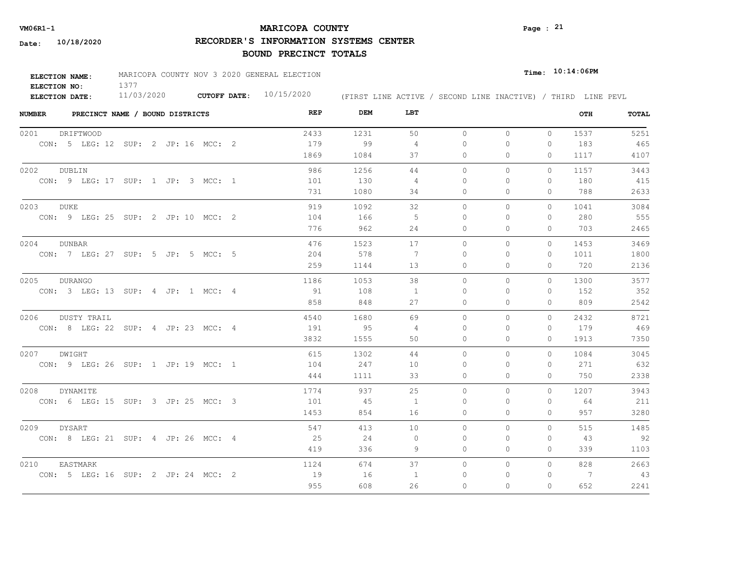**VM06R1-1**

**Date: 10/18/2020**

# MARICOPA COUNTY

## RECORDER'S INFORMATION SYSTEMS CENTER

## BOUND PRECINCT TOTALS

**ELECTION NAME:** MARICOPA COUNTY NOV 3 2020 GENERAL ELECTION

**ELECTION NO:** 1377

**ELECTION DATE:** 11/03/2020 **CUTOFF DATE:** 10/15/2020

**Time: 10:14:06PM**

(FIRST LINE ACTIVE / SECOND LINE INACTIVE) / THIRD LINE PEVL

| NUMBER | PRECINCT NAME / BOUND DISTRICTS | REP | DEM | LBT | | | | OTH | TOTAL |
|---|---|---|---|---|---|---|---|---|---|
| 0201 | DRIFTWOOD | 2433 | 1231 | 50 | 0 | 0 | 0 | 1537 | 5251 |
| | CON: 5 LEG: 12 SUP: 2 JP: 16 MCC: 2 | 179 | 99 | 4 | 0 | 0 | 0 | 183 | 465 |
| | | 1869 | 1084 | 37 | 0 | 0 | 0 | 1117 | 4107 |
| 0202 | DUBLIN | 986 | 1256 | 44 | 0 | 0 | 0 | 1157 | 3443 |
| | CON: 9 LEG: 17 SUP: 1 JP: 3 MCC: 1 | 101 | 130 | 4 | 0 | 0 | 0 | 180 | 415 |
| | | 731 | 1080 | 34 | 0 | 0 | 0 | 788 | 2633 |
| 0203 | DUKE | 919 | 1092 | 32 | 0 | 0 | 0 | 1041 | 3084 |
| | CON: 9 LEG: 25 SUP: 2 JP: 10 MCC: 2 | 104 | 166 | 5 | 0 | 0 | 0 | 280 | 555 |
| | | 776 | 962 | 24 | 0 | 0 | 0 | 703 | 2465 |
| 0204 | DUNBAR | 476 | 1523 | 17 | 0 | 0 | 0 | 1453 | 3469 |
| | CON: 7 LEG: 27 SUP: 5 JP: 5 MCC: 5 | 204 | 578 | 7 | 0 | 0 | 0 | 1011 | 1800 |
| | | 259 | 1144 | 13 | 0 | 0 | 0 | 720 | 2136 |
| 0205 | DURANGO | 1186 | 1053 | 38 | 0 | 0 | 0 | 1300 | 3577 |
| | CON: 3 LEG: 13 SUP: 4 JP: 1 MCC: 4 | 91 | 108 | 1 | 0 | 0 | 0 | 152 | 352 |
| | | 858 | 848 | 27 | 0 | 0 | 0 | 809 | 2542 |
| 0206 | DUSTY TRAIL | 4540 | 1680 | 69 | 0 | 0 | 0 | 2432 | 8721 |
| | CON: 8 LEG: 22 SUP: 4 JP: 23 MCC: 4 | 191 | 95 | 4 | 0 | 0 | 0 | 179 | 469 |
| | | 3832 | 1555 | 50 | 0 | 0 | 0 | 1913 | 7350 |
| 0207 | DWIGHT | 615 | 1302 | 44 | 0 | 0 | 0 | 1084 | 3045 |
| | CON: 9 LEG: 26 SUP: 1 JP: 19 MCC: 1 | 104 | 247 | 10 | 0 | 0 | 0 | 271 | 632 |
| | | 444 | 1111 | 33 | 0 | 0 | 0 | 750 | 2338 |
| 0208 | DYNAMITE | 1774 | 937 | 25 | 0 | 0 | 0 | 1207 | 3943 |
| | CON: 6 LEG: 15 SUP: 3 JP: 25 MCC: 3 | 101 | 45 | 1 | 0 | 0 | 0 | 64 | 211 |
| | | 1453 | 854 | 16 | 0 | 0 | 0 | 957 | 3280 |
| 0209 | DYSART | 547 | 413 | 10 | 0 | 0 | 0 | 515 | 1485 |
| | CON: 8 LEG: 21 SUP: 4 JP: 26 MCC: 4 | 25 | 24 | 0 | 0 | 0 | 0 | 43 | 92 |
| | | 419 | 336 | 9 | 0 | 0 | 0 | 339 | 1103 |
| 0210 | EASTMARK | 1124 | 674 | 37 | 0 | 0 | 0 | 828 | 2663 |
| | CON: 5 LEG: 16 SUP: 2 JP: 24 MCC: 2 | 19 | 16 | 1 | 0 | 0 | 0 | 7 | 43 |
| | | 955 | 608 | 26 | 0 | 0 | 0 | 652 | 2241 |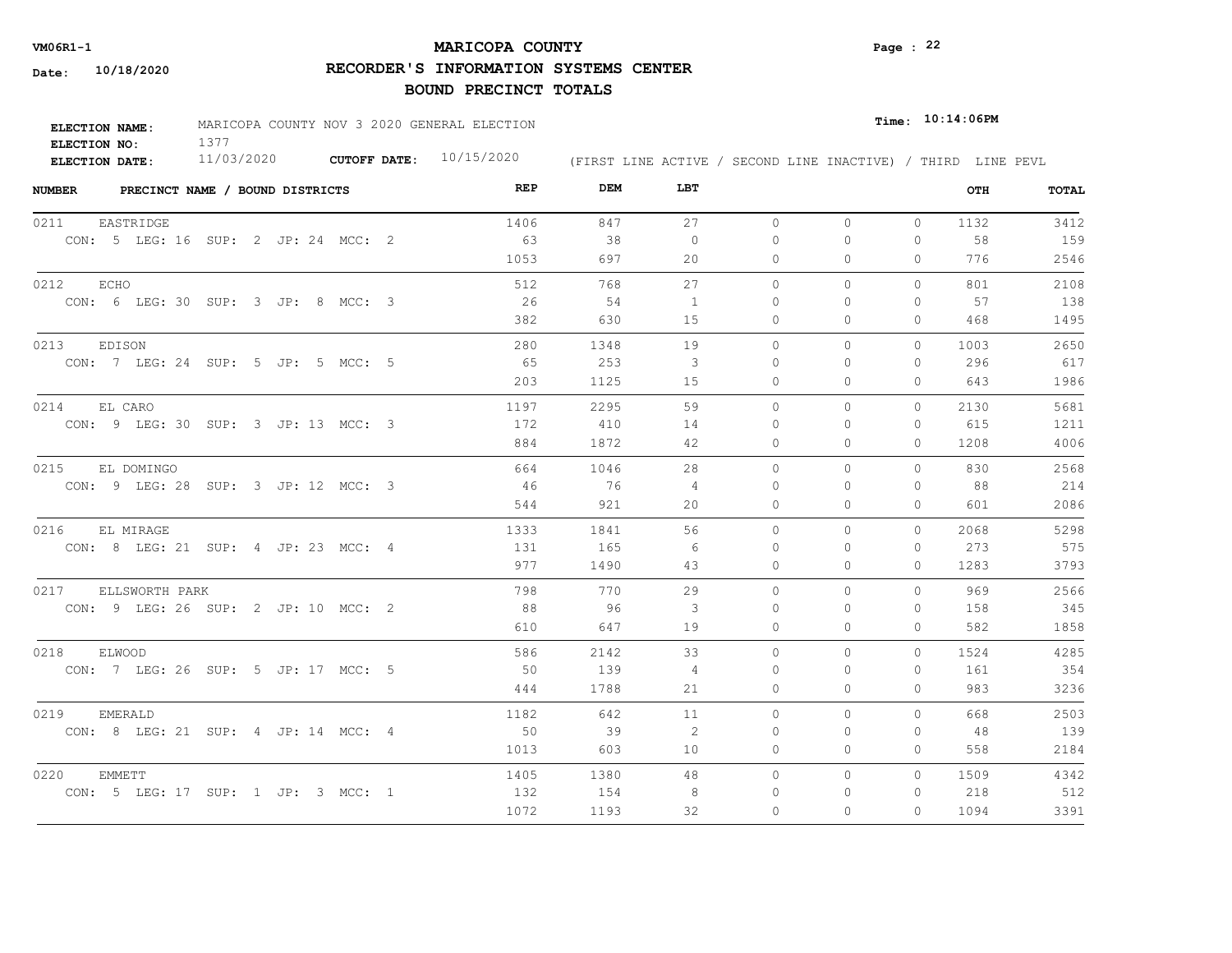**VM06R1-1**

# MARICOPA COUNTY

## RECORDER'S INFORMATION SYSTEMS CENTER

## BOUND PRECINCT TOTALS

**Date:** 10/18/2020

**Time:** 10:14:06PM

**ELECTION NAME:** MARICOPA COUNTY NOV 3 2020 GENERAL ELECTION
**ELECTION NO:** 1377
**ELECTION DATE:** 11/03/2020 **CUTOFF DATE:** 10/15/2020

(FIRST LINE ACTIVE / SECOND LINE INACTIVE) / THIRD LINE PEVL

| NUMBER | PRECINCT NAME / BOUND DISTRICTS | REP | DEM | LBT | | | | OTH | TOTAL |
|---|---|---|---|---|---|---|---|---|---|
| 0211 | EASTRIDGE | 1406 | 847 | 27 | 0 | 0 | 0 | 1132 | 3412 |
| | CON: 5 LEG: 16 SUP: 2 JP: 24 MCC: 2 | 63 | 38 | 0 | 0 | 0 | 0 | 58 | 159 |
| | | 1053 | 697 | 20 | 0 | 0 | 0 | 776 | 2546 |
| 0212 | ECHO | 512 | 768 | 27 | 0 | 0 | 0 | 801 | 2108 |
| | CON: 6 LEG: 30 SUP: 3 JP: 8 MCC: 3 | 26 | 54 | 1 | 0 | 0 | 0 | 57 | 138 |
| | | 382 | 630 | 15 | 0 | 0 | 0 | 468 | 1495 |
| 0213 | EDISON | 280 | 1348 | 19 | 0 | 0 | 0 | 1003 | 2650 |
| | CON: 7 LEG: 24 SUP: 5 JP: 5 MCC: 5 | 65 | 253 | 3 | 0 | 0 | 0 | 296 | 617 |
| | | 203 | 1125 | 15 | 0 | 0 | 0 | 643 | 1986 |
| 0214 | EL CARO | 1197 | 2295 | 59 | 0 | 0 | 0 | 2130 | 5681 |
| | CON: 9 LEG: 30 SUP: 3 JP: 13 MCC: 3 | 172 | 410 | 14 | 0 | 0 | 0 | 615 | 1211 |
| | | 884 | 1872 | 42 | 0 | 0 | 0 | 1208 | 4006 |
| 0215 | EL DOMINGO | 664 | 1046 | 28 | 0 | 0 | 0 | 830 | 2568 |
| | CON: 9 LEG: 28 SUP: 3 JP: 12 MCC: 3 | 46 | 76 | 4 | 0 | 0 | 0 | 88 | 214 |
| | | 544 | 921 | 20 | 0 | 0 | 0 | 601 | 2086 |
| 0216 | EL MIRAGE | 1333 | 1841 | 56 | 0 | 0 | 0 | 2068 | 5298 |
| | CON: 8 LEG: 21 SUP: 4 JP: 23 MCC: 4 | 131 | 165 | 6 | 0 | 0 | 0 | 273 | 575 |
| | | 977 | 1490 | 43 | 0 | 0 | 0 | 1283 | 3793 |
| 0217 | ELLSWORTH PARK | 798 | 770 | 29 | 0 | 0 | 0 | 969 | 2566 |
| | CON: 9 LEG: 26 SUP: 2 JP: 10 MCC: 2 | 88 | 96 | 3 | 0 | 0 | 0 | 158 | 345 |
| | | 610 | 647 | 19 | 0 | 0 | 0 | 582 | 1858 |
| 0218 | ELWOOD | 586 | 2142 | 33 | 0 | 0 | 0 | 1524 | 4285 |
| | CON: 7 LEG: 26 SUP: 5 JP: 17 MCC: 5 | 50 | 139 | 4 | 0 | 0 | 0 | 161 | 354 |
| | | 444 | 1788 | 21 | 0 | 0 | 0 | 983 | 3236 |
| 0219 | EMERALD | 1182 | 642 | 11 | 0 | 0 | 0 | 668 | 2503 |
| | CON: 8 LEG: 21 SUP: 4 JP: 14 MCC: 4 | 50 | 39 | 2 | 0 | 0 | 0 | 48 | 139 |
| | | 1013 | 603 | 10 | 0 | 0 | 0 | 558 | 2184 |
| 0220 | EMMETT | 1405 | 1380 | 48 | 0 | 0 | 0 | 1509 | 4342 |
| | CON: 5 LEG: 17 SUP: 1 JP: 3 MCC: 1 | 132 | 154 | 8 | 0 | 0 | 0 | 218 | 512 |
| | | 1072 | 1193 | 32 | 0 | 0 | 0 | 1094 | 3391 |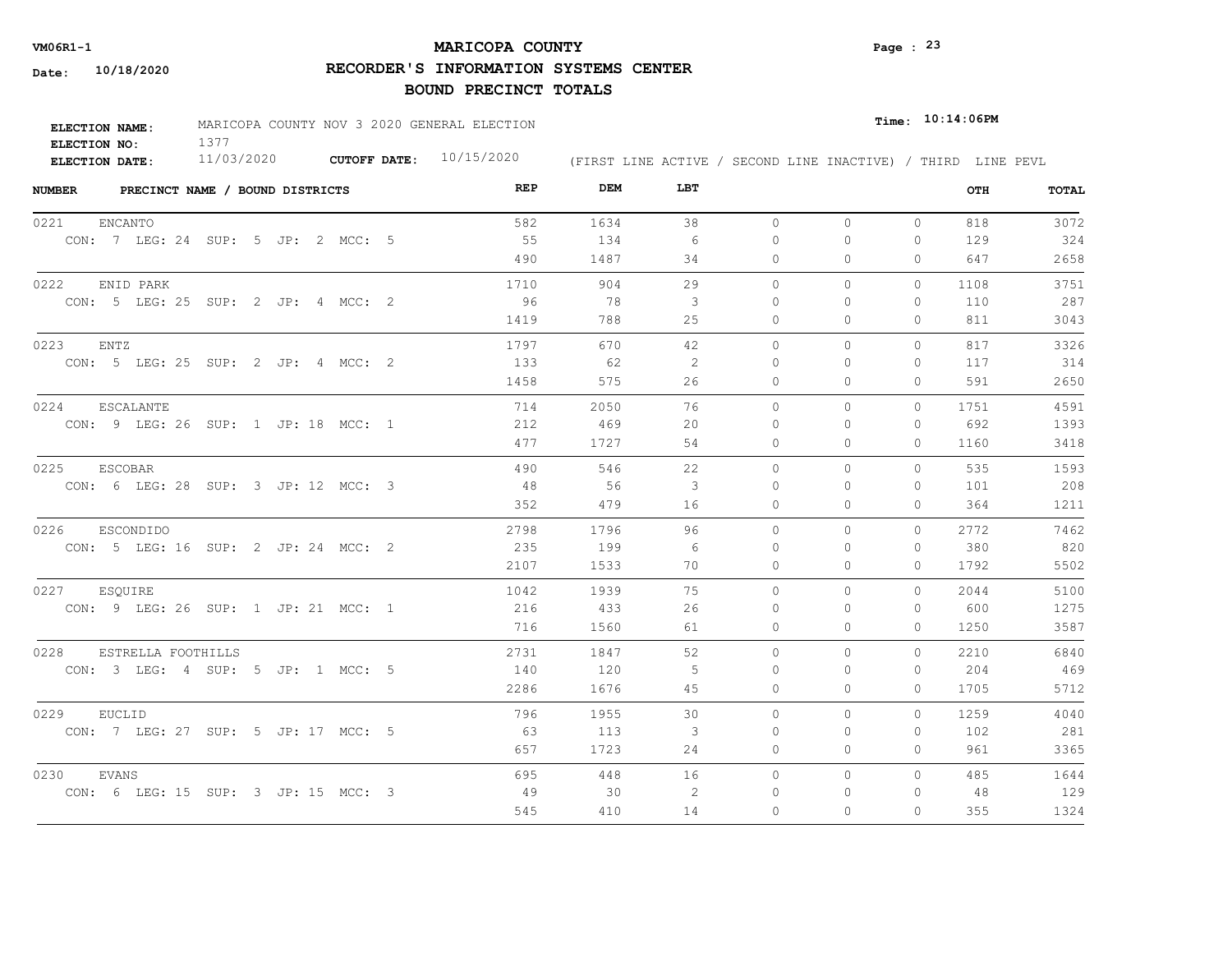**VM06R1-1**

**Date: 10/18/2020**

# MARICOPA COUNTY

## RECORDER'S INFORMATION SYSTEMS CENTER

## BOUND PRECINCT TOTALS

**ELECTION NAME:** MARICOPA COUNTY NOV 3 2020 GENERAL ELECTION

**ELECTION NO:** 1377

**ELECTION DATE:** 11/03/2020 **CUTOFF DATE:** 10/15/2020

**Time: 10:14:06PM**

(FIRST LINE ACTIVE / SECOND LINE INACTIVE) / THIRD LINE PEVL

| NUMBER | PRECINCT NAME / BOUND DISTRICTS | REP | DEM | LBT | | | | OTH | TOTAL |
|---|---|---|---|---|---|---|---|---|---|
| 0221 | ENCANTO | 582 | 1634 | 38 | 0 | 0 | 0 | 818 | 3072 |
| | CON: 7 LEG: 24 SUP: 5 JP: 2 MCC: 5 | 55 | 134 | 6 | 0 | 0 | 0 | 129 | 324 |
| | | 490 | 1487 | 34 | 0 | 0 | 0 | 647 | 2658 |
| 0222 | ENID PARK | 1710 | 904 | 29 | 0 | 0 | 0 | 1108 | 3751 |
| | CON: 5 LEG: 25 SUP: 2 JP: 4 MCC: 2 | 96 | 78 | 3 | 0 | 0 | 0 | 110 | 287 |
| | | 1419 | 788 | 25 | 0 | 0 | 0 | 811 | 3043 |
| 0223 | ENTZ | 1797 | 670 | 42 | 0 | 0 | 0 | 817 | 3326 |
| | CON: 5 LEG: 25 SUP: 2 JP: 4 MCC: 2 | 133 | 62 | 2 | 0 | 0 | 0 | 117 | 314 |
| | | 1458 | 575 | 26 | 0 | 0 | 0 | 591 | 2650 |
| 0224 | ESCALANTE | 714 | 2050 | 76 | 0 | 0 | 0 | 1751 | 4591 |
| | CON: 9 LEG: 26 SUP: 1 JP: 18 MCC: 1 | 212 | 469 | 20 | 0 | 0 | 0 | 692 | 1393 |
| | | 477 | 1727 | 54 | 0 | 0 | 0 | 1160 | 3418 |
| 0225 | ESCOBAR | 490 | 546 | 22 | 0 | 0 | 0 | 535 | 1593 |
| | CON: 6 LEG: 28 SUP: 3 JP: 12 MCC: 3 | 48 | 56 | 3 | 0 | 0 | 0 | 101 | 208 |
| | | 352 | 479 | 16 | 0 | 0 | 0 | 364 | 1211 |
| 0226 | ESCONDIDO | 2798 | 1796 | 96 | 0 | 0 | 0 | 2772 | 7462 |
| | CON: 5 LEG: 16 SUP: 2 JP: 24 MCC: 2 | 235 | 199 | 6 | 0 | 0 | 0 | 380 | 820 |
| | | 2107 | 1533 | 70 | 0 | 0 | 0 | 1792 | 5502 |
| 0227 | ESQUIRE | 1042 | 1939 | 75 | 0 | 0 | 0 | 2044 | 5100 |
| | CON: 9 LEG: 26 SUP: 1 JP: 21 MCC: 1 | 216 | 433 | 26 | 0 | 0 | 0 | 600 | 1275 |
| | | 716 | 1560 | 61 | 0 | 0 | 0 | 1250 | 3587 |
| 0228 | ESTRELLA FOOTHILLS | 2731 | 1847 | 52 | 0 | 0 | 0 | 2210 | 6840 |
| | CON: 3 LEG: 4 SUP: 5 JP: 1 MCC: 5 | 140 | 120 | 5 | 0 | 0 | 0 | 204 | 469 |
| | | 2286 | 1676 | 45 | 0 | 0 | 0 | 1705 | 5712 |
| 0229 | EUCLID | 796 | 1955 | 30 | 0 | 0 | 0 | 1259 | 4040 |
| | CON: 7 LEG: 27 SUP: 5 JP: 17 MCC: 5 | 63 | 113 | 3 | 0 | 0 | 0 | 102 | 281 |
| | | 657 | 1723 | 24 | 0 | 0 | 0 | 961 | 3365 |
| 0230 | EVANS | 695 | 448 | 16 | 0 | 0 | 0 | 485 | 1644 |
| | CON: 6 LEG: 15 SUP: 3 JP: 15 MCC: 3 | 49 | 30 | 2 | 0 | 0 | 0 | 48 | 129 |
| | | 545 | 410 | 14 | 0 | 0 | 0 | 355 | 1324 |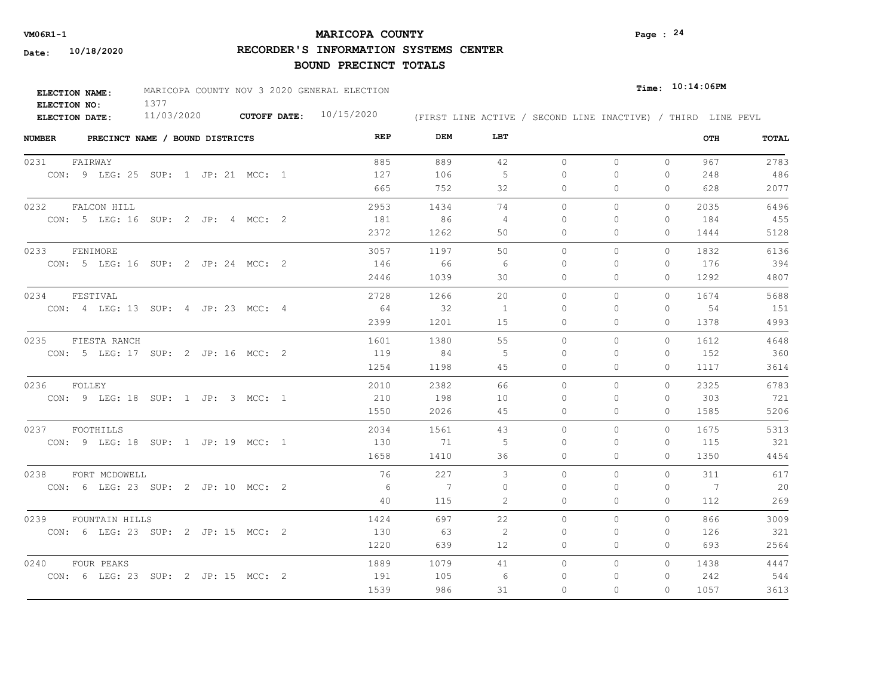VM06R1-1

Date: 10/18/2020

# MARICOPA COUNTY

## RECORDER'S INFORMATION SYSTEMS CENTER

### BOUND PRECINCT TOTALS

Time: 10:14:06PM

**ELECTION NAME:** MARICOPA COUNTY NOV 3 2020 GENERAL ELECTION
**ELECTION NO:** 1377
**ELECTION DATE:** 11/03/2020 **CUTOFF DATE:** 10/15/2020 (FIRST LINE ACTIVE / SECOND LINE INACTIVE) / THIRD LINE PEVL

| NUMBER | PRECINCT NAME / BOUND DISTRICTS | REP | DEM | LBT | | | | OTH | TOTAL |
|---|---|---|---|---|---|---|---|---|---|
| 0231 | FAIRWAY | 885 | 889 | 42 | 0 | 0 | 0 | 967 | 2783 |
| | CON: 9 LEG: 25 SUP: 1 JP: 21 MCC: 1 | 127 | 106 | 5 | 0 | 0 | 0 | 248 | 486 |
| | | 665 | 752 | 32 | 0 | 0 | 0 | 628 | 2077 |
| 0232 | FALCON HILL | 2953 | 1434 | 74 | 0 | 0 | 0 | 2035 | 6496 |
| | CON: 5 LEG: 16 SUP: 2 JP: 4 MCC: 2 | 181 | 86 | 4 | 0 | 0 | 0 | 184 | 455 |
| | | 2372 | 1262 | 50 | 0 | 0 | 0 | 1444 | 5128 |
| 0233 | FENIMORE | 3057 | 1197 | 50 | 0 | 0 | 0 | 1832 | 6136 |
| | CON: 5 LEG: 16 SUP: 2 JP: 24 MCC: 2 | 146 | 66 | 6 | 0 | 0 | 0 | 176 | 394 |
| | | 2446 | 1039 | 30 | 0 | 0 | 0 | 1292 | 4807 |
| 0234 | FESTIVAL | 2728 | 1266 | 20 | 0 | 0 | 0 | 1674 | 5688 |
| | CON: 4 LEG: 13 SUP: 4 JP: 23 MCC: 4 | 64 | 32 | 1 | 0 | 0 | 0 | 54 | 151 |
| | | 2399 | 1201 | 15 | 0 | 0 | 0 | 1378 | 4993 |
| 0235 | FIESTA RANCH | 1601 | 1380 | 55 | 0 | 0 | 0 | 1612 | 4648 |
| | CON: 5 LEG: 17 SUP: 2 JP: 16 MCC: 2 | 119 | 84 | 5 | 0 | 0 | 0 | 152 | 360 |
| | | 1254 | 1198 | 45 | 0 | 0 | 0 | 1117 | 3614 |
| 0236 | FOLLEY | 2010 | 2382 | 66 | 0 | 0 | 0 | 2325 | 6783 |
| | CON: 9 LEG: 18 SUP: 1 JP: 3 MCC: 1 | 210 | 198 | 10 | 0 | 0 | 0 | 303 | 721 |
| | | 1550 | 2026 | 45 | 0 | 0 | 0 | 1585 | 5206 |
| 0237 | FOOTHILLS | 2034 | 1561 | 43 | 0 | 0 | 0 | 1675 | 5313 |
| | CON: 9 LEG: 18 SUP: 1 JP: 19 MCC: 1 | 130 | 71 | 5 | 0 | 0 | 0 | 115 | 321 |
| | | 1658 | 1410 | 36 | 0 | 0 | 0 | 1350 | 4454 |
| 0238 | FORT MCDOWELL | 76 | 227 | 3 | 0 | 0 | 0 | 311 | 617 |
| | CON: 6 LEG: 23 SUP: 2 JP: 10 MCC: 2 | 6 | 7 | 0 | 0 | 0 | 0 | 7 | 20 |
| | | 40 | 115 | 2 | 0 | 0 | 0 | 112 | 269 |
| 0239 | FOUNTAIN HILLS | 1424 | 697 | 22 | 0 | 0 | 0 | 866 | 3009 |
| | CON: 6 LEG: 23 SUP: 2 JP: 15 MCC: 2 | 130 | 63 | 2 | 0 | 0 | 0 | 126 | 321 |
| | | 1220 | 639 | 12 | 0 | 0 | 0 | 693 | 2564 |
| 0240 | FOUR PEAKS | 1889 | 1079 | 41 | 0 | 0 | 0 | 1438 | 4447 |
| | CON: 6 LEG: 23 SUP: 2 JP: 15 MCC: 2 | 191 | 105 | 6 | 0 | 0 | 0 | 242 | 544 |
| | | 1539 | 986 | 31 | 0 | 0 | 0 | 1057 | 3613 |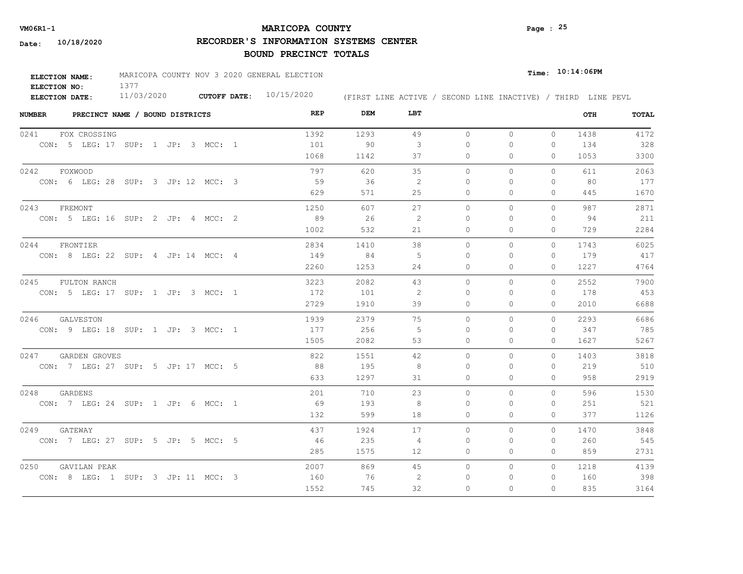**VM06R1-1**

**Date: 10/18/2020**

# MARICOPA COUNTY

## RECORDER'S INFORMATION SYSTEMS CENTER

## BOUND PRECINCT TOTALS

**Time: 10:14:06PM**

**ELECTION NAME:** MARICOPA COUNTY NOV 3 2020 GENERAL ELECTION
**ELECTION NO:** 1377
**ELECTION DATE:** 11/03/2020 **CUTOFF DATE:** 10/15/2020 (FIRST LINE ACTIVE / SECOND LINE INACTIVE) / THIRD LINE PEVL

| NUMBER | PRECINCT NAME / BOUND DISTRICTS | REP | DEM | LBT | | | | OTH | TOTAL |
|---|---|---|---|---|---|---|---|---|---|
| 0241 | FOX CROSSING | 1392 | 1293 | 49 | 0 | 0 | 0 | 1438 | 4172 |
| | CON: 5 LEG: 17 SUP: 1 JP: 3 MCC: 1 | 101 | 90 | 3 | 0 | 0 | 0 | 134 | 328 |
| | | 1068 | 1142 | 37 | 0 | 0 | 0 | 1053 | 3300 |
| 0242 | FOXWOOD | 797 | 620 | 35 | 0 | 0 | 0 | 611 | 2063 |
| | CON: 6 LEG: 28 SUP: 3 JP: 12 MCC: 3 | 59 | 36 | 2 | 0 | 0 | 0 | 80 | 177 |
| | | 629 | 571 | 25 | 0 | 0 | 0 | 445 | 1670 |
| 0243 | FREMONT | 1250 | 607 | 27 | 0 | 0 | 0 | 987 | 2871 |
| | CON: 5 LEG: 16 SUP: 2 JP: 4 MCC: 2 | 89 | 26 | 2 | 0 | 0 | 0 | 94 | 211 |
| | | 1002 | 532 | 21 | 0 | 0 | 0 | 729 | 2284 |
| 0244 | FRONTIER | 2834 | 1410 | 38 | 0 | 0 | 0 | 1743 | 6025 |
| | CON: 8 LEG: 22 SUP: 4 JP: 14 MCC: 4 | 149 | 84 | 5 | 0 | 0 | 0 | 179 | 417 |
| | | 2260 | 1253 | 24 | 0 | 0 | 0 | 1227 | 4764 |
| 0245 | FULTON RANCH | 3223 | 2082 | 43 | 0 | 0 | 0 | 2552 | 7900 |
| | CON: 5 LEG: 17 SUP: 1 JP: 3 MCC: 1 | 172 | 101 | 2 | 0 | 0 | 0 | 178 | 453 |
| | | 2729 | 1910 | 39 | 0 | 0 | 0 | 2010 | 6688 |
| 0246 | GALVESTON | 1939 | 2379 | 75 | 0 | 0 | 0 | 2293 | 6686 |
| | CON: 9 LEG: 18 SUP: 1 JP: 3 MCC: 1 | 177 | 256 | 5 | 0 | 0 | 0 | 347 | 785 |
| | | 1505 | 2082 | 53 | 0 | 0 | 0 | 1627 | 5267 |
| 0247 | GARDEN GROVES | 822 | 1551 | 42 | 0 | 0 | 0 | 1403 | 3818 |
| | CON: 7 LEG: 27 SUP: 5 JP: 17 MCC: 5 | 88 | 195 | 8 | 0 | 0 | 0 | 219 | 510 |
| | | 633 | 1297 | 31 | 0 | 0 | 0 | 958 | 2919 |
| 0248 | GARDENS | 201 | 710 | 23 | 0 | 0 | 0 | 596 | 1530 |
| | CON: 7 LEG: 24 SUP: 1 JP: 6 MCC: 1 | 69 | 193 | 8 | 0 | 0 | 0 | 251 | 521 |
| | | 132 | 599 | 18 | 0 | 0 | 0 | 377 | 1126 |
| 0249 | GATEWAY | 437 | 1924 | 17 | 0 | 0 | 0 | 1470 | 3848 |
| | CON: 7 LEG: 27 SUP: 5 JP: 5 MCC: 5 | 46 | 235 | 4 | 0 | 0 | 0 | 260 | 545 |
| | | 285 | 1575 | 12 | 0 | 0 | 0 | 859 | 2731 |
| 0250 | GAVILAN PEAK | 2007 | 869 | 45 | 0 | 0 | 0 | 1218 | 4139 |
| | CON: 8 LEG: 1 SUP: 3 JP: 11 MCC: 3 | 160 | 76 | 2 | 0 | 0 | 0 | 160 | 398 |
| | | 1552 | 745 | 32 | 0 | 0 | 0 | 835 | 3164 |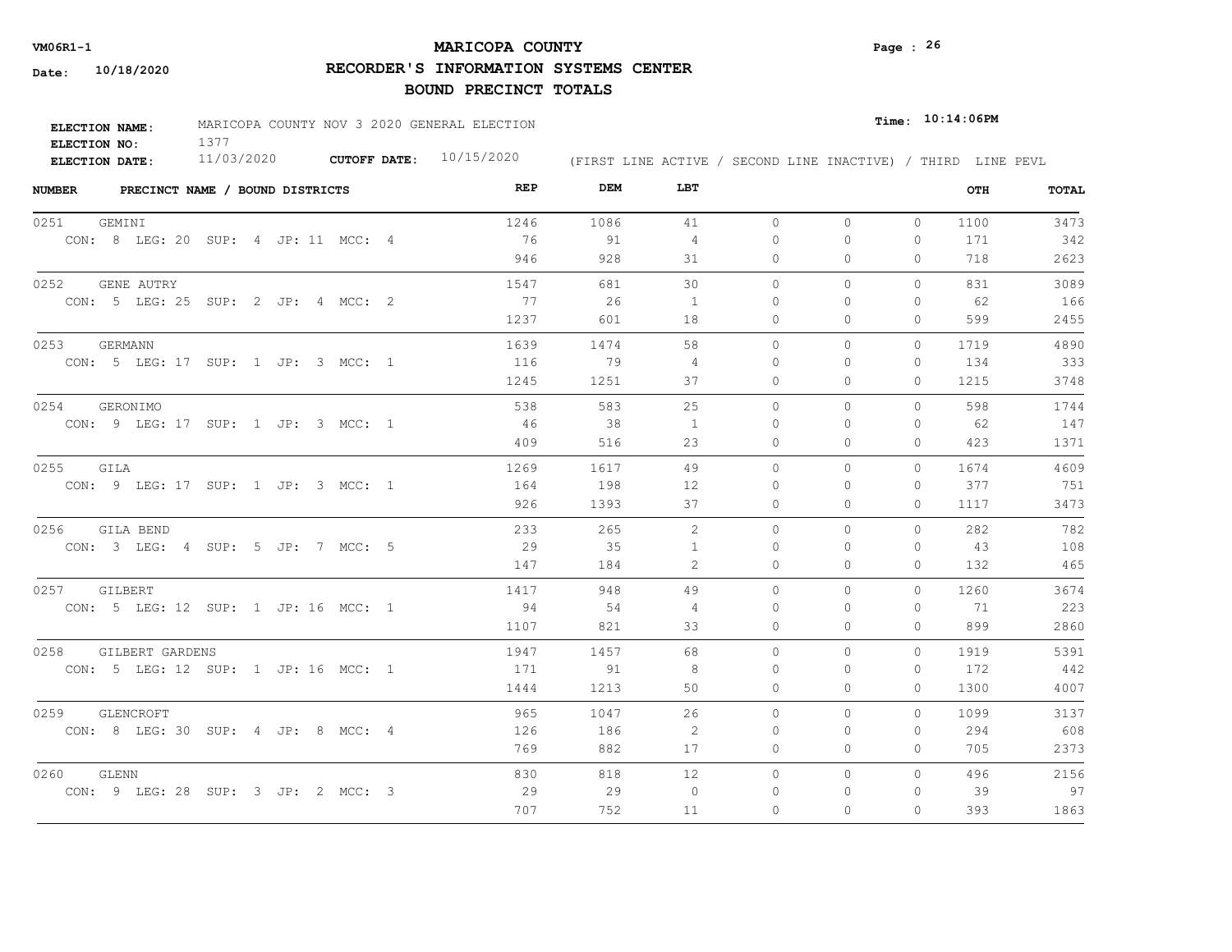**VM06R1-1**

# MARICOPA COUNTY

## RECORDER'S INFORMATION SYSTEMS CENTER

## BOUND PRECINCT TOTALS

**Date:** 10/18/2020

**Time:** 10:14:06PM

**ELECTION NAME:** MARICOPA COUNTY NOV 3 2020 GENERAL ELECTION
**ELECTION NO:** 1377
**ELECTION DATE:** 11/03/2020 **CUTOFF DATE:** 10/15/2020

(FIRST LINE ACTIVE / SECOND LINE INACTIVE) / THIRD LINE PEVL

| NUMBER | PRECINCT NAME / BOUND DISTRICTS | REP | DEM | LBT | | | | OTH | TOTAL |
|---|---|---|---|---|---|---|---|---|---|
| 0251 | GEMINI | 1246 | 1086 | 41 | 0 | 0 | 0 | 1100 | 3473 |
| | CON: 8 LEG: 20 SUP: 4 JP: 11 MCC: 4 | 76 | 91 | 4 | 0 | 0 | 0 | 171 | 342 |
| | | 946 | 928 | 31 | 0 | 0 | 0 | 718 | 2623 |
| 0252 | GENE AUTRY | 1547 | 681 | 30 | 0 | 0 | 0 | 831 | 3089 |
| | CON: 5 LEG: 25 SUP: 2 JP: 4 MCC: 2 | 77 | 26 | 1 | 0 | 0 | 0 | 62 | 166 |
| | | 1237 | 601 | 18 | 0 | 0 | 0 | 599 | 2455 |
| 0253 | GERMANN | 1639 | 1474 | 58 | 0 | 0 | 0 | 1719 | 4890 |
| | CON: 5 LEG: 17 SUP: 1 JP: 3 MCC: 1 | 116 | 79 | 4 | 0 | 0 | 0 | 134 | 333 |
| | | 1245 | 1251 | 37 | 0 | 0 | 0 | 1215 | 3748 |
| 0254 | GERONIMO | 538 | 583 | 25 | 0 | 0 | 0 | 598 | 1744 |
| | CON: 9 LEG: 17 SUP: 1 JP: 3 MCC: 1 | 46 | 38 | 1 | 0 | 0 | 0 | 62 | 147 |
| | | 409 | 516 | 23 | 0 | 0 | 0 | 423 | 1371 |
| 0255 | GILA | 1269 | 1617 | 49 | 0 | 0 | 0 | 1674 | 4609 |
| | CON: 9 LEG: 17 SUP: 1 JP: 3 MCC: 1 | 164 | 198 | 12 | 0 | 0 | 0 | 377 | 751 |
| | | 926 | 1393 | 37 | 0 | 0 | 0 | 1117 | 3473 |
| 0256 | GILA BEND | 233 | 265 | 2 | 0 | 0 | 0 | 282 | 782 |
| | CON: 3 LEG: 4 SUP: 5 JP: 7 MCC: 5 | 29 | 35 | 1 | 0 | 0 | 0 | 43 | 108 |
| | | 147 | 184 | 2 | 0 | 0 | 0 | 132 | 465 |
| 0257 | GILBERT | 1417 | 948 | 49 | 0 | 0 | 0 | 1260 | 3674 |
| | CON: 5 LEG: 12 SUP: 1 JP: 16 MCC: 1 | 94 | 54 | 4 | 0 | 0 | 0 | 71 | 223 |
| | | 1107 | 821 | 33 | 0 | 0 | 0 | 899 | 2860 |
| 0258 | GILBERT GARDENS | 1947 | 1457 | 68 | 0 | 0 | 0 | 1919 | 5391 |
| | CON: 5 LEG: 12 SUP: 1 JP: 16 MCC: 1 | 171 | 91 | 8 | 0 | 0 | 0 | 172 | 442 |
| | | 1444 | 1213 | 50 | 0 | 0 | 0 | 1300 | 4007 |
| 0259 | GLENCROFT | 965 | 1047 | 26 | 0 | 0 | 0 | 1099 | 3137 |
| | CON: 8 LEG: 30 SUP: 4 JP: 8 MCC: 4 | 126 | 186 | 2 | 0 | 0 | 0 | 294 | 608 |
| | | 769 | 882 | 17 | 0 | 0 | 0 | 705 | 2373 |
| 0260 | GLENN | 830 | 818 | 12 | 0 | 0 | 0 | 496 | 2156 |
| | CON: 9 LEG: 28 SUP: 3 JP: 2 MCC: 3 | 29 | 29 | 0 | 0 | 0 | 0 | 39 | 97 |
| | | 707 | 752 | 11 | 0 | 0 | 0 | 393 | 1863 |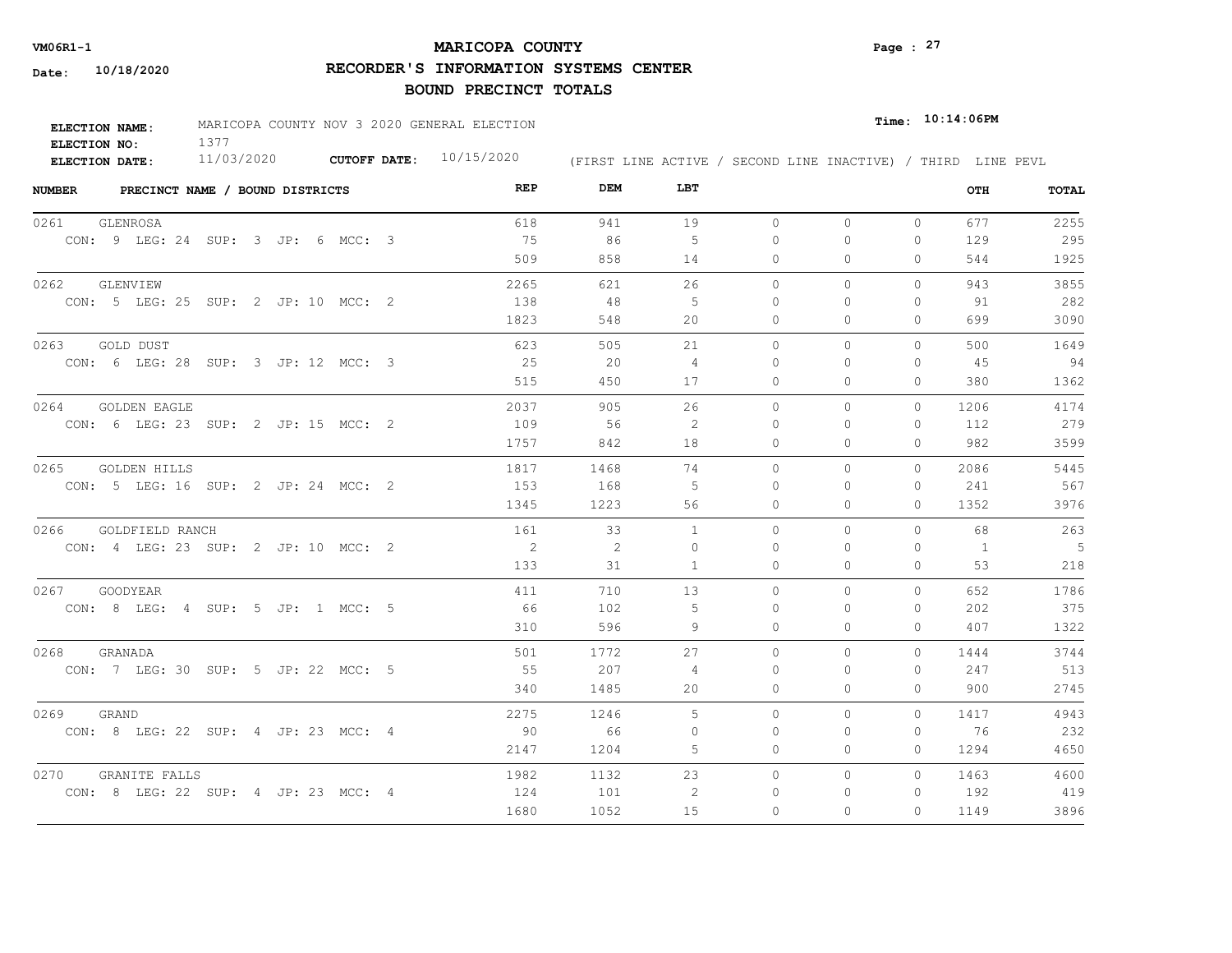**VM06R1-1**

**Date: 10/18/2020**

# MARICOPA COUNTY

## RECORDER'S INFORMATION SYSTEMS CENTER

## BOUND PRECINCT TOTALS

**Time: 10:14:06PM**

**ELECTION NAME:** MARICOPA COUNTY NOV 3 2020 GENERAL ELECTION
**ELECTION NO:** 1377
**ELECTION DATE:** 11/03/2020 **CUTOFF DATE:** 10/15/2020

(FIRST LINE ACTIVE / SECOND LINE INACTIVE) / THIRD LINE PEVL

| NUMBER | PRECINCT NAME / BOUND DISTRICTS | REP | DEM | LBT | | | | OTH | TOTAL |
|---|---|---|---|---|---|---|---|---|---|
| 0261 | GLENROSA | 618 | 941 | 19 | 0 | 0 | 0 | 677 | 2255 |
| | CON: 9 LEG: 24 SUP: 3 JP: 6 MCC: 3 | 75 | 86 | 5 | 0 | 0 | 0 | 129 | 295 |
| | | 509 | 858 | 14 | 0 | 0 | 0 | 544 | 1925 |
| 0262 | GLENVIEW | 2265 | 621 | 26 | 0 | 0 | 0 | 943 | 3855 |
| | CON: 5 LEG: 25 SUP: 2 JP: 10 MCC: 2 | 138 | 48 | 5 | 0 | 0 | 0 | 91 | 282 |
| | | 1823 | 548 | 20 | 0 | 0 | 0 | 699 | 3090 |
| 0263 | GOLD DUST | 623 | 505 | 21 | 0 | 0 | 0 | 500 | 1649 |
| | CON: 6 LEG: 28 SUP: 3 JP: 12 MCC: 3 | 25 | 20 | 4 | 0 | 0 | 0 | 45 | 94 |
| | | 515 | 450 | 17 | 0 | 0 | 0 | 380 | 1362 |
| 0264 | GOLDEN EAGLE | 2037 | 905 | 26 | 0 | 0 | 0 | 1206 | 4174 |
| | CON: 6 LEG: 23 SUP: 2 JP: 15 MCC: 2 | 109 | 56 | 2 | 0 | 0 | 0 | 112 | 279 |
| | | 1757 | 842 | 18 | 0 | 0 | 0 | 982 | 3599 |
| 0265 | GOLDEN HILLS | 1817 | 1468 | 74 | 0 | 0 | 0 | 2086 | 5445 |
| | CON: 5 LEG: 16 SUP: 2 JP: 24 MCC: 2 | 153 | 168 | 5 | 0 | 0 | 0 | 241 | 567 |
| | | 1345 | 1223 | 56 | 0 | 0 | 0 | 1352 | 3976 |
| 0266 | GOLDFIELD RANCH | 161 | 33 | 1 | 0 | 0 | 0 | 68 | 263 |
| | CON: 4 LEG: 23 SUP: 2 JP: 10 MCC: 2 | 2 | 2 | 0 | 0 | 0 | 0 | 1 | 5 |
| | | 133 | 31 | 1 | 0 | 0 | 0 | 53 | 218 |
| 0267 | GOODYEAR | 411 | 710 | 13 | 0 | 0 | 0 | 652 | 1786 |
| | CON: 8 LEG: 4 SUP: 5 JP: 1 MCC: 5 | 66 | 102 | 5 | 0 | 0 | 0 | 202 | 375 |
| | | 310 | 596 | 9 | 0 | 0 | 0 | 407 | 1322 |
| 0268 | GRANADA | 501 | 1772 | 27 | 0 | 0 | 0 | 1444 | 3744 |
| | CON: 7 LEG: 30 SUP: 5 JP: 22 MCC: 5 | 55 | 207 | 4 | 0 | 0 | 0 | 247 | 513 |
| | | 340 | 1485 | 20 | 0 | 0 | 0 | 900 | 2745 |
| 0269 | GRAND | 2275 | 1246 | 5 | 0 | 0 | 0 | 1417 | 4943 |
| | CON: 8 LEG: 22 SUP: 4 JP: 23 MCC: 4 | 90 | 66 | 0 | 0 | 0 | 0 | 76 | 232 |
| | | 2147 | 1204 | 5 | 0 | 0 | 0 | 1294 | 4650 |
| 0270 | GRANITE FALLS | 1982 | 1132 | 23 | 0 | 0 | 0 | 1463 | 4600 |
| | CON: 8 LEG: 22 SUP: 4 JP: 23 MCC: 4 | 124 | 101 | 2 | 0 | 0 | 0 | 192 | 419 |
| | | 1680 | 1052 | 15 | 0 | 0 | 0 | 1149 | 3896 |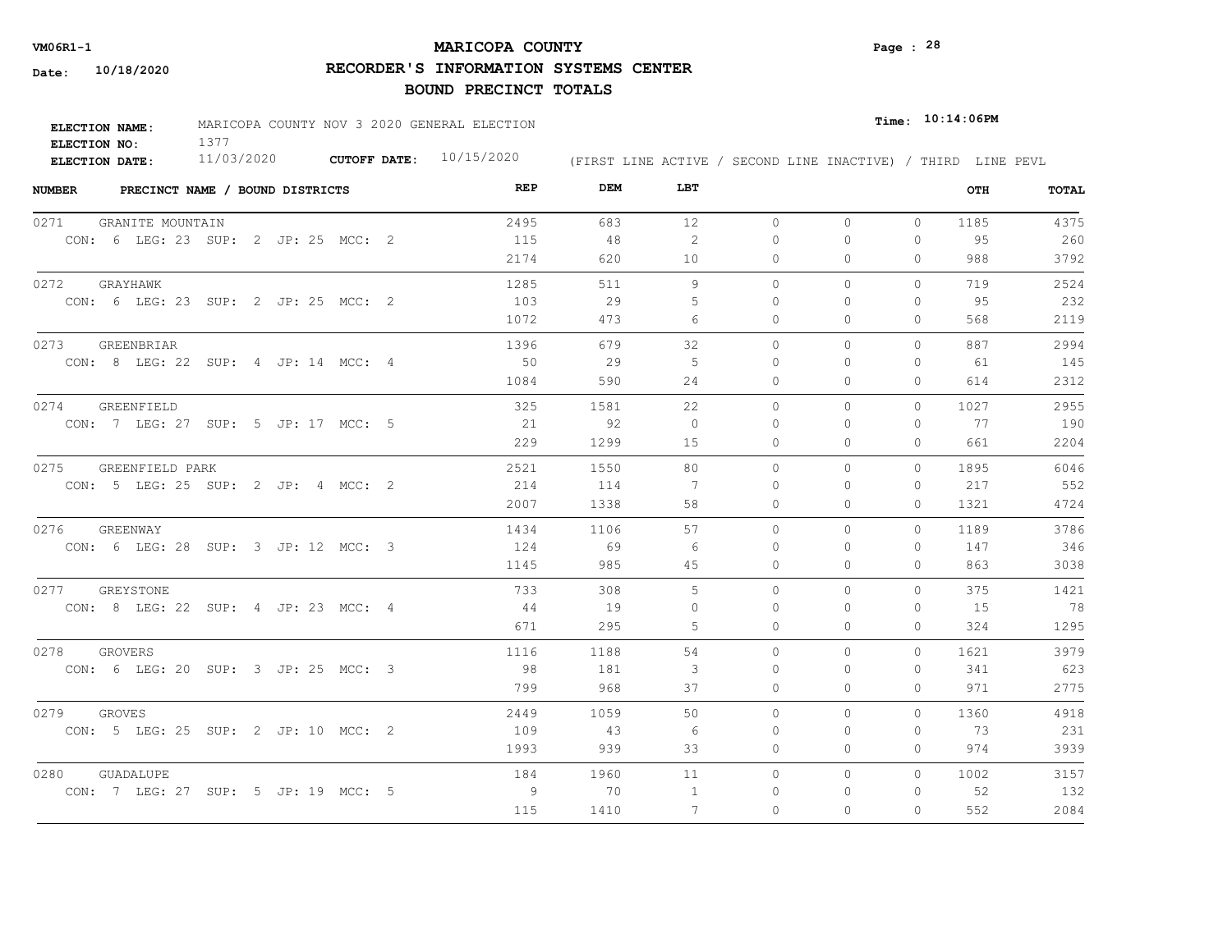**VM06R1-1**

**Date: 10/18/2020**

# MARICOPA COUNTY

## RECORDER'S INFORMATION SYSTEMS CENTER

## BOUND PRECINCT TOTALS

**ELECTION NAME:** MARICOPA COUNTY NOV 3 2020 GENERAL ELECTION
**ELECTION NO:** 1377
**ELECTION DATE:** 11/03/2020 **CUTOFF DATE:** 10/15/2020

**Time: 10:14:06PM**

(FIRST LINE ACTIVE / SECOND LINE INACTIVE) / THIRD LINE PEVL

| NUMBER | PRECINCT NAME / BOUND DISTRICTS | REP | DEM | LBT | | | | OTH | TOTAL |
|---|---|---|---|---|---|---|---|---|---|
| 0271 | GRANITE MOUNTAIN | 2495 | 683 | 12 | 0 | 0 | 0 | 1185 | 4375 |
| | CON: 6 LEG: 23 SUP: 2 JP: 25 MCC: 2 | 115 | 48 | 2 | 0 | 0 | 0 | 95 | 260 |
| | | 2174 | 620 | 10 | 0 | 0 | 0 | 988 | 3792 |
| 0272 | GRAYHAWK | 1285 | 511 | 9 | 0 | 0 | 0 | 719 | 2524 |
| | CON: 6 LEG: 23 SUP: 2 JP: 25 MCC: 2 | 103 | 29 | 5 | 0 | 0 | 0 | 95 | 232 |
| | | 1072 | 473 | 6 | 0 | 0 | 0 | 568 | 2119 |
| 0273 | GREENBRIAR | 1396 | 679 | 32 | 0 | 0 | 0 | 887 | 2994 |
| | CON: 8 LEG: 22 SUP: 4 JP: 14 MCC: 4 | 50 | 29 | 5 | 0 | 0 | 0 | 61 | 145 |
| | | 1084 | 590 | 24 | 0 | 0 | 0 | 614 | 2312 |
| 0274 | GREENFIELD | 325 | 1581 | 22 | 0 | 0 | 0 | 1027 | 2955 |
| | CON: 7 LEG: 27 SUP: 5 JP: 17 MCC: 5 | 21 | 92 | 0 | 0 | 0 | 0 | 77 | 190 |
| | | 229 | 1299 | 15 | 0 | 0 | 0 | 661 | 2204 |
| 0275 | GREENFIELD PARK | 2521 | 1550 | 80 | 0 | 0 | 0 | 1895 | 6046 |
| | CON: 5 LEG: 25 SUP: 2 JP: 4 MCC: 2 | 214 | 114 | 7 | 0 | 0 | 0 | 217 | 552 |
| | | 2007 | 1338 | 58 | 0 | 0 | 0 | 1321 | 4724 |
| 0276 | GREENWAY | 1434 | 1106 | 57 | 0 | 0 | 0 | 1189 | 3786 |
| | CON: 6 LEG: 28 SUP: 3 JP: 12 MCC: 3 | 124 | 69 | 6 | 0 | 0 | 0 | 147 | 346 |
| | | 1145 | 985 | 45 | 0 | 0 | 0 | 863 | 3038 |
| 0277 | GREYSTONE | 733 | 308 | 5 | 0 | 0 | 0 | 375 | 1421 |
| | CON: 8 LEG: 22 SUP: 4 JP: 23 MCC: 4 | 44 | 19 | 0 | 0 | 0 | 0 | 15 | 78 |
| | | 671 | 295 | 5 | 0 | 0 | 0 | 324 | 1295 |
| 0278 | GROVERS | 1116 | 1188 | 54 | 0 | 0 | 0 | 1621 | 3979 |
| | CON: 6 LEG: 20 SUP: 3 JP: 25 MCC: 3 | 98 | 181 | 3 | 0 | 0 | 0 | 341 | 623 |
| | | 799 | 968 | 37 | 0 | 0 | 0 | 971 | 2775 |
| 0279 | GROVES | 2449 | 1059 | 50 | 0 | 0 | 0 | 1360 | 4918 |
| | CON: 5 LEG: 25 SUP: 2 JP: 10 MCC: 2 | 109 | 43 | 6 | 0 | 0 | 0 | 73 | 231 |
| | | 1993 | 939 | 33 | 0 | 0 | 0 | 974 | 3939 |
| 0280 | GUADALUPE | 184 | 1960 | 11 | 0 | 0 | 0 | 1002 | 3157 |
| | CON: 7 LEG: 27 SUP: 5 JP: 19 MCC: 5 | 9 | 70 | 1 | 0 | 0 | 0 | 52 | 132 |
| | | 115 | 1410 | 7 | 0 | 0 | 0 | 552 | 2084 |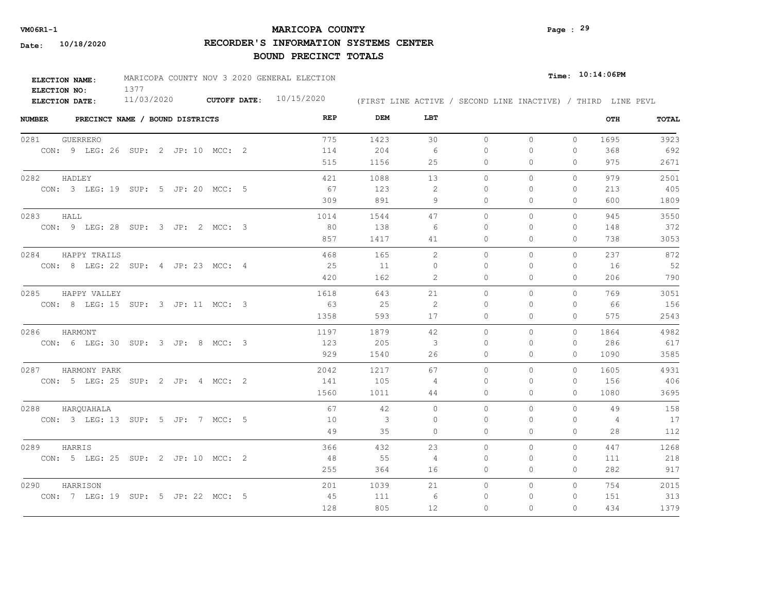# MARICOPA COUNTY

## RECORDER'S INFORMATION SYSTEMS CENTER

## BOUND PRECINCT TOTALS

VM06R1-1

Date: 10/18/2020

Time: 10:14:06PM

**ELECTION NAME:** MARICOPA COUNTY NOV 3 2020 GENERAL ELECTION
**ELECTION NO:** 1377
**ELECTION DATE:** 11/03/2020 **CUTOFF DATE:** 10/15/2020

(FIRST LINE ACTIVE / SECOND LINE INACTIVE) / THIRD LINE PEVL

| NUMBER | PRECINCT NAME / BOUND DISTRICTS | REP | DEM | LBT | | | | OTH | TOTAL |
|---|---|---|---|---|---|---|---|---|---|
| 0281 | GUERRERO | 775 | 1423 | 30 | 0 | 0 | 0 | 1695 | 3923 |
| | CON: 9 LEG: 26 SUP: 2 JP: 10 MCC: 2 | 114 | 204 | 6 | 0 | 0 | 0 | 368 | 692 |
| | | 515 | 1156 | 25 | 0 | 0 | 0 | 975 | 2671 |
| 0282 | HADLEY | 421 | 1088 | 13 | 0 | 0 | 0 | 979 | 2501 |
| | CON: 3 LEG: 19 SUP: 5 JP: 20 MCC: 5 | 67 | 123 | 2 | 0 | 0 | 0 | 213 | 405 |
| | | 309 | 891 | 9 | 0 | 0 | 0 | 600 | 1809 |
| 0283 | HALL | 1014 | 1544 | 47 | 0 | 0 | 0 | 945 | 3550 |
| | CON: 9 LEG: 28 SUP: 3 JP: 2 MCC: 3 | 80 | 138 | 6 | 0 | 0 | 0 | 148 | 372 |
| | | 857 | 1417 | 41 | 0 | 0 | 0 | 738 | 3053 |
| 0284 | HAPPY TRAILS | 468 | 165 | 2 | 0 | 0 | 0 | 237 | 872 |
| | CON: 8 LEG: 22 SUP: 4 JP: 23 MCC: 4 | 25 | 11 | 0 | 0 | 0 | 0 | 16 | 52 |
| | | 420 | 162 | 2 | 0 | 0 | 0 | 206 | 790 |
| 0285 | HAPPY VALLEY | 1618 | 643 | 21 | 0 | 0 | 0 | 769 | 3051 |
| | CON: 8 LEG: 15 SUP: 3 JP: 11 MCC: 3 | 63 | 25 | 2 | 0 | 0 | 0 | 66 | 156 |
| | | 1358 | 593 | 17 | 0 | 0 | 0 | 575 | 2543 |
| 0286 | HARMONT | 1197 | 1879 | 42 | 0 | 0 | 0 | 1864 | 4982 |
| | CON: 6 LEG: 30 SUP: 3 JP: 8 MCC: 3 | 123 | 205 | 3 | 0 | 0 | 0 | 286 | 617 |
| | | 929 | 1540 | 26 | 0 | 0 | 0 | 1090 | 3585 |
| 0287 | HARMONY PARK | 2042 | 1217 | 67 | 0 | 0 | 0 | 1605 | 4931 |
| | CON: 5 LEG: 25 SUP: 2 JP: 4 MCC: 2 | 141 | 105 | 4 | 0 | 0 | 0 | 156 | 406 |
| | | 1560 | 1011 | 44 | 0 | 0 | 0 | 1080 | 3695 |
| 0288 | HARQUAHALA | 67 | 42 | 0 | 0 | 0 | 0 | 49 | 158 |
| | CON: 3 LEG: 13 SUP: 5 JP: 7 MCC: 5 | 10 | 3 | 0 | 0 | 0 | 0 | 4 | 17 |
| | | 49 | 35 | 0 | 0 | 0 | 0 | 28 | 112 |
| 0289 | HARRIS | 366 | 432 | 23 | 0 | 0 | 0 | 447 | 1268 |
| | CON: 5 LEG: 25 SUP: 2 JP: 10 MCC: 2 | 48 | 55 | 4 | 0 | 0 | 0 | 111 | 218 |
| | | 255 | 364 | 16 | 0 | 0 | 0 | 282 | 917 |
| 0290 | HARRISON | 201 | 1039 | 21 | 0 | 0 | 0 | 754 | 2015 |
| | CON: 7 LEG: 19 SUP: 5 JP: 22 MCC: 5 | 45 | 111 | 6 | 0 | 0 | 0 | 151 | 313 |
| | | 128 | 805 | 12 | 0 | 0 | 0 | 434 | 1379 |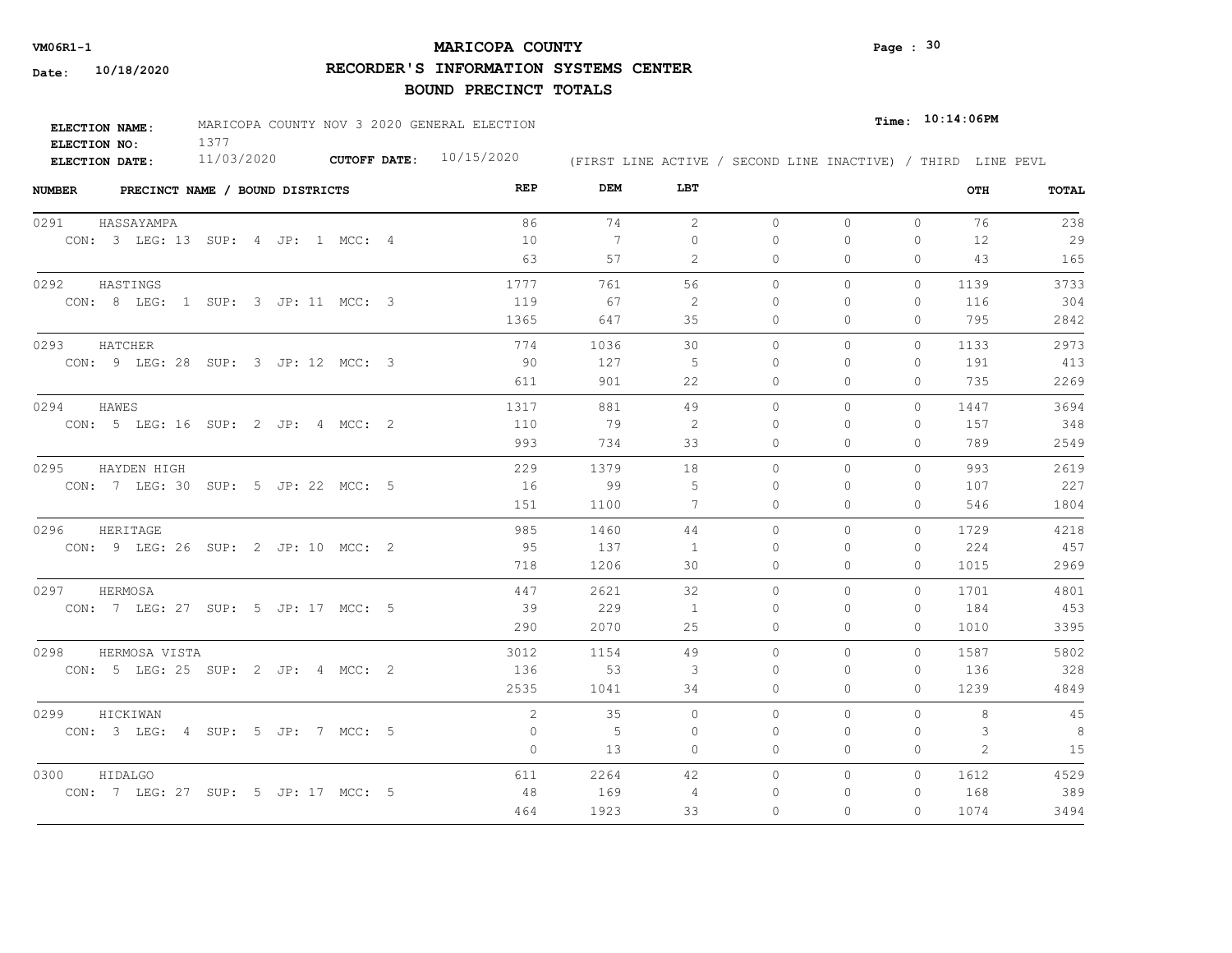# MARICOPA COUNTY

## RECORDER'S INFORMATION SYSTEMS CENTER

## BOUND PRECINCT TOTALS

VM06R1-1

Date: 10/18/2020

Page : 30

**ELECTION NAME:** MARICOPA COUNTY NOV 3 2020 GENERAL ELECTION
**ELECTION NO:** 1377
**ELECTION DATE:** 11/03/2020 **CUTOFF DATE:** 10/15/2020

Time: 10:14:06PM

(FIRST LINE ACTIVE / SECOND LINE INACTIVE) / THIRD LINE PEVL

| NUMBER | PRECINCT NAME / BOUND DISTRICTS | REP | DEM | LBT | | | | OTH | TOTAL |
|---|---|---|---|---|---|---|---|---|---|
| 0291 | HASSAYAMPA | 86 | 74 | 2 | 0 | 0 | 0 | 76 | 238 |
| | CON: 3 LEG: 13 SUP: 4 JP: 1 MCC: 4 | 10 | 7 | 0 | 0 | 0 | 0 | 12 | 29 |
| | | 63 | 57 | 2 | 0 | 0 | 0 | 43 | 165 |
| 0292 | HASTINGS | 1777 | 761 | 56 | 0 | 0 | 0 | 1139 | 3733 |
| | CON: 8 LEG: 1 SUP: 3 JP: 11 MCC: 3 | 119 | 67 | 2 | 0 | 0 | 0 | 116 | 304 |
| | | 1365 | 647 | 35 | 0 | 0 | 0 | 795 | 2842 |
| 0293 | HATCHER | 774 | 1036 | 30 | 0 | 0 | 0 | 1133 | 2973 |
| | CON: 9 LEG: 28 SUP: 3 JP: 12 MCC: 3 | 90 | 127 | 5 | 0 | 0 | 0 | 191 | 413 |
| | | 611 | 901 | 22 | 0 | 0 | 0 | 735 | 2269 |
| 0294 | HAWES | 1317 | 881 | 49 | 0 | 0 | 0 | 1447 | 3694 |
| | CON: 5 LEG: 16 SUP: 2 JP: 4 MCC: 2 | 110 | 79 | 2 | 0 | 0 | 0 | 157 | 348 |
| | | 993 | 734 | 33 | 0 | 0 | 0 | 789 | 2549 |
| 0295 | HAYDEN HIGH | 229 | 1379 | 18 | 0 | 0 | 0 | 993 | 2619 |
| | CON: 7 LEG: 30 SUP: 5 JP: 22 MCC: 5 | 16 | 99 | 5 | 0 | 0 | 0 | 107 | 227 |
| | | 151 | 1100 | 7 | 0 | 0 | 0 | 546 | 1804 |
| 0296 | HERITAGE | 985 | 1460 | 44 | 0 | 0 | 0 | 1729 | 4218 |
| | CON: 9 LEG: 26 SUP: 2 JP: 10 MCC: 2 | 95 | 137 | 1 | 0 | 0 | 0 | 224 | 457 |
| | | 718 | 1206 | 30 | 0 | 0 | 0 | 1015 | 2969 |
| 0297 | HERMOSA | 447 | 2621 | 32 | 0 | 0 | 0 | 1701 | 4801 |
| | CON: 7 LEG: 27 SUP: 5 JP: 17 MCC: 5 | 39 | 229 | 1 | 0 | 0 | 0 | 184 | 453 |
| | | 290 | 2070 | 25 | 0 | 0 | 0 | 1010 | 3395 |
| 0298 | HERMOSA VISTA | 3012 | 1154 | 49 | 0 | 0 | 0 | 1587 | 5802 |
| | CON: 5 LEG: 25 SUP: 2 JP: 4 MCC: 2 | 136 | 53 | 3 | 0 | 0 | 0 | 136 | 328 |
| | | 2535 | 1041 | 34 | 0 | 0 | 0 | 1239 | 4849 |
| 0299 | HICKIWAN | 2 | 35 | 0 | 0 | 0 | 0 | 8 | 45 |
| | CON: 3 LEG: 4 SUP: 5 JP: 7 MCC: 5 | 0 | 5 | 0 | 0 | 0 | 0 | 3 | 8 |
| | | 0 | 13 | 0 | 0 | 0 | 0 | 2 | 15 |
| 0300 | HIDALGO | 611 | 2264 | 42 | 0 | 0 | 0 | 1612 | 4529 |
| | CON: 7 LEG: 27 SUP: 5 JP: 17 MCC: 5 | 48 | 169 | 4 | 0 | 0 | 0 | 168 | 389 |
| | | 464 | 1923 | 33 | 0 | 0 | 0 | 1074 | 3494 |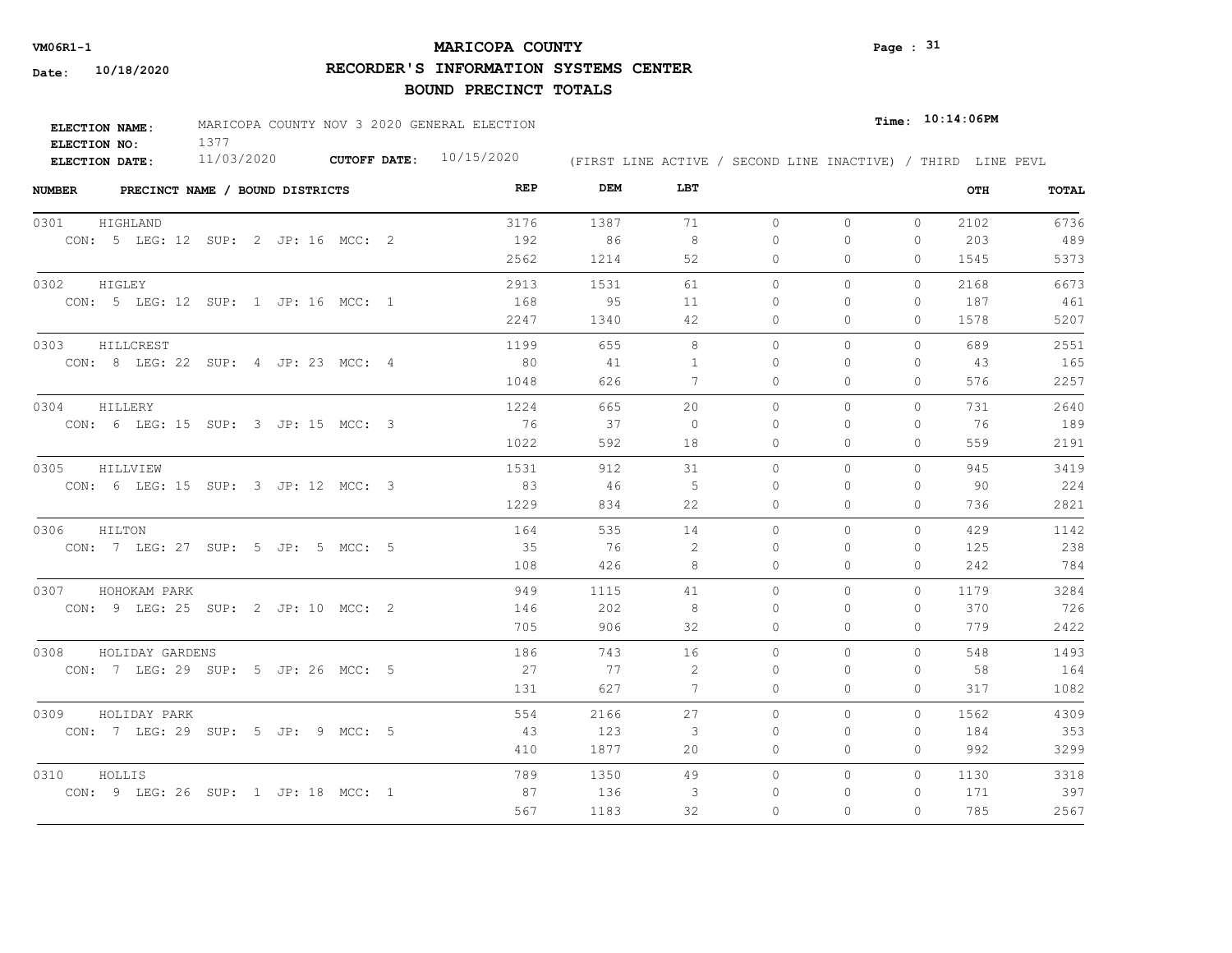VM06R1-1

**MARICOPA COUNTY**

**RECORDER'S INFORMATION SYSTEMS CENTER**

**BOUND PRECINCT TOTALS**

Date: 10/18/2020

Time: 10:14:06PM

ELECTION NAME: MARICOPA COUNTY NOV 3 2020 GENERAL ELECTION
ELECTION NO: 1377
ELECTION DATE: 11/03/2020 CUTOFF DATE: 10/15/2020

(FIRST LINE ACTIVE / SECOND LINE INACTIVE) / THIRD LINE PEVL

| NUMBER | PRECINCT NAME / BOUND DISTRICTS | REP | DEM | LBT | | | | OTH | TOTAL |
|---|---|---|---|---|---|---|---|---|---|
| 0301 | HIGHLAND | 3176 | 1387 | 71 | 0 | 0 | 0 | 2102 | 6736 |
| | CON: 5 LEG: 12 SUP: 2 JP: 16 MCC: 2 | 192 | 86 | 8 | 0 | 0 | 0 | 203 | 489 |
| | | 2562 | 1214 | 52 | 0 | 0 | 0 | 1545 | 5373 |
| 0302 | HIGLEY | 2913 | 1531 | 61 | 0 | 0 | 0 | 2168 | 6673 |
| | CON: 5 LEG: 12 SUP: 1 JP: 16 MCC: 1 | 168 | 95 | 11 | 0 | 0 | 0 | 187 | 461 |
| | | 2247 | 1340 | 42 | 0 | 0 | 0 | 1578 | 5207 |
| 0303 | HILLCREST | 1199 | 655 | 8 | 0 | 0 | 0 | 689 | 2551 |
| | CON: 8 LEG: 22 SUP: 4 JP: 23 MCC: 4 | 80 | 41 | 1 | 0 | 0 | 0 | 43 | 165 |
| | | 1048 | 626 | 7 | 0 | 0 | 0 | 576 | 2257 |
| 0304 | HILLERY | 1224 | 665 | 20 | 0 | 0 | 0 | 731 | 2640 |
| | CON: 6 LEG: 15 SUP: 3 JP: 15 MCC: 3 | 76 | 37 | 0 | 0 | 0 | 0 | 76 | 189 |
| | | 1022 | 592 | 18 | 0 | 0 | 0 | 559 | 2191 |
| 0305 | HILLVIEW | 1531 | 912 | 31 | 0 | 0 | 0 | 945 | 3419 |
| | CON: 6 LEG: 15 SUP: 3 JP: 12 MCC: 3 | 83 | 46 | 5 | 0 | 0 | 0 | 90 | 224 |
| | | 1229 | 834 | 22 | 0 | 0 | 0 | 736 | 2821 |
| 0306 | HILTON | 164 | 535 | 14 | 0 | 0 | 0 | 429 | 1142 |
| | CON: 7 LEG: 27 SUP: 5 JP: 5 MCC: 5 | 35 | 76 | 2 | 0 | 0 | 0 | 125 | 238 |
| | | 108 | 426 | 8 | 0 | 0 | 0 | 242 | 784 |
| 0307 | HOHOKAM PARK | 949 | 1115 | 41 | 0 | 0 | 0 | 1179 | 3284 |
| | CON: 9 LEG: 25 SUP: 2 JP: 10 MCC: 2 | 146 | 202 | 8 | 0 | 0 | 0 | 370 | 726 |
| | | 705 | 906 | 32 | 0 | 0 | 0 | 779 | 2422 |
| 0308 | HOLIDAY GARDENS | 186 | 743 | 16 | 0 | 0 | 0 | 548 | 1493 |
| | CON: 7 LEG: 29 SUP: 5 JP: 26 MCC: 5 | 27 | 77 | 2 | 0 | 0 | 0 | 58 | 164 |
| | | 131 | 627 | 7 | 0 | 0 | 0 | 317 | 1082 |
| 0309 | HOLIDAY PARK | 554 | 2166 | 27 | 0 | 0 | 0 | 1562 | 4309 |
| | CON: 7 LEG: 29 SUP: 5 JP: 9 MCC: 5 | 43 | 123 | 3 | 0 | 0 | 0 | 184 | 353 |
| | | 410 | 1877 | 20 | 0 | 0 | 0 | 992 | 3299 |
| 0310 | HOLLIS | 789 | 1350 | 49 | 0 | 0 | 0 | 1130 | 3318 |
| | CON: 9 LEG: 26 SUP: 1 JP: 18 MCC: 1 | 87 | 136 | 3 | 0 | 0 | 0 | 171 | 397 |
| | | 567 | 1183 | 32 | 0 | 0 | 0 | 785 | 2567 |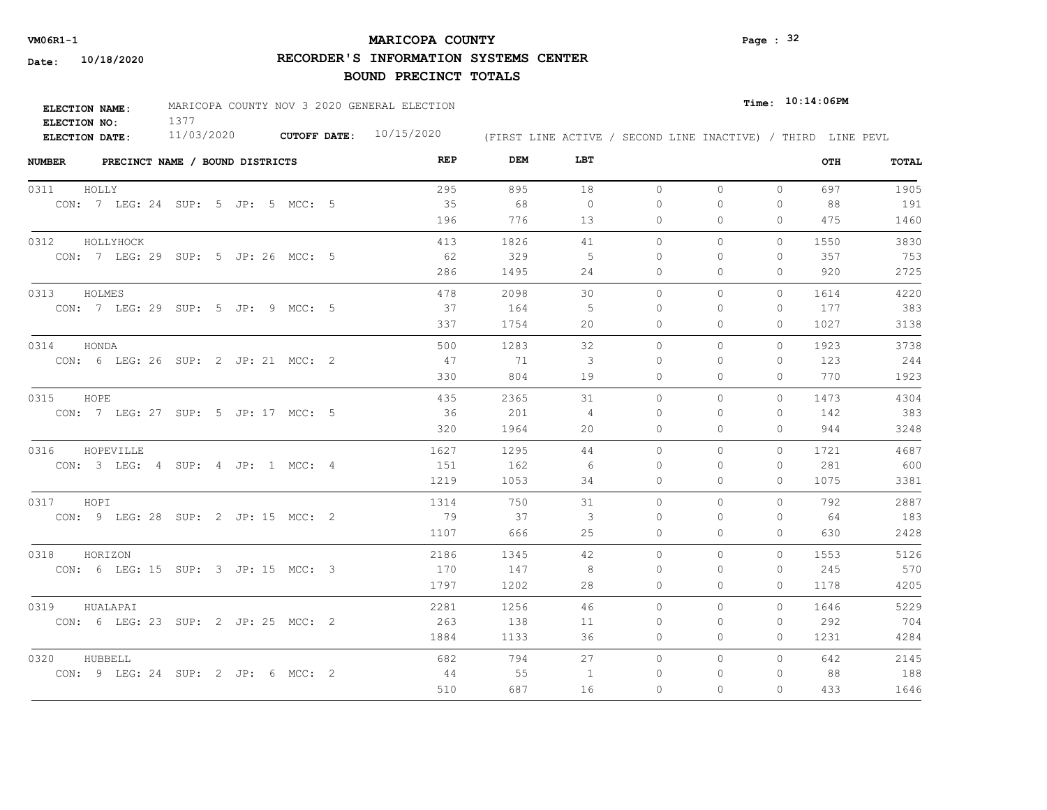**VM06R1-1**

**Date: 10/18/2020**

# MARICOPA COUNTY

## RECORDER'S INFORMATION SYSTEMS CENTER

## BOUND PRECINCT TOTALS

**Time: 10:14:06PM**

**ELECTION NAME:** MARICOPA COUNTY NOV 3 2020 GENERAL ELECTION
**ELECTION NO:** 1377
**ELECTION DATE:** 11/03/2020 **CUTOFF DATE:** 10/15/2020

(FIRST LINE ACTIVE / SECOND LINE INACTIVE) / THIRD LINE PEVL

| NUMBER | PRECINCT NAME / BOUND DISTRICTS | REP | DEM | LBT | | | | OTH | TOTAL |
|---|---|---|---|---|---|---|---|---|---|
| 0311 | HOLLY | 295 | 895 | 18 | 0 | 0 | 0 | 697 | 1905 |
| | CON: 7 LEG: 24 SUP: 5 JP: 5 MCC: 5 | 35 | 68 | 0 | 0 | 0 | 0 | 88 | 191 |
| | | 196 | 776 | 13 | 0 | 0 | 0 | 475 | 1460 |
| 0312 | HOLLYHOCK | 413 | 1826 | 41 | 0 | 0 | 0 | 1550 | 3830 |
| | CON: 7 LEG: 29 SUP: 5 JP: 26 MCC: 5 | 62 | 329 | 5 | 0 | 0 | 0 | 357 | 753 |
| | | 286 | 1495 | 24 | 0 | 0 | 0 | 920 | 2725 |
| 0313 | HOLMES | 478 | 2098 | 30 | 0 | 0 | 0 | 1614 | 4220 |
| | CON: 7 LEG: 29 SUP: 5 JP: 9 MCC: 5 | 37 | 164 | 5 | 0 | 0 | 0 | 177 | 383 |
| | | 337 | 1754 | 20 | 0 | 0 | 0 | 1027 | 3138 |
| 0314 | HONDA | 500 | 1283 | 32 | 0 | 0 | 0 | 1923 | 3738 |
| | CON: 6 LEG: 26 SUP: 2 JP: 21 MCC: 2 | 47 | 71 | 3 | 0 | 0 | 0 | 123 | 244 |
| | | 330 | 804 | 19 | 0 | 0 | 0 | 770 | 1923 |
| 0315 | HOPE | 435 | 2365 | 31 | 0 | 0 | 0 | 1473 | 4304 |
| | CON: 7 LEG: 27 SUP: 5 JP: 17 MCC: 5 | 36 | 201 | 4 | 0 | 0 | 0 | 142 | 383 |
| | | 320 | 1964 | 20 | 0 | 0 | 0 | 944 | 3248 |
| 0316 | HOPEVILLE | 1627 | 1295 | 44 | 0 | 0 | 0 | 1721 | 4687 |
| | CON: 3 LEG: 4 SUP: 4 JP: 1 MCC: 4 | 151 | 162 | 6 | 0 | 0 | 0 | 281 | 600 |
| | | 1219 | 1053 | 34 | 0 | 0 | 0 | 1075 | 3381 |
| 0317 | HOPI | 1314 | 750 | 31 | 0 | 0 | 0 | 792 | 2887 |
| | CON: 9 LEG: 28 SUP: 2 JP: 15 MCC: 2 | 79 | 37 | 3 | 0 | 0 | 0 | 64 | 183 |
| | | 1107 | 666 | 25 | 0 | 0 | 0 | 630 | 2428 |
| 0318 | HORIZON | 2186 | 1345 | 42 | 0 | 0 | 0 | 1553 | 5126 |
| | CON: 6 LEG: 15 SUP: 3 JP: 15 MCC: 3 | 170 | 147 | 8 | 0 | 0 | 0 | 245 | 570 |
| | | 1797 | 1202 | 28 | 0 | 0 | 0 | 1178 | 4205 |
| 0319 | HUALAPAI | 2281 | 1256 | 46 | 0 | 0 | 0 | 1646 | 5229 |
| | CON: 6 LEG: 23 SUP: 2 JP: 25 MCC: 2 | 263 | 138 | 11 | 0 | 0 | 0 | 292 | 704 |
| | | 1884 | 1133 | 36 | 0 | 0 | 0 | 1231 | 4284 |
| 0320 | HUBBELL | 682 | 794 | 27 | 0 | 0 | 0 | 642 | 2145 |
| | CON: 9 LEG: 24 SUP: 2 JP: 6 MCC: 2 | 44 | 55 | 1 | 0 | 0 | 0 | 88 | 188 |
| | | 510 | 687 | 16 | 0 | 0 | 0 | 433 | 1646 |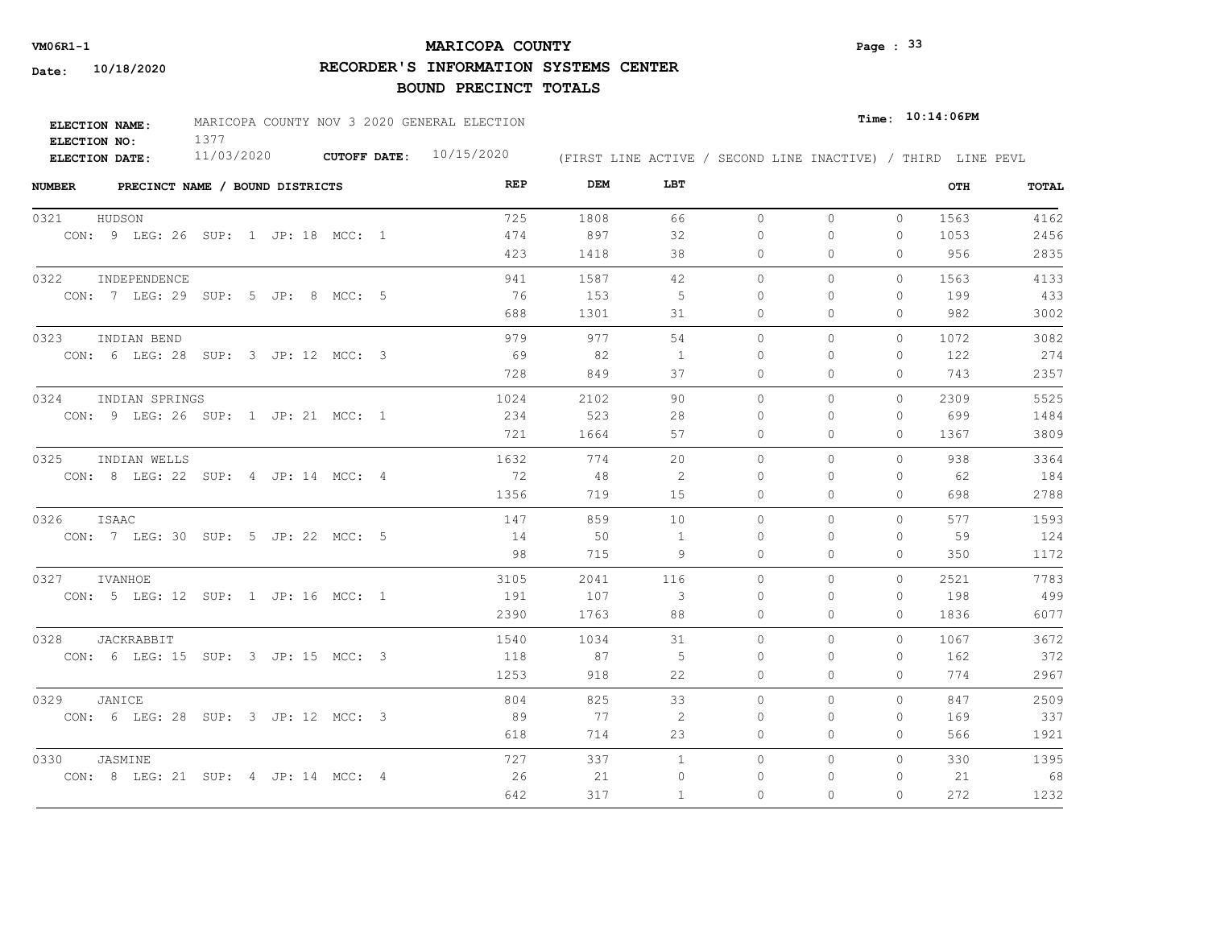# MARICOPA COUNTY
## RECORDER'S INFORMATION SYSTEMS CENTER
### BOUND PRECINCT TOTALS

**VM06R1-1**

**Date:** 10/18/2020

**Time:** 10:14:06PM

**ELECTION NAME:** MARICOPA COUNTY NOV 3 2020 GENERAL ELECTION
**ELECTION NO:** 1377
**ELECTION DATE:** 11/03/2020 **CUTOFF DATE:** 10/15/2020

(FIRST LINE ACTIVE / SECOND LINE INACTIVE) / THIRD LINE PEVL

| NUMBER | PRECINCT NAME / BOUND DISTRICTS | REP | DEM | LBT | | | | OTH | TOTAL |
|---|---|---|---|---|---|---|---|---|---|
| 0321 | HUDSON | 725 | 1808 | 66 | 0 | 0 | 0 | 1563 | 4162 |
| | CON: 9 LEG: 26 SUP: 1 JP: 18 MCC: 1 | 474 | 897 | 32 | 0 | 0 | 0 | 1053 | 2456 |
| | | 423 | 1418 | 38 | 0 | 0 | 0 | 956 | 2835 |
| 0322 | INDEPENDENCE | 941 | 1587 | 42 | 0 | 0 | 0 | 1563 | 4133 |
| | CON: 7 LEG: 29 SUP: 5 JP: 8 MCC: 5 | 76 | 153 | 5 | 0 | 0 | 0 | 199 | 433 |
| | | 688 | 1301 | 31 | 0 | 0 | 0 | 982 | 3002 |
| 0323 | INDIAN BEND | 979 | 977 | 54 | 0 | 0 | 0 | 1072 | 3082 |
| | CON: 6 LEG: 28 SUP: 3 JP: 12 MCC: 3 | 69 | 82 | 1 | 0 | 0 | 0 | 122 | 274 |
| | | 728 | 849 | 37 | 0 | 0 | 0 | 743 | 2357 |
| 0324 | INDIAN SPRINGS | 1024 | 2102 | 90 | 0 | 0 | 0 | 2309 | 5525 |
| | CON: 9 LEG: 26 SUP: 1 JP: 21 MCC: 1 | 234 | 523 | 28 | 0 | 0 | 0 | 699 | 1484 |
| | | 721 | 1664 | 57 | 0 | 0 | 0 | 1367 | 3809 |
| 0325 | INDIAN WELLS | 1632 | 774 | 20 | 0 | 0 | 0 | 938 | 3364 |
| | CON: 8 LEG: 22 SUP: 4 JP: 14 MCC: 4 | 72 | 48 | 2 | 0 | 0 | 0 | 62 | 184 |
| | | 1356 | 719 | 15 | 0 | 0 | 0 | 698 | 2788 |
| 0326 | ISAAC | 147 | 859 | 10 | 0 | 0 | 0 | 577 | 1593 |
| | CON: 7 LEG: 30 SUP: 5 JP: 22 MCC: 5 | 14 | 50 | 1 | 0 | 0 | 0 | 59 | 124 |
| | | 98 | 715 | 9 | 0 | 0 | 0 | 350 | 1172 |
| 0327 | IVANHOE | 3105 | 2041 | 116 | 0 | 0 | 0 | 2521 | 7783 |
| | CON: 5 LEG: 12 SUP: 1 JP: 16 MCC: 1 | 191 | 107 | 3 | 0 | 0 | 0 | 198 | 499 |
| | | 2390 | 1763 | 88 | 0 | 0 | 0 | 1836 | 6077 |
| 0328 | JACKRABBIT | 1540 | 1034 | 31 | 0 | 0 | 0 | 1067 | 3672 |
| | CON: 6 LEG: 15 SUP: 3 JP: 15 MCC: 3 | 118 | 87 | 5 | 0 | 0 | 0 | 162 | 372 |
| | | 1253 | 918 | 22 | 0 | 0 | 0 | 774 | 2967 |
| 0329 | JANICE | 804 | 825 | 33 | 0 | 0 | 0 | 847 | 2509 |
| | CON: 6 LEG: 28 SUP: 3 JP: 12 MCC: 3 | 89 | 77 | 2 | 0 | 0 | 0 | 169 | 337 |
| | | 618 | 714 | 23 | 0 | 0 | 0 | 566 | 1921 |
| 0330 | JASMINE | 727 | 337 | 1 | 0 | 0 | 0 | 330 | 1395 |
| | CON: 8 LEG: 21 SUP: 4 JP: 14 MCC: 4 | 26 | 21 | 0 | 0 | 0 | 0 | 21 | 68 |
| | | 642 | 317 | 1 | 0 | 0 | 0 | 272 | 1232 |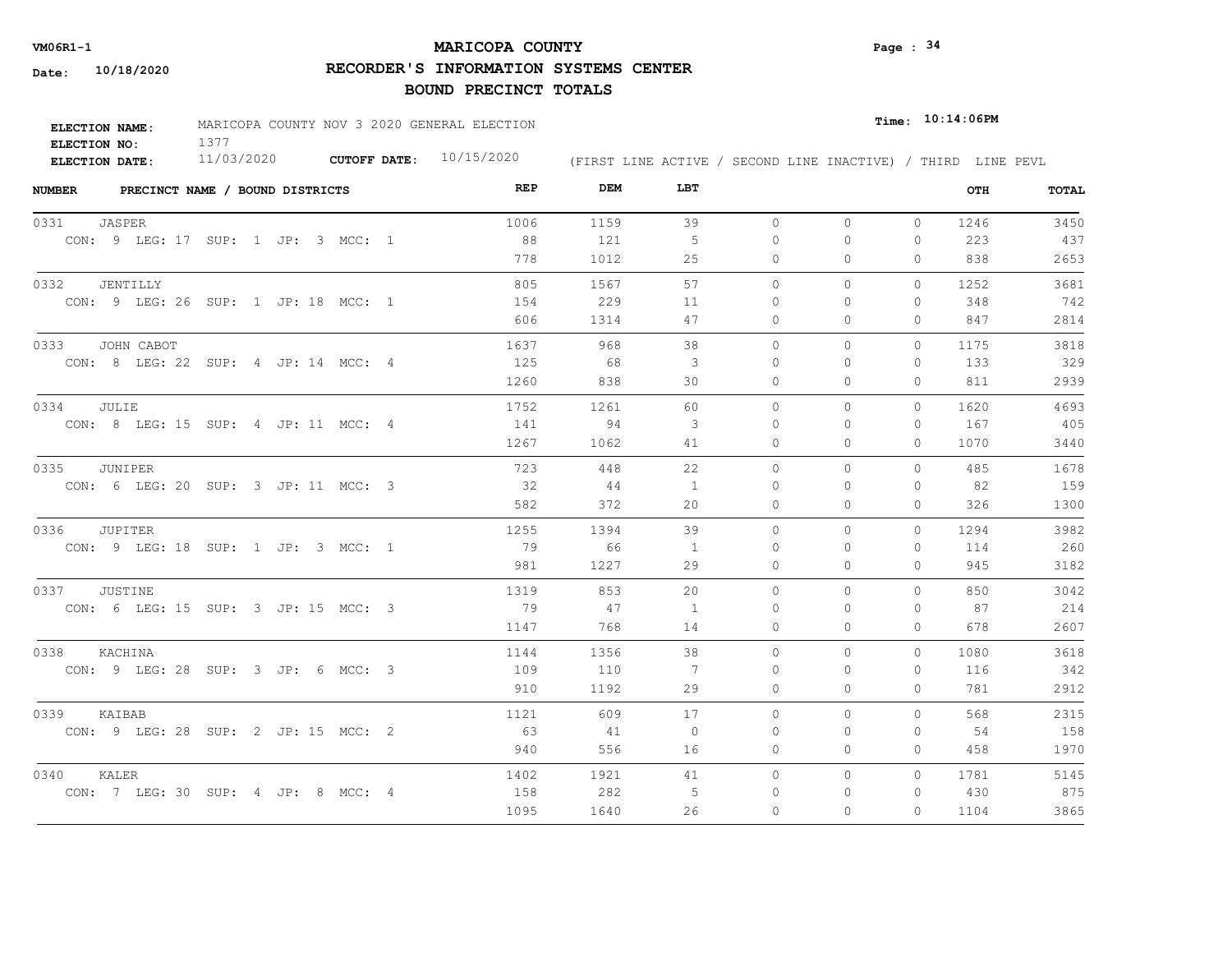# MARICOPA COUNTY

## RECORDER'S INFORMATION SYSTEMS CENTER

## BOUND PRECINCT TOTALS

VM06R1-1

Date: 10/18/2020

Time: 10:14:06PM

**ELECTION NAME:** MARICOPA COUNTY NOV 3 2020 GENERAL ELECTION
**ELECTION NO:** 1377
**ELECTION DATE:** 11/03/2020 **CUTOFF DATE:** 10/15/2020

(FIRST LINE ACTIVE / SECOND LINE INACTIVE) / THIRD LINE PEVL

| NUMBER | PRECINCT NAME / BOUND DISTRICTS | REP | DEM | LBT | | | | OTH | TOTAL |
|---|---|---|---|---|---|---|---|---|---|
| 0331 | JASPER | 1006 | 1159 | 39 | 0 | 0 | 0 | 1246 | 3450 |
| | CON: 9 LEG: 17 SUP: 1 JP: 3 MCC: 1 | 88 | 121 | 5 | 0 | 0 | 0 | 223 | 437 |
| | | 778 | 1012 | 25 | 0 | 0 | 0 | 838 | 2653 |
| 0332 | JENTILLY | 805 | 1567 | 57 | 0 | 0 | 0 | 1252 | 3681 |
| | CON: 9 LEG: 26 SUP: 1 JP: 18 MCC: 1 | 154 | 229 | 11 | 0 | 0 | 0 | 348 | 742 |
| | | 606 | 1314 | 47 | 0 | 0 | 0 | 847 | 2814 |
| 0333 | JOHN CABOT | 1637 | 968 | 38 | 0 | 0 | 0 | 1175 | 3818 |
| | CON: 8 LEG: 22 SUP: 4 JP: 14 MCC: 4 | 125 | 68 | 3 | 0 | 0 | 0 | 133 | 329 |
| | | 1260 | 838 | 30 | 0 | 0 | 0 | 811 | 2939 |
| 0334 | JULIE | 1752 | 1261 | 60 | 0 | 0 | 0 | 1620 | 4693 |
| | CON: 8 LEG: 15 SUP: 4 JP: 11 MCC: 4 | 141 | 94 | 3 | 0 | 0 | 0 | 167 | 405 |
| | | 1267 | 1062 | 41 | 0 | 0 | 0 | 1070 | 3440 |
| 0335 | JUNIPER | 723 | 448 | 22 | 0 | 0 | 0 | 485 | 1678 |
| | CON: 6 LEG: 20 SUP: 3 JP: 11 MCC: 3 | 32 | 44 | 1 | 0 | 0 | 0 | 82 | 159 |
| | | 582 | 372 | 20 | 0 | 0 | 0 | 326 | 1300 |
| 0336 | JUPITER | 1255 | 1394 | 39 | 0 | 0 | 0 | 1294 | 3982 |
| | CON: 9 LEG: 18 SUP: 1 JP: 3 MCC: 1 | 79 | 66 | 1 | 0 | 0 | 0 | 114 | 260 |
| | | 981 | 1227 | 29 | 0 | 0 | 0 | 945 | 3182 |
| 0337 | JUSTINE | 1319 | 853 | 20 | 0 | 0 | 0 | 850 | 3042 |
| | CON: 6 LEG: 15 SUP: 3 JP: 15 MCC: 3 | 79 | 47 | 1 | 0 | 0 | 0 | 87 | 214 |
| | | 1147 | 768 | 14 | 0 | 0 | 0 | 678 | 2607 |
| 0338 | KACHINA | 1144 | 1356 | 38 | 0 | 0 | 0 | 1080 | 3618 |
| | CON: 9 LEG: 28 SUP: 3 JP: 6 MCC: 3 | 109 | 110 | 7 | 0 | 0 | 0 | 116 | 342 |
| | | 910 | 1192 | 29 | 0 | 0 | 0 | 781 | 2912 |
| 0339 | KAIBAB | 1121 | 609 | 17 | 0 | 0 | 0 | 568 | 2315 |
| | CON: 9 LEG: 28 SUP: 2 JP: 15 MCC: 2 | 63 | 41 | 0 | 0 | 0 | 0 | 54 | 158 |
| | | 940 | 556 | 16 | 0 | 0 | 0 | 458 | 1970 |
| 0340 | KALER | 1402 | 1921 | 41 | 0 | 0 | 0 | 1781 | 5145 |
| | CON: 7 LEG: 30 SUP: 4 JP: 8 MCC: 4 | 158 | 282 | 5 | 0 | 0 | 0 | 430 | 875 |
| | | 1095 | 1640 | 26 | 0 | 0 | 0 | 1104 | 3865 |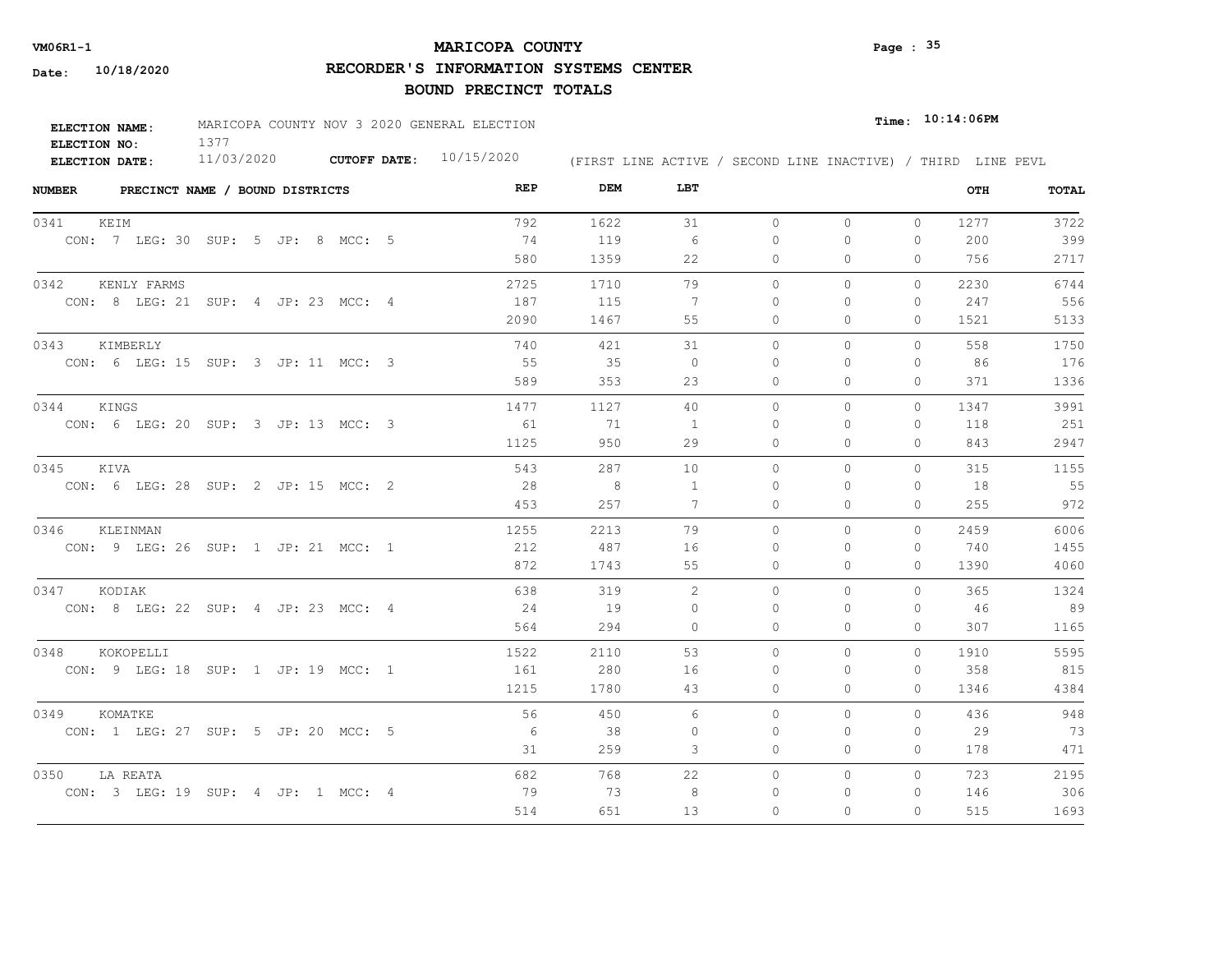**VM06R1-1**

**Date: 10/18/2020**

# MARICOPA COUNTY

## RECORDER'S INFORMATION SYSTEMS CENTER

## BOUND PRECINCT TOTALS

**Time: 10:14:06PM**

**ELECTION NAME:** MARICOPA COUNTY NOV 3 2020 GENERAL ELECTION
**ELECTION NO:** 1377
**ELECTION DATE:** 11/03/2020 **CUTOFF DATE:** 10/15/2020

(FIRST LINE ACTIVE / SECOND LINE INACTIVE) / THIRD LINE PEVL

| NUMBER | PRECINCT NAME / BOUND DISTRICTS | REP | DEM | LBT | | | | OTH | TOTAL |
|---|---|---|---|---|---|---|---|---|---|
| 0341 | KEIM | 792 | 1622 | 31 | 0 | 0 | 0 | 1277 | 3722 |
| | CON: 7 LEG: 30 SUP: 5 JP: 8 MCC: 5 | 74 | 119 | 6 | 0 | 0 | 0 | 200 | 399 |
| | | 580 | 1359 | 22 | 0 | 0 | 0 | 756 | 2717 |
| 0342 | KENLY FARMS | 2725 | 1710 | 79 | 0 | 0 | 0 | 2230 | 6744 |
| | CON: 8 LEG: 21 SUP: 4 JP: 23 MCC: 4 | 187 | 115 | 7 | 0 | 0 | 0 | 247 | 556 |
| | | 2090 | 1467 | 55 | 0 | 0 | 0 | 1521 | 5133 |
| 0343 | KIMBERLY | 740 | 421 | 31 | 0 | 0 | 0 | 558 | 1750 |
| | CON: 6 LEG: 15 SUP: 3 JP: 11 MCC: 3 | 55 | 35 | 0 | 0 | 0 | 0 | 86 | 176 |
| | | 589 | 353 | 23 | 0 | 0 | 0 | 371 | 1336 |
| 0344 | KINGS | 1477 | 1127 | 40 | 0 | 0 | 0 | 1347 | 3991 |
| | CON: 6 LEG: 20 SUP: 3 JP: 13 MCC: 3 | 61 | 71 | 1 | 0 | 0 | 0 | 118 | 251 |
| | | 1125 | 950 | 29 | 0 | 0 | 0 | 843 | 2947 |
| 0345 | KIVA | 543 | 287 | 10 | 0 | 0 | 0 | 315 | 1155 |
| | CON: 6 LEG: 28 SUP: 2 JP: 15 MCC: 2 | 28 | 8 | 1 | 0 | 0 | 0 | 18 | 55 |
| | | 453 | 257 | 7 | 0 | 0 | 0 | 255 | 972 |
| 0346 | KLEINMAN | 1255 | 2213 | 79 | 0 | 0 | 0 | 2459 | 6006 |
| | CON: 9 LEG: 26 SUP: 1 JP: 21 MCC: 1 | 212 | 487 | 16 | 0 | 0 | 0 | 740 | 1455 |
| | | 872 | 1743 | 55 | 0 | 0 | 0 | 1390 | 4060 |
| 0347 | KODIAK | 638 | 319 | 2 | 0 | 0 | 0 | 365 | 1324 |
| | CON: 8 LEG: 22 SUP: 4 JP: 23 MCC: 4 | 24 | 19 | 0 | 0 | 0 | 0 | 46 | 89 |
| | | 564 | 294 | 0 | 0 | 0 | 0 | 307 | 1165 |
| 0348 | KOKOPELLI | 1522 | 2110 | 53 | 0 | 0 | 0 | 1910 | 5595 |
| | CON: 9 LEG: 18 SUP: 1 JP: 19 MCC: 1 | 161 | 280 | 16 | 0 | 0 | 0 | 358 | 815 |
| | | 1215 | 1780 | 43 | 0 | 0 | 0 | 1346 | 4384 |
| 0349 | KOMATKE | 56 | 450 | 6 | 0 | 0 | 0 | 436 | 948 |
| | CON: 1 LEG: 27 SUP: 5 JP: 20 MCC: 5 | 6 | 38 | 0 | 0 | 0 | 0 | 29 | 73 |
| | | 31 | 259 | 3 | 0 | 0 | 0 | 178 | 471 |
| 0350 | LA REATA | 682 | 768 | 22 | 0 | 0 | 0 | 723 | 2195 |
| | CON: 3 LEG: 19 SUP: 4 JP: 1 MCC: 4 | 79 | 73 | 8 | 0 | 0 | 0 | 146 | 306 |
| | | 514 | 651 | 13 | 0 | 0 | 0 | 515 | 1693 |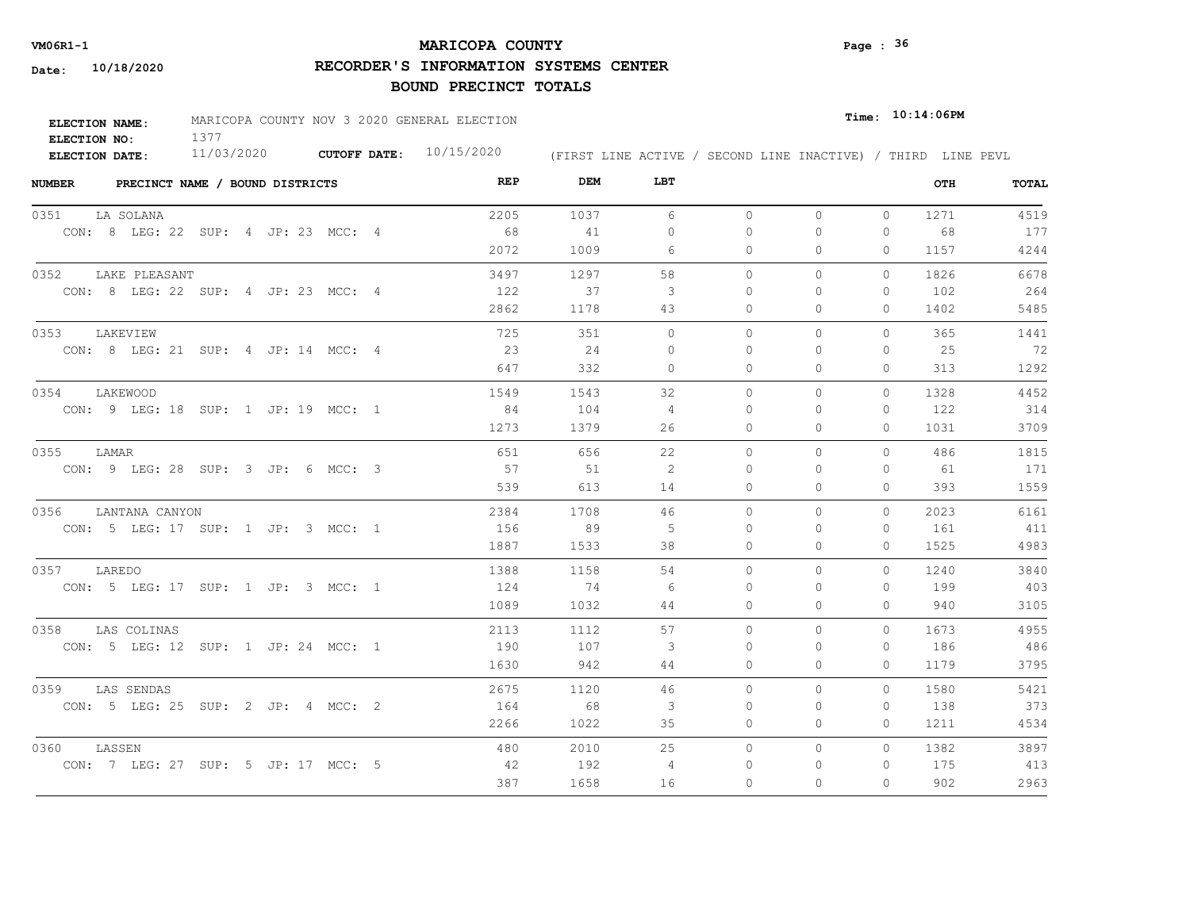# MARICOPA COUNTY

## RECORDER'S INFORMATION SYSTEMS CENTER

### BOUND PRECINCT TOTALS

VM06R1-1

Date: 10/18/2020

**ELECTION NAME:** MARICOPA COUNTY NOV 3 2020 GENERAL ELECTION
**ELECTION NO:** 1377
**ELECTION DATE:** 11/03/2020 **CUTOFF DATE:** 10/15/2020

Time: 10:14:06PM

(FIRST LINE ACTIVE / SECOND LINE INACTIVE) / THIRD LINE PEVL

| NUMBER | PRECINCT NAME / BOUND DISTRICTS | REP | DEM | LBT | | | | OTH | TOTAL |
|---|---|---|---|---|---|---|---|---|---|
| 0351 | LA SOLANA | 2205 | 1037 | 6 | 0 | 0 | 0 | 1271 | 4519 |
| | CON: 8 LEG: 22 SUP: 4 JP: 23 MCC: 4 | 68 | 41 | 0 | 0 | 0 | 0 | 68 | 177 |
| | | 2072 | 1009 | 6 | 0 | 0 | 0 | 1157 | 4244 |
| 0352 | LAKE PLEASANT | 3497 | 1297 | 58 | 0 | 0 | 0 | 1826 | 6678 |
| | CON: 8 LEG: 22 SUP: 4 JP: 23 MCC: 4 | 122 | 37 | 3 | 0 | 0 | 0 | 102 | 264 |
| | | 2862 | 1178 | 43 | 0 | 0 | 0 | 1402 | 5485 |
| 0353 | LAKEVIEW | 725 | 351 | 0 | 0 | 0 | 0 | 365 | 1441 |
| | CON: 8 LEG: 21 SUP: 4 JP: 14 MCC: 4 | 23 | 24 | 0 | 0 | 0 | 0 | 25 | 72 |
| | | 647 | 332 | 0 | 0 | 0 | 0 | 313 | 1292 |
| 0354 | LAKEWOOD | 1549 | 1543 | 32 | 0 | 0 | 0 | 1328 | 4452 |
| | CON: 9 LEG: 18 SUP: 1 JP: 19 MCC: 1 | 84 | 104 | 4 | 0 | 0 | 0 | 122 | 314 |
| | | 1273 | 1379 | 26 | 0 | 0 | 0 | 1031 | 3709 |
| 0355 | LAMAR | 651 | 656 | 22 | 0 | 0 | 0 | 486 | 1815 |
| | CON: 9 LEG: 28 SUP: 3 JP: 6 MCC: 3 | 57 | 51 | 2 | 0 | 0 | 0 | 61 | 171 |
| | | 539 | 613 | 14 | 0 | 0 | 0 | 393 | 1559 |
| 0356 | LANTANA CANYON | 2384 | 1708 | 46 | 0 | 0 | 0 | 2023 | 6161 |
| | CON: 5 LEG: 17 SUP: 1 JP: 3 MCC: 1 | 156 | 89 | 5 | 0 | 0 | 0 | 161 | 411 |
| | | 1887 | 1533 | 38 | 0 | 0 | 0 | 1525 | 4983 |
| 0357 | LAREDO | 1388 | 1158 | 54 | 0 | 0 | 0 | 1240 | 3840 |
| | CON: 5 LEG: 17 SUP: 1 JP: 3 MCC: 1 | 124 | 74 | 6 | 0 | 0 | 0 | 199 | 403 |
| | | 1089 | 1032 | 44 | 0 | 0 | 0 | 940 | 3105 |
| 0358 | LAS COLINAS | 2113 | 1112 | 57 | 0 | 0 | 0 | 1673 | 4955 |
| | CON: 5 LEG: 12 SUP: 1 JP: 24 MCC: 1 | 190 | 107 | 3 | 0 | 0 | 0 | 186 | 486 |
| | | 1630 | 942 | 44 | 0 | 0 | 0 | 1179 | 3795 |
| 0359 | LAS SENDAS | 2675 | 1120 | 46 | 0 | 0 | 0 | 1580 | 5421 |
| | CON: 5 LEG: 25 SUP: 2 JP: 4 MCC: 2 | 164 | 68 | 3 | 0 | 0 | 0 | 138 | 373 |
| | | 2266 | 1022 | 35 | 0 | 0 | 0 | 1211 | 4534 |
| 0360 | LASSEN | 480 | 2010 | 25 | 0 | 0 | 0 | 1382 | 3897 |
| | CON: 7 LEG: 27 SUP: 5 JP: 17 MCC: 5 | 42 | 192 | 4 | 0 | 0 | 0 | 175 | 413 |
| | | 387 | 1658 | 16 | 0 | 0 | 0 | 902 | 2963 |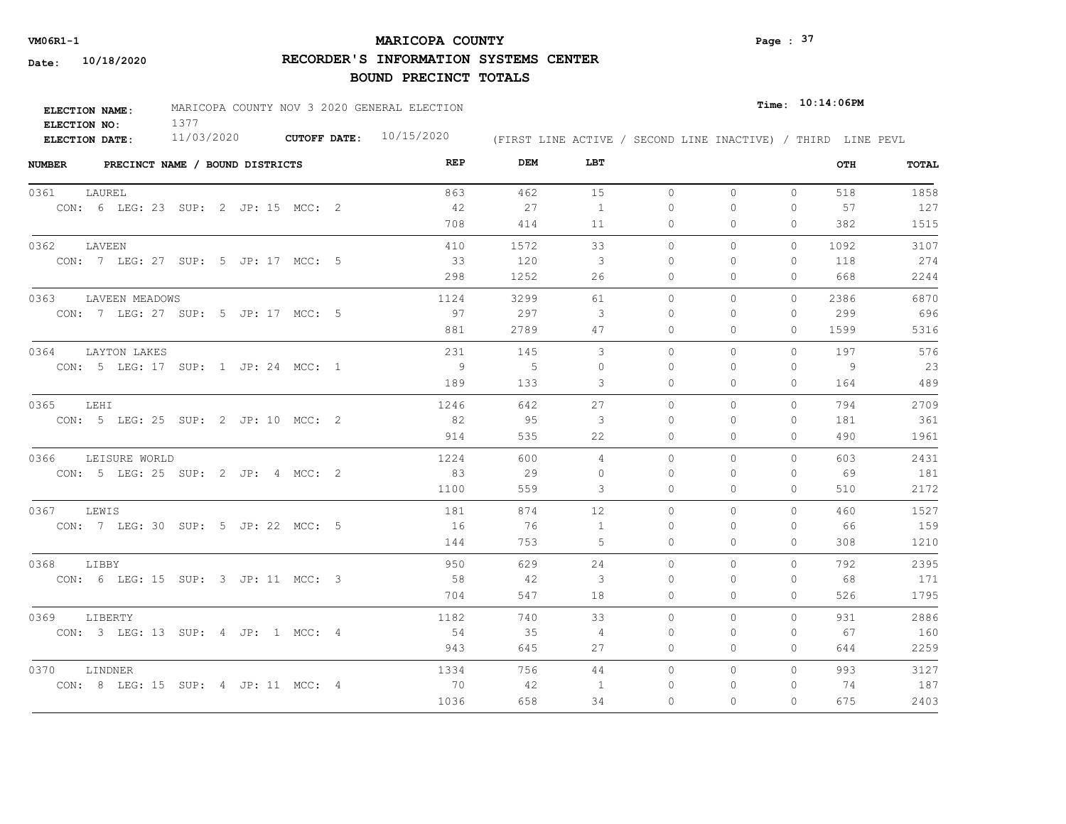VM06R1-1

Date: 10/18/2020

# MARICOPA COUNTY

## RECORDER'S INFORMATION SYSTEMS CENTER

### BOUND PRECINCT TOTALS

Time: 10:14:06PM

ELECTION NAME: MARICOPA COUNTY NOV 3 2020 GENERAL ELECTION
ELECTION NO: 1377
ELECTION DATE: 11/03/2020 CUTOFF DATE: 10/15/2020

(FIRST LINE ACTIVE / SECOND LINE INACTIVE) / THIRD LINE PEVL

| NUMBER | PRECINCT NAME / BOUND DISTRICTS | REP | DEM | LBT | | | | OTH | TOTAL |
|---|---|---|---|---|---|---|---|---|---|
| 0361 | LAUREL | 863 | 462 | 15 | 0 | 0 | 0 | 518 | 1858 |
| | CON: 6 LEG: 23 SUP: 2 JP: 15 MCC: 2 | 42 | 27 | 1 | 0 | 0 | 0 | 57 | 127 |
| | | 708 | 414 | 11 | 0 | 0 | 0 | 382 | 1515 |
| 0362 | LAVEEN | 410 | 1572 | 33 | 0 | 0 | 0 | 1092 | 3107 |
| | CON: 7 LEG: 27 SUP: 5 JP: 17 MCC: 5 | 33 | 120 | 3 | 0 | 0 | 0 | 118 | 274 |
| | | 298 | 1252 | 26 | 0 | 0 | 0 | 668 | 2244 |
| 0363 | LAVEEN MEADOWS | 1124 | 3299 | 61 | 0 | 0 | 0 | 2386 | 6870 |
| | CON: 7 LEG: 27 SUP: 5 JP: 17 MCC: 5 | 97 | 297 | 3 | 0 | 0 | 0 | 299 | 696 |
| | | 881 | 2789 | 47 | 0 | 0 | 0 | 1599 | 5316 |
| 0364 | LAYTON LAKES | 231 | 145 | 3 | 0 | 0 | 0 | 197 | 576 |
| | CON: 5 LEG: 17 SUP: 1 JP: 24 MCC: 1 | 9 | 5 | 0 | 0 | 0 | 0 | 9 | 23 |
| | | 189 | 133 | 3 | 0 | 0 | 0 | 164 | 489 |
| 0365 | LEHI | 1246 | 642 | 27 | 0 | 0 | 0 | 794 | 2709 |
| | CON: 5 LEG: 25 SUP: 2 JP: 10 MCC: 2 | 82 | 95 | 3 | 0 | 0 | 0 | 181 | 361 |
| | | 914 | 535 | 22 | 0 | 0 | 0 | 490 | 1961 |
| 0366 | LEISURE WORLD | 1224 | 600 | 4 | 0 | 0 | 0 | 603 | 2431 |
| | CON: 5 LEG: 25 SUP: 2 JP: 4 MCC: 2 | 83 | 29 | 0 | 0 | 0 | 0 | 69 | 181 |
| | | 1100 | 559 | 3 | 0 | 0 | 0 | 510 | 2172 |
| 0367 | LEWIS | 181 | 874 | 12 | 0 | 0 | 0 | 460 | 1527 |
| | CON: 7 LEG: 30 SUP: 5 JP: 22 MCC: 5 | 16 | 76 | 1 | 0 | 0 | 0 | 66 | 159 |
| | | 144 | 753 | 5 | 0 | 0 | 0 | 308 | 1210 |
| 0368 | LIBBY | 950 | 629 | 24 | 0 | 0 | 0 | 792 | 2395 |
| | CON: 6 LEG: 15 SUP: 3 JP: 11 MCC: 3 | 58 | 42 | 3 | 0 | 0 | 0 | 68 | 171 |
| | | 704 | 547 | 18 | 0 | 0 | 0 | 526 | 1795 |
| 0369 | LIBERTY | 1182 | 740 | 33 | 0 | 0 | 0 | 931 | 2886 |
| | CON: 3 LEG: 13 SUP: 4 JP: 1 MCC: 4 | 54 | 35 | 4 | 0 | 0 | 0 | 67 | 160 |
| | | 943 | 645 | 27 | 0 | 0 | 0 | 644 | 2259 |
| 0370 | LINDNER | 1334 | 756 | 44 | 0 | 0 | 0 | 993 | 3127 |
| | CON: 8 LEG: 15 SUP: 4 JP: 11 MCC: 4 | 70 | 42 | 1 | 0 | 0 | 0 | 74 | 187 |
| | | 1036 | 658 | 34 | 0 | 0 | 0 | 675 | 2403 |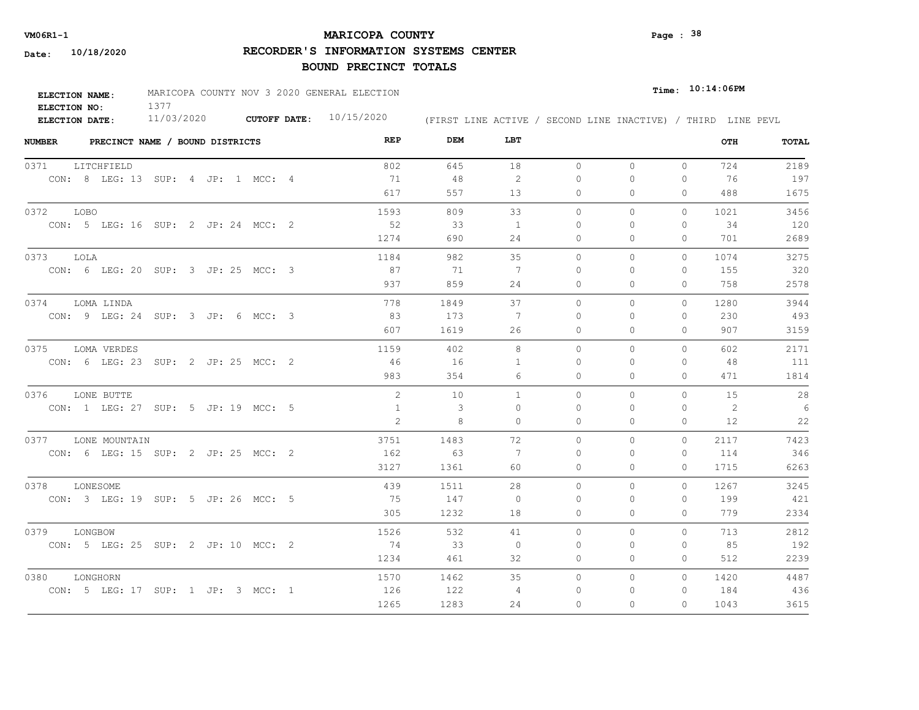VM06R1-1 **MARICOPA COUNTY**

Date: 10/18/2020

**RECORDER'S INFORMATION SYSTEMS CENTER**

**BOUND PRECINCT TOTALS**

**ELECTION NAME:** MARICOPA COUNTY NOV 3 2020 GENERAL ELECTION

**ELECTION NO:** 1377

**ELECTION DATE:** 11/03/2020 **CUTOFF DATE:** 10/15/2020

**Time:** 10:14:06PM

(FIRST LINE ACTIVE / SECOND LINE INACTIVE) / THIRD LINE PEVL

| NUMBER | PRECINCT NAME / BOUND DISTRICTS | REP | DEM | LBT | | | | OTH | TOTAL |
|---|---|---|---|---|---|---|---|---|---|
| 0371 | LITCHFIELD | 802 | 645 | 18 | 0 | 0 | 0 | 724 | 2189 |
| | CON: 8 LEG: 13 SUP: 4 JP: 1 MCC: 4 | 71 | 48 | 2 | 0 | 0 | 0 | 76 | 197 |
| | | 617 | 557 | 13 | 0 | 0 | 0 | 488 | 1675 |
| 0372 | LOBO | 1593 | 809 | 33 | 0 | 0 | 0 | 1021 | 3456 |
| | CON: 5 LEG: 16 SUP: 2 JP: 24 MCC: 2 | 52 | 33 | 1 | 0 | 0 | 0 | 34 | 120 |
| | | 1274 | 690 | 24 | 0 | 0 | 0 | 701 | 2689 |
| 0373 | LOLA | 1184 | 982 | 35 | 0 | 0 | 0 | 1074 | 3275 |
| | CON: 6 LEG: 20 SUP: 3 JP: 25 MCC: 3 | 87 | 71 | 7 | 0 | 0 | 0 | 155 | 320 |
| | | 937 | 859 | 24 | 0 | 0 | 0 | 758 | 2578 |
| 0374 | LOMA LINDA | 778 | 1849 | 37 | 0 | 0 | 0 | 1280 | 3944 |
| | CON: 9 LEG: 24 SUP: 3 JP: 6 MCC: 3 | 83 | 173 | 7 | 0 | 0 | 0 | 230 | 493 |
| | | 607 | 1619 | 26 | 0 | 0 | 0 | 907 | 3159 |
| 0375 | LOMA VERDES | 1159 | 402 | 8 | 0 | 0 | 0 | 602 | 2171 |
| | CON: 6 LEG: 23 SUP: 2 JP: 25 MCC: 2 | 46 | 16 | 1 | 0 | 0 | 0 | 48 | 111 |
| | | 983 | 354 | 6 | 0 | 0 | 0 | 471 | 1814 |
| 0376 | LONE BUTTE | 2 | 10 | 1 | 0 | 0 | 0 | 15 | 28 |
| | CON: 1 LEG: 27 SUP: 5 JP: 19 MCC: 5 | 1 | 3 | 0 | 0 | 0 | 0 | 2 | 6 |
| | | 2 | 8 | 0 | 0 | 0 | 0 | 12 | 22 |
| 0377 | LONE MOUNTAIN | 3751 | 1483 | 72 | 0 | 0 | 0 | 2117 | 7423 |
| | CON: 6 LEG: 15 SUP: 2 JP: 25 MCC: 2 | 162 | 63 | 7 | 0 | 0 | 0 | 114 | 346 |
| | | 3127 | 1361 | 60 | 0 | 0 | 0 | 1715 | 6263 |
| 0378 | LONESOME | 439 | 1511 | 28 | 0 | 0 | 0 | 1267 | 3245 |
| | CON: 3 LEG: 19 SUP: 5 JP: 26 MCC: 5 | 75 | 147 | 0 | 0 | 0 | 0 | 199 | 421 |
| | | 305 | 1232 | 18 | 0 | 0 | 0 | 779 | 2334 |
| 0379 | LONGBOW | 1526 | 532 | 41 | 0 | 0 | 0 | 713 | 2812 |
| | CON: 5 LEG: 25 SUP: 2 JP: 10 MCC: 2 | 74 | 33 | 0 | 0 | 0 | 0 | 85 | 192 |
| | | 1234 | 461 | 32 | 0 | 0 | 0 | 512 | 2239 |
| 0380 | LONGHORN | 1570 | 1462 | 35 | 0 | 0 | 0 | 1420 | 4487 |
| | CON: 5 LEG: 17 SUP: 1 JP: 3 MCC: 1 | 126 | 122 | 4 | 0 | 0 | 0 | 184 | 436 |
| | | 1265 | 1283 | 24 | 0 | 0 | 0 | 1043 | 3615 |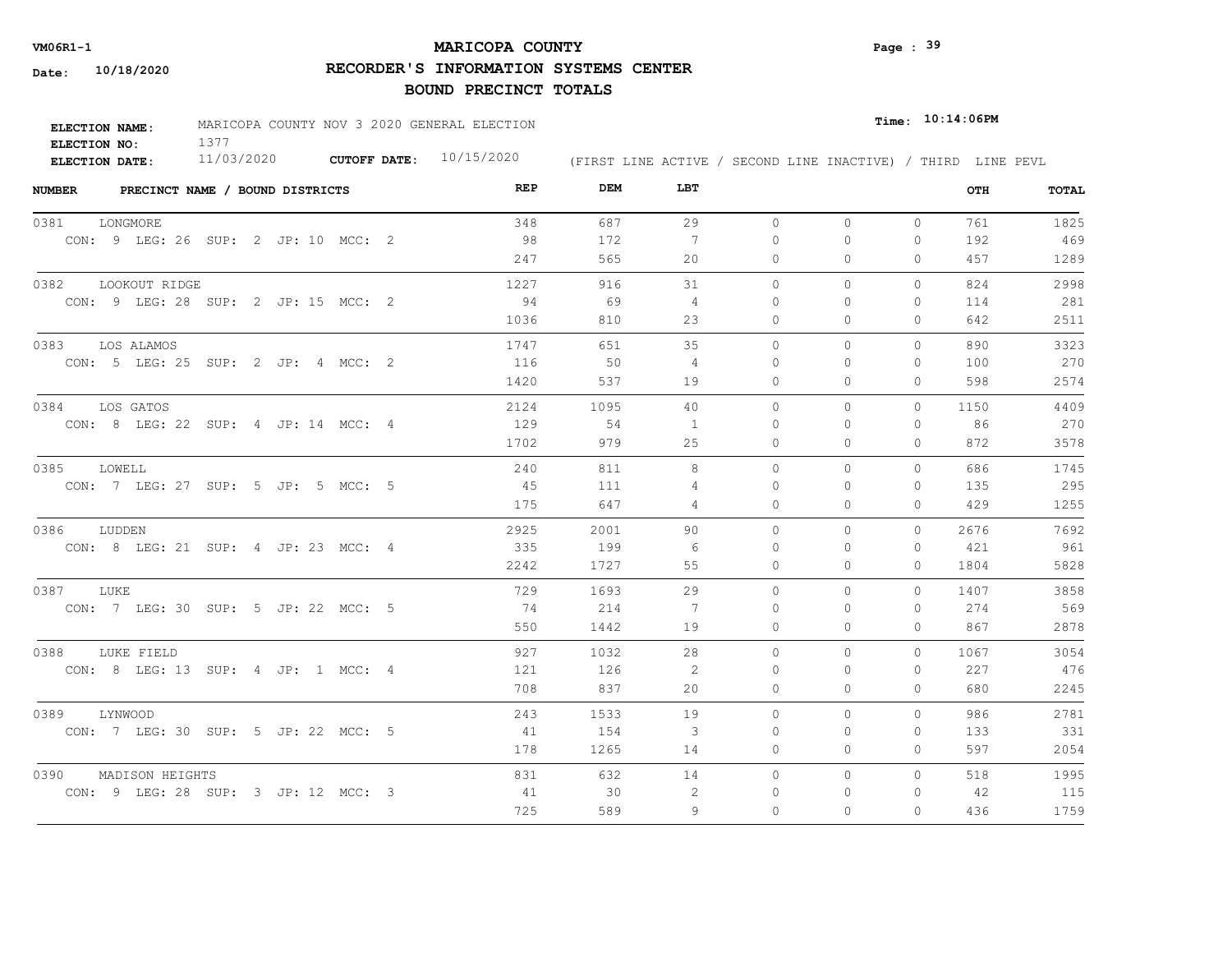# MARICOPA COUNTY
## RECORDER'S INFORMATION SYSTEMS CENTER
## BOUND PRECINCT TOTALS

**VM06R1-1**

**Date:** 10/18/2020

**Time:** 10:14:06PM

**ELECTION NAME:** MARICOPA COUNTY NOV 3 2020 GENERAL ELECTION
**ELECTION NO:** 1377
**ELECTION DATE:** 11/03/2020 **CUTOFF DATE:** 10/15/2020

(FIRST LINE ACTIVE / SECOND LINE INACTIVE) / THIRD LINE PEVL

| NUMBER | PRECINCT NAME / BOUND DISTRICTS | REP | DEM | LBT | | | | OTH | TOTAL |
|---|---|---|---|---|---|---|---|---|---|
| 0381 | LONGMORE | 348 | 687 | 29 | 0 | 0 | 0 | 761 | 1825 |
| | CON: 9 LEG: 26 SUP: 2 JP: 10 MCC: 2 | 98 | 172 | 7 | 0 | 0 | 0 | 192 | 469 |
| | | 247 | 565 | 20 | 0 | 0 | 0 | 457 | 1289 |
| 0382 | LOOKOUT RIDGE | 1227 | 916 | 31 | 0 | 0 | 0 | 824 | 2998 |
| | CON: 9 LEG: 28 SUP: 2 JP: 15 MCC: 2 | 94 | 69 | 4 | 0 | 0 | 0 | 114 | 281 |
| | | 1036 | 810 | 23 | 0 | 0 | 0 | 642 | 2511 |
| 0383 | LOS ALAMOS | 1747 | 651 | 35 | 0 | 0 | 0 | 890 | 3323 |
| | CON: 5 LEG: 25 SUP: 2 JP: 4 MCC: 2 | 116 | 50 | 4 | 0 | 0 | 0 | 100 | 270 |
| | | 1420 | 537 | 19 | 0 | 0 | 0 | 598 | 2574 |
| 0384 | LOS GATOS | 2124 | 1095 | 40 | 0 | 0 | 0 | 1150 | 4409 |
| | CON: 8 LEG: 22 SUP: 4 JP: 14 MCC: 4 | 129 | 54 | 1 | 0 | 0 | 0 | 86 | 270 |
| | | 1702 | 979 | 25 | 0 | 0 | 0 | 872 | 3578 |
| 0385 | LOWELL | 240 | 811 | 8 | 0 | 0 | 0 | 686 | 1745 |
| | CON: 7 LEG: 27 SUP: 5 JP: 5 MCC: 5 | 45 | 111 | 4 | 0 | 0 | 0 | 135 | 295 |
| | | 175 | 647 | 4 | 0 | 0 | 0 | 429 | 1255 |
| 0386 | LUDDEN | 2925 | 2001 | 90 | 0 | 0 | 0 | 2676 | 7692 |
| | CON: 8 LEG: 21 SUP: 4 JP: 23 MCC: 4 | 335 | 199 | 6 | 0 | 0 | 0 | 421 | 961 |
| | | 2242 | 1727 | 55 | 0 | 0 | 0 | 1804 | 5828 |
| 0387 | LUKE | 729 | 1693 | 29 | 0 | 0 | 0 | 1407 | 3858 |
| | CON: 7 LEG: 30 SUP: 5 JP: 22 MCC: 5 | 74 | 214 | 7 | 0 | 0 | 0 | 274 | 569 |
| | | 550 | 1442 | 19 | 0 | 0 | 0 | 867 | 2878 |
| 0388 | LUKE FIELD | 927 | 1032 | 28 | 0 | 0 | 0 | 1067 | 3054 |
| | CON: 8 LEG: 13 SUP: 4 JP: 1 MCC: 4 | 121 | 126 | 2 | 0 | 0 | 0 | 227 | 476 |
| | | 708 | 837 | 20 | 0 | 0 | 0 | 680 | 2245 |
| 0389 | LYNWOOD | 243 | 1533 | 19 | 0 | 0 | 0 | 986 | 2781 |
| | CON: 7 LEG: 30 SUP: 5 JP: 22 MCC: 5 | 41 | 154 | 3 | 0 | 0 | 0 | 133 | 331 |
| | | 178 | 1265 | 14 | 0 | 0 | 0 | 597 | 2054 |
| 0390 | MADISON HEIGHTS | 831 | 632 | 14 | 0 | 0 | 0 | 518 | 1995 |
| | CON: 9 LEG: 28 SUP: 3 JP: 12 MCC: 3 | 41 | 30 | 2 | 0 | 0 | 0 | 42 | 115 |
| | | 725 | 589 | 9 | 0 | 0 | 0 | 436 | 1759 |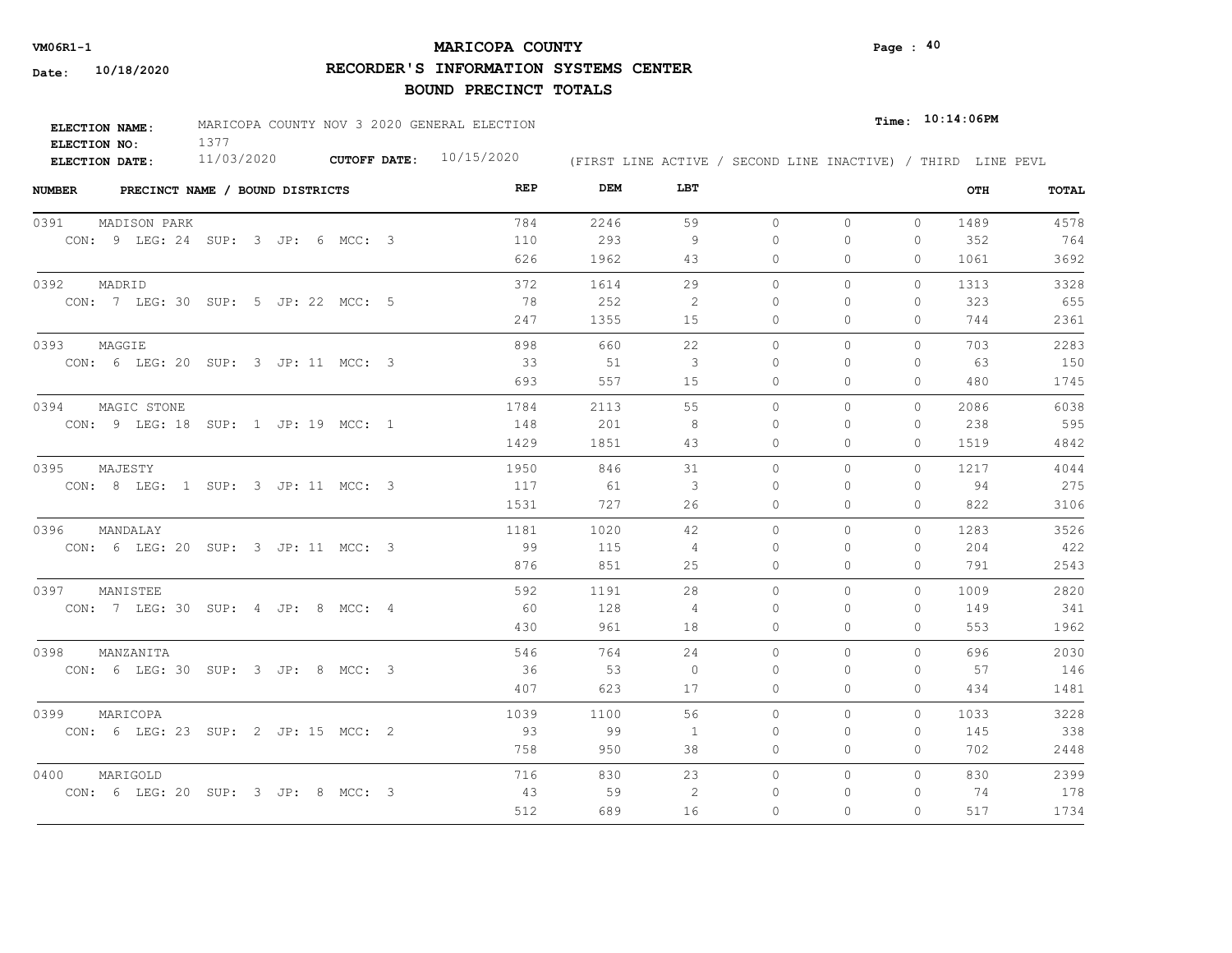VM06R1-1

Date: 10/18/2020

# MARICOPA COUNTY

## RECORDER'S INFORMATION SYSTEMS CENTER

## BOUND PRECINCT TOTALS

Time: 10:14:06PM

**ELECTION NAME:** MARICOPA COUNTY NOV 3 2020 GENERAL ELECTION
**ELECTION NO:** 1377
**ELECTION DATE:** 11/03/2020 **CUTOFF DATE:** 10/15/2020

(FIRST LINE ACTIVE / SECOND LINE INACTIVE) / THIRD LINE PEVL

| NUMBER | PRECINCT NAME / BOUND DISTRICTS | REP | DEM | LBT | | | | OTH | TOTAL |
|---|---|---|---|---|---|---|---|---|---|
| 0391 | MADISON PARK | 784 | 2246 | 59 | 0 | 0 | 0 | 1489 | 4578 |
| | CON: 9 LEG: 24 SUP: 3 JP: 6 MCC: 3 | 110 | 293 | 9 | 0 | 0 | 0 | 352 | 764 |
| | | 626 | 1962 | 43 | 0 | 0 | 0 | 1061 | 3692 |
| 0392 | MADRID | 372 | 1614 | 29 | 0 | 0 | 0 | 1313 | 3328 |
| | CON: 7 LEG: 30 SUP: 5 JP: 22 MCC: 5 | 78 | 252 | 2 | 0 | 0 | 0 | 323 | 655 |
| | | 247 | 1355 | 15 | 0 | 0 | 0 | 744 | 2361 |
| 0393 | MAGGIE | 898 | 660 | 22 | 0 | 0 | 0 | 703 | 2283 |
| | CON: 6 LEG: 20 SUP: 3 JP: 11 MCC: 3 | 33 | 51 | 3 | 0 | 0 | 0 | 63 | 150 |
| | | 693 | 557 | 15 | 0 | 0 | 0 | 480 | 1745 |
| 0394 | MAGIC STONE | 1784 | 2113 | 55 | 0 | 0 | 0 | 2086 | 6038 |
| | CON: 9 LEG: 18 SUP: 1 JP: 19 MCC: 1 | 148 | 201 | 8 | 0 | 0 | 0 | 238 | 595 |
| | | 1429 | 1851 | 43 | 0 | 0 | 0 | 1519 | 4842 |
| 0395 | MAJESTY | 1950 | 846 | 31 | 0 | 0 | 0 | 1217 | 4044 |
| | CON: 8 LEG: 1 SUP: 3 JP: 11 MCC: 3 | 117 | 61 | 3 | 0 | 0 | 0 | 94 | 275 |
| | | 1531 | 727 | 26 | 0 | 0 | 0 | 822 | 3106 |
| 0396 | MANDALAY | 1181 | 1020 | 42 | 0 | 0 | 0 | 1283 | 3526 |
| | CON: 6 LEG: 20 SUP: 3 JP: 11 MCC: 3 | 99 | 115 | 4 | 0 | 0 | 0 | 204 | 422 |
| | | 876 | 851 | 25 | 0 | 0 | 0 | 791 | 2543 |
| 0397 | MANISTEE | 592 | 1191 | 28 | 0 | 0 | 0 | 1009 | 2820 |
| | CON: 7 LEG: 30 SUP: 4 JP: 8 MCC: 4 | 60 | 128 | 4 | 0 | 0 | 0 | 149 | 341 |
| | | 430 | 961 | 18 | 0 | 0 | 0 | 553 | 1962 |
| 0398 | MANZANITA | 546 | 764 | 24 | 0 | 0 | 0 | 696 | 2030 |
| | CON: 6 LEG: 30 SUP: 3 JP: 8 MCC: 3 | 36 | 53 | 0 | 0 | 0 | 0 | 57 | 146 |
| | | 407 | 623 | 17 | 0 | 0 | 0 | 434 | 1481 |
| 0399 | MARICOPA | 1039 | 1100 | 56 | 0 | 0 | 0 | 1033 | 3228 |
| | CON: 6 LEG: 23 SUP: 2 JP: 15 MCC: 2 | 93 | 99 | 1 | 0 | 0 | 0 | 145 | 338 |
| | | 758 | 950 | 38 | 0 | 0 | 0 | 702 | 2448 |
| 0400 | MARIGOLD | 716 | 830 | 23 | 0 | 0 | 0 | 830 | 2399 |
| | CON: 6 LEG: 20 SUP: 3 JP: 8 MCC: 3 | 43 | 59 | 2 | 0 | 0 | 0 | 74 | 178 |
| | | 512 | 689 | 16 | 0 | 0 | 0 | 517 | 1734 |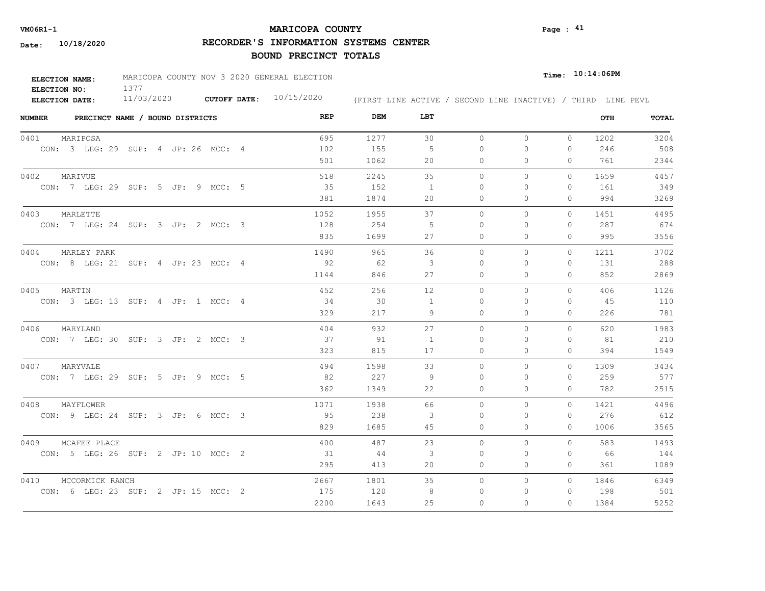# MARICOPA COUNTY

## RECORDER'S INFORMATION SYSTEMS CENTER

## BOUND PRECINCT TOTALS

VM06R1-1

Date: 10/18/2020

Page : 41

**ELECTION NAME:** MARICOPA COUNTY NOV 3 2020 GENERAL ELECTION
**ELECTION NO:** 1377
**ELECTION DATE:** 11/03/2020 **CUTOFF DATE:** 10/15/2020

Time: 10:14:06PM

(FIRST LINE ACTIVE / SECOND LINE INACTIVE) / THIRD LINE PEVL

| NUMBER | PRECINCT NAME / BOUND DISTRICTS | REP | DEM | LBT | | | | OTH | TOTAL |
|---|---|---|---|---|---|---|---|---|---|
| 0401 | MARIPOSA | 695 | 1277 | 30 | 0 | 0 | 0 | 1202 | 3204 |
| | CON: 3 LEG: 29 SUP: 4 JP: 26 MCC: 4 | 102 | 155 | 5 | 0 | 0 | 0 | 246 | 508 |
| | | 501 | 1062 | 20 | 0 | 0 | 0 | 761 | 2344 |
| 0402 | MARIVUE | 518 | 2245 | 35 | 0 | 0 | 0 | 1659 | 4457 |
| | CON: 7 LEG: 29 SUP: 5 JP: 9 MCC: 5 | 35 | 152 | 1 | 0 | 0 | 0 | 161 | 349 |
| | | 381 | 1874 | 20 | 0 | 0 | 0 | 994 | 3269 |
| 0403 | MARLETTE | 1052 | 1955 | 37 | 0 | 0 | 0 | 1451 | 4495 |
| | CON: 7 LEG: 24 SUP: 3 JP: 2 MCC: 3 | 128 | 254 | 5 | 0 | 0 | 0 | 287 | 674 |
| | | 835 | 1699 | 27 | 0 | 0 | 0 | 995 | 3556 |
| 0404 | MARLEY PARK | 1490 | 965 | 36 | 0 | 0 | 0 | 1211 | 3702 |
| | CON: 8 LEG: 21 SUP: 4 JP: 23 MCC: 4 | 92 | 62 | 3 | 0 | 0 | 0 | 131 | 288 |
| | | 1144 | 846 | 27 | 0 | 0 | 0 | 852 | 2869 |
| 0405 | MARTIN | 452 | 256 | 12 | 0 | 0 | 0 | 406 | 1126 |
| | CON: 3 LEG: 13 SUP: 4 JP: 1 MCC: 4 | 34 | 30 | 1 | 0 | 0 | 0 | 45 | 110 |
| | | 329 | 217 | 9 | 0 | 0 | 0 | 226 | 781 |
| 0406 | MARYLAND | 404 | 932 | 27 | 0 | 0 | 0 | 620 | 1983 |
| | CON: 7 LEG: 30 SUP: 3 JP: 2 MCC: 3 | 37 | 91 | 1 | 0 | 0 | 0 | 81 | 210 |
| | | 323 | 815 | 17 | 0 | 0 | 0 | 394 | 1549 |
| 0407 | MARYVALE | 494 | 1598 | 33 | 0 | 0 | 0 | 1309 | 3434 |
| | CON: 7 LEG: 29 SUP: 5 JP: 9 MCC: 5 | 82 | 227 | 9 | 0 | 0 | 0 | 259 | 577 |
| | | 362 | 1349 | 22 | 0 | 0 | 0 | 782 | 2515 |
| 0408 | MAYFLOWER | 1071 | 1938 | 66 | 0 | 0 | 0 | 1421 | 4496 |
| | CON: 9 LEG: 24 SUP: 3 JP: 6 MCC: 3 | 95 | 238 | 3 | 0 | 0 | 0 | 276 | 612 |
| | | 829 | 1685 | 45 | 0 | 0 | 0 | 1006 | 3565 |
| 0409 | MCAFEE PLACE | 400 | 487 | 23 | 0 | 0 | 0 | 583 | 1493 |
| | CON: 5 LEG: 26 SUP: 2 JP: 10 MCC: 2 | 31 | 44 | 3 | 0 | 0 | 0 | 66 | 144 |
| | | 295 | 413 | 20 | 0 | 0 | 0 | 361 | 1089 |
| 0410 | MCCORMICK RANCH | 2667 | 1801 | 35 | 0 | 0 | 0 | 1846 | 6349 |
| | CON: 6 LEG: 23 SUP: 2 JP: 15 MCC: 2 | 175 | 120 | 8 | 0 | 0 | 0 | 198 | 501 |
| | | 2200 | 1643 | 25 | 0 | 0 | 0 | 1384 | 5252 |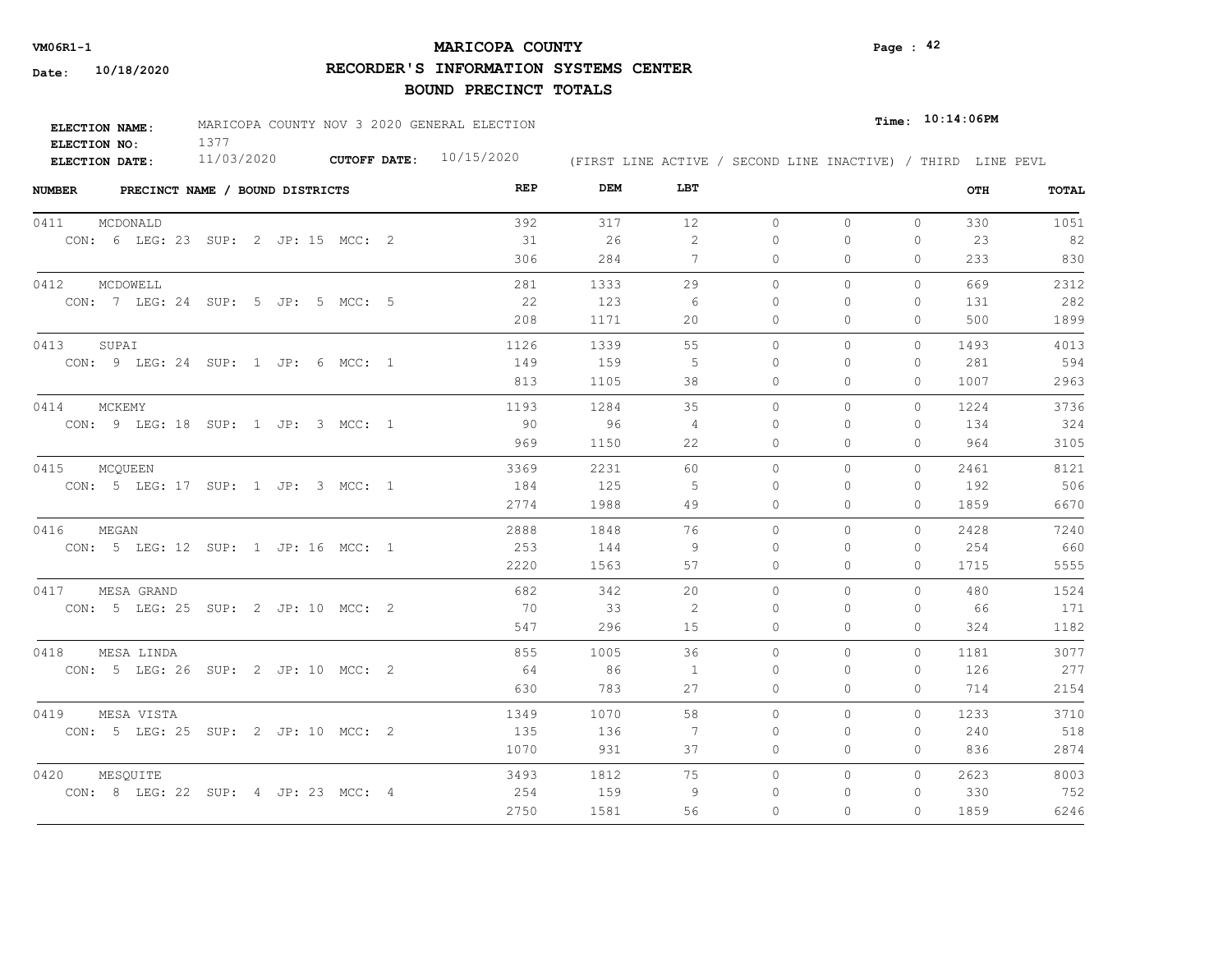**VM06R1-1**

**Date: 10/18/2020**

# MARICOPA COUNTY

## RECORDER'S INFORMATION SYSTEMS CENTER

## BOUND PRECINCT TOTALS

**Time: 10:14:06PM**

**ELECTION NAME:** MARICOPA COUNTY NOV 3 2020 GENERAL ELECTION
**ELECTION NO:** 1377
**ELECTION DATE:** 11/03/2020 **CUTOFF DATE:** 10/15/2020 (FIRST LINE ACTIVE / SECOND LINE INACTIVE) / THIRD LINE PEVL

| NUMBER | PRECINCT NAME / BOUND DISTRICTS | REP | DEM | LBT | | | | OTH | TOTAL |
|---|---|---|---|---|---|---|---|---|---|
| 0411 | MCDONALD | 392 | 317 | 12 | 0 | 0 | 0 | 330 | 1051 |
| | CON: 6 LEG: 23 SUP: 2 JP: 15 MCC: 2 | 31 | 26 | 2 | 0 | 0 | 0 | 23 | 82 |
| | | 306 | 284 | 7 | 0 | 0 | 0 | 233 | 830 |
| 0412 | MCDOWELL | 281 | 1333 | 29 | 0 | 0 | 0 | 669 | 2312 |
| | CON: 7 LEG: 24 SUP: 5 JP: 5 MCC: 5 | 22 | 123 | 6 | 0 | 0 | 0 | 131 | 282 |
| | | 208 | 1171 | 20 | 0 | 0 | 0 | 500 | 1899 |
| 0413 | SUPAI | 1126 | 1339 | 55 | 0 | 0 | 0 | 1493 | 4013 |
| | CON: 9 LEG: 24 SUP: 1 JP: 6 MCC: 1 | 149 | 159 | 5 | 0 | 0 | 0 | 281 | 594 |
| | | 813 | 1105 | 38 | 0 | 0 | 0 | 1007 | 2963 |
| 0414 | MCKEMY | 1193 | 1284 | 35 | 0 | 0 | 0 | 1224 | 3736 |
| | CON: 9 LEG: 18 SUP: 1 JP: 3 MCC: 1 | 90 | 96 | 4 | 0 | 0 | 0 | 134 | 324 |
| | | 969 | 1150 | 22 | 0 | 0 | 0 | 964 | 3105 |
| 0415 | MCQUEEN | 3369 | 2231 | 60 | 0 | 0 | 0 | 2461 | 8121 |
| | CON: 5 LEG: 17 SUP: 1 JP: 3 MCC: 1 | 184 | 125 | 5 | 0 | 0 | 0 | 192 | 506 |
| | | 2774 | 1988 | 49 | 0 | 0 | 0 | 1859 | 6670 |
| 0416 | MEGAN | 2888 | 1848 | 76 | 0 | 0 | 0 | 2428 | 7240 |
| | CON: 5 LEG: 12 SUP: 1 JP: 16 MCC: 1 | 253 | 144 | 9 | 0 | 0 | 0 | 254 | 660 |
| | | 2220 | 1563 | 57 | 0 | 0 | 0 | 1715 | 5555 |
| 0417 | MESA GRAND | 682 | 342 | 20 | 0 | 0 | 0 | 480 | 1524 |
| | CON: 5 LEG: 25 SUP: 2 JP: 10 MCC: 2 | 70 | 33 | 2 | 0 | 0 | 0 | 66 | 171 |
| | | 547 | 296 | 15 | 0 | 0 | 0 | 324 | 1182 |
| 0418 | MESA LINDA | 855 | 1005 | 36 | 0 | 0 | 0 | 1181 | 3077 |
| | CON: 5 LEG: 26 SUP: 2 JP: 10 MCC: 2 | 64 | 86 | 1 | 0 | 0 | 0 | 126 | 277 |
| | | 630 | 783 | 27 | 0 | 0 | 0 | 714 | 2154 |
| 0419 | MESA VISTA | 1349 | 1070 | 58 | 0 | 0 | 0 | 1233 | 3710 |
| | CON: 5 LEG: 25 SUP: 2 JP: 10 MCC: 2 | 135 | 136 | 7 | 0 | 0 | 0 | 240 | 518 |
| | | 1070 | 931 | 37 | 0 | 0 | 0 | 836 | 2874 |
| 0420 | MESQUITE | 3493 | 1812 | 75 | 0 | 0 | 0 | 2623 | 8003 |
| | CON: 8 LEG: 22 SUP: 4 JP: 23 MCC: 4 | 254 | 159 | 9 | 0 | 0 | 0 | 330 | 752 |
| | | 2750 | 1581 | 56 | 0 | 0 | 0 | 1859 | 6246 |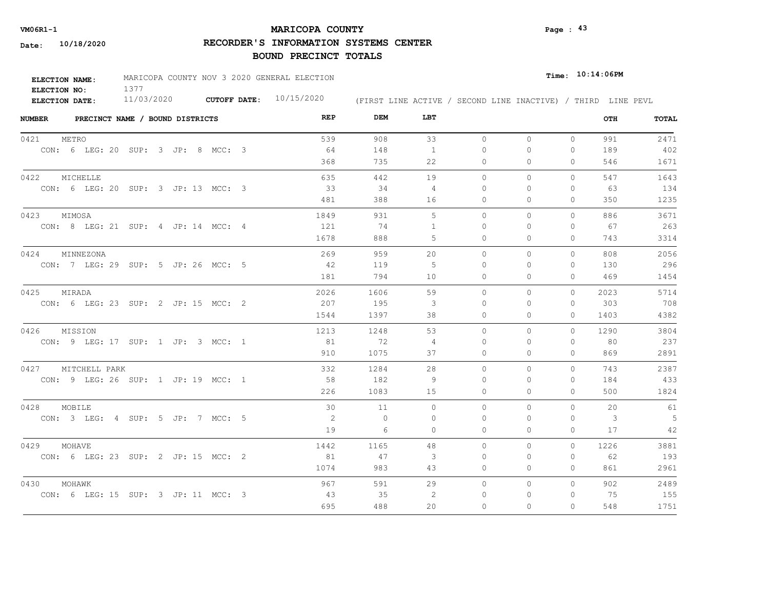# MARICOPA COUNTY

## RECORDER'S INFORMATION SYSTEMS CENTER

## BOUND PRECINCT TOTALS

VM06R1-1

Date: 10/18/2020

Time: 10:14:06PM

**ELECTION NAME:** MARICOPA COUNTY NOV 3 2020 GENERAL ELECTION
**ELECTION NO:** 1377
**ELECTION DATE:** 11/03/2020 **CUTOFF DATE:** 10/15/2020

(FIRST LINE ACTIVE / SECOND LINE INACTIVE) / THIRD LINE PEVL

| NUMBER | PRECINCT NAME / BOUND DISTRICTS | REP | DEM | LBT | | | | OTH | TOTAL |
|---|---|---|---|---|---|---|---|---|---|
| 0421 | METRO | 539 | 908 | 33 | 0 | 0 | 0 | 991 | 2471 |
| | CON: 6 LEG: 20 SUP: 3 JP: 8 MCC: 3 | 64 | 148 | 1 | 0 | 0 | 0 | 189 | 402 |
| | | 368 | 735 | 22 | 0 | 0 | 0 | 546 | 1671 |
| 0422 | MICHELLE | 635 | 442 | 19 | 0 | 0 | 0 | 547 | 1643 |
| | CON: 6 LEG: 20 SUP: 3 JP: 13 MCC: 3 | 33 | 34 | 4 | 0 | 0 | 0 | 63 | 134 |
| | | 481 | 388 | 16 | 0 | 0 | 0 | 350 | 1235 |
| 0423 | MIMOSA | 1849 | 931 | 5 | 0 | 0 | 0 | 886 | 3671 |
| | CON: 8 LEG: 21 SUP: 4 JP: 14 MCC: 4 | 121 | 74 | 1 | 0 | 0 | 0 | 67 | 263 |
| | | 1678 | 888 | 5 | 0 | 0 | 0 | 743 | 3314 |
| 0424 | MINNEZONA | 269 | 959 | 20 | 0 | 0 | 0 | 808 | 2056 |
| | CON: 7 LEG: 29 SUP: 5 JP: 26 MCC: 5 | 42 | 119 | 5 | 0 | 0 | 0 | 130 | 296 |
| | | 181 | 794 | 10 | 0 | 0 | 0 | 469 | 1454 |
| 0425 | MIRADA | 2026 | 1606 | 59 | 0 | 0 | 0 | 2023 | 5714 |
| | CON: 6 LEG: 23 SUP: 2 JP: 15 MCC: 2 | 207 | 195 | 3 | 0 | 0 | 0 | 303 | 708 |
| | | 1544 | 1397 | 38 | 0 | 0 | 0 | 1403 | 4382 |
| 0426 | MISSION | 1213 | 1248 | 53 | 0 | 0 | 0 | 1290 | 3804 |
| | CON: 9 LEG: 17 SUP: 1 JP: 3 MCC: 1 | 81 | 72 | 4 | 0 | 0 | 0 | 80 | 237 |
| | | 910 | 1075 | 37 | 0 | 0 | 0 | 869 | 2891 |
| 0427 | MITCHELL PARK | 332 | 1284 | 28 | 0 | 0 | 0 | 743 | 2387 |
| | CON: 9 LEG: 26 SUP: 1 JP: 19 MCC: 1 | 58 | 182 | 9 | 0 | 0 | 0 | 184 | 433 |
| | | 226 | 1083 | 15 | 0 | 0 | 0 | 500 | 1824 |
| 0428 | MOBILE | 30 | 11 | 0 | 0 | 0 | 0 | 20 | 61 |
| | CON: 3 LEG: 4 SUP: 5 JP: 7 MCC: 5 | 2 | 0 | 0 | 0 | 0 | 0 | 3 | 5 |
| | | 19 | 6 | 0 | 0 | 0 | 0 | 17 | 42 |
| 0429 | MOHAVE | 1442 | 1165 | 48 | 0 | 0 | 0 | 1226 | 3881 |
| | CON: 6 LEG: 23 SUP: 2 JP: 15 MCC: 2 | 81 | 47 | 3 | 0 | 0 | 0 | 62 | 193 |
| | | 1074 | 983 | 43 | 0 | 0 | 0 | 861 | 2961 |
| 0430 | MOHAWK | 967 | 591 | 29 | 0 | 0 | 0 | 902 | 2489 |
| | CON: 6 LEG: 15 SUP: 3 JP: 11 MCC: 3 | 43 | 35 | 2 | 0 | 0 | 0 | 75 | 155 |
| | | 695 | 488 | 20 | 0 | 0 | 0 | 548 | 1751 |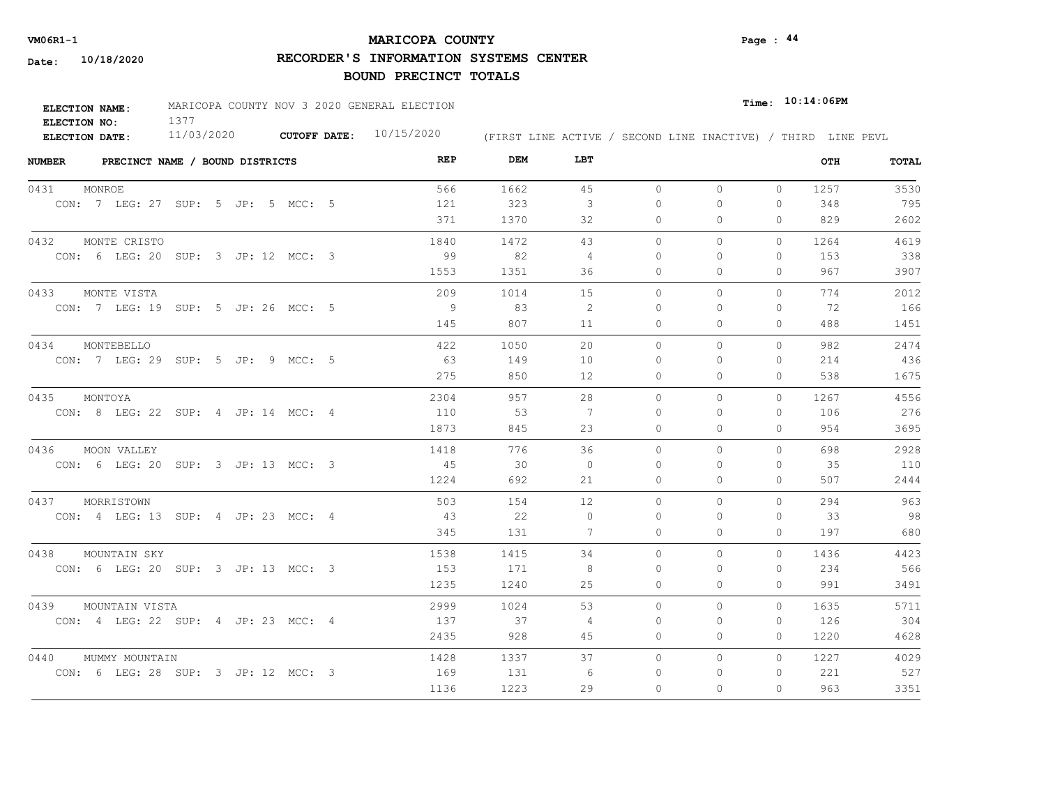VM06R1-1

Date: 10/18/2020

# MARICOPA COUNTY

## RECORDER'S INFORMATION SYSTEMS CENTER

## BOUND PRECINCT TOTALS

**ELECTION NAME:** MARICOPA COUNTY NOV 3 2020 GENERAL ELECTION
**ELECTION NO:** 1377
**ELECTION DATE:** 11/03/2020 **CUTOFF DATE:** 10/15/2020

**Time:** 10:14:06PM

(FIRST LINE ACTIVE / SECOND LINE INACTIVE) / THIRD LINE PEVL

| NUMBER | PRECINCT NAME / BOUND DISTRICTS | REP | DEM | LBT | | | | OTH | TOTAL |
|---|---|---|---|---|---|---|---|---|---|
| 0431 | MONROE | 566 | 1662 | 45 | 0 | 0 | 0 | 1257 | 3530 |
| | CON: 7 LEG: 27 SUP: 5 JP: 5 MCC: 5 | 121 | 323 | 3 | 0 | 0 | 0 | 348 | 795 |
| | | 371 | 1370 | 32 | 0 | 0 | 0 | 829 | 2602 |
| 0432 | MONTE CRISTO | 1840 | 1472 | 43 | 0 | 0 | 0 | 1264 | 4619 |
| | CON: 6 LEG: 20 SUP: 3 JP: 12 MCC: 3 | 99 | 82 | 4 | 0 | 0 | 0 | 153 | 338 |
| | | 1553 | 1351 | 36 | 0 | 0 | 0 | 967 | 3907 |
| 0433 | MONTE VISTA | 209 | 1014 | 15 | 0 | 0 | 0 | 774 | 2012 |
| | CON: 7 LEG: 19 SUP: 5 JP: 26 MCC: 5 | 9 | 83 | 2 | 0 | 0 | 0 | 72 | 166 |
| | | 145 | 807 | 11 | 0 | 0 | 0 | 488 | 1451 |
| 0434 | MONTEBELLO | 422 | 1050 | 20 | 0 | 0 | 0 | 982 | 2474 |
| | CON: 7 LEG: 29 SUP: 5 JP: 9 MCC: 5 | 63 | 149 | 10 | 0 | 0 | 0 | 214 | 436 |
| | | 275 | 850 | 12 | 0 | 0 | 0 | 538 | 1675 |
| 0435 | MONTOYA | 2304 | 957 | 28 | 0 | 0 | 0 | 1267 | 4556 |
| | CON: 8 LEG: 22 SUP: 4 JP: 14 MCC: 4 | 110 | 53 | 7 | 0 | 0 | 0 | 106 | 276 |
| | | 1873 | 845 | 23 | 0 | 0 | 0 | 954 | 3695 |
| 0436 | MOON VALLEY | 1418 | 776 | 36 | 0 | 0 | 0 | 698 | 2928 |
| | CON: 6 LEG: 20 SUP: 3 JP: 13 MCC: 3 | 45 | 30 | 0 | 0 | 0 | 0 | 35 | 110 |
| | | 1224 | 692 | 21 | 0 | 0 | 0 | 507 | 2444 |
| 0437 | MORRISTOWN | 503 | 154 | 12 | 0 | 0 | 0 | 294 | 963 |
| | CON: 4 LEG: 13 SUP: 4 JP: 23 MCC: 4 | 43 | 22 | 0 | 0 | 0 | 0 | 33 | 98 |
| | | 345 | 131 | 7 | 0 | 0 | 0 | 197 | 680 |
| 0438 | MOUNTAIN SKY | 1538 | 1415 | 34 | 0 | 0 | 0 | 1436 | 4423 |
| | CON: 6 LEG: 20 SUP: 3 JP: 13 MCC: 3 | 153 | 171 | 8 | 0 | 0 | 0 | 234 | 566 |
| | | 1235 | 1240 | 25 | 0 | 0 | 0 | 991 | 3491 |
| 0439 | MOUNTAIN VISTA | 2999 | 1024 | 53 | 0 | 0 | 0 | 1635 | 5711 |
| | CON: 4 LEG: 22 SUP: 4 JP: 23 MCC: 4 | 137 | 37 | 4 | 0 | 0 | 0 | 126 | 304 |
| | | 2435 | 928 | 45 | 0 | 0 | 0 | 1220 | 4628 |
| 0440 | MUMMY MOUNTAIN | 1428 | 1337 | 37 | 0 | 0 | 0 | 1227 | 4029 |
| | CON: 6 LEG: 28 SUP: 3 JP: 12 MCC: 3 | 169 | 131 | 6 | 0 | 0 | 0 | 221 | 527 |
| | | 1136 | 1223 | 29 | 0 | 0 | 0 | 963 | 3351 |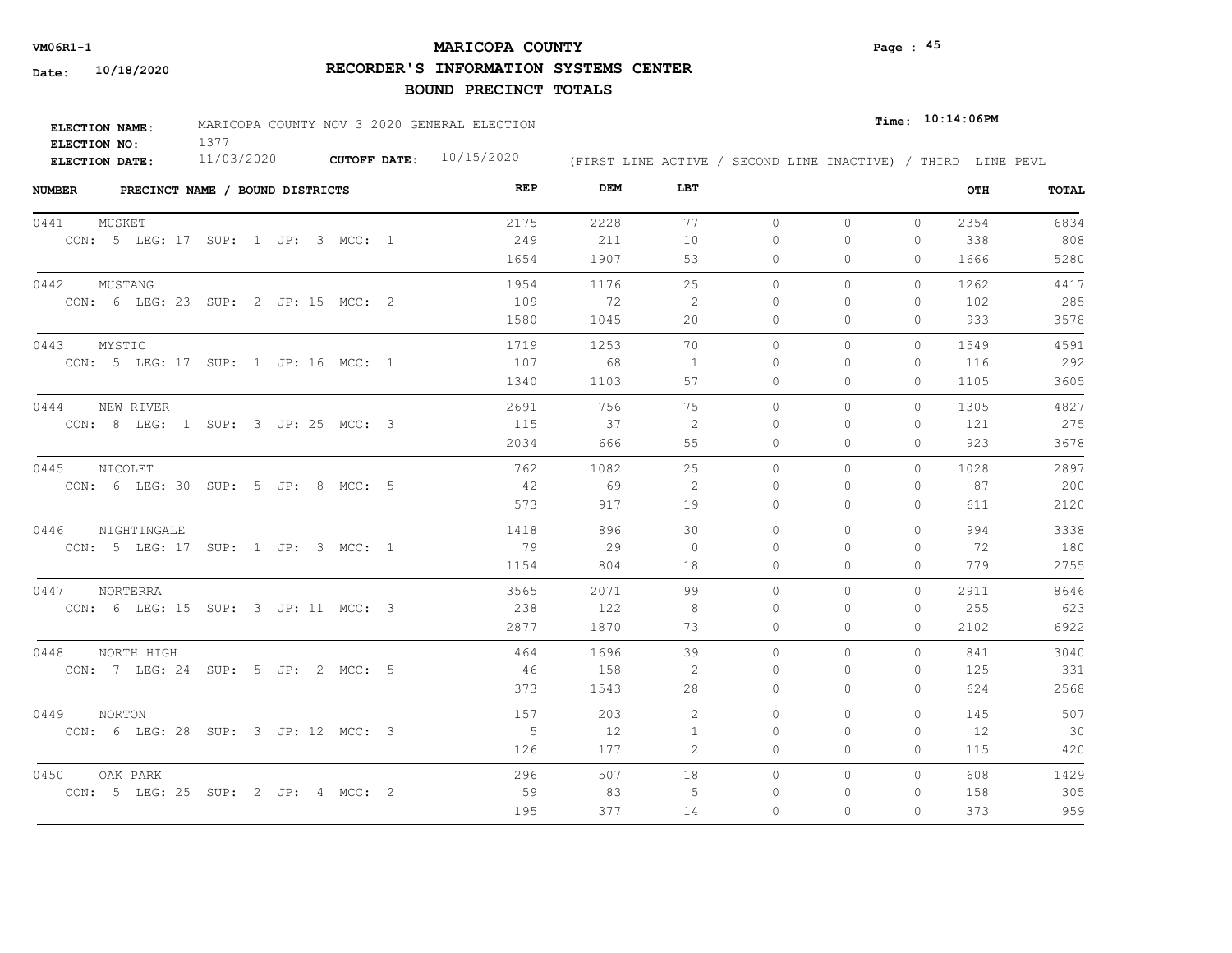VM06R1-1

Date: 10/18/2020

# MARICOPA COUNTY

## RECORDER'S INFORMATION SYSTEMS CENTER

## BOUND PRECINCT TOTALS

Time: 10:14:06PM

**ELECTION NAME:** MARICOPA COUNTY NOV 3 2020 GENERAL ELECTION
**ELECTION NO:** 1377
**ELECTION DATE:** 11/03/2020 **CUTOFF DATE:** 10/15/2020

(FIRST LINE ACTIVE / SECOND LINE INACTIVE) / THIRD LINE PEVL

| NUMBER | PRECINCT NAME / BOUND DISTRICTS | REP | DEM | LBT | | | | OTH | TOTAL |
|---|---|---|---|---|---|---|---|---|---|
| 0441 | MUSKET | 2175 | 2228 | 77 | 0 | 0 | 0 | 2354 | 6834 |
| | CON: 5 LEG: 17 SUP: 1 JP: 3 MCC: 1 | 249 | 211 | 10 | 0 | 0 | 0 | 338 | 808 |
| | | 1654 | 1907 | 53 | 0 | 0 | 0 | 1666 | 5280 |
| 0442 | MUSTANG | 1954 | 1176 | 25 | 0 | 0 | 0 | 1262 | 4417 |
| | CON: 6 LEG: 23 SUP: 2 JP: 15 MCC: 2 | 109 | 72 | 2 | 0 | 0 | 0 | 102 | 285 |
| | | 1580 | 1045 | 20 | 0 | 0 | 0 | 933 | 3578 |
| 0443 | MYSTIC | 1719 | 1253 | 70 | 0 | 0 | 0 | 1549 | 4591 |
| | CON: 5 LEG: 17 SUP: 1 JP: 16 MCC: 1 | 107 | 68 | 1 | 0 | 0 | 0 | 116 | 292 |
| | | 1340 | 1103 | 57 | 0 | 0 | 0 | 1105 | 3605 |
| 0444 | NEW RIVER | 2691 | 756 | 75 | 0 | 0 | 0 | 1305 | 4827 |
| | CON: 8 LEG: 1 SUP: 3 JP: 25 MCC: 3 | 115 | 37 | 2 | 0 | 0 | 0 | 121 | 275 |
| | | 2034 | 666 | 55 | 0 | 0 | 0 | 923 | 3678 |
| 0445 | NICOLET | 762 | 1082 | 25 | 0 | 0 | 0 | 1028 | 2897 |
| | CON: 6 LEG: 30 SUP: 5 JP: 8 MCC: 5 | 42 | 69 | 2 | 0 | 0 | 0 | 87 | 200 |
| | | 573 | 917 | 19 | 0 | 0 | 0 | 611 | 2120 |
| 0446 | NIGHTINGALE | 1418 | 896 | 30 | 0 | 0 | 0 | 994 | 3338 |
| | CON: 5 LEG: 17 SUP: 1 JP: 3 MCC: 1 | 79 | 29 | 0 | 0 | 0 | 0 | 72 | 180 |
| | | 1154 | 804 | 18 | 0 | 0 | 0 | 779 | 2755 |
| 0447 | NORTERRA | 3565 | 2071 | 99 | 0 | 0 | 0 | 2911 | 8646 |
| | CON: 6 LEG: 15 SUP: 3 JP: 11 MCC: 3 | 238 | 122 | 8 | 0 | 0 | 0 | 255 | 623 |
| | | 2877 | 1870 | 73 | 0 | 0 | 0 | 2102 | 6922 |
| 0448 | NORTH HIGH | 464 | 1696 | 39 | 0 | 0 | 0 | 841 | 3040 |
| | CON: 7 LEG: 24 SUP: 5 JP: 2 MCC: 5 | 46 | 158 | 2 | 0 | 0 | 0 | 125 | 331 |
| | | 373 | 1543 | 28 | 0 | 0 | 0 | 624 | 2568 |
| 0449 | NORTON | 157 | 203 | 2 | 0 | 0 | 0 | 145 | 507 |
| | CON: 6 LEG: 28 SUP: 3 JP: 12 MCC: 3 | 5 | 12 | 1 | 0 | 0 | 0 | 12 | 30 |
| | | 126 | 177 | 2 | 0 | 0 | 0 | 115 | 420 |
| 0450 | OAK PARK | 296 | 507 | 18 | 0 | 0 | 0 | 608 | 1429 |
| | CON: 5 LEG: 25 SUP: 2 JP: 4 MCC: 2 | 59 | 83 | 5 | 0 | 0 | 0 | 158 | 305 |
| | | 195 | 377 | 14 | 0 | 0 | 0 | 373 | 959 |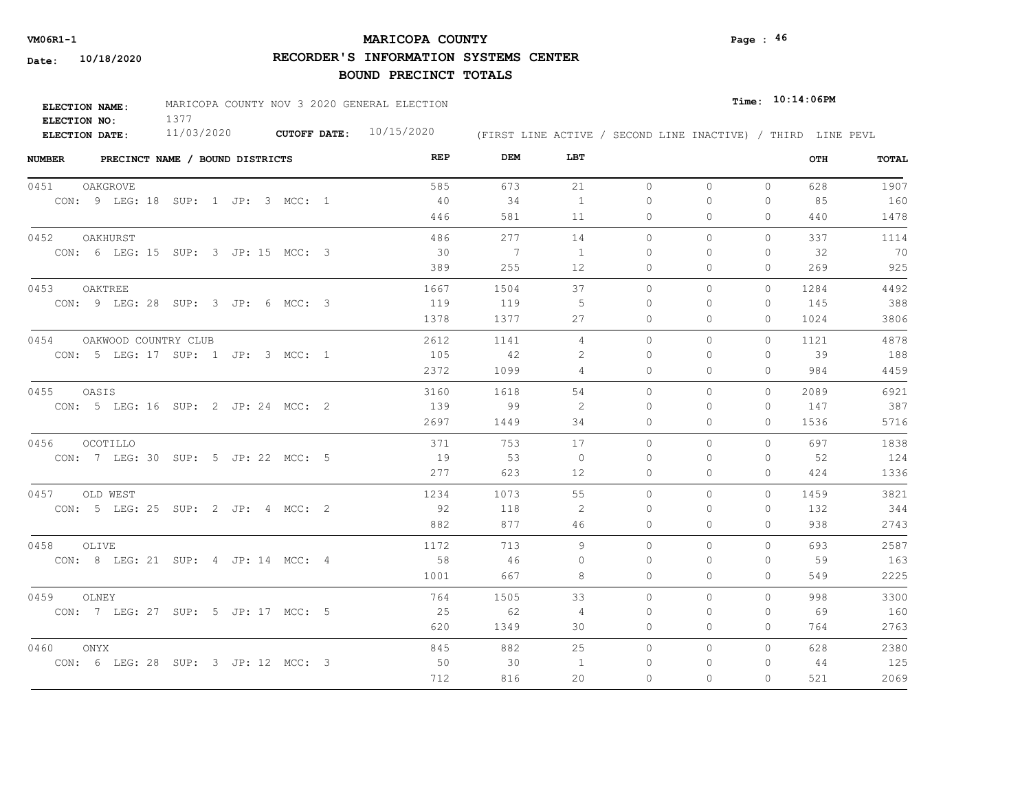# MARICOPA COUNTY

## RECORDER'S INFORMATION SYSTEMS CENTER

## BOUND PRECINCT TOTALS

VM06R1-1

Date: 10/18/2020

Page : 46

Time: 10:14:06PM

**ELECTION NAME:** MARICOPA COUNTY NOV 3 2020 GENERAL ELECTION
**ELECTION NO:** 1377
**ELECTION DATE:** 11/03/2020 **CUTOFF DATE:** 10/15/2020

(FIRST LINE ACTIVE / SECOND LINE INACTIVE) / THIRD LINE PEVL

| NUMBER | PRECINCT NAME / BOUND DISTRICTS | REP | DEM | LBT | | | | OTH | TOTAL |
|---|---|---|---|---|---|---|---|---|---|
| 0451 | OAKGROVE | 585 | 673 | 21 | 0 | 0 | 0 | 628 | 1907 |
| | CON: 9 LEG: 18 SUP: 1 JP: 3 MCC: 1 | 40 | 34 | 1 | 0 | 0 | 0 | 85 | 160 |
| | | 446 | 581 | 11 | 0 | 0 | 0 | 440 | 1478 |
| 0452 | OAKHURST | 486 | 277 | 14 | 0 | 0 | 0 | 337 | 1114 |
| | CON: 6 LEG: 15 SUP: 3 JP: 15 MCC: 3 | 30 | 7 | 1 | 0 | 0 | 0 | 32 | 70 |
| | | 389 | 255 | 12 | 0 | 0 | 0 | 269 | 925 |
| 0453 | OAKTREE | 1667 | 1504 | 37 | 0 | 0 | 0 | 1284 | 4492 |
| | CON: 9 LEG: 28 SUP: 3 JP: 6 MCC: 3 | 119 | 119 | 5 | 0 | 0 | 0 | 145 | 388 |
| | | 1378 | 1377 | 27 | 0 | 0 | 0 | 1024 | 3806 |
| 0454 | OAKWOOD COUNTRY CLUB | 2612 | 1141 | 4 | 0 | 0 | 0 | 1121 | 4878 |
| | CON: 5 LEG: 17 SUP: 1 JP: 3 MCC: 1 | 105 | 42 | 2 | 0 | 0 | 0 | 39 | 188 |
| | | 2372 | 1099 | 4 | 0 | 0 | 0 | 984 | 4459 |
| 0455 | OASIS | 3160 | 1618 | 54 | 0 | 0 | 0 | 2089 | 6921 |
| | CON: 5 LEG: 16 SUP: 2 JP: 24 MCC: 2 | 139 | 99 | 2 | 0 | 0 | 0 | 147 | 387 |
| | | 2697 | 1449 | 34 | 0 | 0 | 0 | 1536 | 5716 |
| 0456 | OCOTILLO | 371 | 753 | 17 | 0 | 0 | 0 | 697 | 1838 |
| | CON: 7 LEG: 30 SUP: 5 JP: 22 MCC: 5 | 19 | 53 | 0 | 0 | 0 | 0 | 52 | 124 |
| | | 277 | 623 | 12 | 0 | 0 | 0 | 424 | 1336 |
| 0457 | OLD WEST | 1234 | 1073 | 55 | 0 | 0 | 0 | 1459 | 3821 |
| | CON: 5 LEG: 25 SUP: 2 JP: 4 MCC: 2 | 92 | 118 | 2 | 0 | 0 | 0 | 132 | 344 |
| | | 882 | 877 | 46 | 0 | 0 | 0 | 938 | 2743 |
| 0458 | OLIVE | 1172 | 713 | 9 | 0 | 0 | 0 | 693 | 2587 |
| | CON: 8 LEG: 21 SUP: 4 JP: 14 MCC: 4 | 58 | 46 | 0 | 0 | 0 | 0 | 59 | 163 |
| | | 1001 | 667 | 8 | 0 | 0 | 0 | 549 | 2225 |
| 0459 | OLNEY | 764 | 1505 | 33 | 0 | 0 | 0 | 998 | 3300 |
| | CON: 7 LEG: 27 SUP: 5 JP: 17 MCC: 5 | 25 | 62 | 4 | 0 | 0 | 0 | 69 | 160 |
| | | 620 | 1349 | 30 | 0 | 0 | 0 | 764 | 2763 |
| 0460 | ONYX | 845 | 882 | 25 | 0 | 0 | 0 | 628 | 2380 |
| | CON: 6 LEG: 28 SUP: 3 JP: 12 MCC: 3 | 50 | 30 | 1 | 0 | 0 | 0 | 44 | 125 |
| | | 712 | 816 | 20 | 0 | 0 | 0 | 521 | 2069 |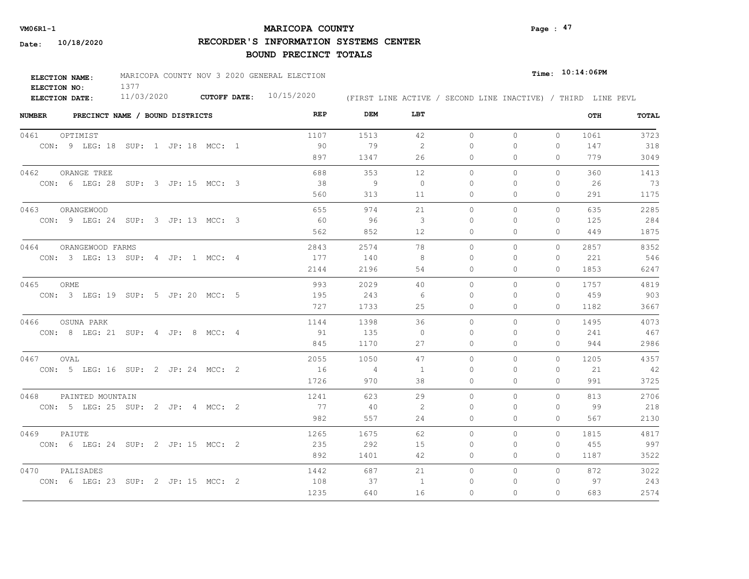# MARICOPA COUNTY

## RECORDER'S INFORMATION SYSTEMS CENTER

## BOUND PRECINCT TOTALS

VM06R1-1

Date: 10/18/2020

Time: 10:14:06PM

**ELECTION NAME:** MARICOPA COUNTY NOV 3 2020 GENERAL ELECTION
**ELECTION NO:** 1377
**ELECTION DATE:** 11/03/2020 **CUTOFF DATE:** 10/15/2020

(FIRST LINE ACTIVE / SECOND LINE INACTIVE) / THIRD LINE PEVL

| NUMBER | PRECINCT NAME / BOUND DISTRICTS | REP | DEM | LBT | | | | OTH | TOTAL |
|---|---|---|---|---|---|---|---|---|---|
| 0461 | OPTIMIST | 1107 | 1513 | 42 | 0 | 0 | 0 | 1061 | 3723 |
| | CON: 9 LEG: 18 SUP: 1 JP: 18 MCC: 1 | 90 | 79 | 2 | 0 | 0 | 0 | 147 | 318 |
| | | 897 | 1347 | 26 | 0 | 0 | 0 | 779 | 3049 |
| 0462 | ORANGE TREE | 688 | 353 | 12 | 0 | 0 | 0 | 360 | 1413 |
| | CON: 6 LEG: 28 SUP: 3 JP: 15 MCC: 3 | 38 | 9 | 0 | 0 | 0 | 0 | 26 | 73 |
| | | 560 | 313 | 11 | 0 | 0 | 0 | 291 | 1175 |
| 0463 | ORANGEWOOD | 655 | 974 | 21 | 0 | 0 | 0 | 635 | 2285 |
| | CON: 9 LEG: 24 SUP: 3 JP: 13 MCC: 3 | 60 | 96 | 3 | 0 | 0 | 0 | 125 | 284 |
| | | 562 | 852 | 12 | 0 | 0 | 0 | 449 | 1875 |
| 0464 | ORANGEWOOD FARMS | 2843 | 2574 | 78 | 0 | 0 | 0 | 2857 | 8352 |
| | CON: 3 LEG: 13 SUP: 4 JP: 1 MCC: 4 | 177 | 140 | 8 | 0 | 0 | 0 | 221 | 546 |
| | | 2144 | 2196 | 54 | 0 | 0 | 0 | 1853 | 6247 |
| 0465 | ORME | 993 | 2029 | 40 | 0 | 0 | 0 | 1757 | 4819 |
| | CON: 3 LEG: 19 SUP: 5 JP: 20 MCC: 5 | 195 | 243 | 6 | 0 | 0 | 0 | 459 | 903 |
| | | 727 | 1733 | 25 | 0 | 0 | 0 | 1182 | 3667 |
| 0466 | OSUNA PARK | 1144 | 1398 | 36 | 0 | 0 | 0 | 1495 | 4073 |
| | CON: 8 LEG: 21 SUP: 4 JP: 8 MCC: 4 | 91 | 135 | 0 | 0 | 0 | 0 | 241 | 467 |
| | | 845 | 1170 | 27 | 0 | 0 | 0 | 944 | 2986 |
| 0467 | OVAL | 2055 | 1050 | 47 | 0 | 0 | 0 | 1205 | 4357 |
| | CON: 5 LEG: 16 SUP: 2 JP: 24 MCC: 2 | 16 | 4 | 1 | 0 | 0 | 0 | 21 | 42 |
| | | 1726 | 970 | 38 | 0 | 0 | 0 | 991 | 3725 |
| 0468 | PAINTED MOUNTAIN | 1241 | 623 | 29 | 0 | 0 | 0 | 813 | 2706 |
| | CON: 5 LEG: 25 SUP: 2 JP: 4 MCC: 2 | 77 | 40 | 2 | 0 | 0 | 0 | 99 | 218 |
| | | 982 | 557 | 24 | 0 | 0 | 0 | 567 | 2130 |
| 0469 | PAIUTE | 1265 | 1675 | 62 | 0 | 0 | 0 | 1815 | 4817 |
| | CON: 6 LEG: 24 SUP: 2 JP: 15 MCC: 2 | 235 | 292 | 15 | 0 | 0 | 0 | 455 | 997 |
| | | 892 | 1401 | 42 | 0 | 0 | 0 | 1187 | 3522 |
| 0470 | PALISADES | 1442 | 687 | 21 | 0 | 0 | 0 | 872 | 3022 |
| | CON: 6 LEG: 23 SUP: 2 JP: 15 MCC: 2 | 108 | 37 | 1 | 0 | 0 | 0 | 97 | 243 |
| | | 1235 | 640 | 16 | 0 | 0 | 0 | 683 | 2574 |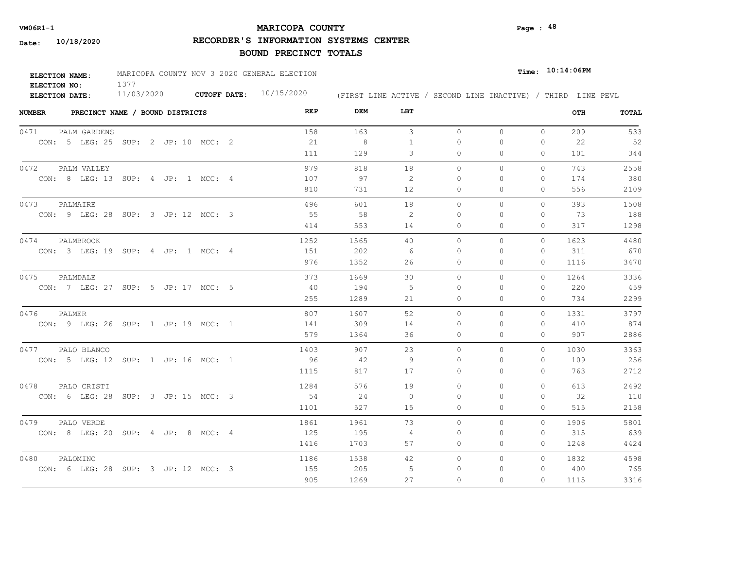**VM06R1-1** **MARICOPA COUNTY**

**Date: 10/18/2020** **RECORDER'S INFORMATION SYSTEMS CENTER**

**BOUND PRECINCT TOTALS**

**ELECTION NAME:** MARICOPA COUNTY NOV 3 2020 GENERAL ELECTION **Time: 10:14:06PM**

**ELECTION NO:** 1377

**ELECTION DATE:** 11/03/2020 **CUTOFF DATE:** 10/15/2020 (FIRST LINE ACTIVE / SECOND LINE INACTIVE) / THIRD LINE PEVL

| NUMBER | PRECINCT NAME / BOUND DISTRICTS | REP | DEM | LBT | | | | OTH | TOTAL |
|---|---|---|---|---|---|---|---|---|---|
| 0471 | PALM GARDENS | 158 | 163 | 3 | 0 | 0 | 0 | 209 | 533 |
| | CON: 5 LEG: 25 SUP: 2 JP: 10 MCC: 2 | 21 | 8 | 1 | 0 | 0 | 0 | 22 | 52 |
| | | 111 | 129 | 3 | 0 | 0 | 0 | 101 | 344 |
| 0472 | PALM VALLEY | 979 | 818 | 18 | 0 | 0 | 0 | 743 | 2558 |
| | CON: 8 LEG: 13 SUP: 4 JP: 1 MCC: 4 | 107 | 97 | 2 | 0 | 0 | 0 | 174 | 380 |
| | | 810 | 731 | 12 | 0 | 0 | 0 | 556 | 2109 |
| 0473 | PALMAIRE | 496 | 601 | 18 | 0 | 0 | 0 | 393 | 1508 |
| | CON: 9 LEG: 28 SUP: 3 JP: 12 MCC: 3 | 55 | 58 | 2 | 0 | 0 | 0 | 73 | 188 |
| | | 414 | 553 | 14 | 0 | 0 | 0 | 317 | 1298 |
| 0474 | PALMBROOK | 1252 | 1565 | 40 | 0 | 0 | 0 | 1623 | 4480 |
| | CON: 3 LEG: 19 SUP: 4 JP: 1 MCC: 4 | 151 | 202 | 6 | 0 | 0 | 0 | 311 | 670 |
| | | 976 | 1352 | 26 | 0 | 0 | 0 | 1116 | 3470 |
| 0475 | PALMDALE | 373 | 1669 | 30 | 0 | 0 | 0 | 1264 | 3336 |
| | CON: 7 LEG: 27 SUP: 5 JP: 17 MCC: 5 | 40 | 194 | 5 | 0 | 0 | 0 | 220 | 459 |
| | | 255 | 1289 | 21 | 0 | 0 | 0 | 734 | 2299 |
| 0476 | PALMER | 807 | 1607 | 52 | 0 | 0 | 0 | 1331 | 3797 |
| | CON: 9 LEG: 26 SUP: 1 JP: 19 MCC: 1 | 141 | 309 | 14 | 0 | 0 | 0 | 410 | 874 |
| | | 579 | 1364 | 36 | 0 | 0 | 0 | 907 | 2886 |
| 0477 | PALO BLANCO | 1403 | 907 | 23 | 0 | 0 | 0 | 1030 | 3363 |
| | CON: 5 LEG: 12 SUP: 1 JP: 16 MCC: 1 | 96 | 42 | 9 | 0 | 0 | 0 | 109 | 256 |
| | | 1115 | 817 | 17 | 0 | 0 | 0 | 763 | 2712 |
| 0478 | PALO CRISTI | 1284 | 576 | 19 | 0 | 0 | 0 | 613 | 2492 |
| | CON: 6 LEG: 28 SUP: 3 JP: 15 MCC: 3 | 54 | 24 | 0 | 0 | 0 | 0 | 32 | 110 |
| | | 1101 | 527 | 15 | 0 | 0 | 0 | 515 | 2158 |
| 0479 | PALO VERDE | 1861 | 1961 | 73 | 0 | 0 | 0 | 1906 | 5801 |
| | CON: 8 LEG: 20 SUP: 4 JP: 8 MCC: 4 | 125 | 195 | 4 | 0 | 0 | 0 | 315 | 639 |
| | | 1416 | 1703 | 57 | 0 | 0 | 0 | 1248 | 4424 |
| 0480 | PALOMINO | 1186 | 1538 | 42 | 0 | 0 | 0 | 1832 | 4598 |
| | CON: 6 LEG: 28 SUP: 3 JP: 12 MCC: 3 | 155 | 205 | 5 | 0 | 0 | 0 | 400 | 765 |
| | | 905 | 1269 | 27 | 0 | 0 | 0 | 1115 | 3316 |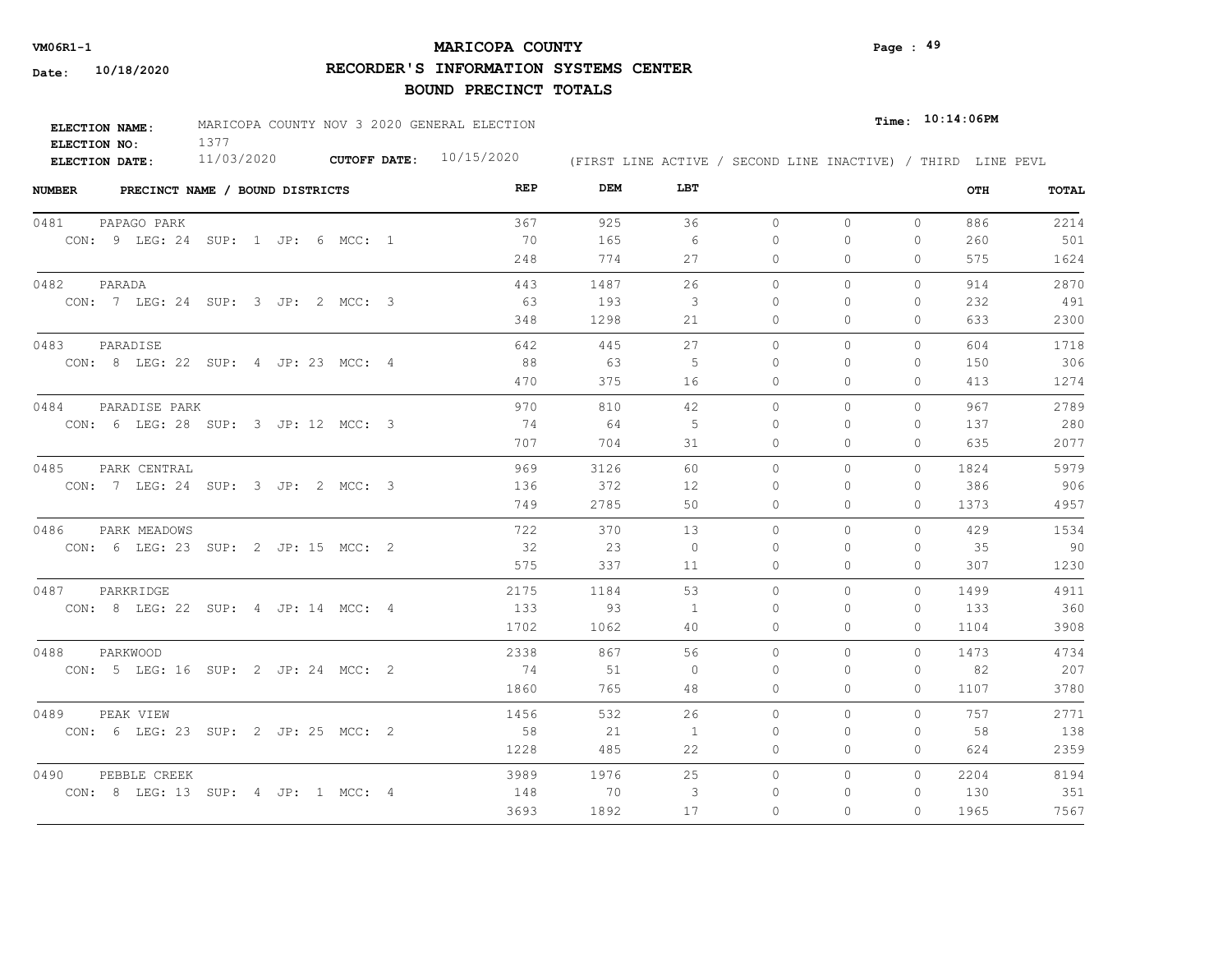**VM06R1-1**

**Date: 10/18/2020**

# MARICOPA COUNTY

## RECORDER'S INFORMATION SYSTEMS CENTER

## BOUND PRECINCT TOTALS

**Time: 10:14:06PM**

**ELECTION NAME:** MARICOPA COUNTY NOV 3 2020 GENERAL ELECTION
**ELECTION NO:** 1377
**ELECTION DATE:** 11/03/2020 **CUTOFF DATE:** 10/15/2020

(FIRST LINE ACTIVE / SECOND LINE INACTIVE) / THIRD LINE PEVL

| NUMBER | PRECINCT NAME / BOUND DISTRICTS | REP | DEM | LBT | | | | OTH | TOTAL |
|---|---|---|---|---|---|---|---|---|---|
| 0481 | PAPAGO PARK | 367 | 925 | 36 | 0 | 0 | 0 | 886 | 2214 |
| | CON: 9 LEG: 24 SUP: 1 JP: 6 MCC: 1 | 70 | 165 | 6 | 0 | 0 | 0 | 260 | 501 |
| | | 248 | 774 | 27 | 0 | 0 | 0 | 575 | 1624 |
| 0482 | PARADA | 443 | 1487 | 26 | 0 | 0 | 0 | 914 | 2870 |
| | CON: 7 LEG: 24 SUP: 3 JP: 2 MCC: 3 | 63 | 193 | 3 | 0 | 0 | 0 | 232 | 491 |
| | | 348 | 1298 | 21 | 0 | 0 | 0 | 633 | 2300 |
| 0483 | PARADISE | 642 | 445 | 27 | 0 | 0 | 0 | 604 | 1718 |
| | CON: 8 LEG: 22 SUP: 4 JP: 23 MCC: 4 | 88 | 63 | 5 | 0 | 0 | 0 | 150 | 306 |
| | | 470 | 375 | 16 | 0 | 0 | 0 | 413 | 1274 |
| 0484 | PARADISE PARK | 970 | 810 | 42 | 0 | 0 | 0 | 967 | 2789 |
| | CON: 6 LEG: 28 SUP: 3 JP: 12 MCC: 3 | 74 | 64 | 5 | 0 | 0 | 0 | 137 | 280 |
| | | 707 | 704 | 31 | 0 | 0 | 0 | 635 | 2077 |
| 0485 | PARK CENTRAL | 969 | 3126 | 60 | 0 | 0 | 0 | 1824 | 5979 |
| | CON: 7 LEG: 24 SUP: 3 JP: 2 MCC: 3 | 136 | 372 | 12 | 0 | 0 | 0 | 386 | 906 |
| | | 749 | 2785 | 50 | 0 | 0 | 0 | 1373 | 4957 |
| 0486 | PARK MEADOWS | 722 | 370 | 13 | 0 | 0 | 0 | 429 | 1534 |
| | CON: 6 LEG: 23 SUP: 2 JP: 15 MCC: 2 | 32 | 23 | 0 | 0 | 0 | 0 | 35 | 90 |
| | | 575 | 337 | 11 | 0 | 0 | 0 | 307 | 1230 |
| 0487 | PARKRIDGE | 2175 | 1184 | 53 | 0 | 0 | 0 | 1499 | 4911 |
| | CON: 8 LEG: 22 SUP: 4 JP: 14 MCC: 4 | 133 | 93 | 1 | 0 | 0 | 0 | 133 | 360 |
| | | 1702 | 1062 | 40 | 0 | 0 | 0 | 1104 | 3908 |
| 0488 | PARKWOOD | 2338 | 867 | 56 | 0 | 0 | 0 | 1473 | 4734 |
| | CON: 5 LEG: 16 SUP: 2 JP: 24 MCC: 2 | 74 | 51 | 0 | 0 | 0 | 0 | 82 | 207 |
| | | 1860 | 765 | 48 | 0 | 0 | 0 | 1107 | 3780 |
| 0489 | PEAK VIEW | 1456 | 532 | 26 | 0 | 0 | 0 | 757 | 2771 |
| | CON: 6 LEG: 23 SUP: 2 JP: 25 MCC: 2 | 58 | 21 | 1 | 0 | 0 | 0 | 58 | 138 |
| | | 1228 | 485 | 22 | 0 | 0 | 0 | 624 | 2359 |
| 0490 | PEBBLE CREEK | 3989 | 1976 | 25 | 0 | 0 | 0 | 2204 | 8194 |
| | CON: 8 LEG: 13 SUP: 4 JP: 1 MCC: 4 | 148 | 70 | 3 | 0 | 0 | 0 | 130 | 351 |
| | | 3693 | 1892 | 17 | 0 | 0 | 0 | 1965 | 7567 |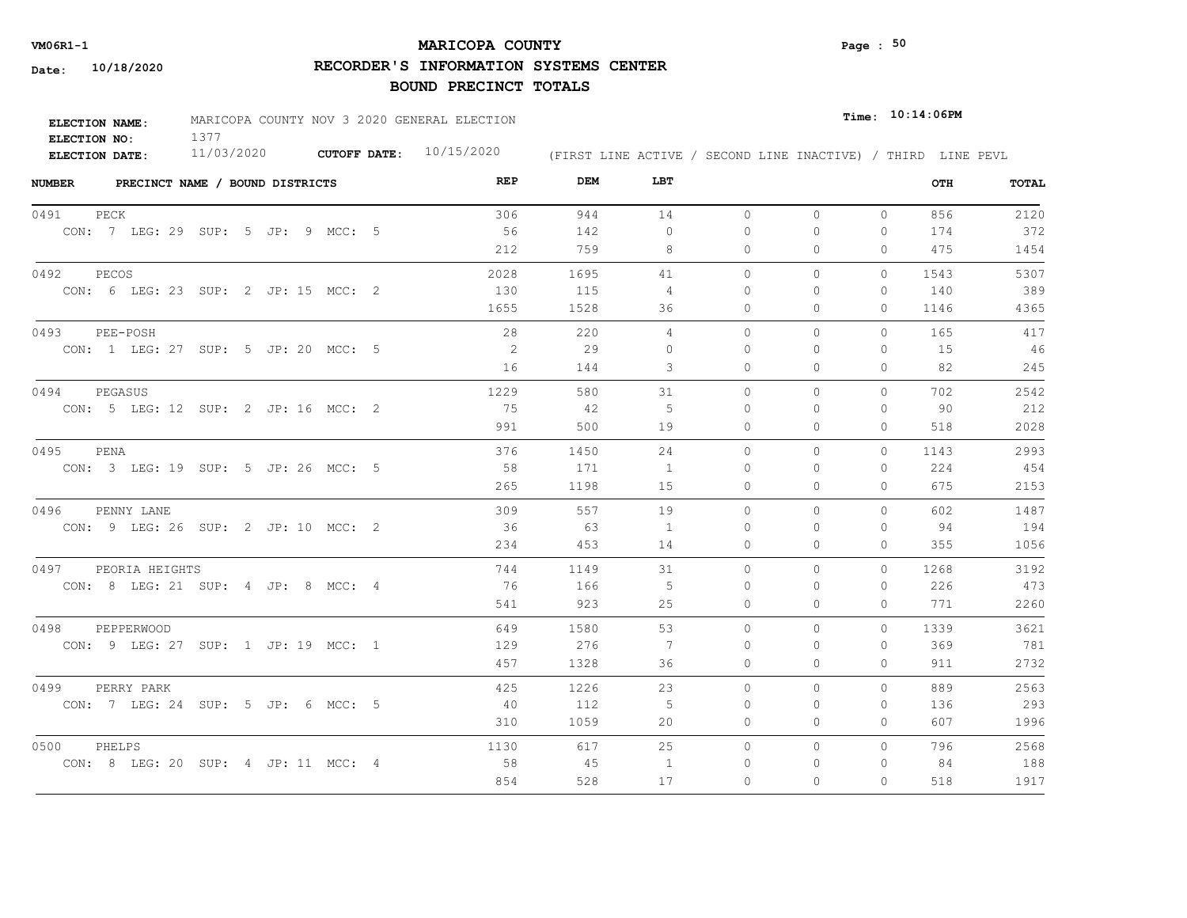**VM06R1-1**

**Date: 10/18/2020**

# MARICOPA COUNTY
## RECORDER'S INFORMATION SYSTEMS CENTER
## BOUND PRECINCT TOTALS

**ELECTION NAME:** MARICOPA COUNTY NOV 3 2020 GENERAL ELECTION
**ELECTION NO:** 1377
**ELECTION DATE:** 11/03/2020 **CUTOFF DATE:** 10/15/2020

**Time: 10:14:06PM**

(FIRST LINE ACTIVE / SECOND LINE INACTIVE) / THIRD LINE PEVL

| NUMBER | PRECINCT NAME / BOUND DISTRICTS | REP | DEM | LBT | | | | OTH | TOTAL |
|---|---|---|---|---|---|---|---|---|---|
| 0491 | PECK | 306 | 944 | 14 | 0 | 0 | 0 | 856 | 2120 |
| | CON: 7 LEG: 29 SUP: 5 JP: 9 MCC: 5 | 56 | 142 | 0 | 0 | 0 | 0 | 174 | 372 |
| | | 212 | 759 | 8 | 0 | 0 | 0 | 475 | 1454 |
| 0492 | PECOS | 2028 | 1695 | 41 | 0 | 0 | 0 | 1543 | 5307 |
| | CON: 6 LEG: 23 SUP: 2 JP: 15 MCC: 2 | 130 | 115 | 4 | 0 | 0 | 0 | 140 | 389 |
| | | 1655 | 1528 | 36 | 0 | 0 | 0 | 1146 | 4365 |
| 0493 | PEE-POSH | 28 | 220 | 4 | 0 | 0 | 0 | 165 | 417 |
| | CON: 1 LEG: 27 SUP: 5 JP: 20 MCC: 5 | 2 | 29 | 0 | 0 | 0 | 0 | 15 | 46 |
| | | 16 | 144 | 3 | 0 | 0 | 0 | 82 | 245 |
| 0494 | PEGASUS | 1229 | 580 | 31 | 0 | 0 | 0 | 702 | 2542 |
| | CON: 5 LEG: 12 SUP: 2 JP: 16 MCC: 2 | 75 | 42 | 5 | 0 | 0 | 0 | 90 | 212 |
| | | 991 | 500 | 19 | 0 | 0 | 0 | 518 | 2028 |
| 0495 | PENA | 376 | 1450 | 24 | 0 | 0 | 0 | 1143 | 2993 |
| | CON: 3 LEG: 19 SUP: 5 JP: 26 MCC: 5 | 58 | 171 | 1 | 0 | 0 | 0 | 224 | 454 |
| | | 265 | 1198 | 15 | 0 | 0 | 0 | 675 | 2153 |
| 0496 | PENNY LANE | 309 | 557 | 19 | 0 | 0 | 0 | 602 | 1487 |
| | CON: 9 LEG: 26 SUP: 2 JP: 10 MCC: 2 | 36 | 63 | 1 | 0 | 0 | 0 | 94 | 194 |
| | | 234 | 453 | 14 | 0 | 0 | 0 | 355 | 1056 |
| 0497 | PEORIA HEIGHTS | 744 | 1149 | 31 | 0 | 0 | 0 | 1268 | 3192 |
| | CON: 8 LEG: 21 SUP: 4 JP: 8 MCC: 4 | 76 | 166 | 5 | 0 | 0 | 0 | 226 | 473 |
| | | 541 | 923 | 25 | 0 | 0 | 0 | 771 | 2260 |
| 0498 | PEPPERWOOD | 649 | 1580 | 53 | 0 | 0 | 0 | 1339 | 3621 |
| | CON: 9 LEG: 27 SUP: 1 JP: 19 MCC: 1 | 129 | 276 | 7 | 0 | 0 | 0 | 369 | 781 |
| | | 457 | 1328 | 36 | 0 | 0 | 0 | 911 | 2732 |
| 0499 | PERRY PARK | 425 | 1226 | 23 | 0 | 0 | 0 | 889 | 2563 |
| | CON: 7 LEG: 24 SUP: 5 JP: 6 MCC: 5 | 40 | 112 | 5 | 0 | 0 | 0 | 136 | 293 |
| | | 310 | 1059 | 20 | 0 | 0 | 0 | 607 | 1996 |
| 0500 | PHELPS | 1130 | 617 | 25 | 0 | 0 | 0 | 796 | 2568 |
| | CON: 8 LEG: 20 SUP: 4 JP: 11 MCC: 4 | 58 | 45 | 1 | 0 | 0 | 0 | 84 | 188 |
| | | 854 | 528 | 17 | 0 | 0 | 0 | 518 | 1917 |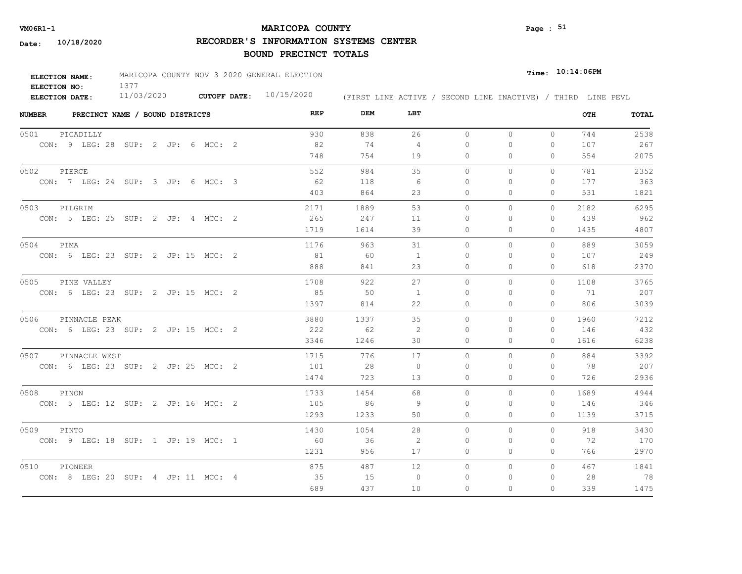# MARICOPA COUNTY

## RECORDER'S INFORMATION SYSTEMS CENTER

## BOUND PRECINCT TOTALS

VM06R1-1

Date: 10/18/2020

Time: 10:14:06PM

ELECTION NAME: MARICOPA COUNTY NOV 3 2020 GENERAL ELECTION
ELECTION NO: 1377
ELECTION DATE: 11/03/2020 **CUTOFF DATE:** 10/15/2020

(FIRST LINE ACTIVE / SECOND LINE INACTIVE) / THIRD LINE PEVL

| NUMBER | PRECINCT NAME / BOUND DISTRICTS | REP | DEM | LBT | | | | OTH | TOTAL |
|---|---|---|---|---|---|---|---|---|---|
| 0501 | PICADILLY | 930 | 838 | 26 | 0 | 0 | 0 | 744 | 2538 |
| | CON: 9 LEG: 28 SUP: 2 JP: 6 MCC: 2 | 82 | 74 | 4 | 0 | 0 | 0 | 107 | 267 |
| | | 748 | 754 | 19 | 0 | 0 | 0 | 554 | 2075 |
| 0502 | PIERCE | 552 | 984 | 35 | 0 | 0 | 0 | 781 | 2352 |
| | CON: 7 LEG: 24 SUP: 3 JP: 6 MCC: 3 | 62 | 118 | 6 | 0 | 0 | 0 | 177 | 363 |
| | | 403 | 864 | 23 | 0 | 0 | 0 | 531 | 1821 |
| 0503 | PILGRIM | 2171 | 1889 | 53 | 0 | 0 | 0 | 2182 | 6295 |
| | CON: 5 LEG: 25 SUP: 2 JP: 4 MCC: 2 | 265 | 247 | 11 | 0 | 0 | 0 | 439 | 962 |
| | | 1719 | 1614 | 39 | 0 | 0 | 0 | 1435 | 4807 |
| 0504 | PIMA | 1176 | 963 | 31 | 0 | 0 | 0 | 889 | 3059 |
| | CON: 6 LEG: 23 SUP: 2 JP: 15 MCC: 2 | 81 | 60 | 1 | 0 | 0 | 0 | 107 | 249 |
| | | 888 | 841 | 23 | 0 | 0 | 0 | 618 | 2370 |
| 0505 | PINE VALLEY | 1708 | 922 | 27 | 0 | 0 | 0 | 1108 | 3765 |
| | CON: 6 LEG: 23 SUP: 2 JP: 15 MCC: 2 | 85 | 50 | 1 | 0 | 0 | 0 | 71 | 207 |
| | | 1397 | 814 | 22 | 0 | 0 | 0 | 806 | 3039 |
| 0506 | PINNACLE PEAK | 3880 | 1337 | 35 | 0 | 0 | 0 | 1960 | 7212 |
| | CON: 6 LEG: 23 SUP: 2 JP: 15 MCC: 2 | 222 | 62 | 2 | 0 | 0 | 0 | 146 | 432 |
| | | 3346 | 1246 | 30 | 0 | 0 | 0 | 1616 | 6238 |
| 0507 | PINNACLE WEST | 1715 | 776 | 17 | 0 | 0 | 0 | 884 | 3392 |
| | CON: 6 LEG: 23 SUP: 2 JP: 25 MCC: 2 | 101 | 28 | 0 | 0 | 0 | 0 | 78 | 207 |
| | | 1474 | 723 | 13 | 0 | 0 | 0 | 726 | 2936 |
| 0508 | PINON | 1733 | 1454 | 68 | 0 | 0 | 0 | 1689 | 4944 |
| | CON: 5 LEG: 12 SUP: 2 JP: 16 MCC: 2 | 105 | 86 | 9 | 0 | 0 | 0 | 146 | 346 |
| | | 1293 | 1233 | 50 | 0 | 0 | 0 | 1139 | 3715 |
| 0509 | PINTO | 1430 | 1054 | 28 | 0 | 0 | 0 | 918 | 3430 |
| | CON: 9 LEG: 18 SUP: 1 JP: 19 MCC: 1 | 60 | 36 | 2 | 0 | 0 | 0 | 72 | 170 |
| | | 1231 | 956 | 17 | 0 | 0 | 0 | 766 | 2970 |
| 0510 | PIONEER | 875 | 487 | 12 | 0 | 0 | 0 | 467 | 1841 |
| | CON: 8 LEG: 20 SUP: 4 JP: 11 MCC: 4 | 35 | 15 | 0 | 0 | 0 | 0 | 28 | 78 |
| | | 689 | 437 | 10 | 0 | 0 | 0 | 339 | 1475 |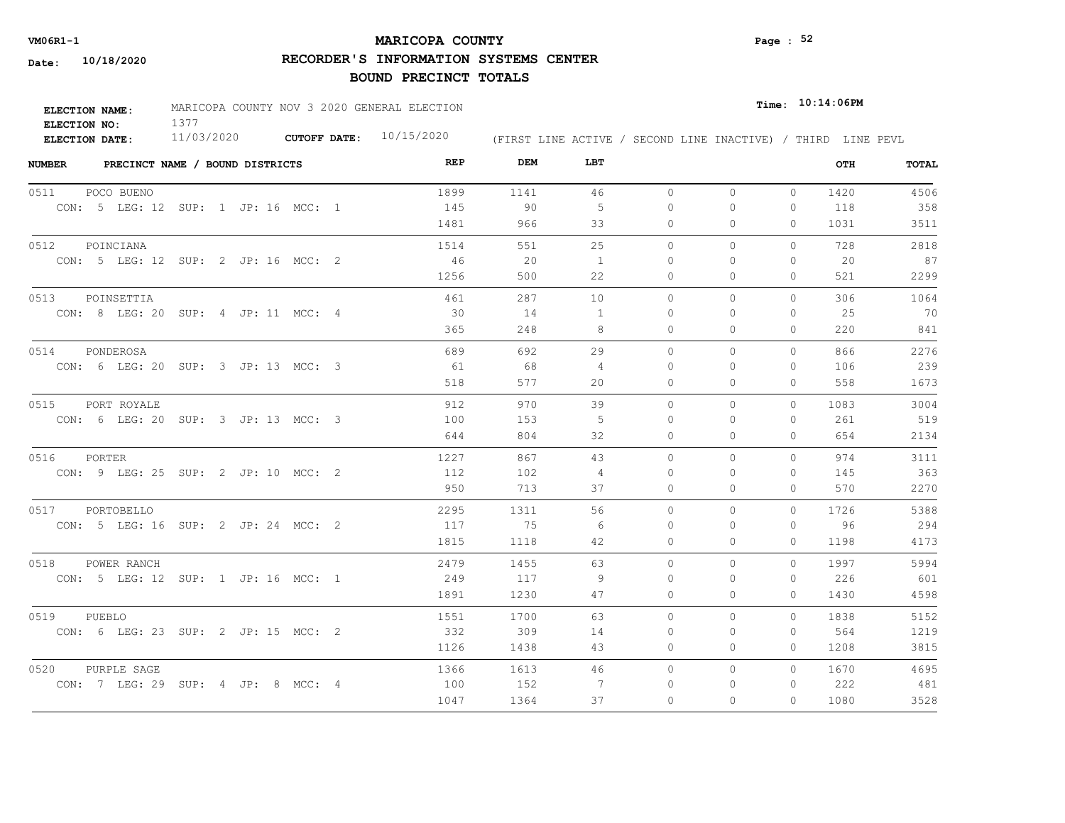**VM06R1-1**

**Date: 10/18/2020**

# MARICOPA COUNTY

## RECORDER'S INFORMATION SYSTEMS CENTER

## BOUND PRECINCT TOTALS

**Page : 52**

**ELECTION NAME:** MARICOPA COUNTY NOV 3 2020 GENERAL ELECTION

**ELECTION NO:** 1377

**ELECTION DATE:** 11/03/2020 **CUTOFF DATE:** 10/15/2020

**Time: 10:14:06PM**

(FIRST LINE ACTIVE / SECOND LINE INACTIVE) / THIRD LINE PEVL

| NUMBER | PRECINCT NAME / BOUND DISTRICTS | REP | DEM | LBT | | | | OTH | TOTAL |
|---|---|---|---|---|---|---|---|---|---|
| 0511 | POCO BUENO | 1899 | 1141 | 46 | 0 | 0 | 0 | 1420 | 4506 |
| | CON: 5 LEG: 12 SUP: 1 JP: 16 MCC: 1 | 145 | 90 | 5 | 0 | 0 | 0 | 118 | 358 |
| | | 1481 | 966 | 33 | 0 | 0 | 0 | 1031 | 3511 |
| 0512 | POINCIANA | 1514 | 551 | 25 | 0 | 0 | 0 | 728 | 2818 |
| | CON: 5 LEG: 12 SUP: 2 JP: 16 MCC: 2 | 46 | 20 | 1 | 0 | 0 | 0 | 20 | 87 |
| | | 1256 | 500 | 22 | 0 | 0 | 0 | 521 | 2299 |
| 0513 | POINSETTIA | 461 | 287 | 10 | 0 | 0 | 0 | 306 | 1064 |
| | CON: 8 LEG: 20 SUP: 4 JP: 11 MCC: 4 | 30 | 14 | 1 | 0 | 0 | 0 | 25 | 70 |
| | | 365 | 248 | 8 | 0 | 0 | 0 | 220 | 841 |
| 0514 | PONDEROSA | 689 | 692 | 29 | 0 | 0 | 0 | 866 | 2276 |
| | CON: 6 LEG: 20 SUP: 3 JP: 13 MCC: 3 | 61 | 68 | 4 | 0 | 0 | 0 | 106 | 239 |
| | | 518 | 577 | 20 | 0 | 0 | 0 | 558 | 1673 |
| 0515 | PORT ROYALE | 912 | 970 | 39 | 0 | 0 | 0 | 1083 | 3004 |
| | CON: 6 LEG: 20 SUP: 3 JP: 13 MCC: 3 | 100 | 153 | 5 | 0 | 0 | 0 | 261 | 519 |
| | | 644 | 804 | 32 | 0 | 0 | 0 | 654 | 2134 |
| 0516 | PORTER | 1227 | 867 | 43 | 0 | 0 | 0 | 974 | 3111 |
| | CON: 9 LEG: 25 SUP: 2 JP: 10 MCC: 2 | 112 | 102 | 4 | 0 | 0 | 0 | 145 | 363 |
| | | 950 | 713 | 37 | 0 | 0 | 0 | 570 | 2270 |
| 0517 | PORTOBELLO | 2295 | 1311 | 56 | 0 | 0 | 0 | 1726 | 5388 |
| | CON: 5 LEG: 16 SUP: 2 JP: 24 MCC: 2 | 117 | 75 | 6 | 0 | 0 | 0 | 96 | 294 |
| | | 1815 | 1118 | 42 | 0 | 0 | 0 | 1198 | 4173 |
| 0518 | POWER RANCH | 2479 | 1455 | 63 | 0 | 0 | 0 | 1997 | 5994 |
| | CON: 5 LEG: 12 SUP: 1 JP: 16 MCC: 1 | 249 | 117 | 9 | 0 | 0 | 0 | 226 | 601 |
| | | 1891 | 1230 | 47 | 0 | 0 | 0 | 1430 | 4598 |
| 0519 | PUEBLO | 1551 | 1700 | 63 | 0 | 0 | 0 | 1838 | 5152 |
| | CON: 6 LEG: 23 SUP: 2 JP: 15 MCC: 2 | 332 | 309 | 14 | 0 | 0 | 0 | 564 | 1219 |
| | | 1126 | 1438 | 43 | 0 | 0 | 0 | 1208 | 3815 |
| 0520 | PURPLE SAGE | 1366 | 1613 | 46 | 0 | 0 | 0 | 1670 | 4695 |
| | CON: 7 LEG: 29 SUP: 4 JP: 8 MCC: 4 | 100 | 152 | 7 | 0 | 0 | 0 | 222 | 481 |
| | | 1047 | 1364 | 37 | 0 | 0 | 0 | 1080 | 3528 |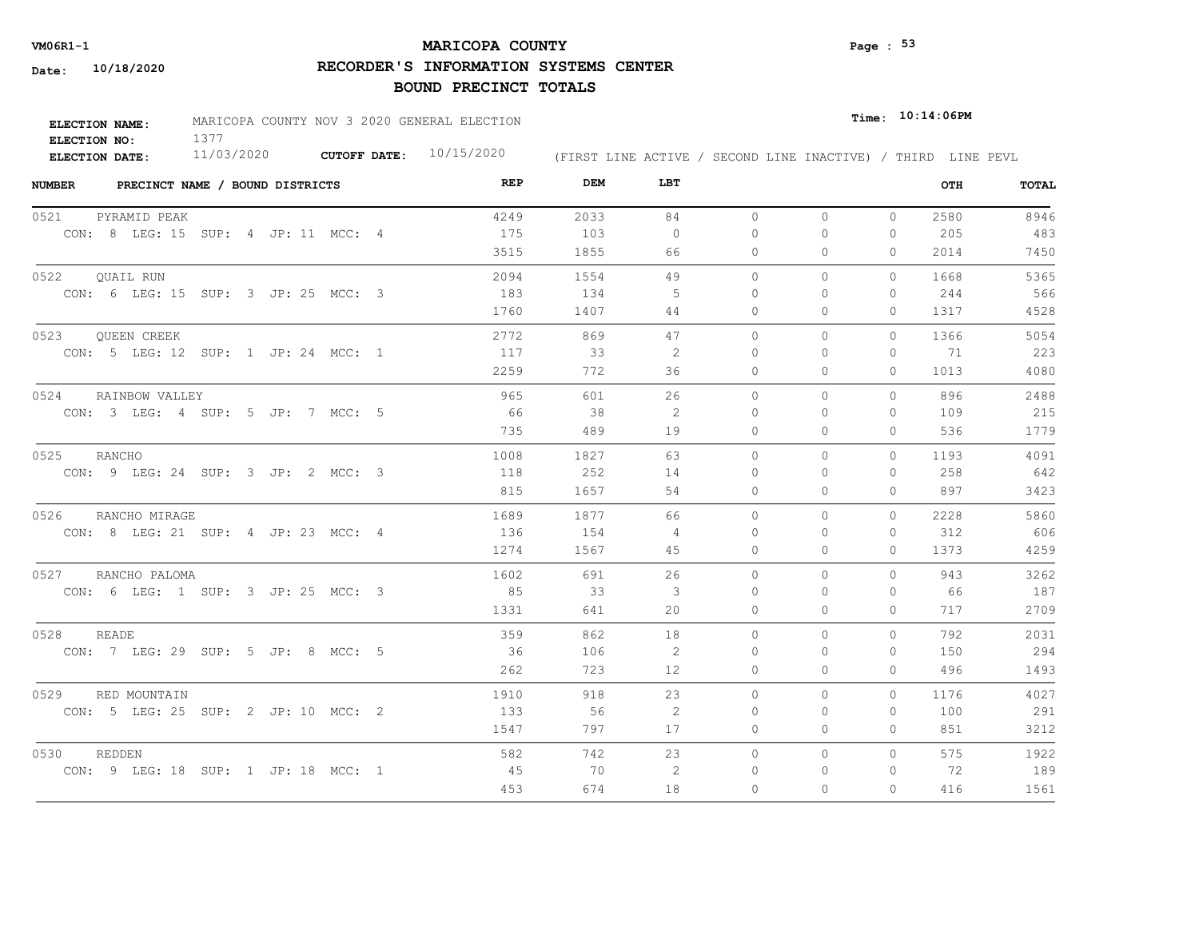VM06R1-1

Date: 10/18/2020

# MARICOPA COUNTY

## RECORDER'S INFORMATION SYSTEMS CENTER

## BOUND PRECINCT TOTALS

Time: 10:14:06PM

**ELECTION NAME:** MARICOPA COUNTY NOV 3 2020 GENERAL ELECTION
**ELECTION NO:** 1377
**ELECTION DATE:** 11/03/2020 **CUTOFF DATE:** 10/15/2020

(FIRST LINE ACTIVE / SECOND LINE INACTIVE) / THIRD LINE PEVL

| NUMBER | PRECINCT NAME / BOUND DISTRICTS | REP | DEM | LBT | | | | OTH | TOTAL |
|---|---|---|---|---|---|---|---|---|---|
| 0521 | PYRAMID PEAK | 4249 | 2033 | 84 | 0 | 0 | 0 | 2580 | 8946 |
| | CON: 8 LEG: 15 SUP: 4 JP: 11 MCC: 4 | 175 | 103 | 0 | 0 | 0 | 0 | 205 | 483 |
| | | 3515 | 1855 | 66 | 0 | 0 | 0 | 2014 | 7450 |
| 0522 | QUAIL RUN | 2094 | 1554 | 49 | 0 | 0 | 0 | 1668 | 5365 |
| | CON: 6 LEG: 15 SUP: 3 JP: 25 MCC: 3 | 183 | 134 | 5 | 0 | 0 | 0 | 244 | 566 |
| | | 1760 | 1407 | 44 | 0 | 0 | 0 | 1317 | 4528 |
| 0523 | QUEEN CREEK | 2772 | 869 | 47 | 0 | 0 | 0 | 1366 | 5054 |
| | CON: 5 LEG: 12 SUP: 1 JP: 24 MCC: 1 | 117 | 33 | 2 | 0 | 0 | 0 | 71 | 223 |
| | | 2259 | 772 | 36 | 0 | 0 | 0 | 1013 | 4080 |
| 0524 | RAINBOW VALLEY | 965 | 601 | 26 | 0 | 0 | 0 | 896 | 2488 |
| | CON: 3 LEG: 4 SUP: 5 JP: 7 MCC: 5 | 66 | 38 | 2 | 0 | 0 | 0 | 109 | 215 |
| | | 735 | 489 | 19 | 0 | 0 | 0 | 536 | 1779 |
| 0525 | RANCHO | 1008 | 1827 | 63 | 0 | 0 | 0 | 1193 | 4091 |
| | CON: 9 LEG: 24 SUP: 3 JP: 2 MCC: 3 | 118 | 252 | 14 | 0 | 0 | 0 | 258 | 642 |
| | | 815 | 1657 | 54 | 0 | 0 | 0 | 897 | 3423 |
| 0526 | RANCHO MIRAGE | 1689 | 1877 | 66 | 0 | 0 | 0 | 2228 | 5860 |
| | CON: 8 LEG: 21 SUP: 4 JP: 23 MCC: 4 | 136 | 154 | 4 | 0 | 0 | 0 | 312 | 606 |
| | | 1274 | 1567 | 45 | 0 | 0 | 0 | 1373 | 4259 |
| 0527 | RANCHO PALOMA | 1602 | 691 | 26 | 0 | 0 | 0 | 943 | 3262 |
| | CON: 6 LEG: 1 SUP: 3 JP: 25 MCC: 3 | 85 | 33 | 3 | 0 | 0 | 0 | 66 | 187 |
| | | 1331 | 641 | 20 | 0 | 0 | 0 | 717 | 2709 |
| 0528 | READE | 359 | 862 | 18 | 0 | 0 | 0 | 792 | 2031 |
| | CON: 7 LEG: 29 SUP: 5 JP: 8 MCC: 5 | 36 | 106 | 2 | 0 | 0 | 0 | 150 | 294 |
| | | 262 | 723 | 12 | 0 | 0 | 0 | 496 | 1493 |
| 0529 | RED MOUNTAIN | 1910 | 918 | 23 | 0 | 0 | 0 | 1176 | 4027 |
| | CON: 5 LEG: 25 SUP: 2 JP: 10 MCC: 2 | 133 | 56 | 2 | 0 | 0 | 0 | 100 | 291 |
| | | 1547 | 797 | 17 | 0 | 0 | 0 | 851 | 3212 |
| 0530 | REDDEN | 582 | 742 | 23 | 0 | 0 | 0 | 575 | 1922 |
| | CON: 9 LEG: 18 SUP: 1 JP: 18 MCC: 1 | 45 | 70 | 2 | 0 | 0 | 0 | 72 | 189 |
| | | 453 | 674 | 18 | 0 | 0 | 0 | 416 | 1561 |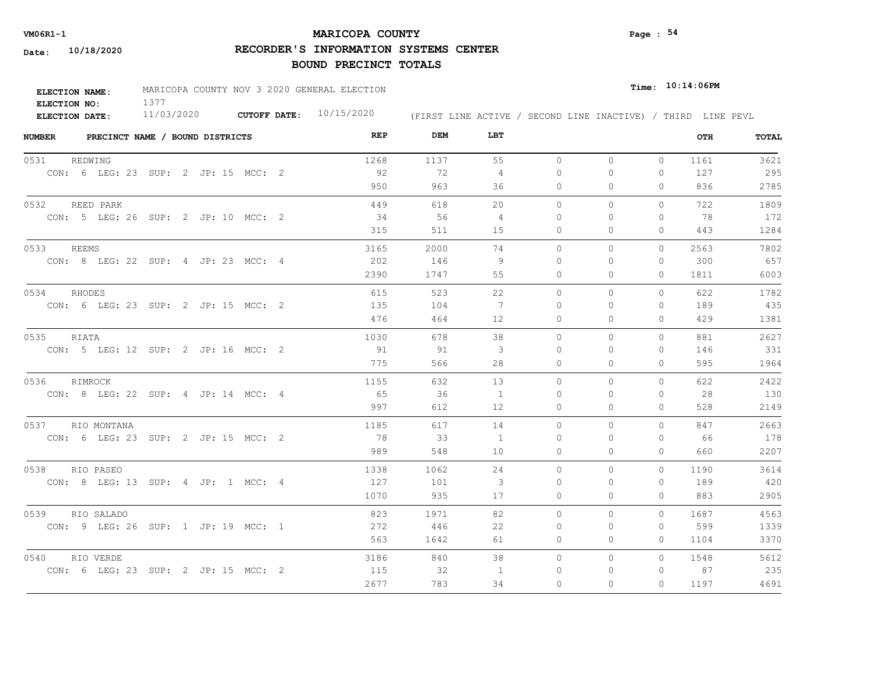**VM06R1-1**

**Date: 10/18/2020**

# MARICOPA COUNTY

## RECORDER'S INFORMATION SYSTEMS CENTER

## BOUND PRECINCT TOTALS

**ELECTION NAME:** MARICOPA COUNTY NOV 3 2020 GENERAL ELECTION

**ELECTION NO:** 1377

**ELECTION DATE:** 11/03/2020 **CUTOFF DATE:** 10/15/2020

**Time: 10:14:06PM**

(FIRST LINE ACTIVE / SECOND LINE INACTIVE) / THIRD LINE PEVL

| NUMBER | PRECINCT NAME / BOUND DISTRICTS | REP | DEM | LBT | | | | OTH | TOTAL |
|---|---|---|---|---|---|---|---|---|---|
| 0531 | REDWING | 1268 | 1137 | 55 | 0 | 0 | 0 | 1161 | 3621 |
| | CON: 6 LEG: 23 SUP: 2 JP: 15 MCC: 2 | 92 | 72 | 4 | 0 | 0 | 0 | 127 | 295 |
| | | 950 | 963 | 36 | 0 | 0 | 0 | 836 | 2785 |
| 0532 | REED PARK | 449 | 618 | 20 | 0 | 0 | 0 | 722 | 1809 |
| | CON: 5 LEG: 26 SUP: 2 JP: 10 MCC: 2 | 34 | 56 | 4 | 0 | 0 | 0 | 78 | 172 |
| | | 315 | 511 | 15 | 0 | 0 | 0 | 443 | 1284 |
| 0533 | REEMS | 3165 | 2000 | 74 | 0 | 0 | 0 | 2563 | 7802 |
| | CON: 8 LEG: 22 SUP: 4 JP: 23 MCC: 4 | 202 | 146 | 9 | 0 | 0 | 0 | 300 | 657 |
| | | 2390 | 1747 | 55 | 0 | 0 | 0 | 1811 | 6003 |
| 0534 | RHODES | 615 | 523 | 22 | 0 | 0 | 0 | 622 | 1782 |
| | CON: 6 LEG: 23 SUP: 2 JP: 15 MCC: 2 | 135 | 104 | 7 | 0 | 0 | 0 | 189 | 435 |
| | | 476 | 464 | 12 | 0 | 0 | 0 | 429 | 1381 |
| 0535 | RIATA | 1030 | 678 | 38 | 0 | 0 | 0 | 881 | 2627 |
| | CON: 5 LEG: 12 SUP: 2 JP: 16 MCC: 2 | 91 | 91 | 3 | 0 | 0 | 0 | 146 | 331 |
| | | 775 | 566 | 28 | 0 | 0 | 0 | 595 | 1964 |
| 0536 | RIMROCK | 1155 | 632 | 13 | 0 | 0 | 0 | 622 | 2422 |
| | CON: 8 LEG: 22 SUP: 4 JP: 14 MCC: 4 | 65 | 36 | 1 | 0 | 0 | 0 | 28 | 130 |
| | | 997 | 612 | 12 | 0 | 0 | 0 | 528 | 2149 |
| 0537 | RIO MONTANA | 1185 | 617 | 14 | 0 | 0 | 0 | 847 | 2663 |
| | CON: 6 LEG: 23 SUP: 2 JP: 15 MCC: 2 | 78 | 33 | 1 | 0 | 0 | 0 | 66 | 178 |
| | | 989 | 548 | 10 | 0 | 0 | 0 | 660 | 2207 |
| 0538 | RIO PASEO | 1338 | 1062 | 24 | 0 | 0 | 0 | 1190 | 3614 |
| | CON: 8 LEG: 13 SUP: 4 JP: 1 MCC: 4 | 127 | 101 | 3 | 0 | 0 | 0 | 189 | 420 |
| | | 1070 | 935 | 17 | 0 | 0 | 0 | 883 | 2905 |
| 0539 | RIO SALADO | 823 | 1971 | 82 | 0 | 0 | 0 | 1687 | 4563 |
| | CON: 9 LEG: 26 SUP: 1 JP: 19 MCC: 1 | 272 | 446 | 22 | 0 | 0 | 0 | 599 | 1339 |
| | | 563 | 1642 | 61 | 0 | 0 | 0 | 1104 | 3370 |
| 0540 | RIO VERDE | 3186 | 840 | 38 | 0 | 0 | 0 | 1548 | 5612 |
| | CON: 6 LEG: 23 SUP: 2 JP: 15 MCC: 2 | 115 | 32 | 1 | 0 | 0 | 0 | 87 | 235 |
| | | 2677 | 783 | 34 | 0 | 0 | 0 | 1197 | 4691 |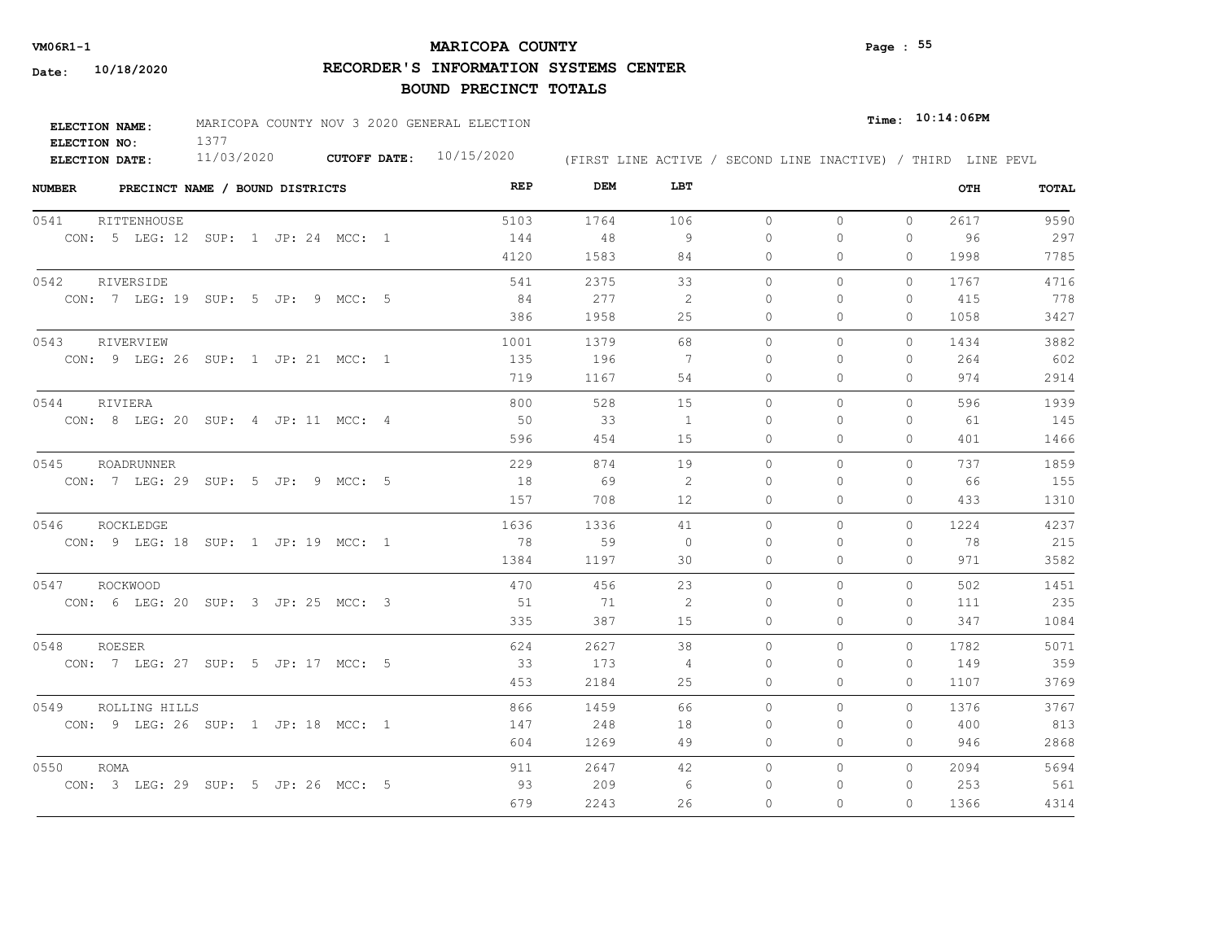**VM06R1-1**

**Date: 10/18/2020**

# MARICOPA COUNTY

## RECORDER'S INFORMATION SYSTEMS CENTER

## BOUND PRECINCT TOTALS

**ELECTION NAME:** MARICOPA COUNTY NOV 3 2020 GENERAL ELECTION
**ELECTION NO:** 1377
**ELECTION DATE:** 11/03/2020 **CUTOFF DATE:** 10/15/2020

**Time: 10:14:06PM**

(FIRST LINE ACTIVE / SECOND LINE INACTIVE) / THIRD LINE PEVL

| NUMBER | PRECINCT NAME / BOUND DISTRICTS | REP | DEM | LBT | | | | OTH | TOTAL |
|---|---|---|---|---|---|---|---|---|---|
| 0541 | RITTENHOUSE | 5103 | 1764 | 106 | 0 | 0 | 0 | 2617 | 9590 |
| | CON: 5 LEG: 12 SUP: 1 JP: 24 MCC: 1 | 144 | 48 | 9 | 0 | 0 | 0 | 96 | 297 |
| | | 4120 | 1583 | 84 | 0 | 0 | 0 | 1998 | 7785 |
| 0542 | RIVERSIDE | 541 | 2375 | 33 | 0 | 0 | 0 | 1767 | 4716 |
| | CON: 7 LEG: 19 SUP: 5 JP: 9 MCC: 5 | 84 | 277 | 2 | 0 | 0 | 0 | 415 | 778 |
| | | 386 | 1958 | 25 | 0 | 0 | 0 | 1058 | 3427 |
| 0543 | RIVERVIEW | 1001 | 1379 | 68 | 0 | 0 | 0 | 1434 | 3882 |
| | CON: 9 LEG: 26 SUP: 1 JP: 21 MCC: 1 | 135 | 196 | 7 | 0 | 0 | 0 | 264 | 602 |
| | | 719 | 1167 | 54 | 0 | 0 | 0 | 974 | 2914 |
| 0544 | RIVIERA | 800 | 528 | 15 | 0 | 0 | 0 | 596 | 1939 |
| | CON: 8 LEG: 20 SUP: 4 JP: 11 MCC: 4 | 50 | 33 | 1 | 0 | 0 | 0 | 61 | 145 |
| | | 596 | 454 | 15 | 0 | 0 | 0 | 401 | 1466 |
| 0545 | ROADRUNNER | 229 | 874 | 19 | 0 | 0 | 0 | 737 | 1859 |
| | CON: 7 LEG: 29 SUP: 5 JP: 9 MCC: 5 | 18 | 69 | 2 | 0 | 0 | 0 | 66 | 155 |
| | | 157 | 708 | 12 | 0 | 0 | 0 | 433 | 1310 |
| 0546 | ROCKLEDGE | 1636 | 1336 | 41 | 0 | 0 | 0 | 1224 | 4237 |
| | CON: 9 LEG: 18 SUP: 1 JP: 19 MCC: 1 | 78 | 59 | 0 | 0 | 0 | 0 | 78 | 215 |
| | | 1384 | 1197 | 30 | 0 | 0 | 0 | 971 | 3582 |
| 0547 | ROCKWOOD | 470 | 456 | 23 | 0 | 0 | 0 | 502 | 1451 |
| | CON: 6 LEG: 20 SUP: 3 JP: 25 MCC: 3 | 51 | 71 | 2 | 0 | 0 | 0 | 111 | 235 |
| | | 335 | 387 | 15 | 0 | 0 | 0 | 347 | 1084 |
| 0548 | ROESER | 624 | 2627 | 38 | 0 | 0 | 0 | 1782 | 5071 |
| | CON: 7 LEG: 27 SUP: 5 JP: 17 MCC: 5 | 33 | 173 | 4 | 0 | 0 | 0 | 149 | 359 |
| | | 453 | 2184 | 25 | 0 | 0 | 0 | 1107 | 3769 |
| 0549 | ROLLING HILLS | 866 | 1459 | 66 | 0 | 0 | 0 | 1376 | 3767 |
| | CON: 9 LEG: 26 SUP: 1 JP: 18 MCC: 1 | 147 | 248 | 18 | 0 | 0 | 0 | 400 | 813 |
| | | 604 | 1269 | 49 | 0 | 0 | 0 | 946 | 2868 |
| 0550 | ROMA | 911 | 2647 | 42 | 0 | 0 | 0 | 2094 | 5694 |
| | CON: 3 LEG: 29 SUP: 5 JP: 26 MCC: 5 | 93 | 209 | 6 | 0 | 0 | 0 | 253 | 561 |
| | | 679 | 2243 | 26 | 0 | 0 | 0 | 1366 | 4314 |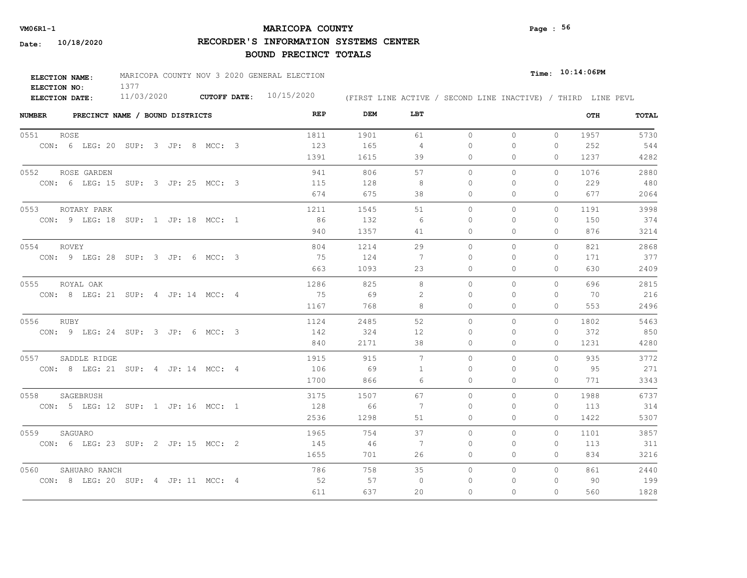**VM06R1-1**

**Date: 10/18/2020**

# MARICOPA COUNTY

## RECORDER'S INFORMATION SYSTEMS CENTER

## BOUND PRECINCT TOTALS

**Time: 10:14:06PM**

**ELECTION NAME:** MARICOPA COUNTY NOV 3 2020 GENERAL ELECTION
**ELECTION NO:** 1377
**ELECTION DATE:** 11/03/2020 **CUTOFF DATE:** 10/15/2020

(FIRST LINE ACTIVE / SECOND LINE INACTIVE) / THIRD LINE PEVL

| NUMBER | PRECINCT NAME / BOUND DISTRICTS | REP | DEM | LBT | | | | OTH | TOTAL |
|---|---|---|---|---|---|---|---|---|---|
| 0551 | ROSE | 1811 | 1901 | 61 | 0 | 0 | 0 | 1957 | 5730 |
| | CON: 6 LEG: 20 SUP: 3 JP: 8 MCC: 3 | 123 | 165 | 4 | 0 | 0 | 0 | 252 | 544 |
| | | 1391 | 1615 | 39 | 0 | 0 | 0 | 1237 | 4282 |
| 0552 | ROSE GARDEN | 941 | 806 | 57 | 0 | 0 | 0 | 1076 | 2880 |
| | CON: 6 LEG: 15 SUP: 3 JP: 25 MCC: 3 | 115 | 128 | 8 | 0 | 0 | 0 | 229 | 480 |
| | | 674 | 675 | 38 | 0 | 0 | 0 | 677 | 2064 |
| 0553 | ROTARY PARK | 1211 | 1545 | 51 | 0 | 0 | 0 | 1191 | 3998 |
| | CON: 9 LEG: 18 SUP: 1 JP: 18 MCC: 1 | 86 | 132 | 6 | 0 | 0 | 0 | 150 | 374 |
| | | 940 | 1357 | 41 | 0 | 0 | 0 | 876 | 3214 |
| 0554 | ROVEY | 804 | 1214 | 29 | 0 | 0 | 0 | 821 | 2868 |
| | CON: 9 LEG: 28 SUP: 3 JP: 6 MCC: 3 | 75 | 124 | 7 | 0 | 0 | 0 | 171 | 377 |
| | | 663 | 1093 | 23 | 0 | 0 | 0 | 630 | 2409 |
| 0555 | ROYAL OAK | 1286 | 825 | 8 | 0 | 0 | 0 | 696 | 2815 |
| | CON: 8 LEG: 21 SUP: 4 JP: 14 MCC: 4 | 75 | 69 | 2 | 0 | 0 | 0 | 70 | 216 |
| | | 1167 | 768 | 8 | 0 | 0 | 0 | 553 | 2496 |
| 0556 | RUBY | 1124 | 2485 | 52 | 0 | 0 | 0 | 1802 | 5463 |
| | CON: 9 LEG: 24 SUP: 3 JP: 6 MCC: 3 | 142 | 324 | 12 | 0 | 0 | 0 | 372 | 850 |
| | | 840 | 2171 | 38 | 0 | 0 | 0 | 1231 | 4280 |
| 0557 | SADDLE RIDGE | 1915 | 915 | 7 | 0 | 0 | 0 | 935 | 3772 |
| | CON: 8 LEG: 21 SUP: 4 JP: 14 MCC: 4 | 106 | 69 | 1 | 0 | 0 | 0 | 95 | 271 |
| | | 1700 | 866 | 6 | 0 | 0 | 0 | 771 | 3343 |
| 0558 | SAGEBRUSH | 3175 | 1507 | 67 | 0 | 0 | 0 | 1988 | 6737 |
| | CON: 5 LEG: 12 SUP: 1 JP: 16 MCC: 1 | 128 | 66 | 7 | 0 | 0 | 0 | 113 | 314 |
| | | 2536 | 1298 | 51 | 0 | 0 | 0 | 1422 | 5307 |
| 0559 | SAGUARO | 1965 | 754 | 37 | 0 | 0 | 0 | 1101 | 3857 |
| | CON: 6 LEG: 23 SUP: 2 JP: 15 MCC: 2 | 145 | 46 | 7 | 0 | 0 | 0 | 113 | 311 |
| | | 1655 | 701 | 26 | 0 | 0 | 0 | 834 | 3216 |
| 0560 | SAHUARO RANCH | 786 | 758 | 35 | 0 | 0 | 0 | 861 | 2440 |
| | CON: 8 LEG: 20 SUP: 4 JP: 11 MCC: 4 | 52 | 57 | 0 | 0 | 0 | 0 | 90 | 199 |
| | | 611 | 637 | 20 | 0 | 0 | 0 | 560 | 1828 |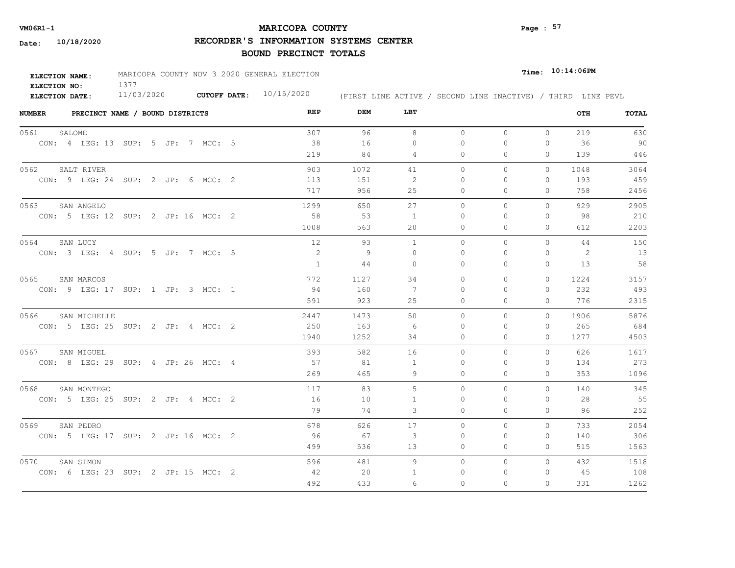**VM06R1-1** **MARICOPA COUNTY**

**Date: 10/18/2020** **RECORDER'S INFORMATION SYSTEMS CENTER**

**BOUND PRECINCT TOTALS**

**ELECTION NAME:** MARICOPA COUNTY NOV 3 2020 GENERAL ELECTION **Time: 10:14:06PM**
**ELECTION NO:** 1377
**ELECTION DATE:** 11/03/2020 **CUTOFF DATE:** 10/15/2020 (FIRST LINE ACTIVE / SECOND LINE INACTIVE) / THIRD LINE PEVL

| NUMBER | PRECINCT NAME / BOUND DISTRICTS | REP | DEM | LBT | | | | OTH | TOTAL |
|---|---|---|---|---|---|---|---|---|---|
| 0561 | SALOME | 307 | 96 | 8 | 0 | 0 | 0 | 219 | 630 |
| | CON: 4 LEG: 13 SUP: 5 JP: 7 MCC: 5 | 38 | 16 | 0 | 0 | 0 | 0 | 36 | 90 |
| | | 219 | 84 | 4 | 0 | 0 | 0 | 139 | 446 |
| 0562 | SALT RIVER | 903 | 1072 | 41 | 0 | 0 | 0 | 1048 | 3064 |
| | CON: 9 LEG: 24 SUP: 2 JP: 6 MCC: 2 | 113 | 151 | 2 | 0 | 0 | 0 | 193 | 459 |
| | | 717 | 956 | 25 | 0 | 0 | 0 | 758 | 2456 |
| 0563 | SAN ANGELO | 1299 | 650 | 27 | 0 | 0 | 0 | 929 | 2905 |
| | CON: 5 LEG: 12 SUP: 2 JP: 16 MCC: 2 | 58 | 53 | 1 | 0 | 0 | 0 | 98 | 210 |
| | | 1008 | 563 | 20 | 0 | 0 | 0 | 612 | 2203 |
| 0564 | SAN LUCY | 12 | 93 | 1 | 0 | 0 | 0 | 44 | 150 |
| | CON: 3 LEG: 4 SUP: 5 JP: 7 MCC: 5 | 2 | 9 | 0 | 0 | 0 | 0 | 2 | 13 |
| | | 1 | 44 | 0 | 0 | 0 | 0 | 13 | 58 |
| 0565 | SAN MARCOS | 772 | 1127 | 34 | 0 | 0 | 0 | 1224 | 3157 |
| | CON: 9 LEG: 17 SUP: 1 JP: 3 MCC: 1 | 94 | 160 | 7 | 0 | 0 | 0 | 232 | 493 |
| | | 591 | 923 | 25 | 0 | 0 | 0 | 776 | 2315 |
| 0566 | SAN MICHELLE | 2447 | 1473 | 50 | 0 | 0 | 0 | 1906 | 5876 |
| | CON: 5 LEG: 25 SUP: 2 JP: 4 MCC: 2 | 250 | 163 | 6 | 0 | 0 | 0 | 265 | 684 |
| | | 1940 | 1252 | 34 | 0 | 0 | 0 | 1277 | 4503 |
| 0567 | SAN MIGUEL | 393 | 582 | 16 | 0 | 0 | 0 | 626 | 1617 |
| | CON: 8 LEG: 29 SUP: 4 JP: 26 MCC: 4 | 57 | 81 | 1 | 0 | 0 | 0 | 134 | 273 |
| | | 269 | 465 | 9 | 0 | 0 | 0 | 353 | 1096 |
| 0568 | SAN MONTEGO | 117 | 83 | 5 | 0 | 0 | 0 | 140 | 345 |
| | CON: 5 LEG: 25 SUP: 2 JP: 4 MCC: 2 | 16 | 10 | 1 | 0 | 0 | 0 | 28 | 55 |
| | | 79 | 74 | 3 | 0 | 0 | 0 | 96 | 252 |
| 0569 | SAN PEDRO | 678 | 626 | 17 | 0 | 0 | 0 | 733 | 2054 |
| | CON: 5 LEG: 17 SUP: 2 JP: 16 MCC: 2 | 96 | 67 | 3 | 0 | 0 | 0 | 140 | 306 |
| | | 499 | 536 | 13 | 0 | 0 | 0 | 515 | 1563 |
| 0570 | SAN SIMON | 596 | 481 | 9 | 0 | 0 | 0 | 432 | 1518 |
| | CON: 6 LEG: 23 SUP: 2 JP: 15 MCC: 2 | 42 | 20 | 1 | 0 | 0 | 0 | 45 | 108 |
| | | 492 | 433 | 6 | 0 | 0 | 0 | 331 | 1262 |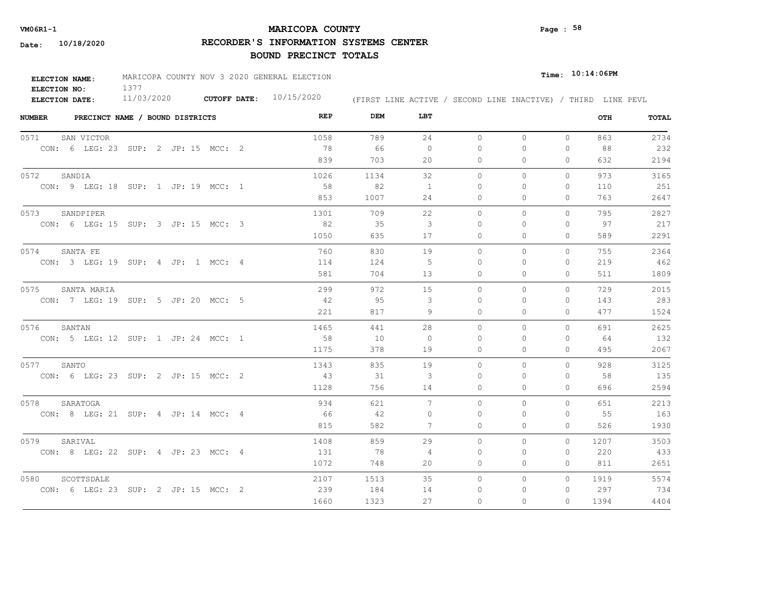**VM06R1-1**

**Date:** 10/18/2020

# MARICOPA COUNTY

## RECORDER'S INFORMATION SYSTEMS CENTER

## BOUND PRECINCT TOTALS

**Time:** 10:14:06PM

**ELECTION NAME:** MARICOPA COUNTY NOV 3 2020 GENERAL ELECTION
**ELECTION NO:** 1377
**ELECTION DATE:** 11/03/2020 **CUTOFF DATE:** 10/15/2020

(FIRST LINE ACTIVE / SECOND LINE INACTIVE) / THIRD LINE PEVL

| NUMBER | PRECINCT NAME / BOUND DISTRICTS | REP | DEM | LBT | | | | OTH | TOTAL |
|---|---|---|---|---|---|---|---|---|---|
| 0571 | SAN VICTOR | 1058 | 789 | 24 | 0 | 0 | 0 | 863 | 2734 |
| | CON: 6 LEG: 23 SUP: 2 JP: 15 MCC: 2 | 78 | 66 | 0 | 0 | 0 | 0 | 88 | 232 |
| | | 839 | 703 | 20 | 0 | 0 | 0 | 632 | 2194 |
| 0572 | SANDIA | 1026 | 1134 | 32 | 0 | 0 | 0 | 973 | 3165 |
| | CON: 9 LEG: 18 SUP: 1 JP: 19 MCC: 1 | 58 | 82 | 1 | 0 | 0 | 0 | 110 | 251 |
| | | 853 | 1007 | 24 | 0 | 0 | 0 | 763 | 2647 |
| 0573 | SANDPIPER | 1301 | 709 | 22 | 0 | 0 | 0 | 795 | 2827 |
| | CON: 6 LEG: 15 SUP: 3 JP: 15 MCC: 3 | 82 | 35 | 3 | 0 | 0 | 0 | 97 | 217 |
| | | 1050 | 635 | 17 | 0 | 0 | 0 | 589 | 2291 |
| 0574 | SANTA FE | 760 | 830 | 19 | 0 | 0 | 0 | 755 | 2364 |
| | CON: 3 LEG: 19 SUP: 4 JP: 1 MCC: 4 | 114 | 124 | 5 | 0 | 0 | 0 | 219 | 462 |
| | | 581 | 704 | 13 | 0 | 0 | 0 | 511 | 1809 |
| 0575 | SANTA MARIA | 299 | 972 | 15 | 0 | 0 | 0 | 729 | 2015 |
| | CON: 7 LEG: 19 SUP: 5 JP: 20 MCC: 5 | 42 | 95 | 3 | 0 | 0 | 0 | 143 | 283 |
| | | 221 | 817 | 9 | 0 | 0 | 0 | 477 | 1524 |
| 0576 | SANTAN | 1465 | 441 | 28 | 0 | 0 | 0 | 691 | 2625 |
| | CON: 5 LEG: 12 SUP: 1 JP: 24 MCC: 1 | 58 | 10 | 0 | 0 | 0 | 0 | 64 | 132 |
| | | 1175 | 378 | 19 | 0 | 0 | 0 | 495 | 2067 |
| 0577 | SANTO | 1343 | 835 | 19 | 0 | 0 | 0 | 928 | 3125 |
| | CON: 6 LEG: 23 SUP: 2 JP: 15 MCC: 2 | 43 | 31 | 3 | 0 | 0 | 0 | 58 | 135 |
| | | 1128 | 756 | 14 | 0 | 0 | 0 | 696 | 2594 |
| 0578 | SARATOGA | 934 | 621 | 7 | 0 | 0 | 0 | 651 | 2213 |
| | CON: 8 LEG: 21 SUP: 4 JP: 14 MCC: 4 | 66 | 42 | 0 | 0 | 0 | 0 | 55 | 163 |
| | | 815 | 582 | 7 | 0 | 0 | 0 | 526 | 1930 |
| 0579 | SARIVAL | 1408 | 859 | 29 | 0 | 0 | 0 | 1207 | 3503 |
| | CON: 8 LEG: 22 SUP: 4 JP: 23 MCC: 4 | 131 | 78 | 4 | 0 | 0 | 0 | 220 | 433 |
| | | 1072 | 748 | 20 | 0 | 0 | 0 | 811 | 2651 |
| 0580 | SCOTTSDALE | 2107 | 1513 | 35 | 0 | 0 | 0 | 1919 | 5574 |
| | CON: 6 LEG: 23 SUP: 2 JP: 15 MCC: 2 | 239 | 184 | 14 | 0 | 0 | 0 | 297 | 734 |
| | | 1660 | 1323 | 27 | 0 | 0 | 0 | 1394 | 4404 |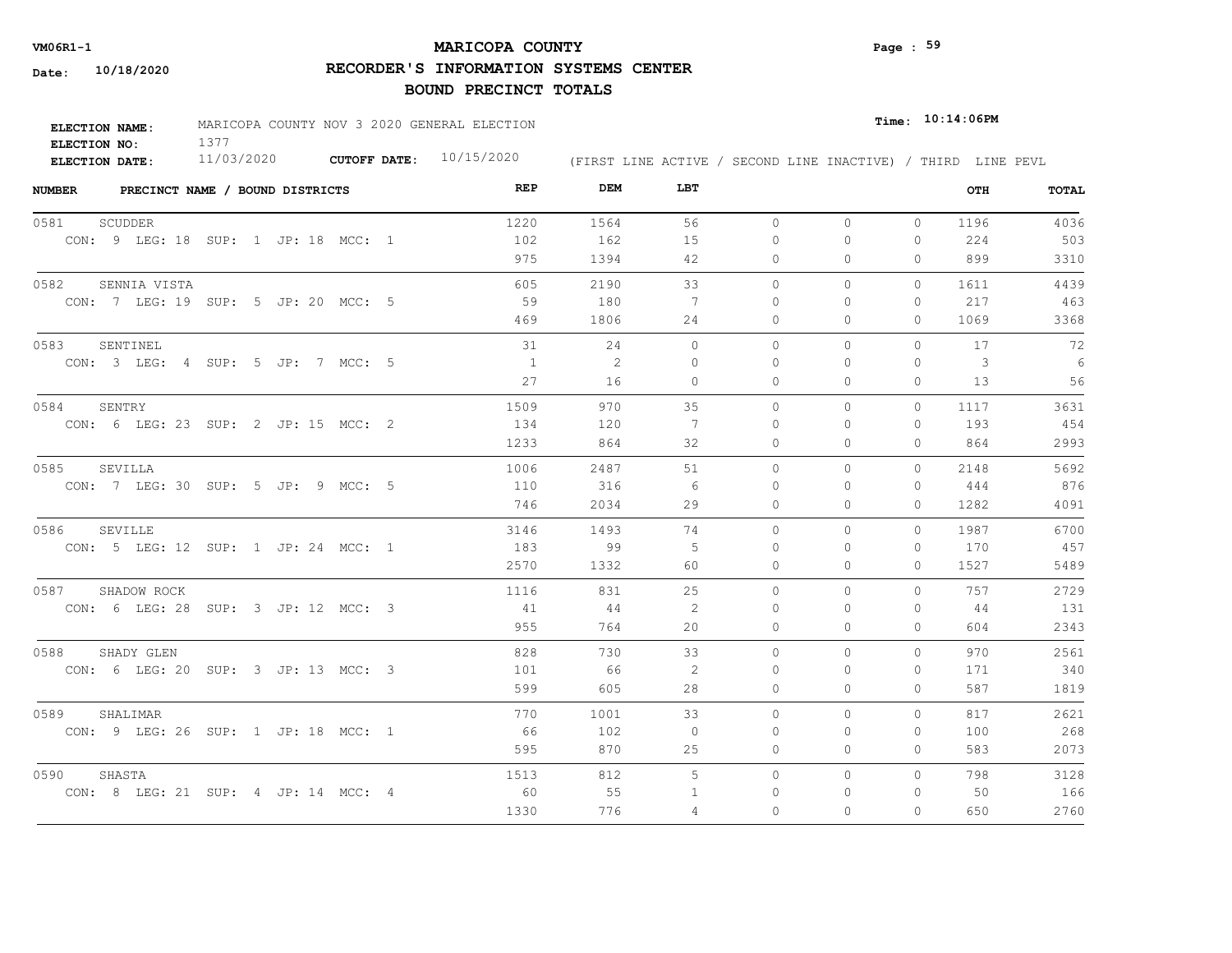**VM06R1-1**

**Date: 10/18/2020**

# MARICOPA COUNTY

## RECORDER'S INFORMATION SYSTEMS CENTER

## BOUND PRECINCT TOTALS

**Time: 10:14:06PM**

**ELECTION NAME:** MARICOPA COUNTY NOV 3 2020 GENERAL ELECTION
**ELECTION NO:** 1377
**ELECTION DATE:** 11/03/2020 **CUTOFF DATE:** 10/15/2020

(FIRST LINE ACTIVE / SECOND LINE INACTIVE) / THIRD LINE PEVL

| NUMBER | PRECINCT NAME / BOUND DISTRICTS | REP | DEM | LBT | | | | OTH | TOTAL |
|---|---|---|---|---|---|---|---|---|---|
| 0581 | SCUDDER | 1220 | 1564 | 56 | 0 | 0 | 0 | 1196 | 4036 |
| | CON: 9 LEG: 18 SUP: 1 JP: 18 MCC: 1 | 102 | 162 | 15 | 0 | 0 | 0 | 224 | 503 |
| | | 975 | 1394 | 42 | 0 | 0 | 0 | 899 | 3310 |
| 0582 | SENNIA VISTA | 605 | 2190 | 33 | 0 | 0 | 0 | 1611 | 4439 |
| | CON: 7 LEG: 19 SUP: 5 JP: 20 MCC: 5 | 59 | 180 | 7 | 0 | 0 | 0 | 217 | 463 |
| | | 469 | 1806 | 24 | 0 | 0 | 0 | 1069 | 3368 |
| 0583 | SENTINEL | 31 | 24 | 0 | 0 | 0 | 0 | 17 | 72 |
| | CON: 3 LEG: 4 SUP: 5 JP: 7 MCC: 5 | 1 | 2 | 0 | 0 | 0 | 0 | 3 | 6 |
| | | 27 | 16 | 0 | 0 | 0 | 0 | 13 | 56 |
| 0584 | SENTRY | 1509 | 970 | 35 | 0 | 0 | 0 | 1117 | 3631 |
| | CON: 6 LEG: 23 SUP: 2 JP: 15 MCC: 2 | 134 | 120 | 7 | 0 | 0 | 0 | 193 | 454 |
| | | 1233 | 864 | 32 | 0 | 0 | 0 | 864 | 2993 |
| 0585 | SEVILLA | 1006 | 2487 | 51 | 0 | 0 | 0 | 2148 | 5692 |
| | CON: 7 LEG: 30 SUP: 5 JP: 9 MCC: 5 | 110 | 316 | 6 | 0 | 0 | 0 | 444 | 876 |
| | | 746 | 2034 | 29 | 0 | 0 | 0 | 1282 | 4091 |
| 0586 | SEVILLE | 3146 | 1493 | 74 | 0 | 0 | 0 | 1987 | 6700 |
| | CON: 5 LEG: 12 SUP: 1 JP: 24 MCC: 1 | 183 | 99 | 5 | 0 | 0 | 0 | 170 | 457 |
| | | 2570 | 1332 | 60 | 0 | 0 | 0 | 1527 | 5489 |
| 0587 | SHADOW ROCK | 1116 | 831 | 25 | 0 | 0 | 0 | 757 | 2729 |
| | CON: 6 LEG: 28 SUP: 3 JP: 12 MCC: 3 | 41 | 44 | 2 | 0 | 0 | 0 | 44 | 131 |
| | | 955 | 764 | 20 | 0 | 0 | 0 | 604 | 2343 |
| 0588 | SHADY GLEN | 828 | 730 | 33 | 0 | 0 | 0 | 970 | 2561 |
| | CON: 6 LEG: 20 SUP: 3 JP: 13 MCC: 3 | 101 | 66 | 2 | 0 | 0 | 0 | 171 | 340 |
| | | 599 | 605 | 28 | 0 | 0 | 0 | 587 | 1819 |
| 0589 | SHALIMAR | 770 | 1001 | 33 | 0 | 0 | 0 | 817 | 2621 |
| | CON: 9 LEG: 26 SUP: 1 JP: 18 MCC: 1 | 66 | 102 | 0 | 0 | 0 | 0 | 100 | 268 |
| | | 595 | 870 | 25 | 0 | 0 | 0 | 583 | 2073 |
| 0590 | SHASTA | 1513 | 812 | 5 | 0 | 0 | 0 | 798 | 3128 |
| | CON: 8 LEG: 21 SUP: 4 JP: 14 MCC: 4 | 60 | 55 | 1 | 0 | 0 | 0 | 50 | 166 |
| | | 1330 | 776 | 4 | 0 | 0 | 0 | 650 | 2760 |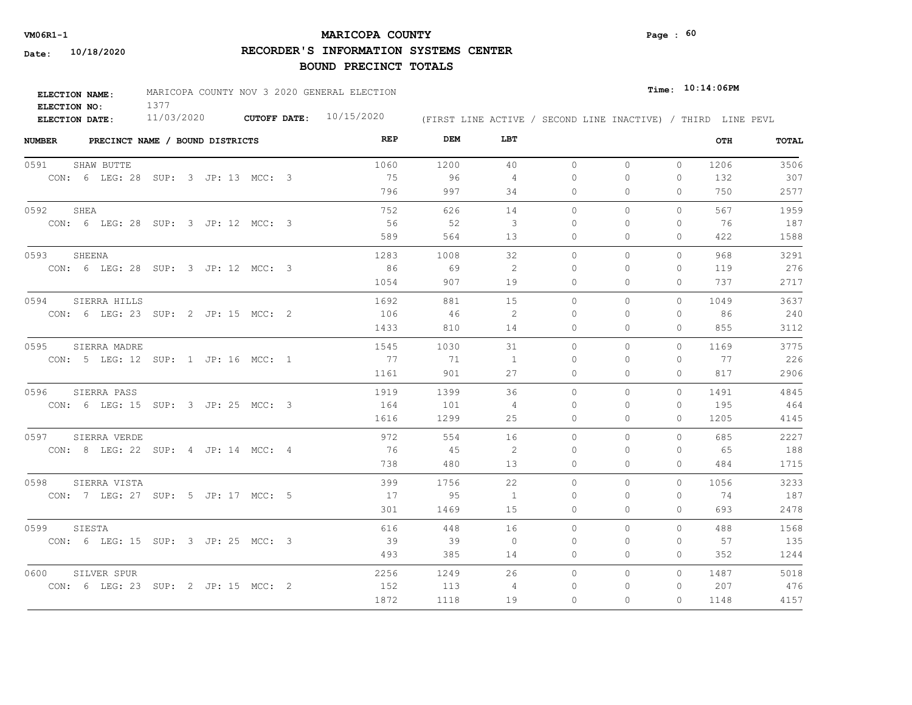**VM06R1-1** **MARICOPA COUNTY**

**Date: 10/18/2020** **RECORDER'S INFORMATION SYSTEMS CENTER**

**BOUND PRECINCT TOTALS**

**ELECTION NAME:** MARICOPA COUNTY NOV 3 2020 GENERAL ELECTION **Time: 10:14:06PM**

**ELECTION NO:** 1377

**ELECTION DATE:** 11/03/2020 **CUTOFF DATE:** 10/15/2020 (FIRST LINE ACTIVE / SECOND LINE INACTIVE) / THIRD LINE PEVL

| NUMBER | PRECINCT NAME / BOUND DISTRICTS | REP | DEM | LBT | | | | OTH | TOTAL |
|---|---|---|---|---|---|---|---|---|---|
| 0591 | SHAW BUTTE | 1060 | 1200 | 40 | 0 | 0 | 0 | 1206 | 3506 |
| | CON: 6 LEG: 28 SUP: 3 JP: 13 MCC: 3 | 75 | 96 | 4 | 0 | 0 | 0 | 132 | 307 |
| | | 796 | 997 | 34 | 0 | 0 | 0 | 750 | 2577 |
| 0592 | SHEA | 752 | 626 | 14 | 0 | 0 | 0 | 567 | 1959 |
| | CON: 6 LEG: 28 SUP: 3 JP: 12 MCC: 3 | 56 | 52 | 3 | 0 | 0 | 0 | 76 | 187 |
| | | 589 | 564 | 13 | 0 | 0 | 0 | 422 | 1588 |
| 0593 | SHEENA | 1283 | 1008 | 32 | 0 | 0 | 0 | 968 | 3291 |
| | CON: 6 LEG: 28 SUP: 3 JP: 12 MCC: 3 | 86 | 69 | 2 | 0 | 0 | 0 | 119 | 276 |
| | | 1054 | 907 | 19 | 0 | 0 | 0 | 737 | 2717 |
| 0594 | SIERRA HILLS | 1692 | 881 | 15 | 0 | 0 | 0 | 1049 | 3637 |
| | CON: 6 LEG: 23 SUP: 2 JP: 15 MCC: 2 | 106 | 46 | 2 | 0 | 0 | 0 | 86 | 240 |
| | | 1433 | 810 | 14 | 0 | 0 | 0 | 855 | 3112 |
| 0595 | SIERRA MADRE | 1545 | 1030 | 31 | 0 | 0 | 0 | 1169 | 3775 |
| | CON: 5 LEG: 12 SUP: 1 JP: 16 MCC: 1 | 77 | 71 | 1 | 0 | 0 | 0 | 77 | 226 |
| | | 1161 | 901 | 27 | 0 | 0 | 0 | 817 | 2906 |
| 0596 | SIERRA PASS | 1919 | 1399 | 36 | 0 | 0 | 0 | 1491 | 4845 |
| | CON: 6 LEG: 15 SUP: 3 JP: 25 MCC: 3 | 164 | 101 | 4 | 0 | 0 | 0 | 195 | 464 |
| | | 1616 | 1299 | 25 | 0 | 0 | 0 | 1205 | 4145 |
| 0597 | SIERRA VERDE | 972 | 554 | 16 | 0 | 0 | 0 | 685 | 2227 |
| | CON: 8 LEG: 22 SUP: 4 JP: 14 MCC: 4 | 76 | 45 | 2 | 0 | 0 | 0 | 65 | 188 |
| | | 738 | 480 | 13 | 0 | 0 | 0 | 484 | 1715 |
| 0598 | SIERRA VISTA | 399 | 1756 | 22 | 0 | 0 | 0 | 1056 | 3233 |
| | CON: 7 LEG: 27 SUP: 5 JP: 17 MCC: 5 | 17 | 95 | 1 | 0 | 0 | 0 | 74 | 187 |
| | | 301 | 1469 | 15 | 0 | 0 | 0 | 693 | 2478 |
| 0599 | SIESTA | 616 | 448 | 16 | 0 | 0 | 0 | 488 | 1568 |
| | CON: 6 LEG: 15 SUP: 3 JP: 25 MCC: 3 | 39 | 39 | 0 | 0 | 0 | 0 | 57 | 135 |
| | | 493 | 385 | 14 | 0 | 0 | 0 | 352 | 1244 |
| 0600 | SILVER SPUR | 2256 | 1249 | 26 | 0 | 0 | 0 | 1487 | 5018 |
| | CON: 6 LEG: 23 SUP: 2 JP: 15 MCC: 2 | 152 | 113 | 4 | 0 | 0 | 0 | 207 | 476 |
| | | 1872 | 1118 | 19 | 0 | 0 | 0 | 1148 | 4157 |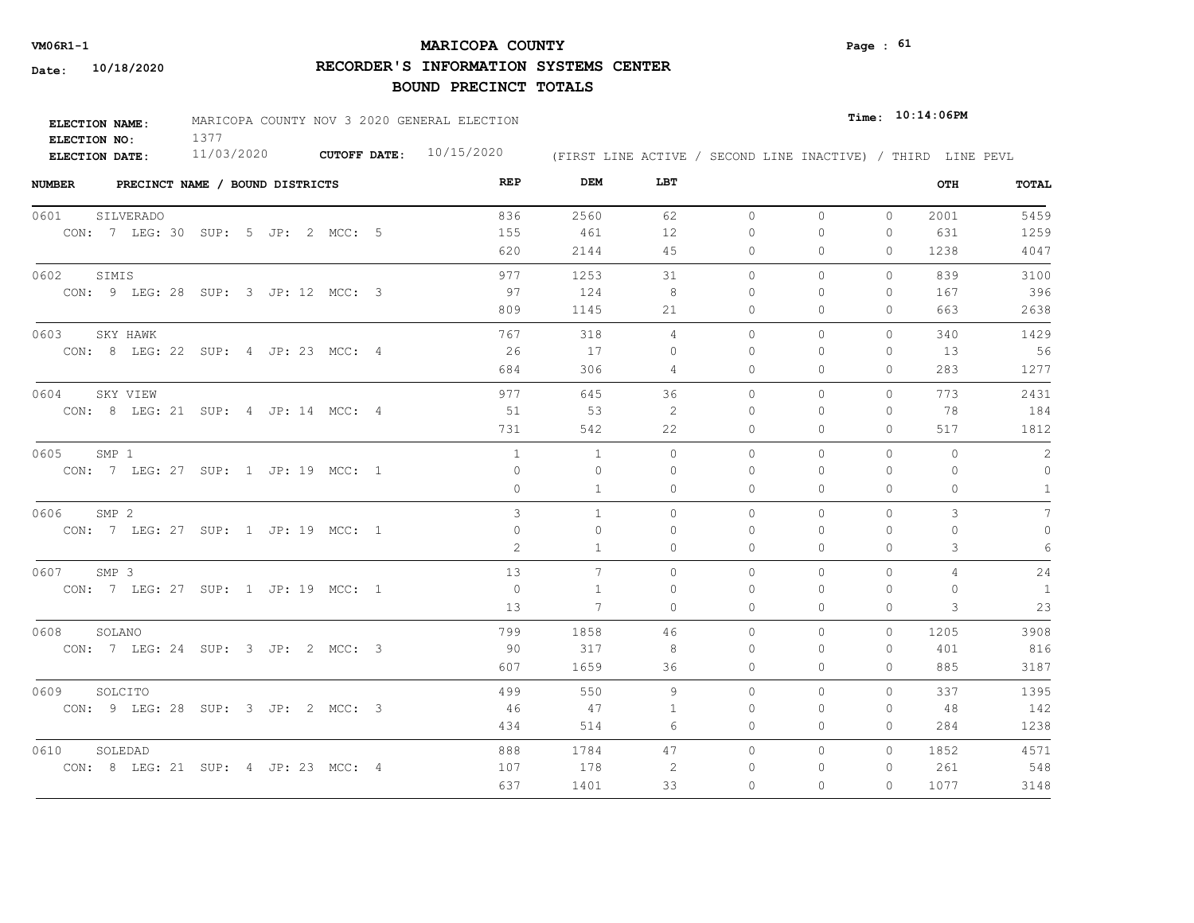**VM06R1-1**

**Date: 10/18/2020**

# MARICOPA COUNTY

## RECORDER'S INFORMATION SYSTEMS CENTER

## BOUND PRECINCT TOTALS

**Time: 10:14:06PM**

**ELECTION NAME:** MARICOPA COUNTY NOV 3 2020 GENERAL ELECTION
**ELECTION NO:** 1377
**ELECTION DATE:** 11/03/2020 **CUTOFF DATE:** 10/15/2020 (FIRST LINE ACTIVE / SECOND LINE INACTIVE) / THIRD LINE PEVL

| NUMBER | PRECINCT NAME / BOUND DISTRICTS | REP | DEM | LBT | | | | OTH | TOTAL |
|---|---|---|---|---|---|---|---|---|---|
| 0601 | SILVERADO | 836 | 2560 | 62 | 0 | 0 | 0 | 2001 | 5459 |
| | CON: 7 LEG: 30 SUP: 5 JP: 2 MCC: 5 | 155 | 461 | 12 | 0 | 0 | 0 | 631 | 1259 |
| | | 620 | 2144 | 45 | 0 | 0 | 0 | 1238 | 4047 |
| 0602 | SIMIS | 977 | 1253 | 31 | 0 | 0 | 0 | 839 | 3100 |
| | CON: 9 LEG: 28 SUP: 3 JP: 12 MCC: 3 | 97 | 124 | 8 | 0 | 0 | 0 | 167 | 396 |
| | | 809 | 1145 | 21 | 0 | 0 | 0 | 663 | 2638 |
| 0603 | SKY HAWK | 767 | 318 | 4 | 0 | 0 | 0 | 340 | 1429 |
| | CON: 8 LEG: 22 SUP: 4 JP: 23 MCC: 4 | 26 | 17 | 0 | 0 | 0 | 0 | 13 | 56 |
| | | 684 | 306 | 4 | 0 | 0 | 0 | 283 | 1277 |
| 0604 | SKY VIEW | 977 | 645 | 36 | 0 | 0 | 0 | 773 | 2431 |
| | CON: 8 LEG: 21 SUP: 4 JP: 14 MCC: 4 | 51 | 53 | 2 | 0 | 0 | 0 | 78 | 184 |
| | | 731 | 542 | 22 | 0 | 0 | 0 | 517 | 1812 |
| 0605 | SMP 1 | 1 | 1 | 0 | 0 | 0 | 0 | 0 | 2 |
| | CON: 7 LEG: 27 SUP: 1 JP: 19 MCC: 1 | 0 | 0 | 0 | 0 | 0 | 0 | 0 | 0 |
| | | 0 | 1 | 0 | 0 | 0 | 0 | 0 | 1 |
| 0606 | SMP 2 | 3 | 1 | 0 | 0 | 0 | 0 | 3 | 7 |
| | CON: 7 LEG: 27 SUP: 1 JP: 19 MCC: 1 | 0 | 0 | 0 | 0 | 0 | 0 | 0 | 0 |
| | | 2 | 1 | 0 | 0 | 0 | 0 | 3 | 6 |
| 0607 | SMP 3 | 13 | 7 | 0 | 0 | 0 | 0 | 4 | 24 |
| | CON: 7 LEG: 27 SUP: 1 JP: 19 MCC: 1 | 0 | 1 | 0 | 0 | 0 | 0 | 0 | 1 |
| | | 13 | 7 | 0 | 0 | 0 | 0 | 3 | 23 |
| 0608 | SOLANO | 799 | 1858 | 46 | 0 | 0 | 0 | 1205 | 3908 |
| | CON: 7 LEG: 24 SUP: 3 JP: 2 MCC: 3 | 90 | 317 | 8 | 0 | 0 | 0 | 401 | 816 |
| | | 607 | 1659 | 36 | 0 | 0 | 0 | 885 | 3187 |
| 0609 | SOLCITO | 499 | 550 | 9 | 0 | 0 | 0 | 337 | 1395 |
| | CON: 9 LEG: 28 SUP: 3 JP: 2 MCC: 3 | 46 | 47 | 1 | 0 | 0 | 0 | 48 | 142 |
| | | 434 | 514 | 6 | 0 | 0 | 0 | 284 | 1238 |
| 0610 | SOLEDAD | 888 | 1784 | 47 | 0 | 0 | 0 | 1852 | 4571 |
| | CON: 8 LEG: 21 SUP: 4 JP: 23 MCC: 4 | 107 | 178 | 2 | 0 | 0 | 0 | 261 | 548 |
| | | 637 | 1401 | 33 | 0 | 0 | 0 | 1077 | 3148 |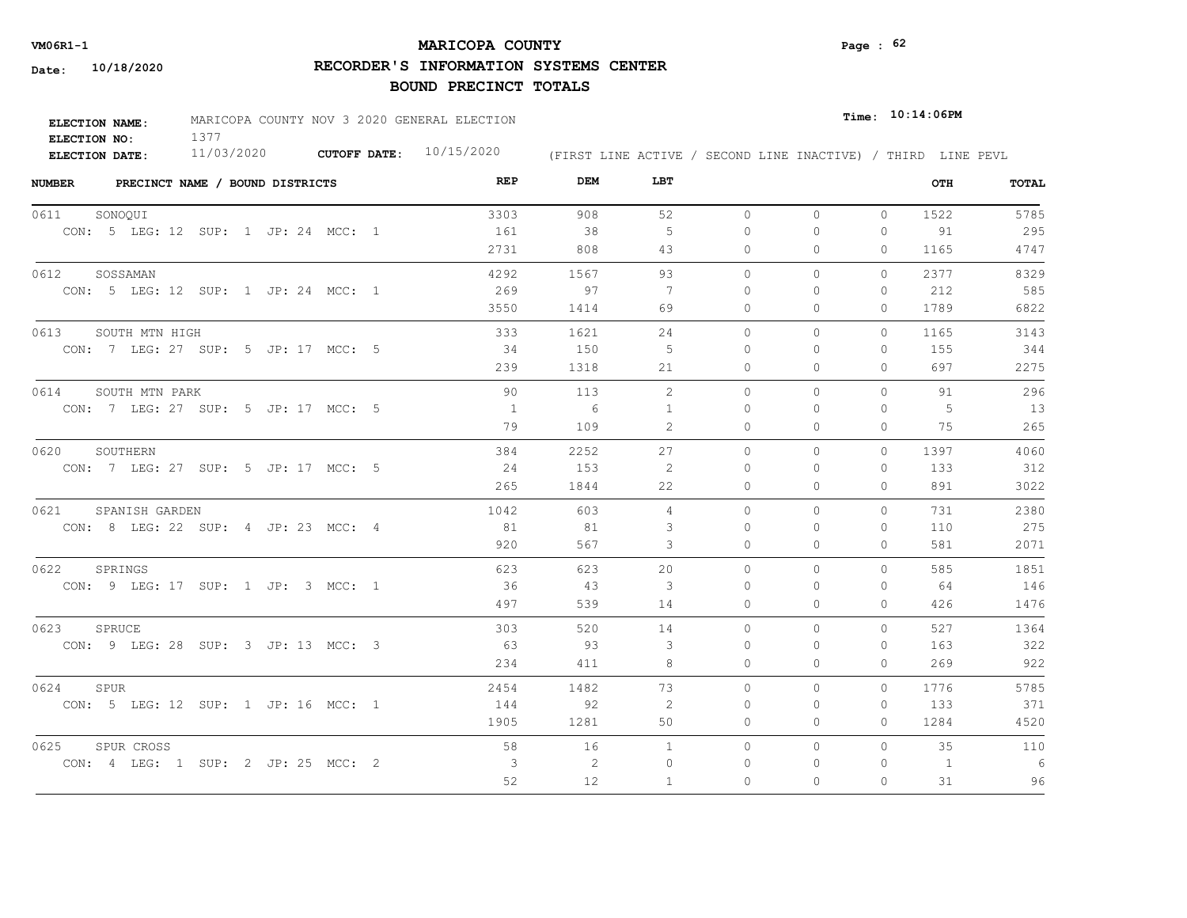**VM06R1-1**

**Date: 10/18/2020**

# MARICOPA COUNTY

## RECORDER'S INFORMATION SYSTEMS CENTER

## BOUND PRECINCT TOTALS

**ELECTION NAME:** MARICOPA COUNTY NOV 3 2020 GENERAL ELECTION

**ELECTION NO:** 1377

**ELECTION DATE:** 11/03/2020 **CUTOFF DATE:** 10/15/2020

**Time: 10:14:06PM**

(FIRST LINE ACTIVE / SECOND LINE INACTIVE) / THIRD LINE PEVL

| NUMBER | PRECINCT NAME / BOUND DISTRICTS | REP | DEM | LBT | | | | OTH | TOTAL |
|---|---|---|---|---|---|---|---|---|---|
| 0611 | SONOQUI | 3303 | 908 | 52 | 0 | 0 | 0 | 1522 | 5785 |
| | CON: 5 LEG: 12 SUP: 1 JP: 24 MCC: 1 | 161 | 38 | 5 | 0 | 0 | 0 | 91 | 295 |
| | | 2731 | 808 | 43 | 0 | 0 | 0 | 1165 | 4747 |
| 0612 | SOSSAMAN | 4292 | 1567 | 93 | 0 | 0 | 0 | 2377 | 8329 |
| | CON: 5 LEG: 12 SUP: 1 JP: 24 MCC: 1 | 269 | 97 | 7 | 0 | 0 | 0 | 212 | 585 |
| | | 3550 | 1414 | 69 | 0 | 0 | 0 | 1789 | 6822 |
| 0613 | SOUTH MTN HIGH | 333 | 1621 | 24 | 0 | 0 | 0 | 1165 | 3143 |
| | CON: 7 LEG: 27 SUP: 5 JP: 17 MCC: 5 | 34 | 150 | 5 | 0 | 0 | 0 | 155 | 344 |
| | | 239 | 1318 | 21 | 0 | 0 | 0 | 697 | 2275 |
| 0614 | SOUTH MTN PARK | 90 | 113 | 2 | 0 | 0 | 0 | 91 | 296 |
| | CON: 7 LEG: 27 SUP: 5 JP: 17 MCC: 5 | 1 | 6 | 1 | 0 | 0 | 0 | 5 | 13 |
| | | 79 | 109 | 2 | 0 | 0 | 0 | 75 | 265 |
| 0620 | SOUTHERN | 384 | 2252 | 27 | 0 | 0 | 0 | 1397 | 4060 |
| | CON: 7 LEG: 27 SUP: 5 JP: 17 MCC: 5 | 24 | 153 | 2 | 0 | 0 | 0 | 133 | 312 |
| | | 265 | 1844 | 22 | 0 | 0 | 0 | 891 | 3022 |
| 0621 | SPANISH GARDEN | 1042 | 603 | 4 | 0 | 0 | 0 | 731 | 2380 |
| | CON: 8 LEG: 22 SUP: 4 JP: 23 MCC: 4 | 81 | 81 | 3 | 0 | 0 | 0 | 110 | 275 |
| | | 920 | 567 | 3 | 0 | 0 | 0 | 581 | 2071 |
| 0622 | SPRINGS | 623 | 623 | 20 | 0 | 0 | 0 | 585 | 1851 |
| | CON: 9 LEG: 17 SUP: 1 JP: 3 MCC: 1 | 36 | 43 | 3 | 0 | 0 | 0 | 64 | 146 |
| | | 497 | 539 | 14 | 0 | 0 | 0 | 426 | 1476 |
| 0623 | SPRUCE | 303 | 520 | 14 | 0 | 0 | 0 | 527 | 1364 |
| | CON: 9 LEG: 28 SUP: 3 JP: 13 MCC: 3 | 63 | 93 | 3 | 0 | 0 | 0 | 163 | 322 |
| | | 234 | 411 | 8 | 0 | 0 | 0 | 269 | 922 |
| 0624 | SPUR | 2454 | 1482 | 73 | 0 | 0 | 0 | 1776 | 5785 |
| | CON: 5 LEG: 12 SUP: 1 JP: 16 MCC: 1 | 144 | 92 | 2 | 0 | 0 | 0 | 133 | 371 |
| | | 1905 | 1281 | 50 | 0 | 0 | 0 | 1284 | 4520 |
| 0625 | SPUR CROSS | 58 | 16 | 1 | 0 | 0 | 0 | 35 | 110 |
| | CON: 4 LEG: 1 SUP: 2 JP: 25 MCC: 2 | 3 | 2 | 0 | 0 | 0 | 0 | 1 | 6 |
| | | 52 | 12 | 1 | 0 | 0 | 0 | 31 | 96 |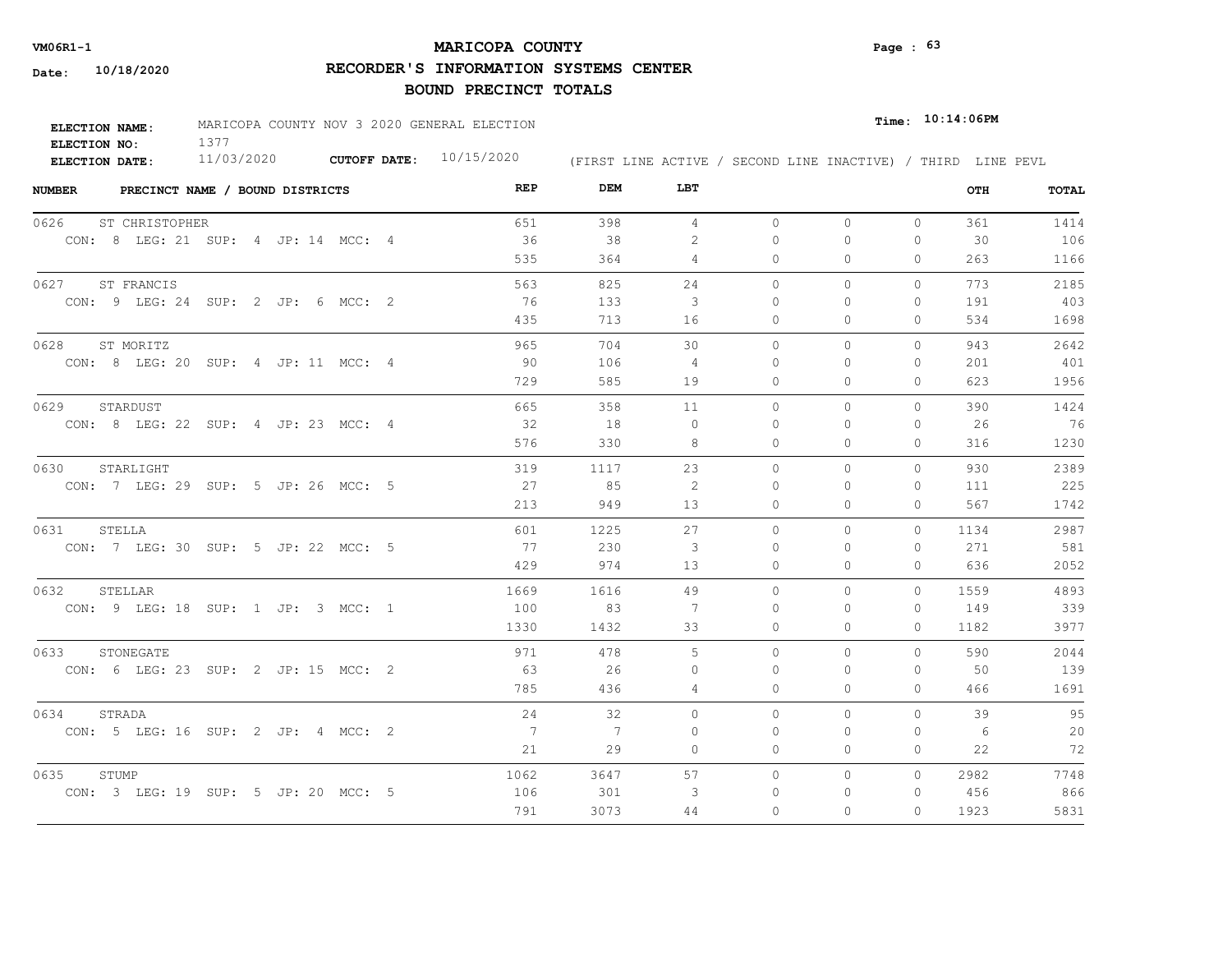**VM06R1-1**

**Date: 10/18/2020**

# MARICOPA COUNTY

## RECORDER'S INFORMATION SYSTEMS CENTER

## BOUND PRECINCT TOTALS

**Time: 10:14:06PM**

**ELECTION NAME:** MARICOPA COUNTY NOV 3 2020 GENERAL ELECTION
**ELECTION NO:** 1377
**ELECTION DATE:** 11/03/2020 **CUTOFF DATE:** 10/15/2020

(FIRST LINE ACTIVE / SECOND LINE INACTIVE) / THIRD LINE PEVL

| NUMBER | PRECINCT NAME / BOUND DISTRICTS | REP | DEM | LBT | | | | OTH | TOTAL |
|---|---|---|---|---|---|---|---|---|---|
| 0626 | ST CHRISTOPHER | 651 | 398 | 4 | 0 | 0 | 0 | 361 | 1414 |
| | CON: 8 LEG: 21 SUP: 4 JP: 14 MCC: 4 | 36 | 38 | 2 | 0 | 0 | 0 | 30 | 106 |
| | | 535 | 364 | 4 | 0 | 0 | 0 | 263 | 1166 |
| 0627 | ST FRANCIS | 563 | 825 | 24 | 0 | 0 | 0 | 773 | 2185 |
| | CON: 9 LEG: 24 SUP: 2 JP: 6 MCC: 2 | 76 | 133 | 3 | 0 | 0 | 0 | 191 | 403 |
| | | 435 | 713 | 16 | 0 | 0 | 0 | 534 | 1698 |
| 0628 | ST MORITZ | 965 | 704 | 30 | 0 | 0 | 0 | 943 | 2642 |
| | CON: 8 LEG: 20 SUP: 4 JP: 11 MCC: 4 | 90 | 106 | 4 | 0 | 0 | 0 | 201 | 401 |
| | | 729 | 585 | 19 | 0 | 0 | 0 | 623 | 1956 |
| 0629 | STARDUST | 665 | 358 | 11 | 0 | 0 | 0 | 390 | 1424 |
| | CON: 8 LEG: 22 SUP: 4 JP: 23 MCC: 4 | 32 | 18 | 0 | 0 | 0 | 0 | 26 | 76 |
| | | 576 | 330 | 8 | 0 | 0 | 0 | 316 | 1230 |
| 0630 | STARLIGHT | 319 | 1117 | 23 | 0 | 0 | 0 | 930 | 2389 |
| | CON: 7 LEG: 29 SUP: 5 JP: 26 MCC: 5 | 27 | 85 | 2 | 0 | 0 | 0 | 111 | 225 |
| | | 213 | 949 | 13 | 0 | 0 | 0 | 567 | 1742 |
| 0631 | STELLA | 601 | 1225 | 27 | 0 | 0 | 0 | 1134 | 2987 |
| | CON: 7 LEG: 30 SUP: 5 JP: 22 MCC: 5 | 77 | 230 | 3 | 0 | 0 | 0 | 271 | 581 |
| | | 429 | 974 | 13 | 0 | 0 | 0 | 636 | 2052 |
| 0632 | STELLAR | 1669 | 1616 | 49 | 0 | 0 | 0 | 1559 | 4893 |
| | CON: 9 LEG: 18 SUP: 1 JP: 3 MCC: 1 | 100 | 83 | 7 | 0 | 0 | 0 | 149 | 339 |
| | | 1330 | 1432 | 33 | 0 | 0 | 0 | 1182 | 3977 |
| 0633 | STONEGATE | 971 | 478 | 5 | 0 | 0 | 0 | 590 | 2044 |
| | CON: 6 LEG: 23 SUP: 2 JP: 15 MCC: 2 | 63 | 26 | 0 | 0 | 0 | 0 | 50 | 139 |
| | | 785 | 436 | 4 | 0 | 0 | 0 | 466 | 1691 |
| 0634 | STRADA | 24 | 32 | 0 | 0 | 0 | 0 | 39 | 95 |
| | CON: 5 LEG: 16 SUP: 2 JP: 4 MCC: 2 | 7 | 7 | 0 | 0 | 0 | 0 | 6 | 20 |
| | | 21 | 29 | 0 | 0 | 0 | 0 | 22 | 72 |
| 0635 | STUMP | 1062 | 3647 | 57 | 0 | 0 | 0 | 2982 | 7748 |
| | CON: 3 LEG: 19 SUP: 5 JP: 20 MCC: 5 | 106 | 301 | 3 | 0 | 0 | 0 | 456 | 866 |
| | | 791 | 3073 | 44 | 0 | 0 | 0 | 1923 | 5831 |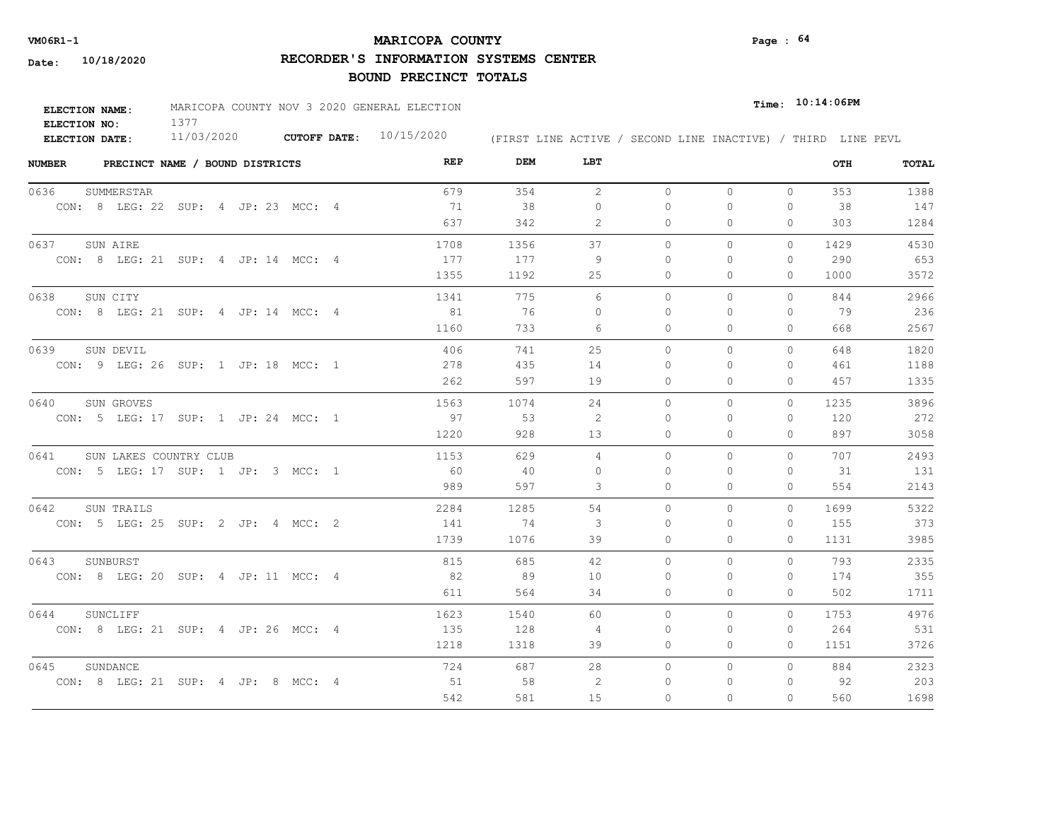**VM06R1-1** **MARICOPA COUNTY**

**Date: 10/18/2020** **RECORDER'S INFORMATION SYSTEMS CENTER**

**BOUND PRECINCT TOTALS**

**ELECTION NAME:** MARICOPA COUNTY NOV 3 2020 GENERAL ELECTION **Time: 10:14:06PM**
**ELECTION NO:** 1377
**ELECTION DATE:** 11/03/2020 **CUTOFF DATE:** 10/15/2020 (FIRST LINE ACTIVE / SECOND LINE INACTIVE) / THIRD LINE PEVL

| NUMBER | PRECINCT NAME / BOUND DISTRICTS | REP | DEM | LBT | | | | OTH | TOTAL |
|---|---|---|---|---|---|---|---|---|---|
| 0636 | SUMMERSTAR | 679 | 354 | 2 | 0 | 0 | 0 | 353 | 1388 |
| | CON: 8 LEG: 22 SUP: 4 JP: 23 MCC: 4 | 71 | 38 | 0 | 0 | 0 | 0 | 38 | 147 |
| | | 637 | 342 | 2 | 0 | 0 | 0 | 303 | 1284 |
| 0637 | SUN AIRE | 1708 | 1356 | 37 | 0 | 0 | 0 | 1429 | 4530 |
| | CON: 8 LEG: 21 SUP: 4 JP: 14 MCC: 4 | 177 | 177 | 9 | 0 | 0 | 0 | 290 | 653 |
| | | 1355 | 1192 | 25 | 0 | 0 | 0 | 1000 | 3572 |
| 0638 | SUN CITY | 1341 | 775 | 6 | 0 | 0 | 0 | 844 | 2966 |
| | CON: 8 LEG: 21 SUP: 4 JP: 14 MCC: 4 | 81 | 76 | 0 | 0 | 0 | 0 | 79 | 236 |
| | | 1160 | 733 | 6 | 0 | 0 | 0 | 668 | 2567 |
| 0639 | SUN DEVIL | 406 | 741 | 25 | 0 | 0 | 0 | 648 | 1820 |
| | CON: 9 LEG: 26 SUP: 1 JP: 18 MCC: 1 | 278 | 435 | 14 | 0 | 0 | 0 | 461 | 1188 |
| | | 262 | 597 | 19 | 0 | 0 | 0 | 457 | 1335 |
| 0640 | SUN GROVES | 1563 | 1074 | 24 | 0 | 0 | 0 | 1235 | 3896 |
| | CON: 5 LEG: 17 SUP: 1 JP: 24 MCC: 1 | 97 | 53 | 2 | 0 | 0 | 0 | 120 | 272 |
| | | 1220 | 928 | 13 | 0 | 0 | 0 | 897 | 3058 |
| 0641 | SUN LAKES COUNTRY CLUB | 1153 | 629 | 4 | 0 | 0 | 0 | 707 | 2493 |
| | CON: 5 LEG: 17 SUP: 1 JP: 3 MCC: 1 | 60 | 40 | 0 | 0 | 0 | 0 | 31 | 131 |
| | | 989 | 597 | 3 | 0 | 0 | 0 | 554 | 2143 |
| 0642 | SUN TRAILS | 2284 | 1285 | 54 | 0 | 0 | 0 | 1699 | 5322 |
| | CON: 5 LEG: 25 SUP: 2 JP: 4 MCC: 2 | 141 | 74 | 3 | 0 | 0 | 0 | 155 | 373 |
| | | 1739 | 1076 | 39 | 0 | 0 | 0 | 1131 | 3985 |
| 0643 | SUNBURST | 815 | 685 | 42 | 0 | 0 | 0 | 793 | 2335 |
| | CON: 8 LEG: 20 SUP: 4 JP: 11 MCC: 4 | 82 | 89 | 10 | 0 | 0 | 0 | 174 | 355 |
| | | 611 | 564 | 34 | 0 | 0 | 0 | 502 | 1711 |
| 0644 | SUNCLIFF | 1623 | 1540 | 60 | 0 | 0 | 0 | 1753 | 4976 |
| | CON: 8 LEG: 21 SUP: 4 JP: 26 MCC: 4 | 135 | 128 | 4 | 0 | 0 | 0 | 264 | 531 |
| | | 1218 | 1318 | 39 | 0 | 0 | 0 | 1151 | 3726 |
| 0645 | SUNDANCE | 724 | 687 | 28 | 0 | 0 | 0 | 884 | 2323 |
| | CON: 8 LEG: 21 SUP: 4 JP: 8 MCC: 4 | 51 | 58 | 2 | 0 | 0 | 0 | 92 | 203 |
| | | 542 | 581 | 15 | 0 | 0 | 0 | 560 | 1698 |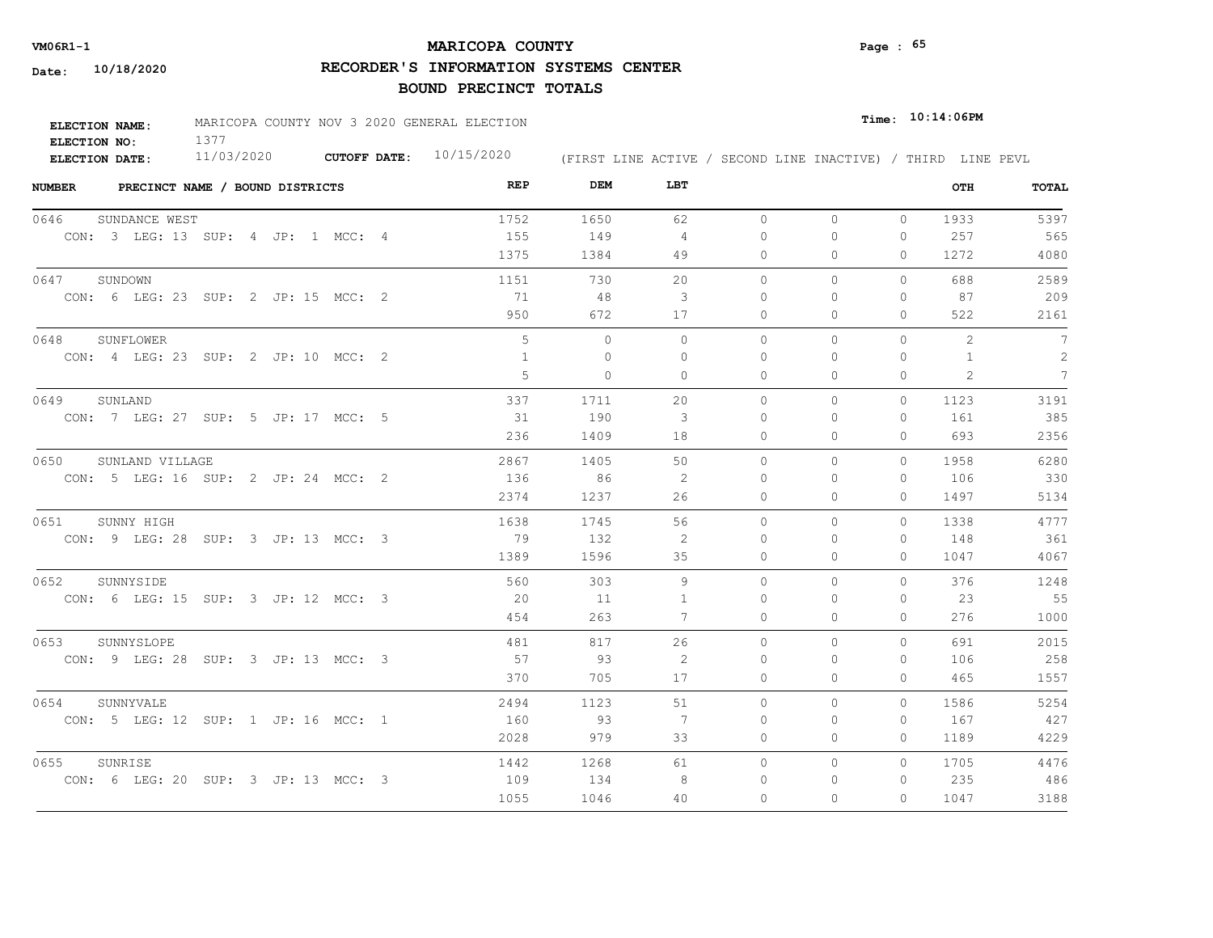**VM06R1-1**

**Date: 10/18/2020**

# MARICOPA COUNTY

## RECORDER'S INFORMATION SYSTEMS CENTER

## BOUND PRECINCT TOTALS

**ELECTION NAME:** MARICOPA COUNTY NOV 3 2020 GENERAL ELECTION

**ELECTION NO:** 1377

**ELECTION DATE:** 11/03/2020 **CUTOFF DATE:** 10/15/2020

**Time: 10:14:06PM**

(FIRST LINE ACTIVE / SECOND LINE INACTIVE) / THIRD LINE PEVL

| NUMBER | PRECINCT NAME / BOUND DISTRICTS | REP | DEM | LBT | | | | OTH | TOTAL |
|---|---|---|---|---|---|---|---|---|---|
| 0646 | SUNDANCE WEST | 1752 | 1650 | 62 | 0 | 0 | 0 | 1933 | 5397 |
| | CON: 3 LEG: 13 SUP: 4 JP: 1 MCC: 4 | 155 | 149 | 4 | 0 | 0 | 0 | 257 | 565 |
| | | 1375 | 1384 | 49 | 0 | 0 | 0 | 1272 | 4080 |
| 0647 | SUNDOWN | 1151 | 730 | 20 | 0 | 0 | 0 | 688 | 2589 |
| | CON: 6 LEG: 23 SUP: 2 JP: 15 MCC: 2 | 71 | 48 | 3 | 0 | 0 | 0 | 87 | 209 |
| | | 950 | 672 | 17 | 0 | 0 | 0 | 522 | 2161 |
| 0648 | SUNFLOWER | 5 | 0 | 0 | 0 | 0 | 0 | 2 | 7 |
| | CON: 4 LEG: 23 SUP: 2 JP: 10 MCC: 2 | 1 | 0 | 0 | 0 | 0 | 0 | 1 | 2 |
| | | 5 | 0 | 0 | 0 | 0 | 0 | 2 | 7 |
| 0649 | SUNLAND | 337 | 1711 | 20 | 0 | 0 | 0 | 1123 | 3191 |
| | CON: 7 LEG: 27 SUP: 5 JP: 17 MCC: 5 | 31 | 190 | 3 | 0 | 0 | 0 | 161 | 385 |
| | | 236 | 1409 | 18 | 0 | 0 | 0 | 693 | 2356 |
| 0650 | SUNLAND VILLAGE | 2867 | 1405 | 50 | 0 | 0 | 0 | 1958 | 6280 |
| | CON: 5 LEG: 16 SUP: 2 JP: 24 MCC: 2 | 136 | 86 | 2 | 0 | 0 | 0 | 106 | 330 |
| | | 2374 | 1237 | 26 | 0 | 0 | 0 | 1497 | 5134 |
| 0651 | SUNNY HIGH | 1638 | 1745 | 56 | 0 | 0 | 0 | 1338 | 4777 |
| | CON: 9 LEG: 28 SUP: 3 JP: 13 MCC: 3 | 79 | 132 | 2 | 0 | 0 | 0 | 148 | 361 |
| | | 1389 | 1596 | 35 | 0 | 0 | 0 | 1047 | 4067 |
| 0652 | SUNNYSIDE | 560 | 303 | 9 | 0 | 0 | 0 | 376 | 1248 |
| | CON: 6 LEG: 15 SUP: 3 JP: 12 MCC: 3 | 20 | 11 | 1 | 0 | 0 | 0 | 23 | 55 |
| | | 454 | 263 | 7 | 0 | 0 | 0 | 276 | 1000 |
| 0653 | SUNNYSLOPE | 481 | 817 | 26 | 0 | 0 | 0 | 691 | 2015 |
| | CON: 9 LEG: 28 SUP: 3 JP: 13 MCC: 3 | 57 | 93 | 2 | 0 | 0 | 0 | 106 | 258 |
| | | 370 | 705 | 17 | 0 | 0 | 0 | 465 | 1557 |
| 0654 | SUNNYVALE | 2494 | 1123 | 51 | 0 | 0 | 0 | 1586 | 5254 |
| | CON: 5 LEG: 12 SUP: 1 JP: 16 MCC: 1 | 160 | 93 | 7 | 0 | 0 | 0 | 167 | 427 |
| | | 2028 | 979 | 33 | 0 | 0 | 0 | 1189 | 4229 |
| 0655 | SUNRISE | 1442 | 1268 | 61 | 0 | 0 | 0 | 1705 | 4476 |
| | CON: 6 LEG: 20 SUP: 3 JP: 13 MCC: 3 | 109 | 134 | 8 | 0 | 0 | 0 | 235 | 486 |
| | | 1055 | 1046 | 40 | 0 | 0 | 0 | 1047 | 3188 |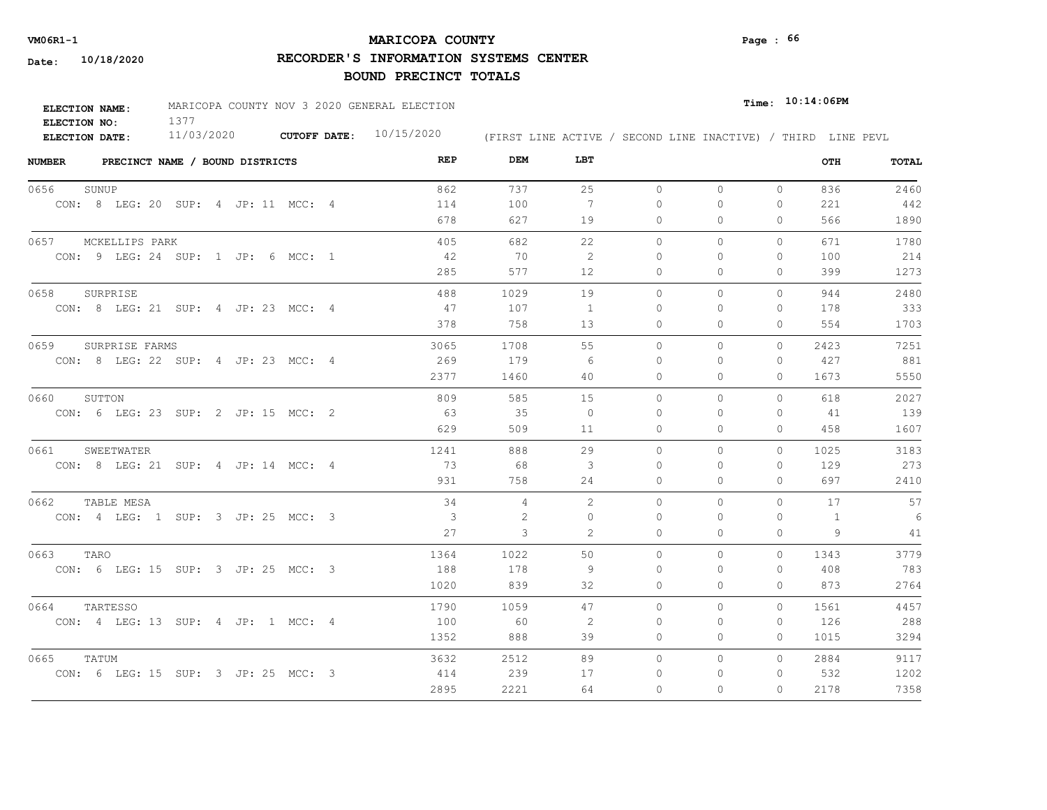**VM06R1-1**

**Date: 10/18/2020**

# MARICOPA COUNTY

## RECORDER'S INFORMATION SYSTEMS CENTER

## BOUND PRECINCT TOTALS

**Time: 10:14:06PM**

**ELECTION NAME:** MARICOPA COUNTY NOV 3 2020 GENERAL ELECTION
**ELECTION NO:** 1377
**ELECTION DATE:** 11/03/2020 **CUTOFF DATE:** 10/15/2020

(FIRST LINE ACTIVE / SECOND LINE INACTIVE) / THIRD LINE PEVL

| NUMBER | PRECINCT NAME / BOUND DISTRICTS | REP | DEM | LBT | | | | OTH | TOTAL |
|---|---|---|---|---|---|---|---|---|---|
| 0656 | SUNUP | 862 | 737 | 25 | 0 | 0 | 0 | 836 | 2460 |
| | CON: 8 LEG: 20 SUP: 4 JP: 11 MCC: 4 | 114 | 100 | 7 | 0 | 0 | 0 | 221 | 442 |
| | | 678 | 627 | 19 | 0 | 0 | 0 | 566 | 1890 |
| 0657 | MCKELLIPS PARK | 405 | 682 | 22 | 0 | 0 | 0 | 671 | 1780 |
| | CON: 9 LEG: 24 SUP: 1 JP: 6 MCC: 1 | 42 | 70 | 2 | 0 | 0 | 0 | 100 | 214 |
| | | 285 | 577 | 12 | 0 | 0 | 0 | 399 | 1273 |
| 0658 | SURPRISE | 488 | 1029 | 19 | 0 | 0 | 0 | 944 | 2480 |
| | CON: 8 LEG: 21 SUP: 4 JP: 23 MCC: 4 | 47 | 107 | 1 | 0 | 0 | 0 | 178 | 333 |
| | | 378 | 758 | 13 | 0 | 0 | 0 | 554 | 1703 |
| 0659 | SURPRISE FARMS | 3065 | 1708 | 55 | 0 | 0 | 0 | 2423 | 7251 |
| | CON: 8 LEG: 22 SUP: 4 JP: 23 MCC: 4 | 269 | 179 | 6 | 0 | 0 | 0 | 427 | 881 |
| | | 2377 | 1460 | 40 | 0 | 0 | 0 | 1673 | 5550 |
| 0660 | SUTTON | 809 | 585 | 15 | 0 | 0 | 0 | 618 | 2027 |
| | CON: 6 LEG: 23 SUP: 2 JP: 15 MCC: 2 | 63 | 35 | 0 | 0 | 0 | 0 | 41 | 139 |
| | | 629 | 509 | 11 | 0 | 0 | 0 | 458 | 1607 |
| 0661 | SWEETWATER | 1241 | 888 | 29 | 0 | 0 | 0 | 1025 | 3183 |
| | CON: 8 LEG: 21 SUP: 4 JP: 14 MCC: 4 | 73 | 68 | 3 | 0 | 0 | 0 | 129 | 273 |
| | | 931 | 758 | 24 | 0 | 0 | 0 | 697 | 2410 |
| 0662 | TABLE MESA | 34 | 4 | 2 | 0 | 0 | 0 | 17 | 57 |
| | CON: 4 LEG: 1 SUP: 3 JP: 25 MCC: 3 | 3 | 2 | 0 | 0 | 0 | 0 | 1 | 6 |
| | | 27 | 3 | 2 | 0 | 0 | 0 | 9 | 41 |
| 0663 | TARO | 1364 | 1022 | 50 | 0 | 0 | 0 | 1343 | 3779 |
| | CON: 6 LEG: 15 SUP: 3 JP: 25 MCC: 3 | 188 | 178 | 9 | 0 | 0 | 0 | 408 | 783 |
| | | 1020 | 839 | 32 | 0 | 0 | 0 | 873 | 2764 |
| 0664 | TARTESSO | 1790 | 1059 | 47 | 0 | 0 | 0 | 1561 | 4457 |
| | CON: 4 LEG: 13 SUP: 4 JP: 1 MCC: 4 | 100 | 60 | 2 | 0 | 0 | 0 | 126 | 288 |
| | | 1352 | 888 | 39 | 0 | 0 | 0 | 1015 | 3294 |
| 0665 | TATUM | 3632 | 2512 | 89 | 0 | 0 | 0 | 2884 | 9117 |
| | CON: 6 LEG: 15 SUP: 3 JP: 25 MCC: 3 | 414 | 239 | 17 | 0 | 0 | 0 | 532 | 1202 |
| | | 2895 | 2221 | 64 | 0 | 0 | 0 | 2178 | 7358 |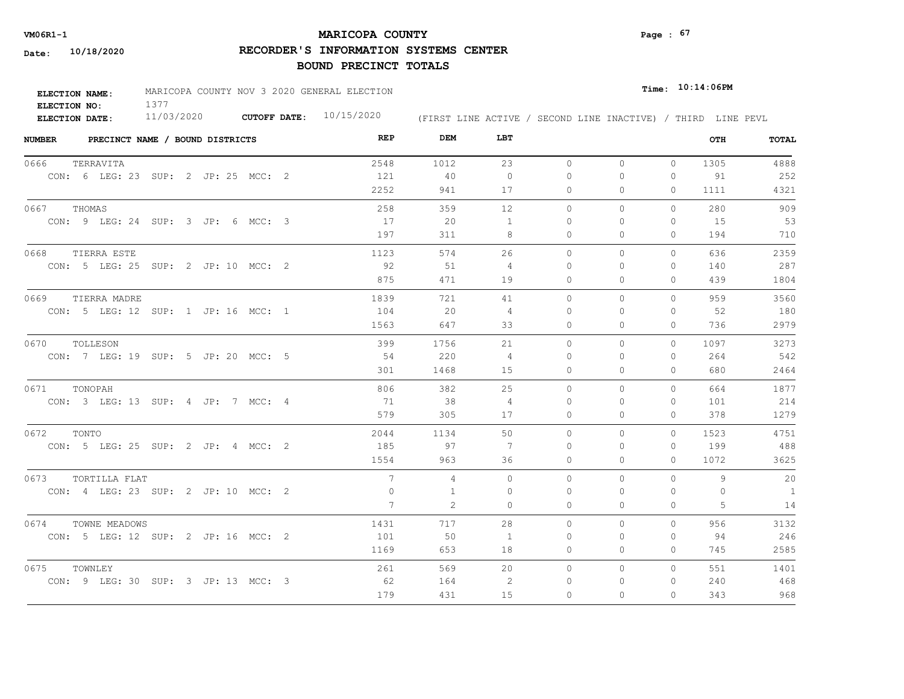# MARICOPA COUNTY

## RECORDER'S INFORMATION SYSTEMS CENTER

## BOUND PRECINCT TOTALS

VM06R1-1

Date: 10/18/2020

Time: 10:14:06PM

**ELECTION NAME:** MARICOPA COUNTY NOV 3 2020 GENERAL ELECTION
**ELECTION NO:** 1377
**ELECTION DATE:** 11/03/2020 **CUTOFF DATE:** 10/15/2020

(FIRST LINE ACTIVE / SECOND LINE INACTIVE) / THIRD LINE PEVL

| NUMBER | PRECINCT NAME / BOUND DISTRICTS | REP | DEM | LBT | | | | OTH | TOTAL |
|---|---|---|---|---|---|---|---|---|---|
| 0666 | TERRAVITA | 2548 | 1012 | 23 | 0 | 0 | 0 | 1305 | 4888 |
| | CON: 6 LEG: 23 SUP: 2 JP: 25 MCC: 2 | 121 | 40 | 0 | 0 | 0 | 0 | 91 | 252 |
| | | 2252 | 941 | 17 | 0 | 0 | 0 | 1111 | 4321 |
| 0667 | THOMAS | 258 | 359 | 12 | 0 | 0 | 0 | 280 | 909 |
| | CON: 9 LEG: 24 SUP: 3 JP: 6 MCC: 3 | 17 | 20 | 1 | 0 | 0 | 0 | 15 | 53 |
| | | 197 | 311 | 8 | 0 | 0 | 0 | 194 | 710 |
| 0668 | TIERRA ESTE | 1123 | 574 | 26 | 0 | 0 | 0 | 636 | 2359 |
| | CON: 5 LEG: 25 SUP: 2 JP: 10 MCC: 2 | 92 | 51 | 4 | 0 | 0 | 0 | 140 | 287 |
| | | 875 | 471 | 19 | 0 | 0 | 0 | 439 | 1804 |
| 0669 | TIERRA MADRE | 1839 | 721 | 41 | 0 | 0 | 0 | 959 | 3560 |
| | CON: 5 LEG: 12 SUP: 1 JP: 16 MCC: 1 | 104 | 20 | 4 | 0 | 0 | 0 | 52 | 180 |
| | | 1563 | 647 | 33 | 0 | 0 | 0 | 736 | 2979 |
| 0670 | TOLLESON | 399 | 1756 | 21 | 0 | 0 | 0 | 1097 | 3273 |
| | CON: 7 LEG: 19 SUP: 5 JP: 20 MCC: 5 | 54 | 220 | 4 | 0 | 0 | 0 | 264 | 542 |
| | | 301 | 1468 | 15 | 0 | 0 | 0 | 680 | 2464 |
| 0671 | TONOPAH | 806 | 382 | 25 | 0 | 0 | 0 | 664 | 1877 |
| | CON: 3 LEG: 13 SUP: 4 JP: 7 MCC: 4 | 71 | 38 | 4 | 0 | 0 | 0 | 101 | 214 |
| | | 579 | 305 | 17 | 0 | 0 | 0 | 378 | 1279 |
| 0672 | TONTO | 2044 | 1134 | 50 | 0 | 0 | 0 | 1523 | 4751 |
| | CON: 5 LEG: 25 SUP: 2 JP: 4 MCC: 2 | 185 | 97 | 7 | 0 | 0 | 0 | 199 | 488 |
| | | 1554 | 963 | 36 | 0 | 0 | 0 | 1072 | 3625 |
| 0673 | TORTILLA FLAT | 7 | 4 | 0 | 0 | 0 | 0 | 9 | 20 |
| | CON: 4 LEG: 23 SUP: 2 JP: 10 MCC: 2 | 0 | 1 | 0 | 0 | 0 | 0 | 0 | 1 |
| | | 7 | 2 | 0 | 0 | 0 | 0 | 5 | 14 |
| 0674 | TOWNE MEADOWS | 1431 | 717 | 28 | 0 | 0 | 0 | 956 | 3132 |
| | CON: 5 LEG: 12 SUP: 2 JP: 16 MCC: 2 | 101 | 50 | 1 | 0 | 0 | 0 | 94 | 246 |
| | | 1169 | 653 | 18 | 0 | 0 | 0 | 745 | 2585 |
| 0675 | TOWNLEY | 261 | 569 | 20 | 0 | 0 | 0 | 551 | 1401 |
| | CON: 9 LEG: 30 SUP: 3 JP: 13 MCC: 3 | 62 | 164 | 2 | 0 | 0 | 0 | 240 | 468 |
| | | 179 | 431 | 15 | 0 | 0 | 0 | 343 | 968 |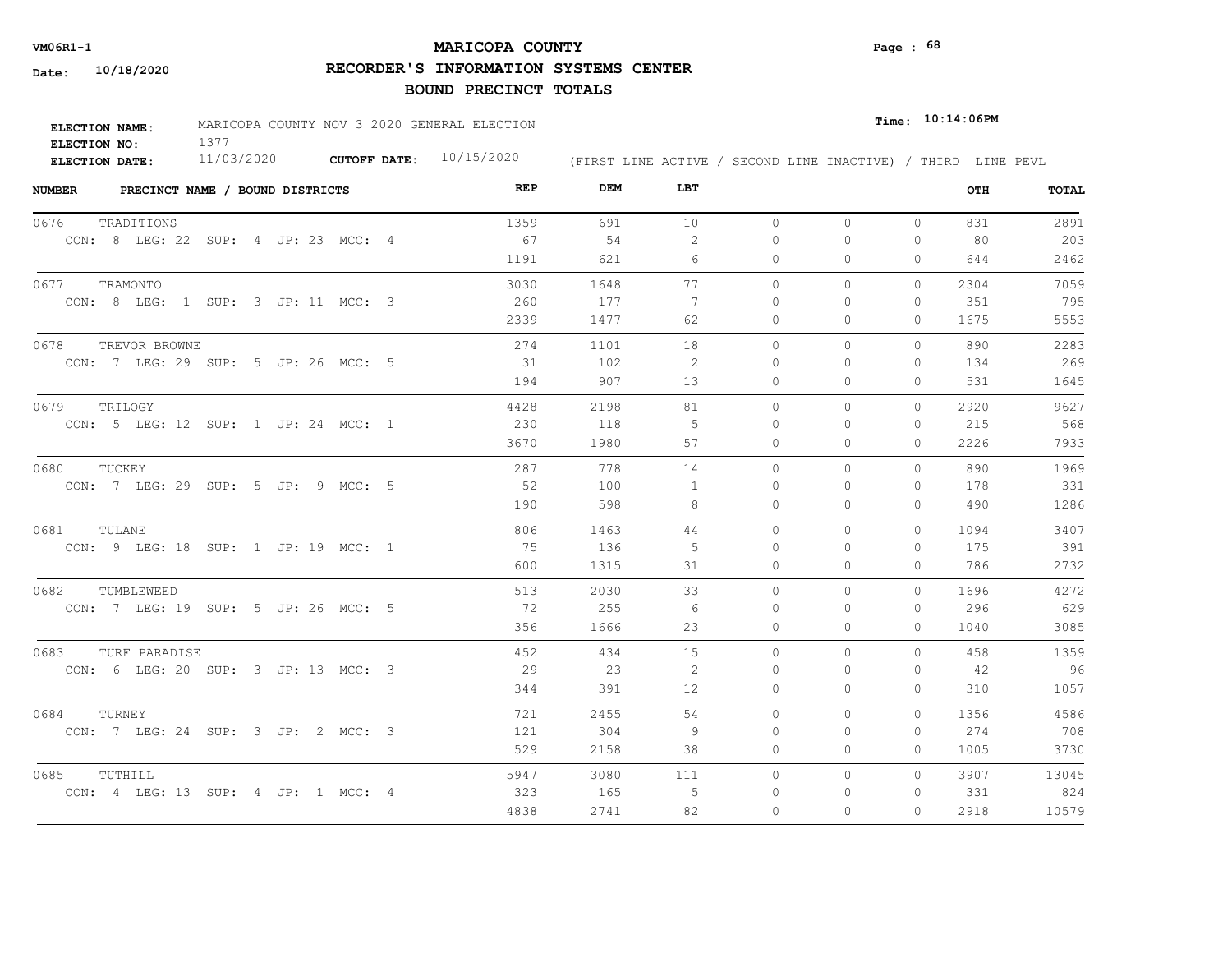**VM06R1-1**

**Date: 10/18/2020**

# MARICOPA COUNTY

## RECORDER'S INFORMATION SYSTEMS CENTER

## BOUND PRECINCT TOTALS

**Time: 10:14:06PM**

**ELECTION NAME:** MARICOPA COUNTY NOV 3 2020 GENERAL ELECTION
**ELECTION NO:** 1377
**ELECTION DATE:** 11/03/2020 **CUTOFF DATE:** 10/15/2020

(FIRST LINE ACTIVE / SECOND LINE INACTIVE) / THIRD LINE PEVL

| NUMBER | PRECINCT NAME / BOUND DISTRICTS | REP | DEM | LBT | | | | OTH | TOTAL |
|---|---|---|---|---|---|---|---|---|---|
| 0676 | TRADITIONS | 1359 | 691 | 10 | 0 | 0 | 0 | 831 | 2891 |
| | CON: 8 LEG: 22 SUP: 4 JP: 23 MCC: 4 | 67 | 54 | 2 | 0 | 0 | 0 | 80 | 203 |
| | | 1191 | 621 | 6 | 0 | 0 | 0 | 644 | 2462 |
| 0677 | TRAMONTO | 3030 | 1648 | 77 | 0 | 0 | 0 | 2304 | 7059 |
| | CON: 8 LEG: 1 SUP: 3 JP: 11 MCC: 3 | 260 | 177 | 7 | 0 | 0 | 0 | 351 | 795 |
| | | 2339 | 1477 | 62 | 0 | 0 | 0 | 1675 | 5553 |
| 0678 | TREVOR BROWNE | 274 | 1101 | 18 | 0 | 0 | 0 | 890 | 2283 |
| | CON: 7 LEG: 29 SUP: 5 JP: 26 MCC: 5 | 31 | 102 | 2 | 0 | 0 | 0 | 134 | 269 |
| | | 194 | 907 | 13 | 0 | 0 | 0 | 531 | 1645 |
| 0679 | TRILOGY | 4428 | 2198 | 81 | 0 | 0 | 0 | 2920 | 9627 |
| | CON: 5 LEG: 12 SUP: 1 JP: 24 MCC: 1 | 230 | 118 | 5 | 0 | 0 | 0 | 215 | 568 |
| | | 3670 | 1980 | 57 | 0 | 0 | 0 | 2226 | 7933 |
| 0680 | TUCKEY | 287 | 778 | 14 | 0 | 0 | 0 | 890 | 1969 |
| | CON: 7 LEG: 29 SUP: 5 JP: 9 MCC: 5 | 52 | 100 | 1 | 0 | 0 | 0 | 178 | 331 |
| | | 190 | 598 | 8 | 0 | 0 | 0 | 490 | 1286 |
| 0681 | TULANE | 806 | 1463 | 44 | 0 | 0 | 0 | 1094 | 3407 |
| | CON: 9 LEG: 18 SUP: 1 JP: 19 MCC: 1 | 75 | 136 | 5 | 0 | 0 | 0 | 175 | 391 |
| | | 600 | 1315 | 31 | 0 | 0 | 0 | 786 | 2732 |
| 0682 | TUMBLEWEED | 513 | 2030 | 33 | 0 | 0 | 0 | 1696 | 4272 |
| | CON: 7 LEG: 19 SUP: 5 JP: 26 MCC: 5 | 72 | 255 | 6 | 0 | 0 | 0 | 296 | 629 |
| | | 356 | 1666 | 23 | 0 | 0 | 0 | 1040 | 3085 |
| 0683 | TURF PARADISE | 452 | 434 | 15 | 0 | 0 | 0 | 458 | 1359 |
| | CON: 6 LEG: 20 SUP: 3 JP: 13 MCC: 3 | 29 | 23 | 2 | 0 | 0 | 0 | 42 | 96 |
| | | 344 | 391 | 12 | 0 | 0 | 0 | 310 | 1057 |
| 0684 | TURNEY | 721 | 2455 | 54 | 0 | 0 | 0 | 1356 | 4586 |
| | CON: 7 LEG: 24 SUP: 3 JP: 2 MCC: 3 | 121 | 304 | 9 | 0 | 0 | 0 | 274 | 708 |
| | | 529 | 2158 | 38 | 0 | 0 | 0 | 1005 | 3730 |
| 0685 | TUTHILL | 5947 | 3080 | 111 | 0 | 0 | 0 | 3907 | 13045 |
| | CON: 4 LEG: 13 SUP: 4 JP: 1 MCC: 4 | 323 | 165 | 5 | 0 | 0 | 0 | 331 | 824 |
| | | 4838 | 2741 | 82 | 0 | 0 | 0 | 2918 | 10579 |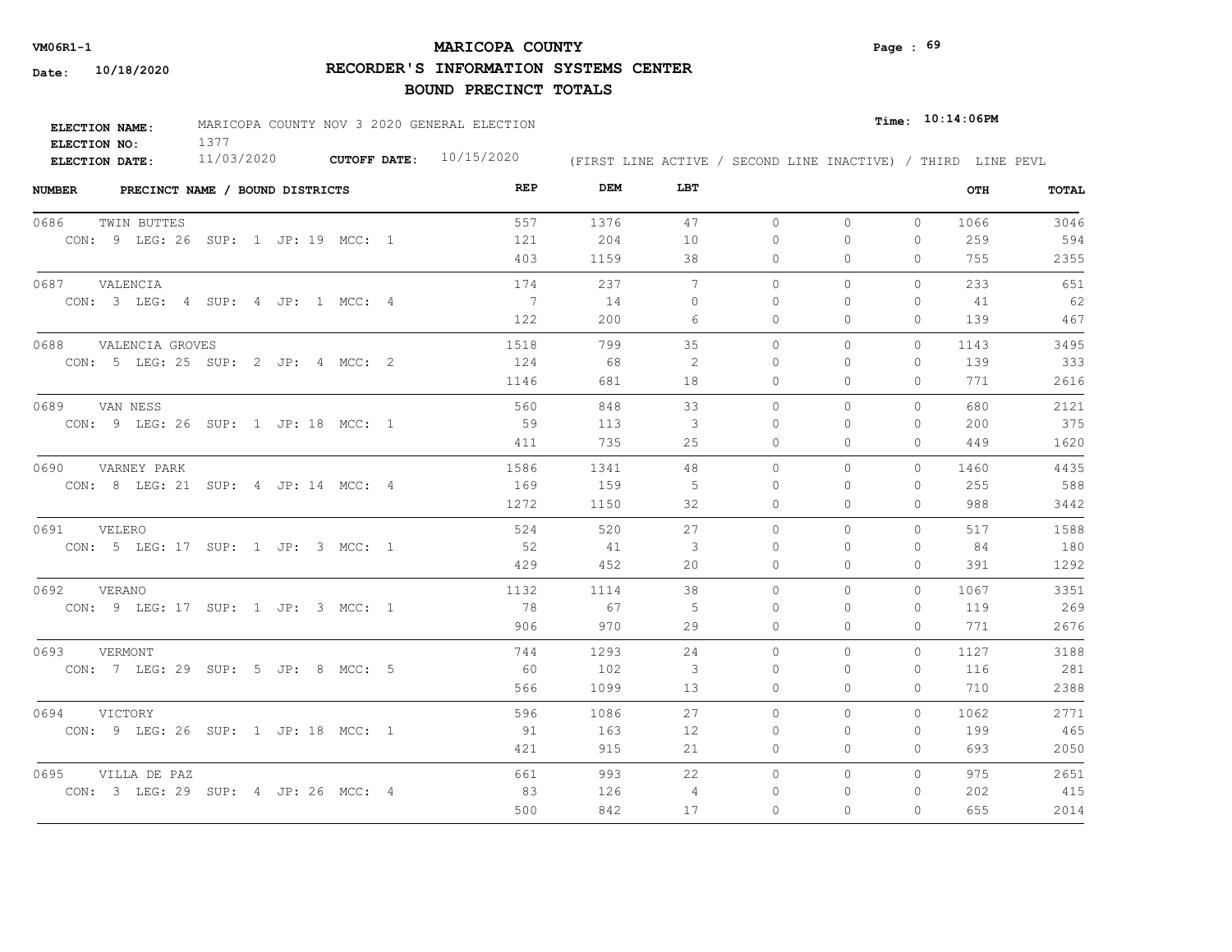**VM06R1-1**

**Date: 10/18/2020**

# MARICOPA COUNTY

## RECORDER'S INFORMATION SYSTEMS CENTER

## BOUND PRECINCT TOTALS

**Time: 10:14:06PM**

**ELECTION NAME:** MARICOPA COUNTY NOV 3 2020 GENERAL ELECTION
**ELECTION NO:** 1377
**ELECTION DATE:** 11/03/2020 **CUTOFF DATE:** 10/15/2020

(FIRST LINE ACTIVE / SECOND LINE INACTIVE) / THIRD LINE PEVL

| NUMBER | PRECINCT NAME / BOUND DISTRICTS | REP | DEM | LBT | | | | OTH | TOTAL |
|---|---|---|---|---|---|---|---|---|---|
| 0686 | TWIN BUTTES | 557 | 1376 | 47 | 0 | 0 | 0 | 1066 | 3046 |
| | CON: 9 LEG: 26 SUP: 1 JP: 19 MCC: 1 | 121 | 204 | 10 | 0 | 0 | 0 | 259 | 594 |
| | | 403 | 1159 | 38 | 0 | 0 | 0 | 755 | 2355 |
| 0687 | VALENCIA | 174 | 237 | 7 | 0 | 0 | 0 | 233 | 651 |
| | CON: 3 LEG: 4 SUP: 4 JP: 1 MCC: 4 | 7 | 14 | 0 | 0 | 0 | 0 | 41 | 62 |
| | | 122 | 200 | 6 | 0 | 0 | 0 | 139 | 467 |
| 0688 | VALENCIA GROVES | 1518 | 799 | 35 | 0 | 0 | 0 | 1143 | 3495 |
| | CON: 5 LEG: 25 SUP: 2 JP: 4 MCC: 2 | 124 | 68 | 2 | 0 | 0 | 0 | 139 | 333 |
| | | 1146 | 681 | 18 | 0 | 0 | 0 | 771 | 2616 |
| 0689 | VAN NESS | 560 | 848 | 33 | 0 | 0 | 0 | 680 | 2121 |
| | CON: 9 LEG: 26 SUP: 1 JP: 18 MCC: 1 | 59 | 113 | 3 | 0 | 0 | 0 | 200 | 375 |
| | | 411 | 735 | 25 | 0 | 0 | 0 | 449 | 1620 |
| 0690 | VARNEY PARK | 1586 | 1341 | 48 | 0 | 0 | 0 | 1460 | 4435 |
| | CON: 8 LEG: 21 SUP: 4 JP: 14 MCC: 4 | 169 | 159 | 5 | 0 | 0 | 0 | 255 | 588 |
| | | 1272 | 1150 | 32 | 0 | 0 | 0 | 988 | 3442 |
| 0691 | VELERO | 524 | 520 | 27 | 0 | 0 | 0 | 517 | 1588 |
| | CON: 5 LEG: 17 SUP: 1 JP: 3 MCC: 1 | 52 | 41 | 3 | 0 | 0 | 0 | 84 | 180 |
| | | 429 | 452 | 20 | 0 | 0 | 0 | 391 | 1292 |
| 0692 | VERANO | 1132 | 1114 | 38 | 0 | 0 | 0 | 1067 | 3351 |
| | CON: 9 LEG: 17 SUP: 1 JP: 3 MCC: 1 | 78 | 67 | 5 | 0 | 0 | 0 | 119 | 269 |
| | | 906 | 970 | 29 | 0 | 0 | 0 | 771 | 2676 |
| 0693 | VERMONT | 744 | 1293 | 24 | 0 | 0 | 0 | 1127 | 3188 |
| | CON: 7 LEG: 29 SUP: 5 JP: 8 MCC: 5 | 60 | 102 | 3 | 0 | 0 | 0 | 116 | 281 |
| | | 566 | 1099 | 13 | 0 | 0 | 0 | 710 | 2388 |
| 0694 | VICTORY | 596 | 1086 | 27 | 0 | 0 | 0 | 1062 | 2771 |
| | CON: 9 LEG: 26 SUP: 1 JP: 18 MCC: 1 | 91 | 163 | 12 | 0 | 0 | 0 | 199 | 465 |
| | | 421 | 915 | 21 | 0 | 0 | 0 | 693 | 2050 |
| 0695 | VILLA DE PAZ | 661 | 993 | 22 | 0 | 0 | 0 | 975 | 2651 |
| | CON: 3 LEG: 29 SUP: 4 JP: 26 MCC: 4 | 83 | 126 | 4 | 0 | 0 | 0 | 202 | 415 |
| | | 500 | 842 | 17 | 0 | 0 | 0 | 655 | 2014 |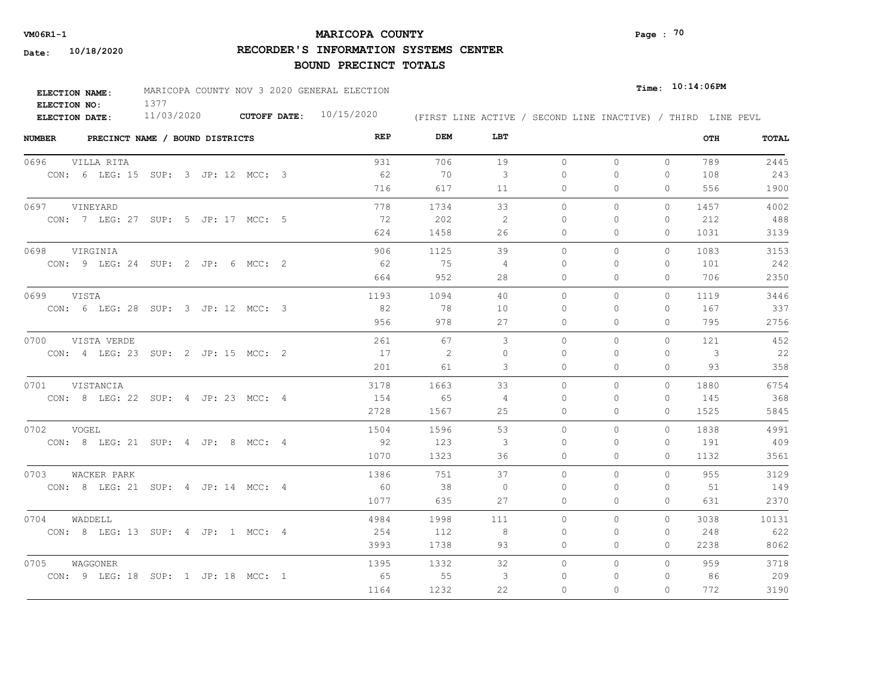**VM06R1-1**

**Date: 10/18/2020**

# MARICOPA COUNTY

## RECORDER'S INFORMATION SYSTEMS CENTER

## BOUND PRECINCT TOTALS

**Time: 10:14:06PM**

**ELECTION NAME:** MARICOPA COUNTY NOV 3 2020 GENERAL ELECTION
**ELECTION NO:** 1377
**ELECTION DATE:** 11/03/2020 **CUTOFF DATE:** 10/15/2020

(FIRST LINE ACTIVE / SECOND LINE INACTIVE) / THIRD LINE PEVL

| NUMBER | PRECINCT NAME / BOUND DISTRICTS | REP | DEM | LBT | | | | OTH | TOTAL |
|---|---|---|---|---|---|---|---|---|---|
| 0696 | VILLA RITA | 931 | 706 | 19 | 0 | 0 | 0 | 789 | 2445 |
| | CON: 6 LEG: 15 SUP: 3 JP: 12 MCC: 3 | 62 | 70 | 3 | 0 | 0 | 0 | 108 | 243 |
| | | 716 | 617 | 11 | 0 | 0 | 0 | 556 | 1900 |
| 0697 | VINEYARD | 778 | 1734 | 33 | 0 | 0 | 0 | 1457 | 4002 |
| | CON: 7 LEG: 27 SUP: 5 JP: 17 MCC: 5 | 72 | 202 | 2 | 0 | 0 | 0 | 212 | 488 |
| | | 624 | 1458 | 26 | 0 | 0 | 0 | 1031 | 3139 |
| 0698 | VIRGINIA | 906 | 1125 | 39 | 0 | 0 | 0 | 1083 | 3153 |
| | CON: 9 LEG: 24 SUP: 2 JP: 6 MCC: 2 | 62 | 75 | 4 | 0 | 0 | 0 | 101 | 242 |
| | | 664 | 952 | 28 | 0 | 0 | 0 | 706 | 2350 |
| 0699 | VISTA | 1193 | 1094 | 40 | 0 | 0 | 0 | 1119 | 3446 |
| | CON: 6 LEG: 28 SUP: 3 JP: 12 MCC: 3 | 82 | 78 | 10 | 0 | 0 | 0 | 167 | 337 |
| | | 956 | 978 | 27 | 0 | 0 | 0 | 795 | 2756 |
| 0700 | VISTA VERDE | 261 | 67 | 3 | 0 | 0 | 0 | 121 | 452 |
| | CON: 4 LEG: 23 SUP: 2 JP: 15 MCC: 2 | 17 | 2 | 0 | 0 | 0 | 0 | 3 | 22 |
| | | 201 | 61 | 3 | 0 | 0 | 0 | 93 | 358 |
| 0701 | VISTANCIA | 3178 | 1663 | 33 | 0 | 0 | 0 | 1880 | 6754 |
| | CON: 8 LEG: 22 SUP: 4 JP: 23 MCC: 4 | 154 | 65 | 4 | 0 | 0 | 0 | 145 | 368 |
| | | 2728 | 1567 | 25 | 0 | 0 | 0 | 1525 | 5845 |
| 0702 | VOGEL | 1504 | 1596 | 53 | 0 | 0 | 0 | 1838 | 4991 |
| | CON: 8 LEG: 21 SUP: 4 JP: 8 MCC: 4 | 92 | 123 | 3 | 0 | 0 | 0 | 191 | 409 |
| | | 1070 | 1323 | 36 | 0 | 0 | 0 | 1132 | 3561 |
| 0703 | WACKER PARK | 1386 | 751 | 37 | 0 | 0 | 0 | 955 | 3129 |
| | CON: 8 LEG: 21 SUP: 4 JP: 14 MCC: 4 | 60 | 38 | 0 | 0 | 0 | 0 | 51 | 149 |
| | | 1077 | 635 | 27 | 0 | 0 | 0 | 631 | 2370 |
| 0704 | WADDELL | 4984 | 1998 | 111 | 0 | 0 | 0 | 3038 | 10131 |
| | CON: 8 LEG: 13 SUP: 4 JP: 1 MCC: 4 | 254 | 112 | 8 | 0 | 0 | 0 | 248 | 622 |
| | | 3993 | 1738 | 93 | 0 | 0 | 0 | 2238 | 8062 |
| 0705 | WAGGONER | 1395 | 1332 | 32 | 0 | 0 | 0 | 959 | 3718 |
| | CON: 9 LEG: 18 SUP: 1 JP: 18 MCC: 1 | 65 | 55 | 3 | 0 | 0 | 0 | 86 | 209 |
| | | 1164 | 1232 | 22 | 0 | 0 | 0 | 772 | 3190 |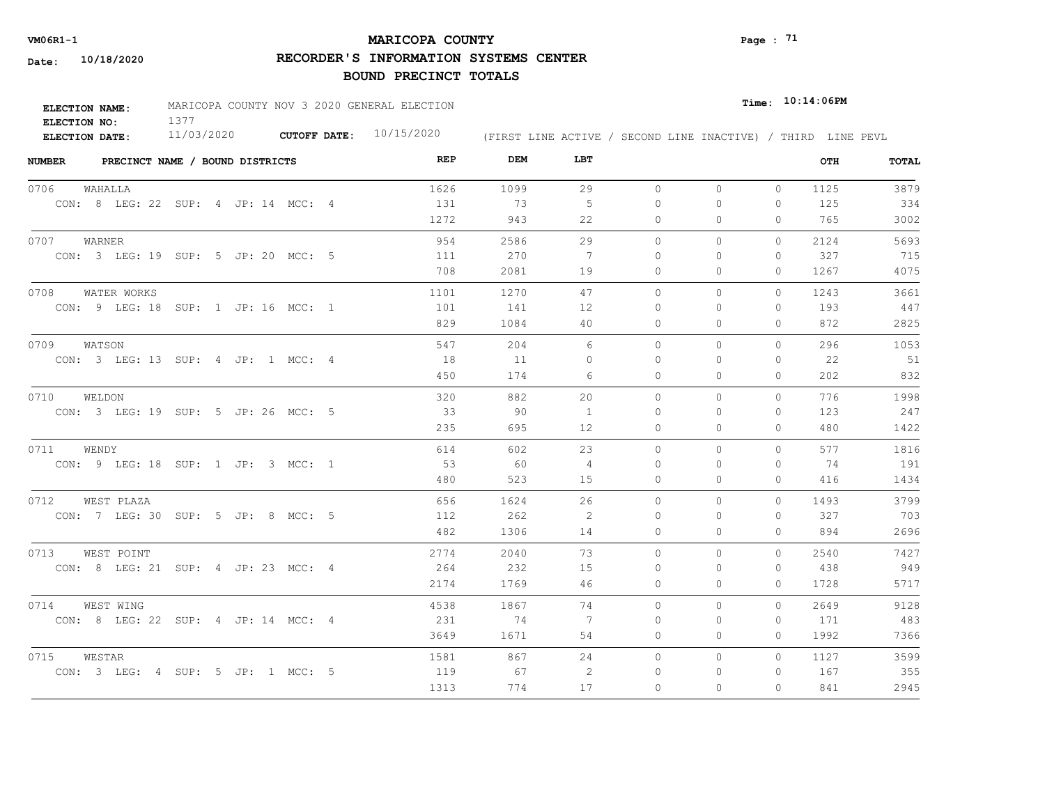**VM06R1-1**

**Date: 10/18/2020**

# MARICOPA COUNTY
## RECORDER'S INFORMATION SYSTEMS CENTER
### BOUND PRECINCT TOTALS

**Time: 10:14:06PM**

**ELECTION NAME:** MARICOPA COUNTY NOV 3 2020 GENERAL ELECTION
**ELECTION NO:** 1377
**ELECTION DATE:** 11/03/2020 **CUTOFF DATE:** 10/15/2020

(FIRST LINE ACTIVE / SECOND LINE INACTIVE) / THIRD LINE PEVL

| NUMBER | PRECINCT NAME / BOUND DISTRICTS | REP | DEM | LBT | | | | OTH | TOTAL |
|---|---|---|---|---|---|---|---|---|---|
| 0706 | WAHALLA | 1626 | 1099 | 29 | 0 | 0 | 0 | 1125 | 3879 |
| | CON: 8 LEG: 22 SUP: 4 JP: 14 MCC: 4 | 131 | 73 | 5 | 0 | 0 | 0 | 125 | 334 |
| | | 1272 | 943 | 22 | 0 | 0 | 0 | 765 | 3002 |
| 0707 | WARNER | 954 | 2586 | 29 | 0 | 0 | 0 | 2124 | 5693 |
| | CON: 3 LEG: 19 SUP: 5 JP: 20 MCC: 5 | 111 | 270 | 7 | 0 | 0 | 0 | 327 | 715 |
| | | 708 | 2081 | 19 | 0 | 0 | 0 | 1267 | 4075 |
| 0708 | WATER WORKS | 1101 | 1270 | 47 | 0 | 0 | 0 | 1243 | 3661 |
| | CON: 9 LEG: 18 SUP: 1 JP: 16 MCC: 1 | 101 | 141 | 12 | 0 | 0 | 0 | 193 | 447 |
| | | 829 | 1084 | 40 | 0 | 0 | 0 | 872 | 2825 |
| 0709 | WATSON | 547 | 204 | 6 | 0 | 0 | 0 | 296 | 1053 |
| | CON: 3 LEG: 13 SUP: 4 JP: 1 MCC: 4 | 18 | 11 | 0 | 0 | 0 | 0 | 22 | 51 |
| | | 450 | 174 | 6 | 0 | 0 | 0 | 202 | 832 |
| 0710 | WELDON | 320 | 882 | 20 | 0 | 0 | 0 | 776 | 1998 |
| | CON: 3 LEG: 19 SUP: 5 JP: 26 MCC: 5 | 33 | 90 | 1 | 0 | 0 | 0 | 123 | 247 |
| | | 235 | 695 | 12 | 0 | 0 | 0 | 480 | 1422 |
| 0711 | WENDY | 614 | 602 | 23 | 0 | 0 | 0 | 577 | 1816 |
| | CON: 9 LEG: 18 SUP: 1 JP: 3 MCC: 1 | 53 | 60 | 4 | 0 | 0 | 0 | 74 | 191 |
| | | 480 | 523 | 15 | 0 | 0 | 0 | 416 | 1434 |
| 0712 | WEST PLAZA | 656 | 1624 | 26 | 0 | 0 | 0 | 1493 | 3799 |
| | CON: 7 LEG: 30 SUP: 5 JP: 8 MCC: 5 | 112 | 262 | 2 | 0 | 0 | 0 | 327 | 703 |
| | | 482 | 1306 | 14 | 0 | 0 | 0 | 894 | 2696 |
| 0713 | WEST POINT | 2774 | 2040 | 73 | 0 | 0 | 0 | 2540 | 7427 |
| | CON: 8 LEG: 21 SUP: 4 JP: 23 MCC: 4 | 264 | 232 | 15 | 0 | 0 | 0 | 438 | 949 |
| | | 2174 | 1769 | 46 | 0 | 0 | 0 | 1728 | 5717 |
| 0714 | WEST WING | 4538 | 1867 | 74 | 0 | 0 | 0 | 2649 | 9128 |
| | CON: 8 LEG: 22 SUP: 4 JP: 14 MCC: 4 | 231 | 74 | 7 | 0 | 0 | 0 | 171 | 483 |
| | | 3649 | 1671 | 54 | 0 | 0 | 0 | 1992 | 7366 |
| 0715 | WESTAR | 1581 | 867 | 24 | 0 | 0 | 0 | 1127 | 3599 |
| | CON: 3 LEG: 4 SUP: 5 JP: 1 MCC: 5 | 119 | 67 | 2 | 0 | 0 | 0 | 167 | 355 |
| | | 1313 | 774 | 17 | 0 | 0 | 0 | 841 | 2945 |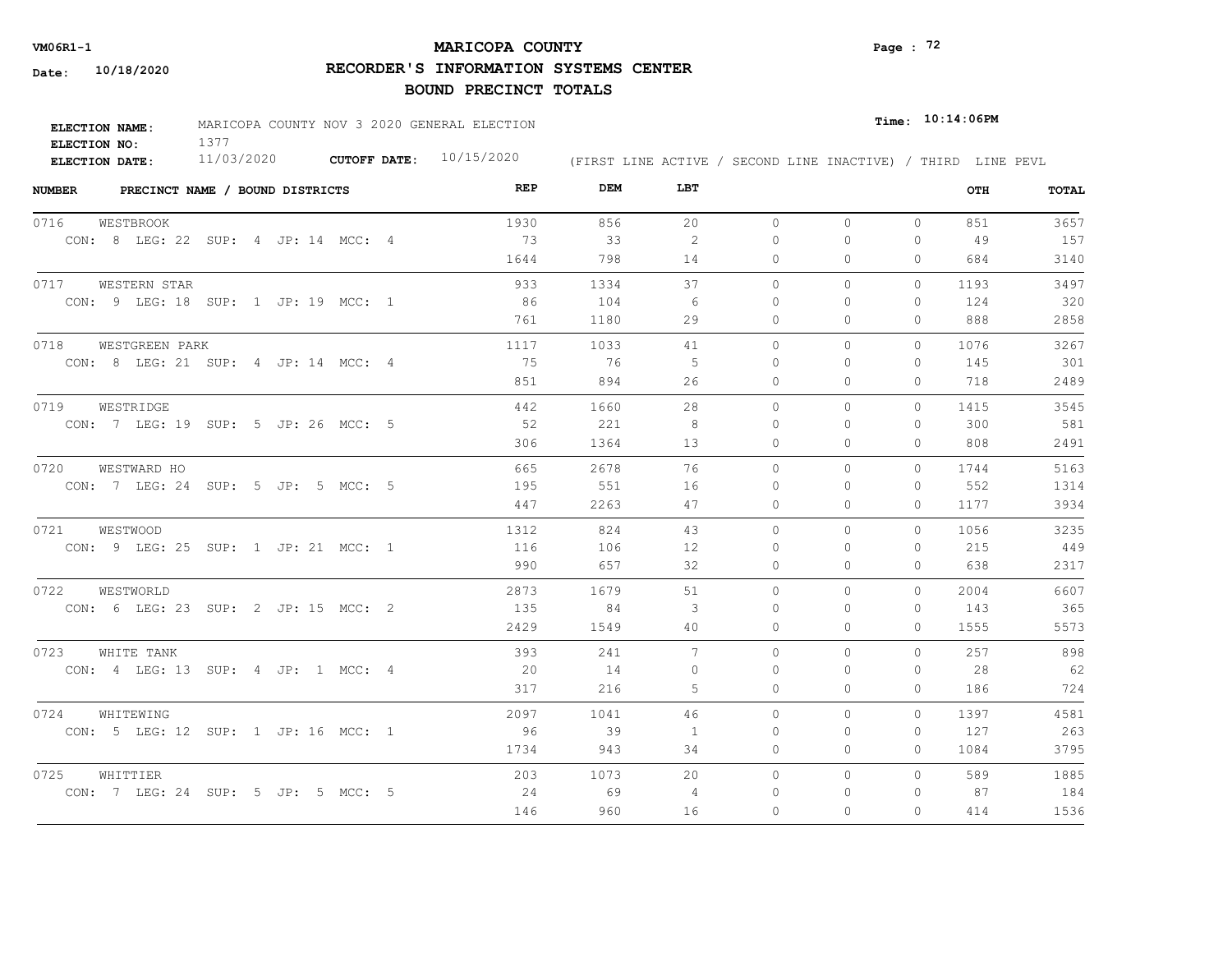**VM06R1-1**

**Date: 10/18/2020**

# MARICOPA COUNTY

## RECORDER'S INFORMATION SYSTEMS CENTER

## BOUND PRECINCT TOTALS

**Time: 10:14:06PM**

**ELECTION NAME:** MARICOPA COUNTY NOV 3 2020 GENERAL ELECTION
**ELECTION NO:** 1377
**ELECTION DATE:** 11/03/2020 **CUTOFF DATE:** 10/15/2020 (FIRST LINE ACTIVE / SECOND LINE INACTIVE) / THIRD LINE PEVL

| NUMBER | PRECINCT NAME / BOUND DISTRICTS | REP | DEM | LBT | | | | OTH | TOTAL |
|---|---|---|---|---|---|---|---|---|---|
| 0716 | WESTBROOK | 1930 | 856 | 20 | 0 | 0 | 0 | 851 | 3657 |
| | CON: 8 LEG: 22 SUP: 4 JP: 14 MCC: 4 | 73 | 33 | 2 | 0 | 0 | 0 | 49 | 157 |
| | | 1644 | 798 | 14 | 0 | 0 | 0 | 684 | 3140 |
| 0717 | WESTERN STAR | 933 | 1334 | 37 | 0 | 0 | 0 | 1193 | 3497 |
| | CON: 9 LEG: 18 SUP: 1 JP: 19 MCC: 1 | 86 | 104 | 6 | 0 | 0 | 0 | 124 | 320 |
| | | 761 | 1180 | 29 | 0 | 0 | 0 | 888 | 2858 |
| 0718 | WESTGREEN PARK | 1117 | 1033 | 41 | 0 | 0 | 0 | 1076 | 3267 |
| | CON: 8 LEG: 21 SUP: 4 JP: 14 MCC: 4 | 75 | 76 | 5 | 0 | 0 | 0 | 145 | 301 |
| | | 851 | 894 | 26 | 0 | 0 | 0 | 718 | 2489 |
| 0719 | WESTRIDGE | 442 | 1660 | 28 | 0 | 0 | 0 | 1415 | 3545 |
| | CON: 7 LEG: 19 SUP: 5 JP: 26 MCC: 5 | 52 | 221 | 8 | 0 | 0 | 0 | 300 | 581 |
| | | 306 | 1364 | 13 | 0 | 0 | 0 | 808 | 2491 |
| 0720 | WESTWARD HO | 665 | 2678 | 76 | 0 | 0 | 0 | 1744 | 5163 |
| | CON: 7 LEG: 24 SUP: 5 JP: 5 MCC: 5 | 195 | 551 | 16 | 0 | 0 | 0 | 552 | 1314 |
| | | 447 | 2263 | 47 | 0 | 0 | 0 | 1177 | 3934 |
| 0721 | WESTWOOD | 1312 | 824 | 43 | 0 | 0 | 0 | 1056 | 3235 |
| | CON: 9 LEG: 25 SUP: 1 JP: 21 MCC: 1 | 116 | 106 | 12 | 0 | 0 | 0 | 215 | 449 |
| | | 990 | 657 | 32 | 0 | 0 | 0 | 638 | 2317 |
| 0722 | WESTWORLD | 2873 | 1679 | 51 | 0 | 0 | 0 | 2004 | 6607 |
| | CON: 6 LEG: 23 SUP: 2 JP: 15 MCC: 2 | 135 | 84 | 3 | 0 | 0 | 0 | 143 | 365 |
| | | 2429 | 1549 | 40 | 0 | 0 | 0 | 1555 | 5573 |
| 0723 | WHITE TANK | 393 | 241 | 7 | 0 | 0 | 0 | 257 | 898 |
| | CON: 4 LEG: 13 SUP: 4 JP: 1 MCC: 4 | 20 | 14 | 0 | 0 | 0 | 0 | 28 | 62 |
| | | 317 | 216 | 5 | 0 | 0 | 0 | 186 | 724 |
| 0724 | WHITEWING | 2097 | 1041 | 46 | 0 | 0 | 0 | 1397 | 4581 |
| | CON: 5 LEG: 12 SUP: 1 JP: 16 MCC: 1 | 96 | 39 | 1 | 0 | 0 | 0 | 127 | 263 |
| | | 1734 | 943 | 34 | 0 | 0 | 0 | 1084 | 3795 |
| 0725 | WHITTIER | 203 | 1073 | 20 | 0 | 0 | 0 | 589 | 1885 |
| | CON: 7 LEG: 24 SUP: 5 JP: 5 MCC: 5 | 24 | 69 | 4 | 0 | 0 | 0 | 87 | 184 |
| | | 146 | 960 | 16 | 0 | 0 | 0 | 414 | 1536 |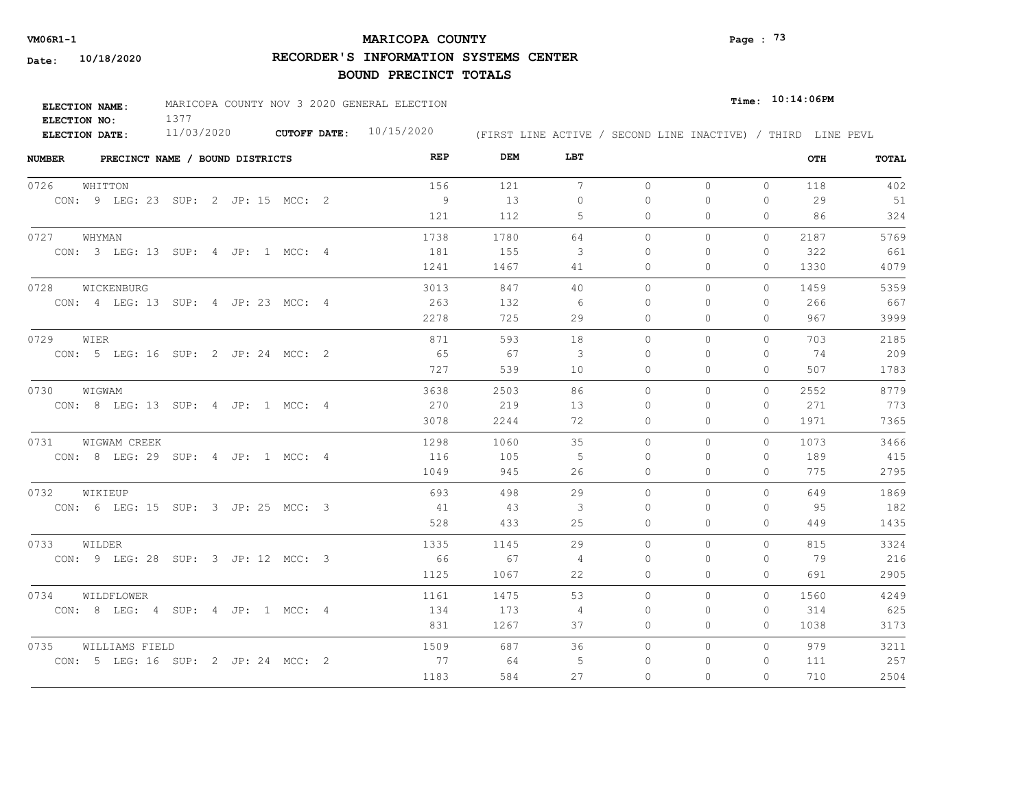VM06R1-1 **MARICOPA COUNTY**

Date: 10/18/2020 **RECORDER'S INFORMATION SYSTEMS CENTER**

**BOUND PRECINCT TOTALS**

**ELECTION NAME:** MARICOPA COUNTY NOV 3 2020 GENERAL ELECTION

**ELECTION NO:** 1377

**ELECTION DATE:** 11/03/2020 **CUTOFF DATE:** 10/15/2020

**Time:** 10:14:06PM

(FIRST LINE ACTIVE / SECOND LINE INACTIVE) / THIRD LINE PEVL

| NUMBER | PRECINCT NAME / BOUND DISTRICTS | REP | DEM | LBT | | | | OTH | TOTAL |
|---|---|---|---|---|---|---|---|---|---|
| 0726 | WHITTON | 156 | 121 | 7 | 0 | 0 | 0 | 118 | 402 |
| | CON: 9 LEG: 23 SUP: 2 JP: 15 MCC: 2 | 9 | 13 | 0 | 0 | 0 | 0 | 29 | 51 |
| | | 121 | 112 | 5 | 0 | 0 | 0 | 86 | 324 |
| 0727 | WHYMAN | 1738 | 1780 | 64 | 0 | 0 | 0 | 2187 | 5769 |
| | CON: 3 LEG: 13 SUP: 4 JP: 1 MCC: 4 | 181 | 155 | 3 | 0 | 0 | 0 | 322 | 661 |
| | | 1241 | 1467 | 41 | 0 | 0 | 0 | 1330 | 4079 |
| 0728 | WICKENBURG | 3013 | 847 | 40 | 0 | 0 | 0 | 1459 | 5359 |
| | CON: 4 LEG: 13 SUP: 4 JP: 23 MCC: 4 | 263 | 132 | 6 | 0 | 0 | 0 | 266 | 667 |
| | | 2278 | 725 | 29 | 0 | 0 | 0 | 967 | 3999 |
| 0729 | WIER | 871 | 593 | 18 | 0 | 0 | 0 | 703 | 2185 |
| | CON: 5 LEG: 16 SUP: 2 JP: 24 MCC: 2 | 65 | 67 | 3 | 0 | 0 | 0 | 74 | 209 |
| | | 727 | 539 | 10 | 0 | 0 | 0 | 507 | 1783 |
| 0730 | WIGWAM | 3638 | 2503 | 86 | 0 | 0 | 0 | 2552 | 8779 |
| | CON: 8 LEG: 13 SUP: 4 JP: 1 MCC: 4 | 270 | 219 | 13 | 0 | 0 | 0 | 271 | 773 |
| | | 3078 | 2244 | 72 | 0 | 0 | 0 | 1971 | 7365 |
| 0731 | WIGWAM CREEK | 1298 | 1060 | 35 | 0 | 0 | 0 | 1073 | 3466 |
| | CON: 8 LEG: 29 SUP: 4 JP: 1 MCC: 4 | 116 | 105 | 5 | 0 | 0 | 0 | 189 | 415 |
| | | 1049 | 945 | 26 | 0 | 0 | 0 | 775 | 2795 |
| 0732 | WIKIEUP | 693 | 498 | 29 | 0 | 0 | 0 | 649 | 1869 |
| | CON: 6 LEG: 15 SUP: 3 JP: 25 MCC: 3 | 41 | 43 | 3 | 0 | 0 | 0 | 95 | 182 |
| | | 528 | 433 | 25 | 0 | 0 | 0 | 449 | 1435 |
| 0733 | WILDER | 1335 | 1145 | 29 | 0 | 0 | 0 | 815 | 3324 |
| | CON: 9 LEG: 28 SUP: 3 JP: 12 MCC: 3 | 66 | 67 | 4 | 0 | 0 | 0 | 79 | 216 |
| | | 1125 | 1067 | 22 | 0 | 0 | 0 | 691 | 2905 |
| 0734 | WILDFLOWER | 1161 | 1475 | 53 | 0 | 0 | 0 | 1560 | 4249 |
| | CON: 8 LEG: 4 SUP: 4 JP: 1 MCC: 4 | 134 | 173 | 4 | 0 | 0 | 0 | 314 | 625 |
| | | 831 | 1267 | 37 | 0 | 0 | 0 | 1038 | 3173 |
| 0735 | WILLIAMS FIELD | 1509 | 687 | 36 | 0 | 0 | 0 | 979 | 3211 |
| | CON: 5 LEG: 16 SUP: 2 JP: 24 MCC: 2 | 77 | 64 | 5 | 0 | 0 | 0 | 111 | 257 |
| | | 1183 | 584 | 27 | 0 | 0 | 0 | 710 | 2504 |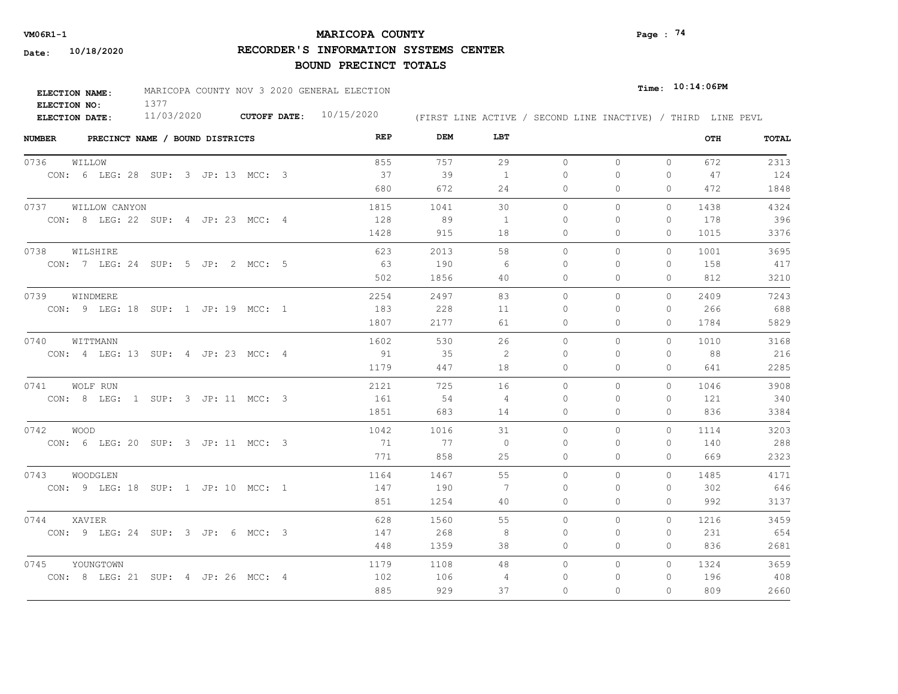# MARICOPA COUNTY

## RECORDER'S INFORMATION SYSTEMS CENTER

## BOUND PRECINCT TOTALS

VM06R1-1

Date: 10/18/2020

Time: 10:14:06PM

**ELECTION NAME:** MARICOPA COUNTY NOV 3 2020 GENERAL ELECTION
**ELECTION NO:** 1377
**ELECTION DATE:** 11/03/2020 **CUTOFF DATE:** 10/15/2020

(FIRST LINE ACTIVE / SECOND LINE INACTIVE) / THIRD LINE PEVL

| NUMBER | PRECINCT NAME / BOUND DISTRICTS | REP | DEM | LBT | | | | OTH | TOTAL |
|---|---|---|---|---|---|---|---|---|---|
| 0736 | WILLOW | 855 | 757 | 29 | 0 | 0 | 0 | 672 | 2313 |
| | CON: 6 LEG: 28 SUP: 3 JP: 13 MCC: 3 | 37 | 39 | 1 | 0 | 0 | 0 | 47 | 124 |
| | | 680 | 672 | 24 | 0 | 0 | 0 | 472 | 1848 |
| 0737 | WILLOW CANYON | 1815 | 1041 | 30 | 0 | 0 | 0 | 1438 | 4324 |
| | CON: 8 LEG: 22 SUP: 4 JP: 23 MCC: 4 | 128 | 89 | 1 | 0 | 0 | 0 | 178 | 396 |
| | | 1428 | 915 | 18 | 0 | 0 | 0 | 1015 | 3376 |
| 0738 | WILSHIRE | 623 | 2013 | 58 | 0 | 0 | 0 | 1001 | 3695 |
| | CON: 7 LEG: 24 SUP: 5 JP: 2 MCC: 5 | 63 | 190 | 6 | 0 | 0 | 0 | 158 | 417 |
| | | 502 | 1856 | 40 | 0 | 0 | 0 | 812 | 3210 |
| 0739 | WINDMERE | 2254 | 2497 | 83 | 0 | 0 | 0 | 2409 | 7243 |
| | CON: 9 LEG: 18 SUP: 1 JP: 19 MCC: 1 | 183 | 228 | 11 | 0 | 0 | 0 | 266 | 688 |
| | | 1807 | 2177 | 61 | 0 | 0 | 0 | 1784 | 5829 |
| 0740 | WITTMANN | 1602 | 530 | 26 | 0 | 0 | 0 | 1010 | 3168 |
| | CON: 4 LEG: 13 SUP: 4 JP: 23 MCC: 4 | 91 | 35 | 2 | 0 | 0 | 0 | 88 | 216 |
| | | 1179 | 447 | 18 | 0 | 0 | 0 | 641 | 2285 |
| 0741 | WOLF RUN | 2121 | 725 | 16 | 0 | 0 | 0 | 1046 | 3908 |
| | CON: 8 LEG: 1 SUP: 3 JP: 11 MCC: 3 | 161 | 54 | 4 | 0 | 0 | 0 | 121 | 340 |
| | | 1851 | 683 | 14 | 0 | 0 | 0 | 836 | 3384 |
| 0742 | WOOD | 1042 | 1016 | 31 | 0 | 0 | 0 | 1114 | 3203 |
| | CON: 6 LEG: 20 SUP: 3 JP: 11 MCC: 3 | 71 | 77 | 0 | 0 | 0 | 0 | 140 | 288 |
| | | 771 | 858 | 25 | 0 | 0 | 0 | 669 | 2323 |
| 0743 | WOODGLEN | 1164 | 1467 | 55 | 0 | 0 | 0 | 1485 | 4171 |
| | CON: 9 LEG: 18 SUP: 1 JP: 10 MCC: 1 | 147 | 190 | 7 | 0 | 0 | 0 | 302 | 646 |
| | | 851 | 1254 | 40 | 0 | 0 | 0 | 992 | 3137 |
| 0744 | XAVIER | 628 | 1560 | 55 | 0 | 0 | 0 | 1216 | 3459 |
| | CON: 9 LEG: 24 SUP: 3 JP: 6 MCC: 3 | 147 | 268 | 8 | 0 | 0 | 0 | 231 | 654 |
| | | 448 | 1359 | 38 | 0 | 0 | 0 | 836 | 2681 |
| 0745 | YOUNGTOWN | 1179 | 1108 | 48 | 0 | 0 | 0 | 1324 | 3659 |
| | CON: 8 LEG: 21 SUP: 4 JP: 26 MCC: 4 | 102 | 106 | 4 | 0 | 0 | 0 | 196 | 408 |
| | | 885 | 929 | 37 | 0 | 0 | 0 | 809 | 2660 |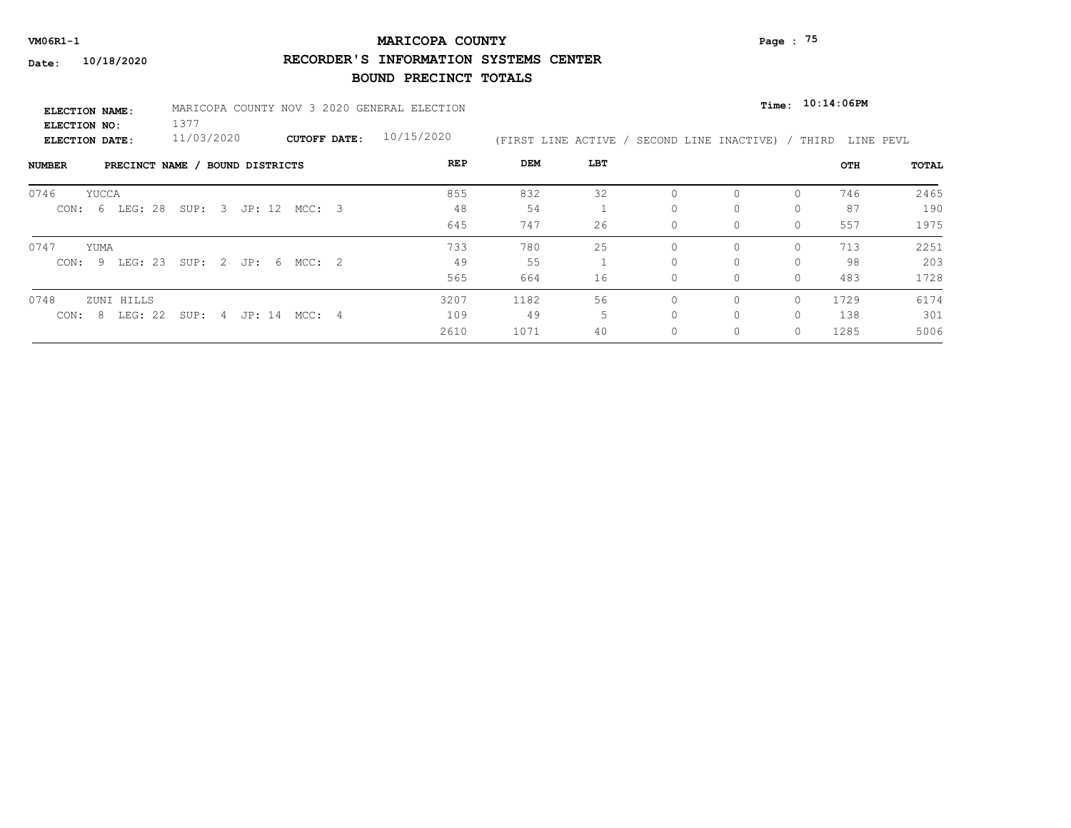**VM06R1-1**

**Date: 10/18/2020**

# MARICOPA COUNTY

## RECORDER'S INFORMATION SYSTEMS CENTER

## BOUND PRECINCT TOTALS

**ELECTION NAME:** MARICOPA COUNTY NOV 3 2020 GENERAL ELECTION

**ELECTION NO:** 1377

**ELECTION DATE:** 11/03/2020 **CUTOFF DATE:** 10/15/2020

**Time: 10:14:06PM**

(FIRST LINE ACTIVE / SECOND LINE INACTIVE) / THIRD LINE PEVL

| NUMBER | PRECINCT NAME / BOUND DISTRICTS | REP | DEM | LBT | | | | OTH | TOTAL |
|---|---|---|---|---|---|---|---|---|---|
| 0746 | YUCCA | 855 | 832 | 32 | 0 | 0 | 0 | 746 | 2465 |
| | CON: 6 LEG: 28 SUP: 3 JP: 12 MCC: 3 | 48 | 54 | 1 | 0 | 0 | 0 | 87 | 190 |
| | | 645 | 747 | 26 | 0 | 0 | 0 | 557 | 1975 |
| 0747 | YUMA | 733 | 780 | 25 | 0 | 0 | 0 | 713 | 2251 |
| | CON: 9 LEG: 23 SUP: 2 JP: 6 MCC: 2 | 49 | 55 | 1 | 0 | 0 | 0 | 98 | 203 |
| | | 565 | 664 | 16 | 0 | 0 | 0 | 483 | 1728 |
| 0748 | ZUNI HILLS | 3207 | 1182 | 56 | 0 | 0 | 0 | 1729 | 6174 |
| | CON: 8 LEG: 22 SUP: 4 JP: 14 MCC: 4 | 109 | 49 | 5 | 0 | 0 | 0 | 138 | 301 |
| | | 2610 | 1071 | 40 | 0 | 0 | 0 | 1285 | 5006 |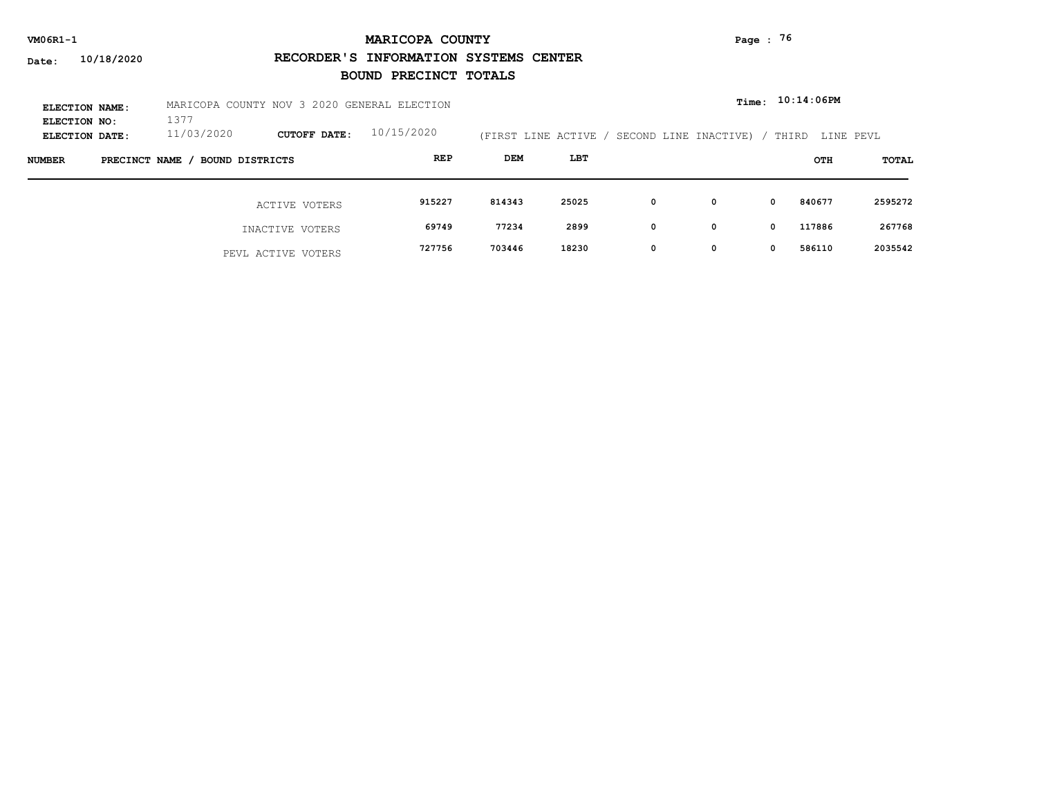VM06R1-1

Date: 10/18/2020

# MARICOPA COUNTY

## RECORDER'S INFORMATION SYSTEMS CENTER

## BOUND PRECINCT TOTALS

Time: 10:14:06PM

**ELECTION NAME:** MARICOPA COUNTY NOV 3 2020 GENERAL ELECTION
**ELECTION NO:** 1377
**ELECTION DATE:** 11/03/2020 **CUTOFF DATE:** 10/15/2020 (FIRST LINE ACTIVE / SECOND LINE INACTIVE) / THIRD LINE PEVL

| NUMBER | PRECINCT NAME / BOUND DISTRICTS | REP | DEM | LBT | | | | OTH | TOTAL |
|---|---|---|---|---|---|---|---|---|---|
| | ACTIVE VOTERS | 915227 | 814343 | 25025 | 0 | 0 | 0 | 840677 | 2595272 |
| | INACTIVE VOTERS | 69749 | 77234 | 2899 | 0 | 0 | 0 | 117886 | 267768 |
| | PEVL ACTIVE VOTERS | 727756 | 703446 | 18230 | 0 | 0 | 0 | 586110 | 2035542 |